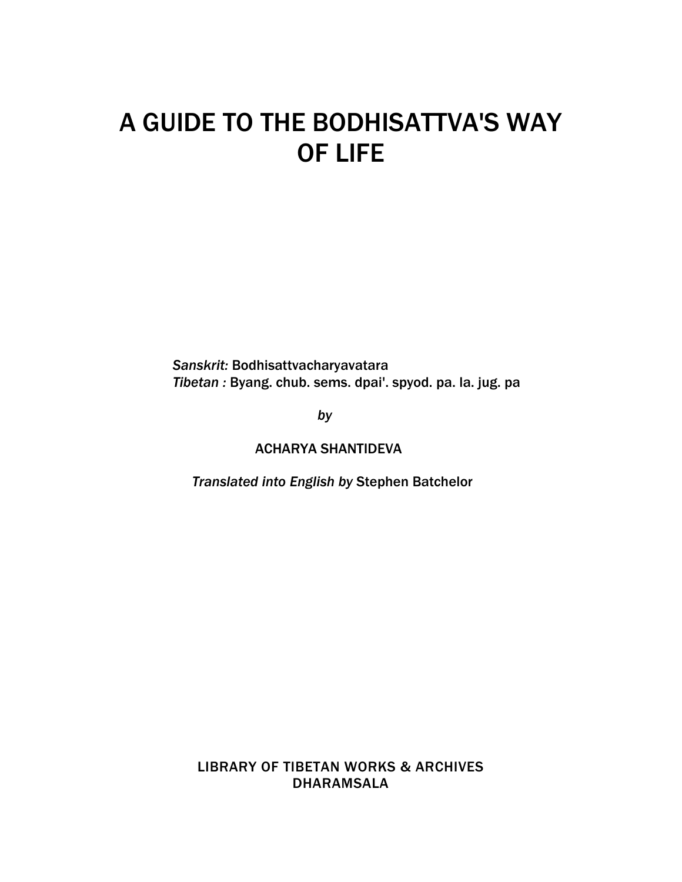# A GUIDE TO THE BODHISATTVA'S WAY OF LIFE

*Sanskrit:* Bodhisattvacharyavatara
*Tibetan :* Byang. chub. sems. dpai'. spyod. pa. la. jug. pa

*by*

ACHARYA SHANTIDEVA

*Translated into English by* Stephen Batchelor

LIBRARY OF TIBETAN WORKS & ARCHIVES
DHARAMSALA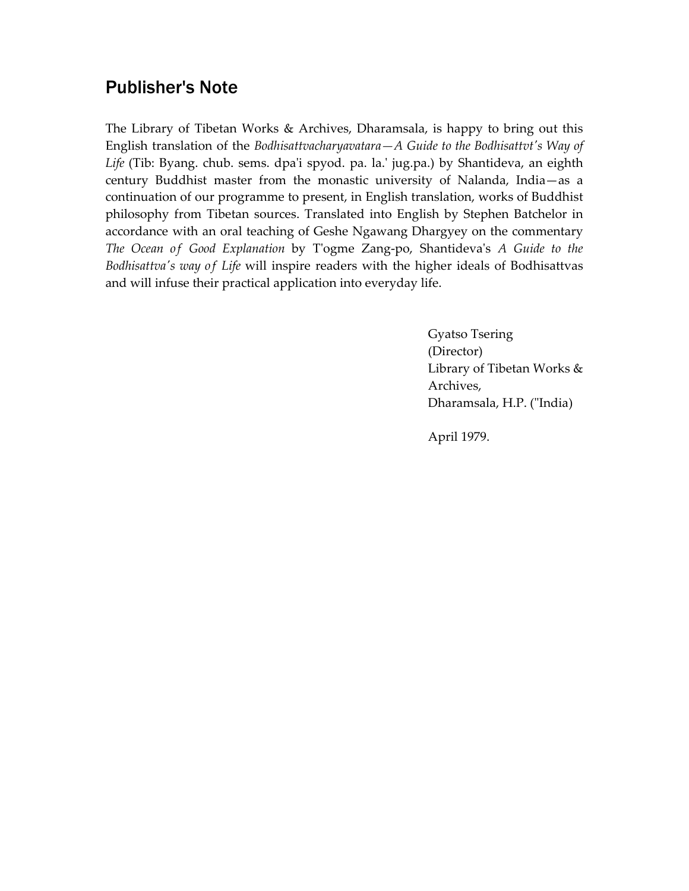## Publisher's Note

The Library of Tibetan Works & Archives, Dharamsala, is happy to bring out this English translation of the *Bodhisattvacharyavatara—A Guide to the Bodhisattvt's Way of Life* (Tib: Byang. chub. sems. dpa'i spyod. pa. la.' jug.pa.) by Shantideva, an eighth century Buddhist master from the monastic university of Nalanda, India—as a continuation of our programme to present, in English translation, works of Buddhist philosophy from Tibetan sources. Translated into English by Stephen Batchelor in accordance with an oral teaching of Geshe Ngawang Dhargyey on the commentary *The Ocean of Good Explanation* by T'ogme Zang-po, Shantideva's *A Guide to the Bodhisattva's way of Life* will inspire readers with the higher ideals of Bodhisattvas and will infuse their practical application into everyday life.

Gyatso Tsering
(Director)
Library of Tibetan Works & Archives,
Dharamsala, H.P. ("India)

April 1979.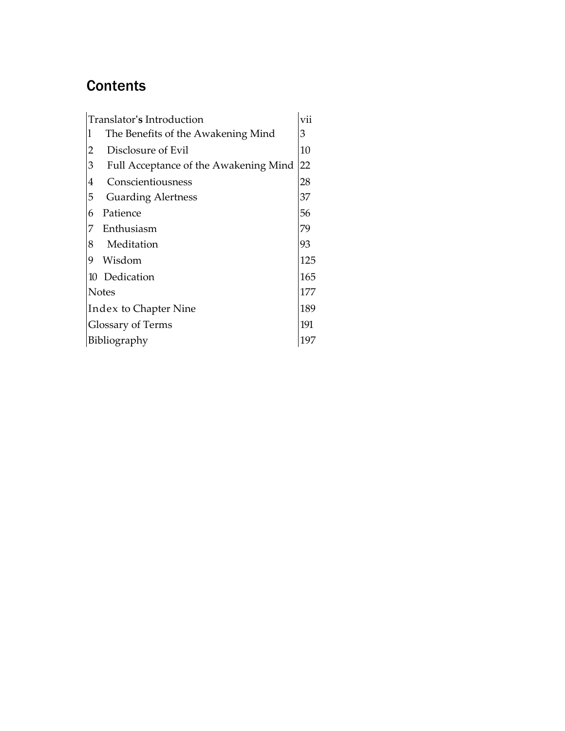# Contents

| | |
|---|---|
| Translator's Introduction | vii |
| 1 The Benefits of the Awakening Mind | 3 |
| 2 Disclosure of Evil | 10 |
| 3 Full Acceptance of the Awakening Mind | 22 |
| 4 Conscientiousness | 28 |
| 5 Guarding Alertness | 37 |
| 6 Patience | 56 |
| 7 Enthusiasm | 79 |
| 8 Meditation | 93 |
| 9 Wisdom | 125 |
| 10 Dedication | 165 |
| Notes | 177 |
| Index to Chapter Nine | 189 |
| Glossary of Terms | 191 |
| Bibliography | 197 |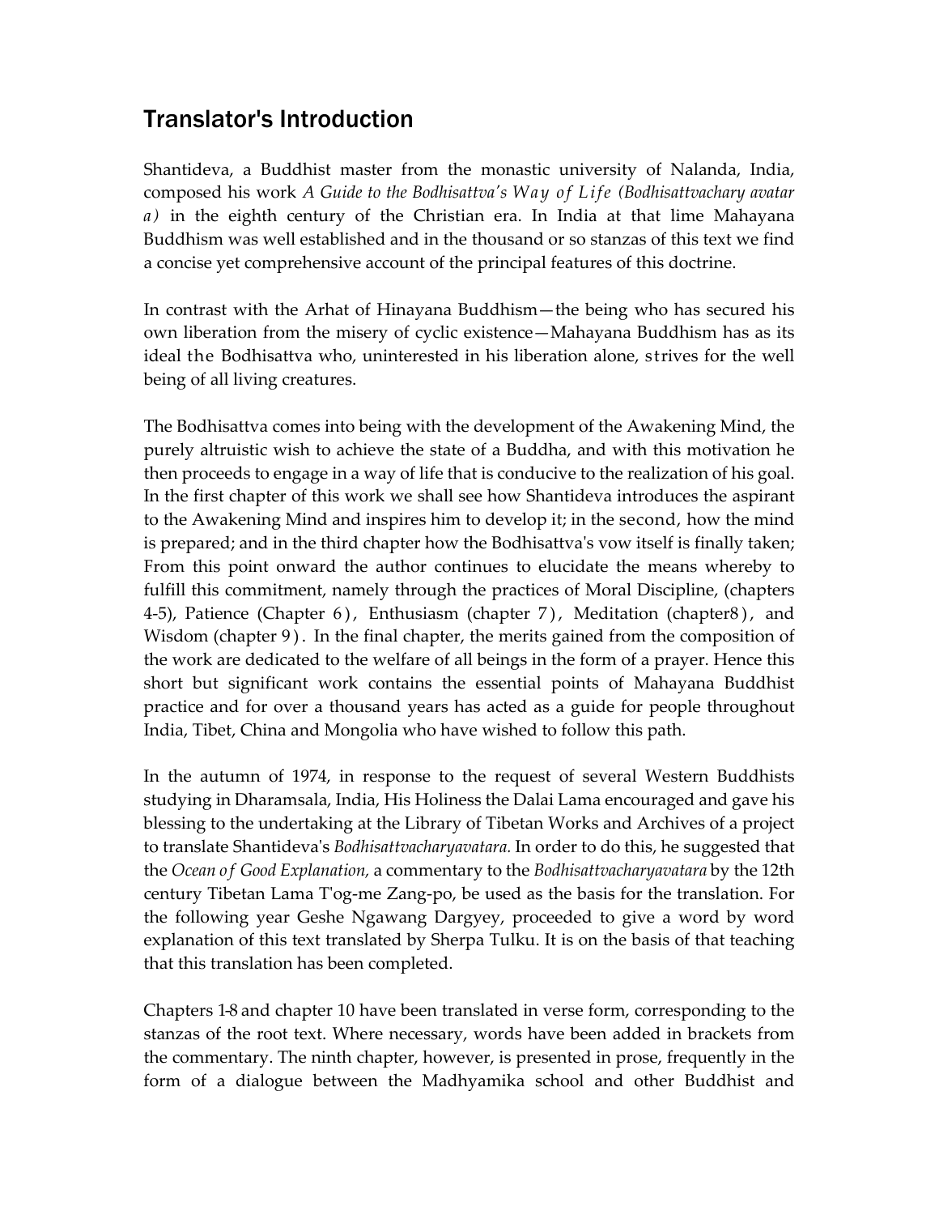## Translator's Introduction

Shantideva, a Buddhist master from the monastic university of Nalanda, India, composed his work *A Guide to the Bodhisattva's Way of Life (Bodhisattvachary avatar a)* in the eighth century of the Christian era. In India at that lime Mahayana Buddhism was well established and in the thousand or so stanzas of this text we find a concise yet comprehensive account of the principal features of this doctrine.

In contrast with the Arhat of Hinayana Buddhism—the being who has secured his own liberation from the misery of cyclic existence—Mahayana Buddhism has as its ideal the Bodhisattva who, uninterested in his liberation alone, strives for the well being of all living creatures.

The Bodhisattva comes into being with the development of the Awakening Mind, the purely altruistic wish to achieve the state of a Buddha, and with this motivation he then proceeds to engage in a way of life that is conducive to the realization of his goal. In the first chapter of this work we shall see how Shantideva introduces the aspirant to the Awakening Mind and inspires him to develop it; in the second, how the mind is prepared; and in the third chapter how the Bodhisattva's vow itself is finally taken; From this point onward the author continues to elucidate the means whereby to fulfill this commitment, namely through the practices of Moral Discipline, (chapters 4-5), Patience (Chapter 6), Enthusiasm (chapter 7), Meditation (chapter8), and Wisdom (chapter 9). In the final chapter, the merits gained from the composition of the work are dedicated to the welfare of all beings in the form of a prayer. Hence this short but significant work contains the essential points of Mahayana Buddhist practice and for over a thousand years has acted as a guide for people throughout India, Tibet, China and Mongolia who have wished to follow this path.

In the autumn of 1974, in response to the request of several Western Buddhists studying in Dharamsala, India, His Holiness the Dalai Lama encouraged and gave his blessing to the undertaking at the Library of Tibetan Works and Archives of a project to translate Shantideva's *Bodhisattvacharyavatara.* In order to do this, he suggested that the *Ocean of Good Explanation,* a commentary to the *Bodhisattvacharyavatara* by the 12th century Tibetan Lama T'og-me Zang-po, be used as the basis for the translation. For the following year Geshe Ngawang Dargyey, proceeded to give a word by word explanation of this text translated by Sherpa Tulku. It is on the basis of that teaching that this translation has been completed.

Chapters 1-8 and chapter 10 have been translated in verse form, corresponding to the stanzas of the root text. Where necessary, words have been added in brackets from the commentary. The ninth chapter, however, is presented in prose, frequently in the form of a dialogue between the Madhyamika school and other Buddhist and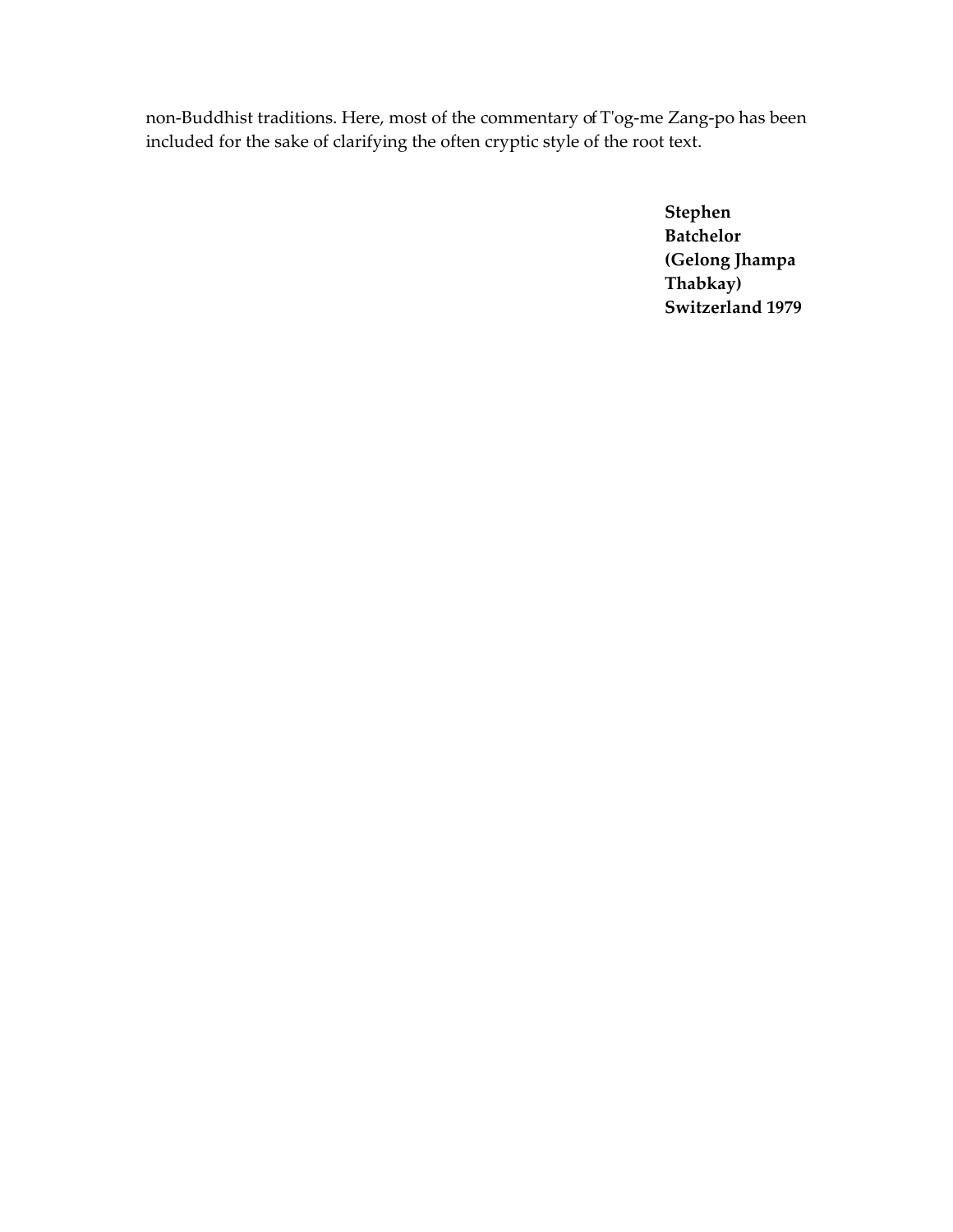non-Buddhist traditions. Here, most of the commentary of T'og-me Zang-po has been included for the sake of clarifying the often cryptic style of the root text.

**Stephen Batchelor (Gelong Jhampa Thabkay)**
**Switzerland 1979**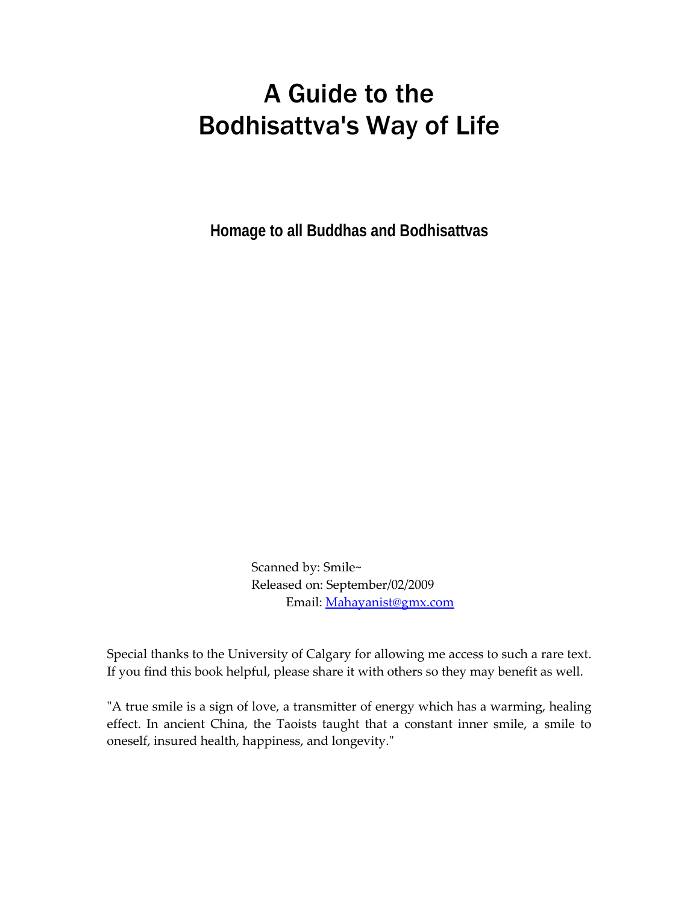# A Guide to the Bodhisattva's Way of Life

**Homage to all Buddhas and Bodhisattvas**

Scanned by: Smile~
Released on: September/02/2009
Email: Mahayanist@gmx.com

Special thanks to the University of Calgary for allowing me access to such a rare text. If you find this book helpful, please share it with others so they may benefit as well.

"A true smile is a sign of love, a transmitter of energy which has a warming, healing effect. In ancient China, the Taoists taught that a constant inner smile, a smile to oneself, insured health, happiness, and longevity."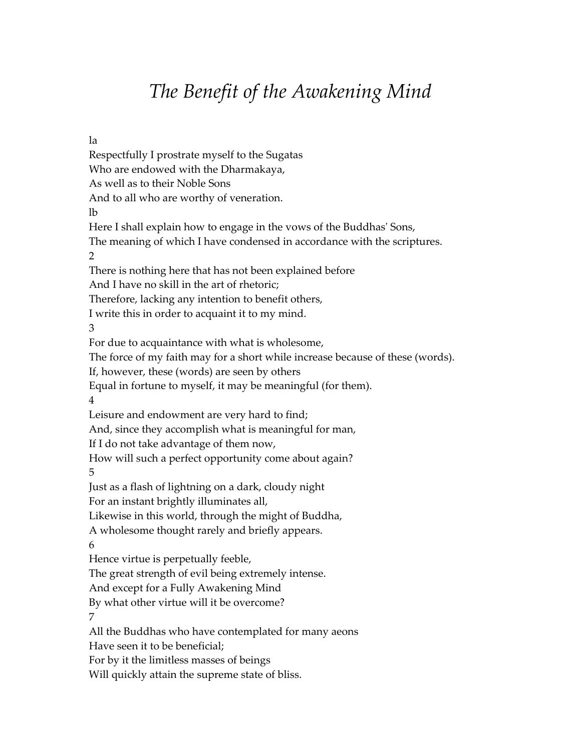# *The Benefit of the Awakening Mind*

la

Respectfully I prostrate myself to the Sugatas
Who are endowed with the Dharmakaya,
As well as to their Noble Sons
And to all who are worthy of veneration.

lb

Here I shall explain how to engage in the vows of the Buddhas' Sons,
The meaning of which I have condensed in accordance with the scriptures.

2

There is nothing here that has not been explained before
And I have no skill in the art of rhetoric;
Therefore, lacking any intention to benefit others,
I write this in order to acquaint it to my mind.

3

For due to acquaintance with what is wholesome,
The force of my faith may for a short while increase because of these (words).
If, however, these (words) are seen by others
Equal in fortune to myself, it may be meaningful (for them).

4

Leisure and endowment are very hard to find;
And, since they accomplish what is meaningful for man,
If I do not take advantage of them now,
How will such a perfect opportunity come about again?

5

Just as a flash of lightning on a dark, cloudy night
For an instant brightly illuminates all,
Likewise in this world, through the might of Buddha,
A wholesome thought rarely and briefly appears.

6

Hence virtue is perpetually feeble,
The great strength of evil being extremely intense.
And except for a Fully Awakening Mind
By what other virtue will it be overcome?

7

All the Buddhas who have contemplated for many aeons
Have seen it to be beneficial;
For by it the limitless masses of beings
Will quickly attain the supreme state of bliss.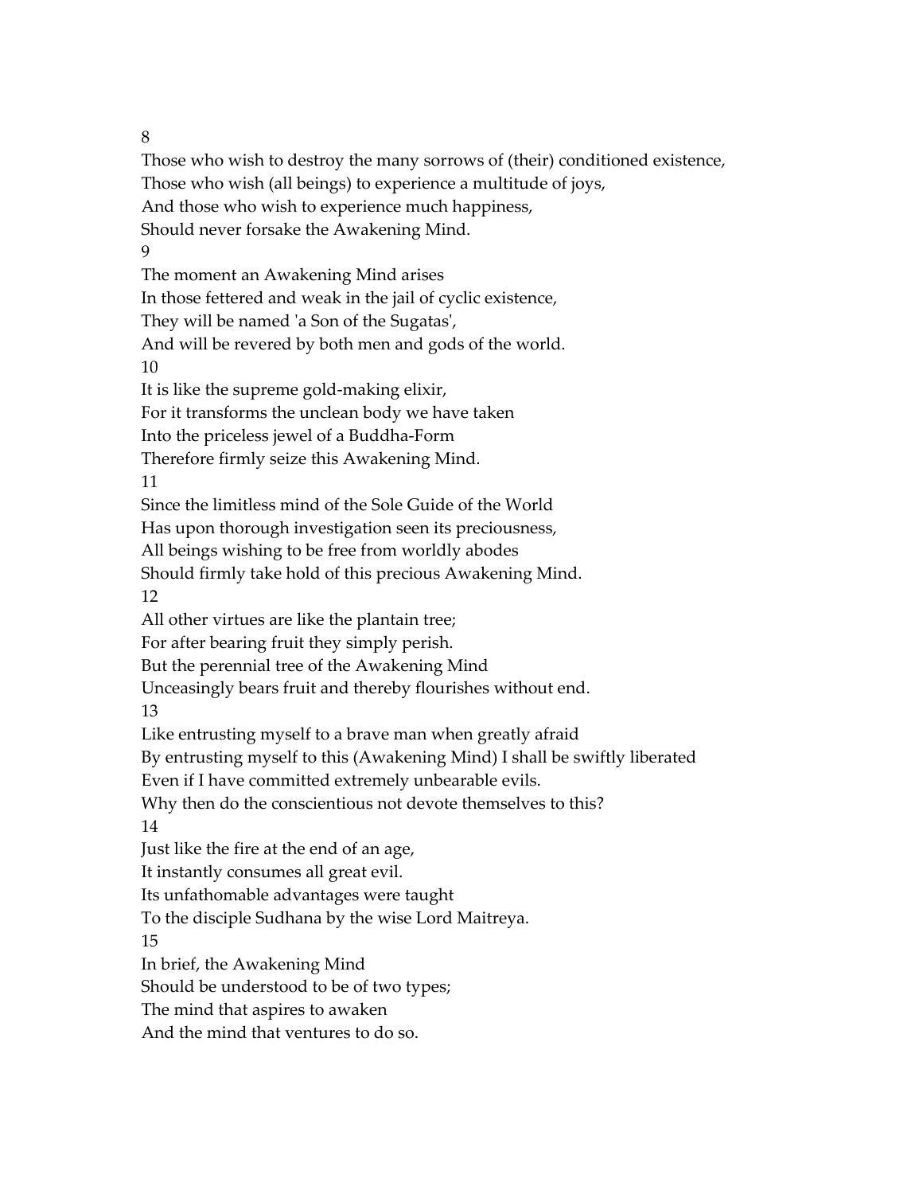8

Those who wish to destroy the many sorrows of (their) conditioned existence,
Those who wish (all beings) to experience a multitude of joys,
And those who wish to experience much happiness,
Should never forsake the Awakening Mind.

9

The moment an Awakening Mind arises
In those fettered and weak in the jail of cyclic existence,
They will be named 'a Son of the Sugatas',
And will be revered by both men and gods of the world.

10

It is like the supreme gold-making elixir,
For it transforms the unclean body we have taken
Into the priceless jewel of a Buddha-Form
Therefore firmly seize this Awakening Mind.

11

Since the limitless mind of the Sole Guide of the World
Has upon thorough investigation seen its preciousness,
All beings wishing to be free from worldly abodes
Should firmly take hold of this precious Awakening Mind.

12

All other virtues are like the plantain tree;
For after bearing fruit they simply perish.
But the perennial tree of the Awakening Mind
Unceasingly bears fruit and thereby flourishes without end.

13

Like entrusting myself to a brave man when greatly afraid
By entrusting myself to this (Awakening Mind) I shall be swiftly liberated
Even if I have committed extremely unbearable evils.
Why then do the conscientious not devote themselves to this?

14

Just like the fire at the end of an age,
It instantly consumes all great evil.
Its unfathomable advantages were taught
To the disciple Sudhana by the wise Lord Maitreya.

15

In brief, the Awakening Mind
Should be understood to be of two types;
The mind that aspires to awaken
And the mind that ventures to do so.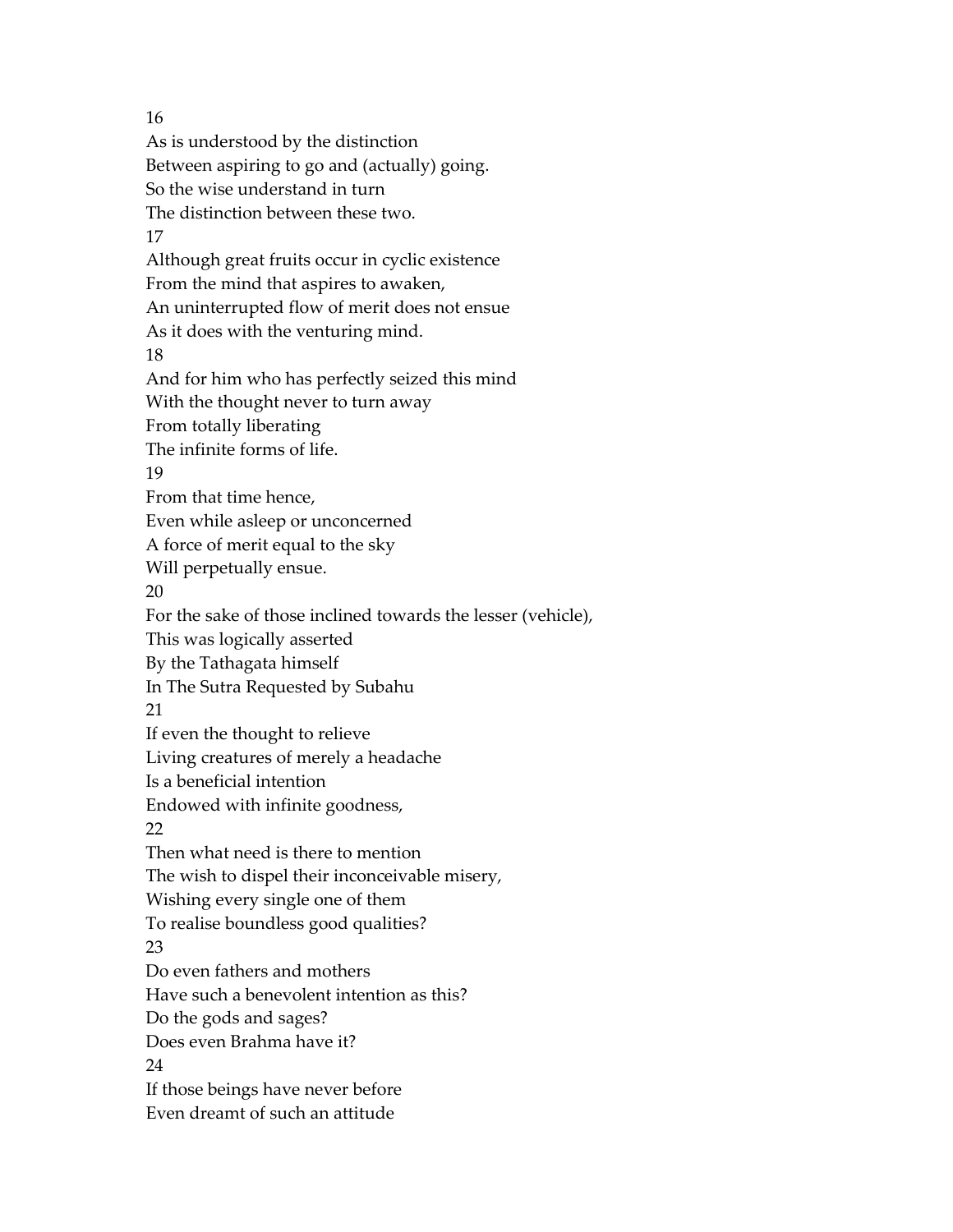16
As is understood by the distinction
Between aspiring to go and (actually) going.
So the wise understand in turn
The distinction between these two.
17
Although great fruits occur in cyclic existence
From the mind that aspires to awaken,
An uninterrupted flow of merit does not ensue
As it does with the venturing mind.
18
And for him who has perfectly seized this mind
With the thought never to turn away
From totally liberating
The infinite forms of life.
19
From that time hence,
Even while asleep or unconcerned
A force of merit equal to the sky
Will perpetually ensue.
20
For the sake of those inclined towards the lesser (vehicle),
This was logically asserted
By the Tathagata himself
In The Sutra Requested by Subahu
21
If even the thought to relieve
Living creatures of merely a headache
Is a beneficial intention
Endowed with infinite goodness,
22
Then what need is there to mention
The wish to dispel their inconceivable misery,
Wishing every single one of them
To realise boundless good qualities?
23
Do even fathers and mothers
Have such a benevolent intention as this?
Do the gods and sages?
Does even Brahma have it?
24
If those beings have never before
Even dreamt of such an attitude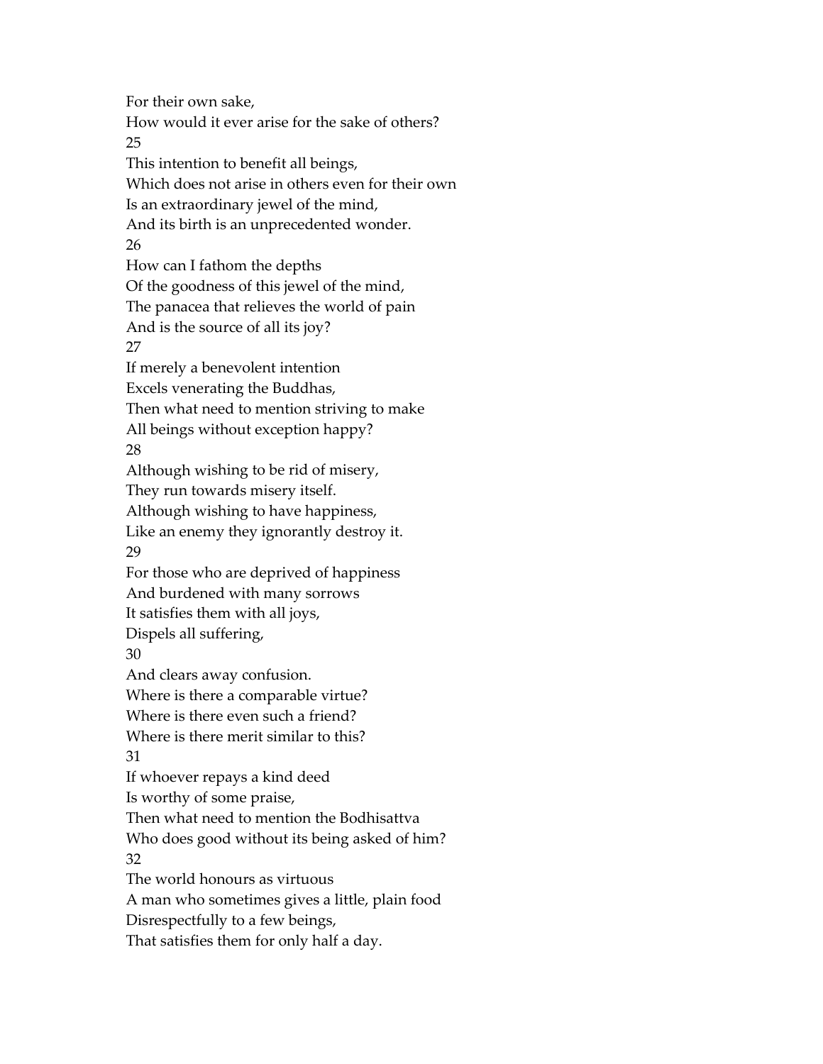For their own sake,
How would it ever arise for the sake of others?

25

This intention to benefit all beings,
Which does not arise in others even for their own
Is an extraordinary jewel of the mind,
And its birth is an unprecedented wonder.

26

How can I fathom the depths
Of the goodness of this jewel of the mind,
The panacea that relieves the world of pain
And is the source of all its joy?

27

If merely a benevolent intention
Excels venerating the Buddhas,
Then what need to mention striving to make
All beings without exception happy?

28

Although wishing to be rid of misery,
They run towards misery itself.
Although wishing to have happiness,
Like an enemy they ignorantly destroy it.

29

For those who are deprived of happiness
And burdened with many sorrows
It satisfies them with all joys,
Dispels all suffering,

30

And clears away confusion.
Where is there a comparable virtue?
Where is there even such a friend?
Where is there merit similar to this?

31

If whoever repays a kind deed
Is worthy of some praise,
Then what need to mention the Bodhisattva
Who does good without its being asked of him?

32

The world honours as virtuous
A man who sometimes gives a little, plain food
Disrespectfully to a few beings,
That satisfies them for only half a day.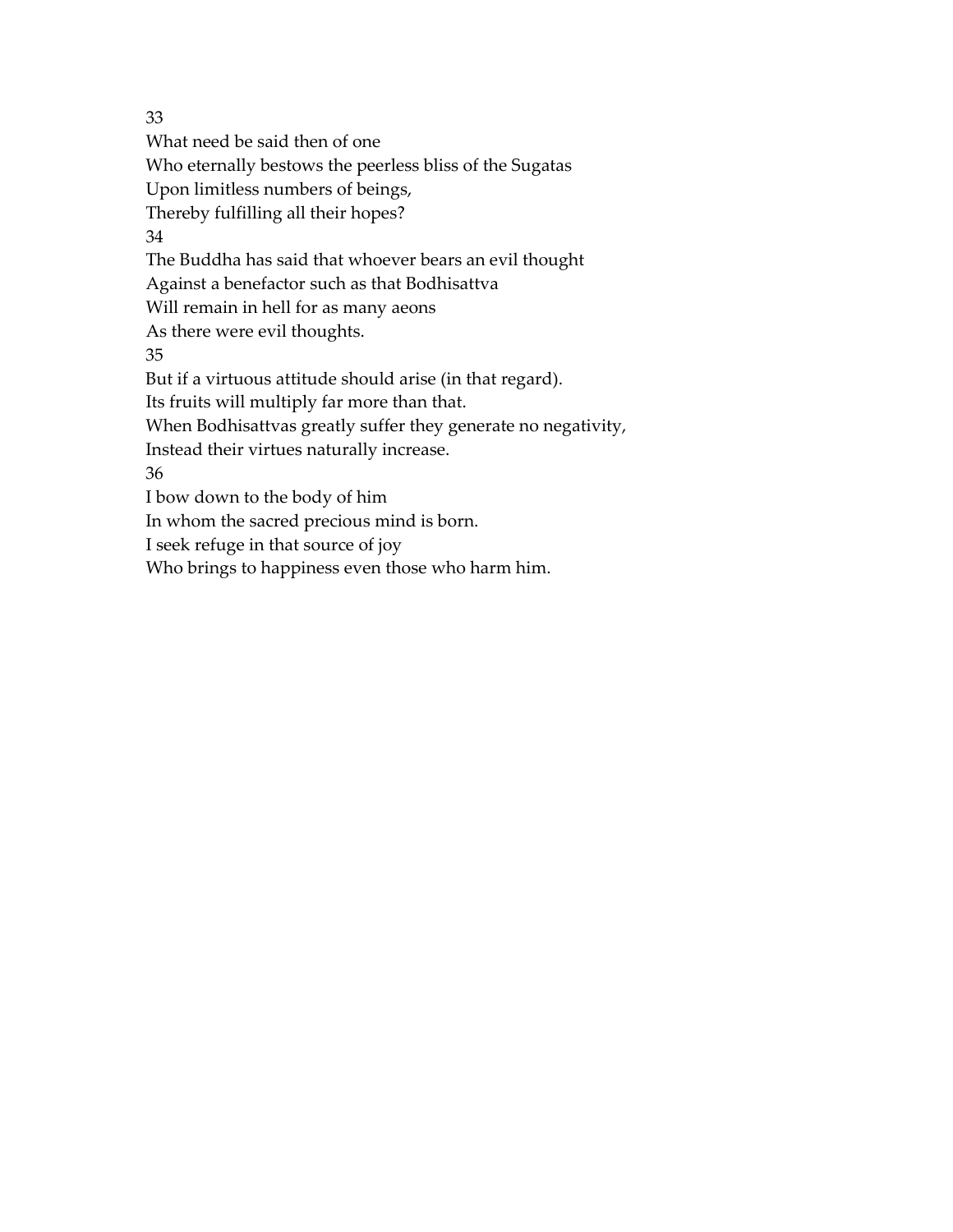33

What need be said then of one
Who eternally bestows the peerless bliss of the Sugatas
Upon limitless numbers of beings,
Thereby fulfilling all their hopes?

34

The Buddha has said that whoever bears an evil thought
Against a benefactor such as that Bodhisattva
Will remain in hell for as many aeons
As there were evil thoughts.

35

But if a virtuous attitude should arise (in that regard).
Its fruits will multiply far more than that.
When Bodhisattvas greatly suffer they generate no negativity,
Instead their virtues naturally increase.

36

I bow down to the body of him
In whom the sacred precious mind is born.
I seek refuge in that source of joy
Who brings to happiness even those who harm him.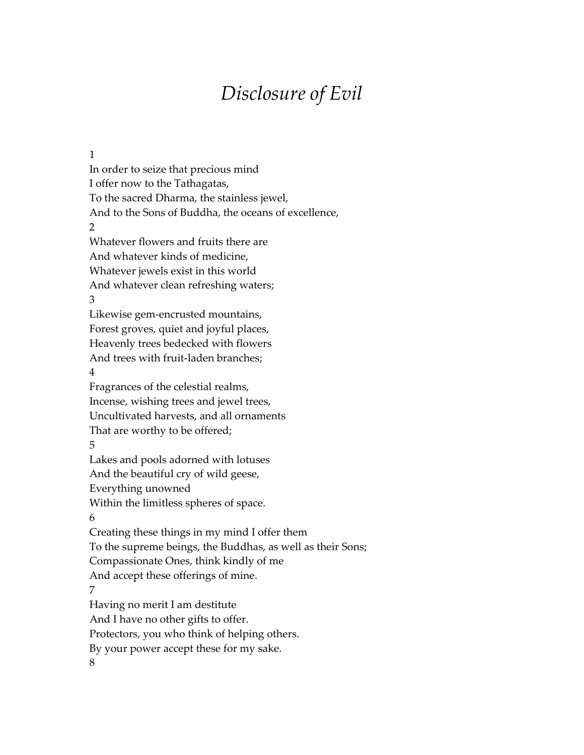# *Disclosure of Evil*

1
In order to seize that precious mind
I offer now to the Tathagatas,
To the sacred Dharma, the stainless jewel,
And to the Sons of Buddha, the oceans of excellence,

2
Whatever flowers and fruits there are
And whatever kinds of medicine,
Whatever jewels exist in this world
And whatever clean refreshing waters;

3
Likewise gem-encrusted mountains,
Forest groves, quiet and joyful places,
Heavenly trees bedecked with flowers
And trees with fruit-laden branches;

4
Fragrances of the celestial realms,
Incense, wishing trees and jewel trees,
Uncultivated harvests, and all ornaments
That are worthy to be offered;

5
Lakes and pools adorned with lotuses
And the beautiful cry of wild geese,
Everything unowned
Within the limitless spheres of space.

6
Creating these things in my mind I offer them
To the supreme beings, the Buddhas, as well as their Sons;
Compassionate Ones, think kindly of me
And accept these offerings of mine.

7
Having no merit I am destitute
And I have no other gifts to offer.
Protectors, you who think of helping others.
By your power accept these for my sake.

8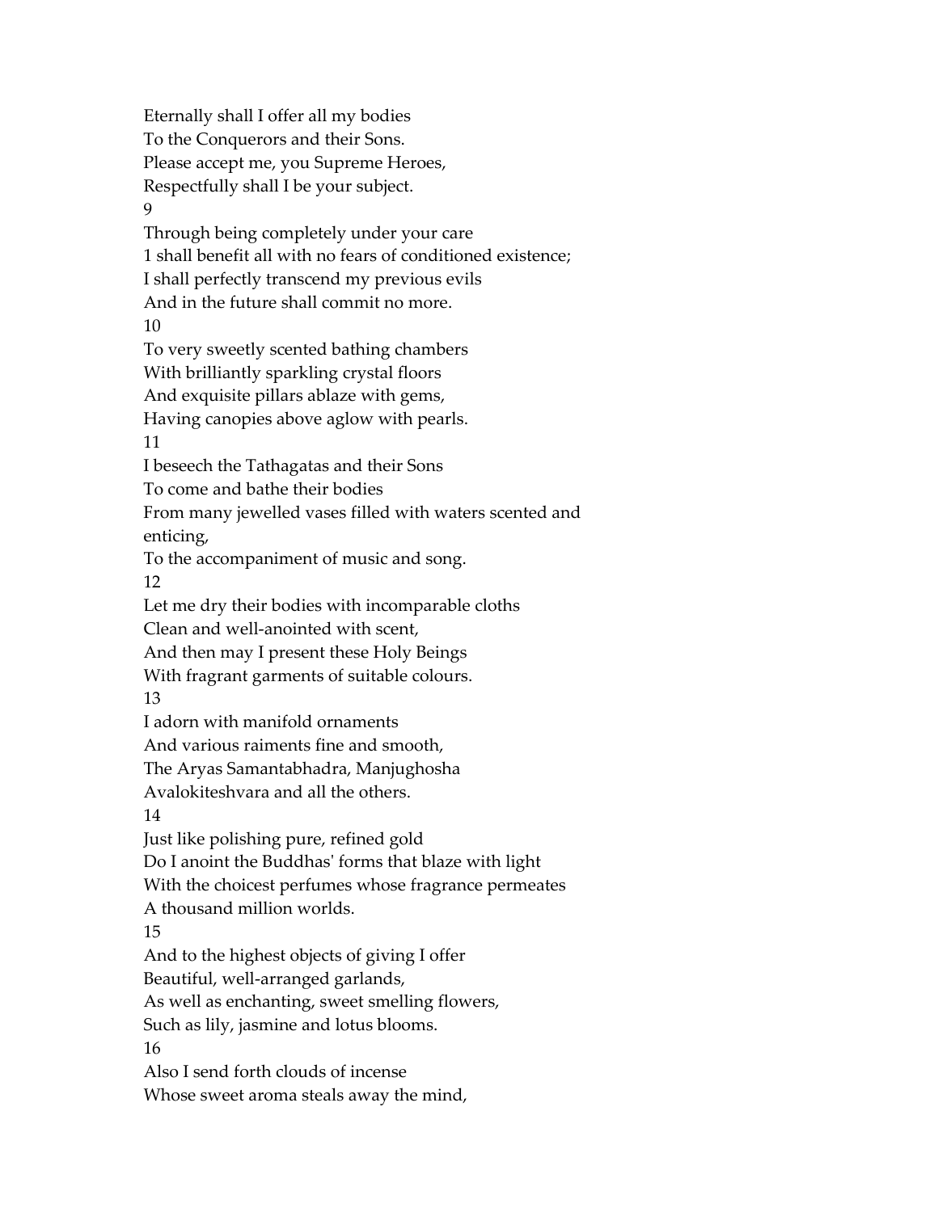Eternally shall I offer all my bodies  
To the Conquerors and their Sons.  
Please accept me, you Supreme Heroes,  
Respectfully shall I be your subject.

9

Through being completely under your care  
1 shall benefit all with no fears of conditioned existence;  
I shall perfectly transcend my previous evils  
And in the future shall commit no more.

10

To very sweetly scented bathing chambers  
With brilliantly sparkling crystal floors  
And exquisite pillars ablaze with gems,  
Having canopies above aglow with pearls.

11

I beseech the Tathagatas and their Sons  
To come and bathe their bodies  
From many jewelled vases filled with waters scented and enticing,  
To the accompaniment of music and song.

12

Let me dry their bodies with incomparable cloths  
Clean and well-anointed with scent,  
And then may I present these Holy Beings  
With fragrant garments of suitable colours.

13

I adorn with manifold ornaments  
And various raiments fine and smooth,  
The Aryas Samantabhadra, Manjughosha  
Avalokiteshvara and all the others.

14

Just like polishing pure, refined gold  
Do I anoint the Buddhas' forms that blaze with light  
With the choicest perfumes whose fragrance permeates  
A thousand million worlds.

15

And to the highest objects of giving I offer  
Beautiful, well-arranged garlands,  
As well as enchanting, sweet smelling flowers,  
Such as lily, jasmine and lotus blooms.

16

Also I send forth clouds of incense  
Whose sweet aroma steals away the mind,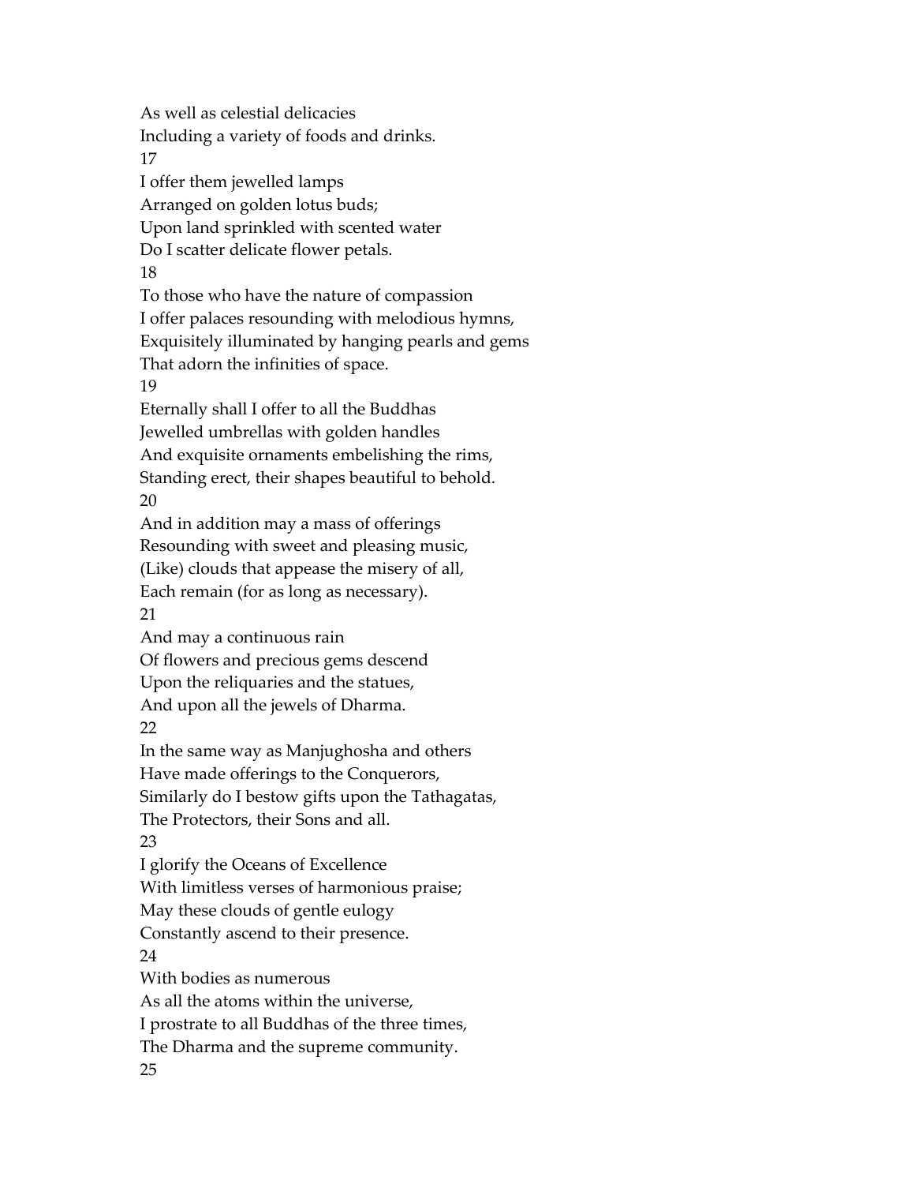As well as celestial delicacies
Including a variety of foods and drinks.

17

I offer them jewelled lamps
Arranged on golden lotus buds;
Upon land sprinkled with scented water
Do I scatter delicate flower petals.

18

To those who have the nature of compassion
I offer palaces resounding with melodious hymns,
Exquisitely illuminated by hanging pearls and gems
That adorn the infinities of space.

19

Eternally shall I offer to all the Buddhas
Jewelled umbrellas with golden handles
And exquisite ornaments embelishing the rims,
Standing erect, their shapes beautiful to behold.

20

And in addition may a mass of offerings
Resounding with sweet and pleasing music,
(Like) clouds that appease the misery of all,
Each remain (for as long as necessary).

21

And may a continuous rain
Of flowers and precious gems descend
Upon the reliquaries and the statues,
And upon all the jewels of Dharma.

22

In the same way as Manjughosha and others
Have made offerings to the Conquerors,
Similarly do I bestow gifts upon the Tathagatas,
The Protectors, their Sons and all.

23

I glorify the Oceans of Excellence
With limitless verses of harmonious praise;
May these clouds of gentle eulogy
Constantly ascend to their presence.

24

With bodies as numerous
As all the atoms within the universe,
I prostrate to all Buddhas of the three times,
The Dharma and the supreme community.

25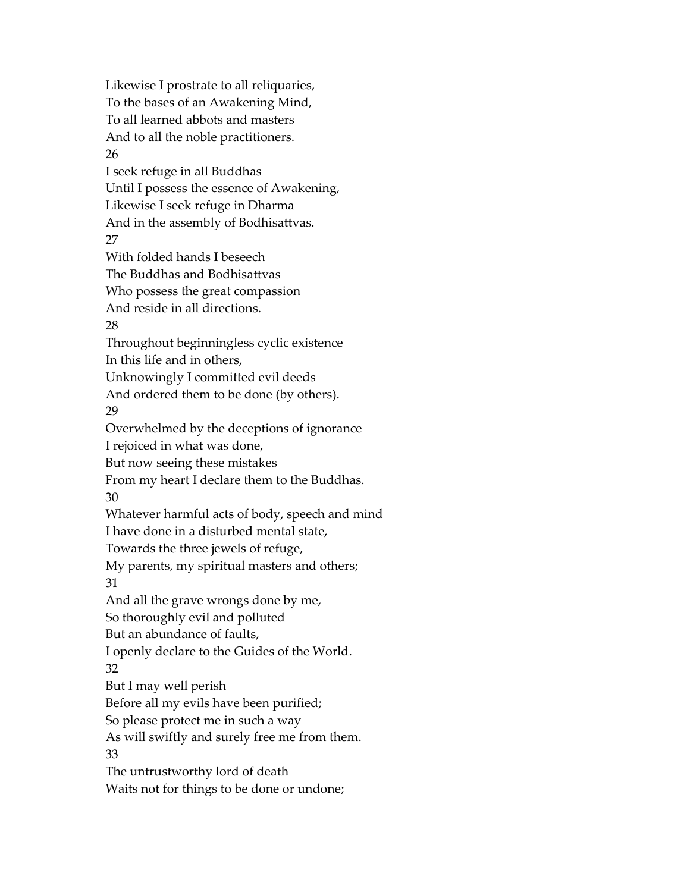Likewise I prostrate to all reliquaries,
To the bases of an Awakening Mind,
To all learned abbots and masters
And to all the noble practitioners.

26

I seek refuge in all Buddhas
Until I possess the essence of Awakening,
Likewise I seek refuge in Dharma
And in the assembly of Bodhisattvas.

27

With folded hands I beseech
The Buddhas and Bodhisattvas
Who possess the great compassion
And reside in all directions.

28

Throughout beginningless cyclic existence
In this life and in others,
Unknowingly I committed evil deeds
And ordered them to be done (by others).

29

Overwhelmed by the deceptions of ignorance
I rejoiced in what was done,
But now seeing these mistakes
From my heart I declare them to the Buddhas.

30

Whatever harmful acts of body, speech and mind
I have done in a disturbed mental state,
Towards the three jewels of refuge,
My parents, my spiritual masters and others;

31

And all the grave wrongs done by me,
So thoroughly evil and polluted
But an abundance of faults,
I openly declare to the Guides of the World.

32

But I may well perish
Before all my evils have been purified;
So please protect me in such a way
As will swiftly and surely free me from them.

33

The untrustworthy lord of death
Waits not for things to be done or undone;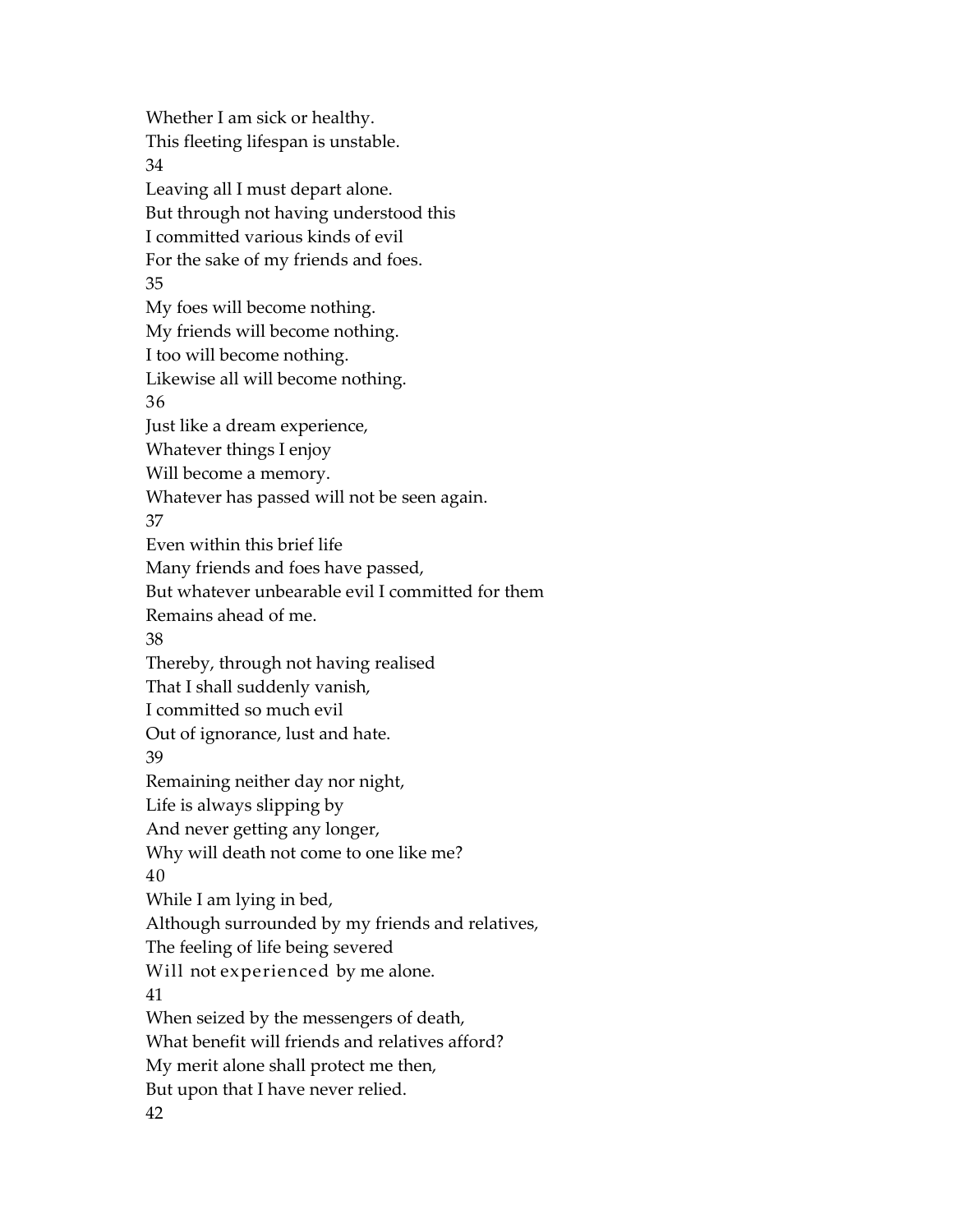Whether I am sick or healthy.  
This fleeting lifespan is unstable.  
34

Leaving all I must depart alone.  
But through not having understood this  
I committed various kinds of evil  
For the sake of my friends and foes.  
35

My foes will become nothing.  
My friends will become nothing.  
I too will become nothing.  
Likewise all will become nothing.  
36

Just like a dream experience,  
Whatever things I enjoy  
Will become a memory.  
Whatever has passed will not be seen again.  
37

Even within this brief life  
Many friends and foes have passed,  
But whatever unbearable evil I committed for them  
Remains ahead of me.  
38

Thereby, through not having realised  
That I shall suddenly vanish,  
I committed so much evil  
Out of ignorance, lust and hate.  
39

Remaining neither day nor night,  
Life is always slipping by  
And never getting any longer,  
Why will death not come to one like me?  
40

While I am lying in bed,  
Although surrounded by my friends and relatives,  
The feeling of life being severed  
Will not experienced by me alone.  
41

When seized by the messengers of death,  
What benefit will friends and relatives afford?  
My merit alone shall protect me then,  
But upon that I have never relied.  
42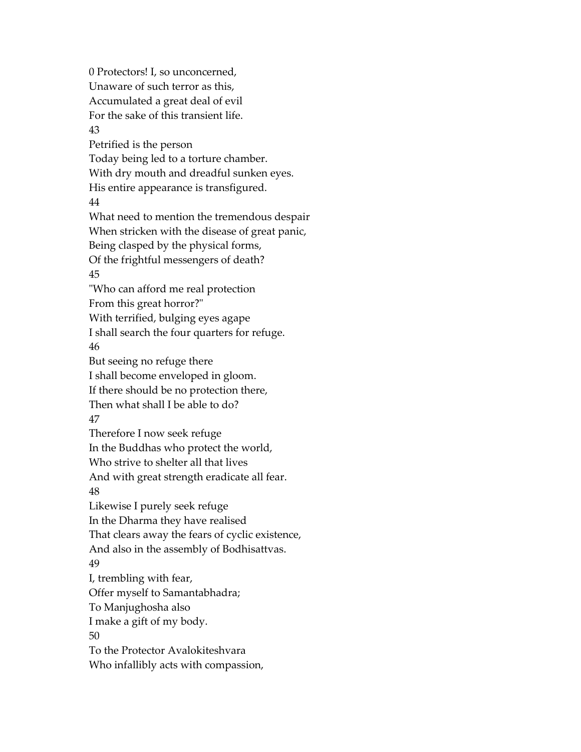0 Protectors! I, so unconcerned,
Unaware of such terror as this,
Accumulated a great deal of evil
For the sake of this transient life.

43

Petrified is the person
Today being led to a torture chamber.
With dry mouth and dreadful sunken eyes.
His entire appearance is transfigured.

44

What need to mention the tremendous despair
When stricken with the disease of great panic,
Being clasped by the physical forms,
Of the frightful messengers of death?

45

"Who can afford me real protection
From this great horror?"
With terrified, bulging eyes agape
I shall search the four quarters for refuge.

46

But seeing no refuge there
I shall become enveloped in gloom.
If there should be no protection there,
Then what shall I be able to do?

47

Therefore I now seek refuge
In the Buddhas who protect the world,
Who strive to shelter all that lives
And with great strength eradicate all fear.

48

Likewise I purely seek refuge
In the Dharma they have realised
That clears away the fears of cyclic existence,
And also in the assembly of Bodhisattvas.

49

I, trembling with fear,
Offer myself to Samantabhadra;
To Manjughosha also
I make a gift of my body.

50

To the Protector Avalokiteshvara
Who infallibly acts with compassion,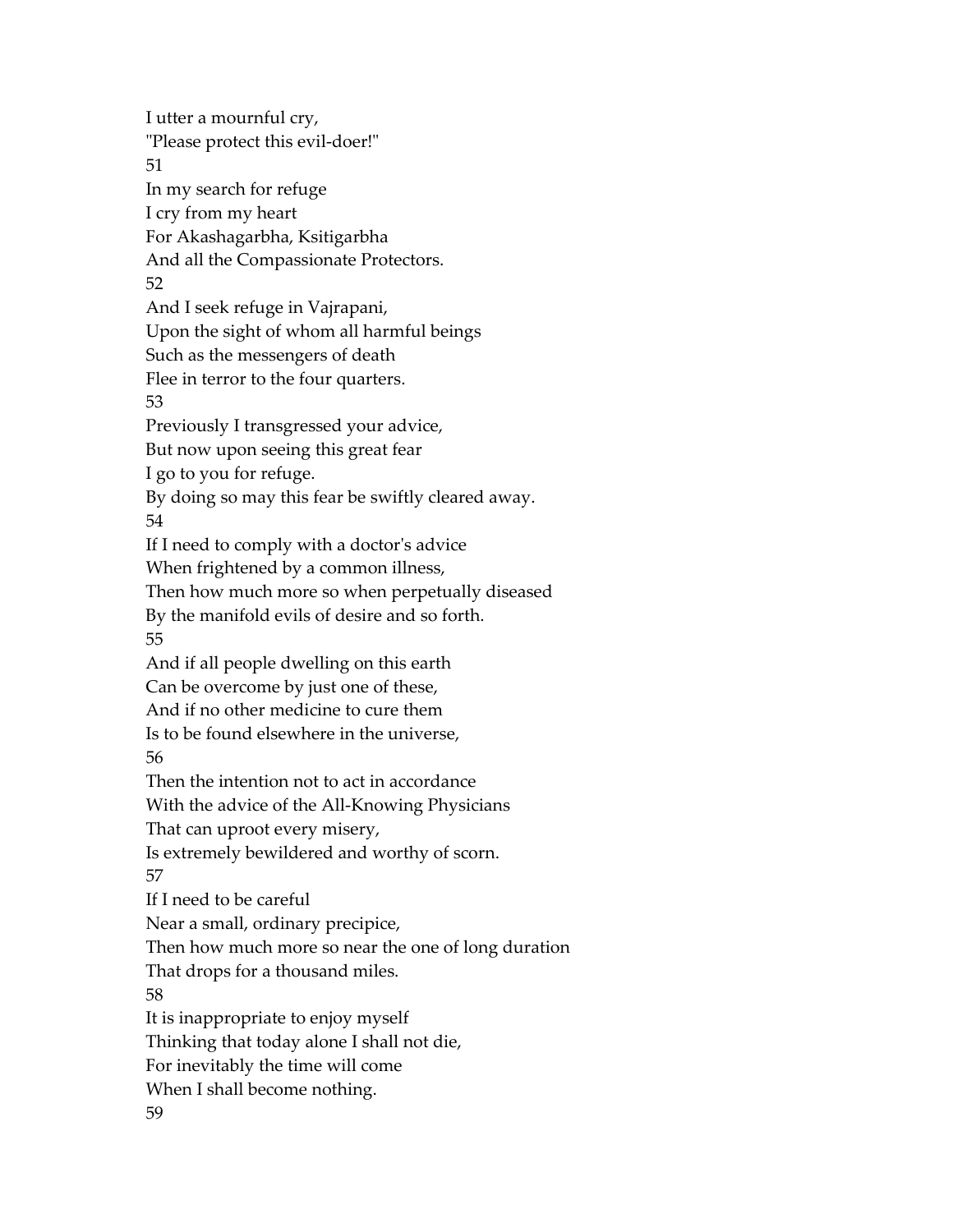I utter a mournful cry,  
"Please protect this evil-doer!"  
51

In my search for refuge  
I cry from my heart  
For Akashagarbha, Ksitigarbha  
And all the Compassionate Protectors.  
52

And I seek refuge in Vajrapani,  
Upon the sight of whom all harmful beings  
Such as the messengers of death  
Flee in terror to the four quarters.  
53

Previously I transgressed your advice,  
But now upon seeing this great fear  
I go to you for refuge.  
By doing so may this fear be swiftly cleared away.  
54

If I need to comply with a doctor's advice  
When frightened by a common illness,  
Then how much more so when perpetually diseased  
By the manifold evils of desire and so forth.  
55

And if all people dwelling on this earth  
Can be overcome by just one of these,  
And if no other medicine to cure them  
Is to be found elsewhere in the universe,  
56

Then the intention not to act in accordance  
With the advice of the All-Knowing Physicians  
That can uproot every misery,  
Is extremely bewildered and worthy of scorn.  
57

If I need to be careful  
Near a small, ordinary precipice,  
Then how much more so near the one of long duration  
That drops for a thousand miles.  
58

It is inappropriate to enjoy myself  
Thinking that today alone I shall not die,  
For inevitably the time will come  
When I shall become nothing.  
59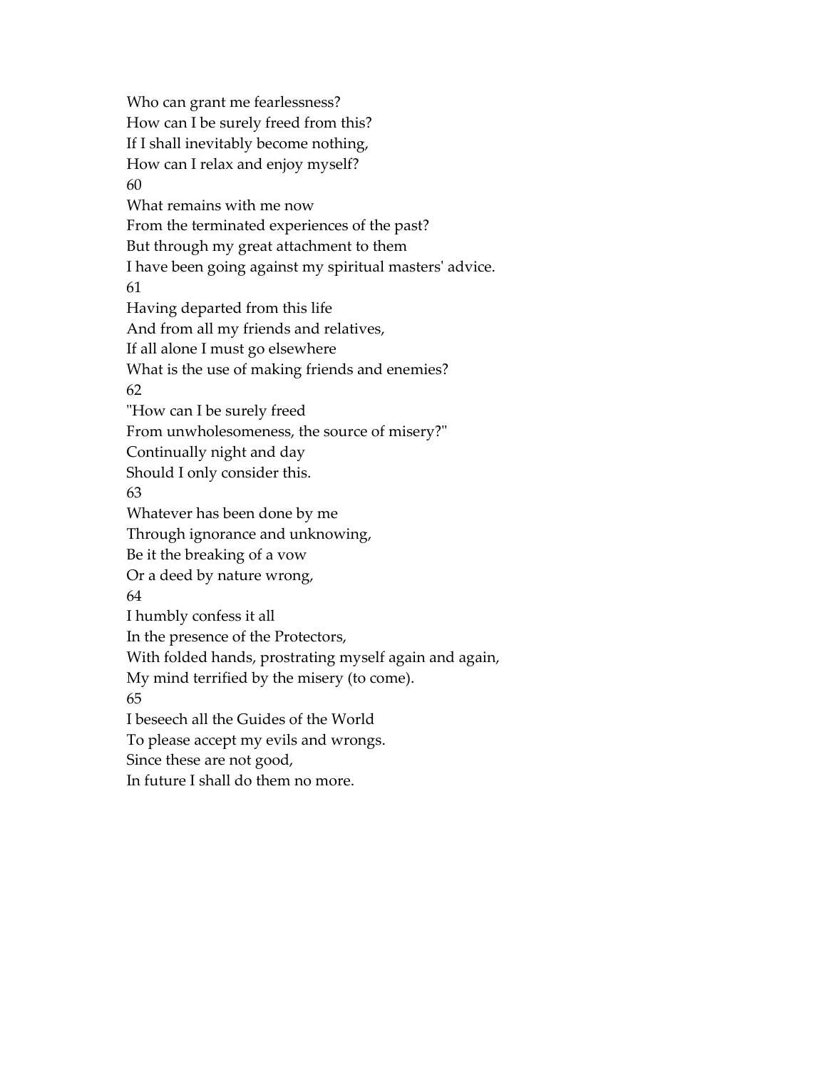Who can grant me fearlessness?
How can I be surely freed from this?
If I shall inevitably become nothing,
How can I relax and enjoy myself?

60

What remains with me now
From the terminated experiences of the past?
But through my great attachment to them
I have been going against my spiritual masters' advice.

61

Having departed from this life
And from all my friends and relatives,
If all alone I must go elsewhere
What is the use of making friends and enemies?

62

"How can I be surely freed
From unwholesomeness, the source of misery?"
Continually night and day
Should I only consider this.

63

Whatever has been done by me
Through ignorance and unknowing,
Be it the breaking of a vow
Or a deed by nature wrong,

64

I humbly confess it all
In the presence of the Protectors,
With folded hands, prostrating myself again and again,
My mind terrified by the misery (to come).

65

I beseech all the Guides of the World
To please accept my evils and wrongs.
Since these are not good,
In future I shall do them no more.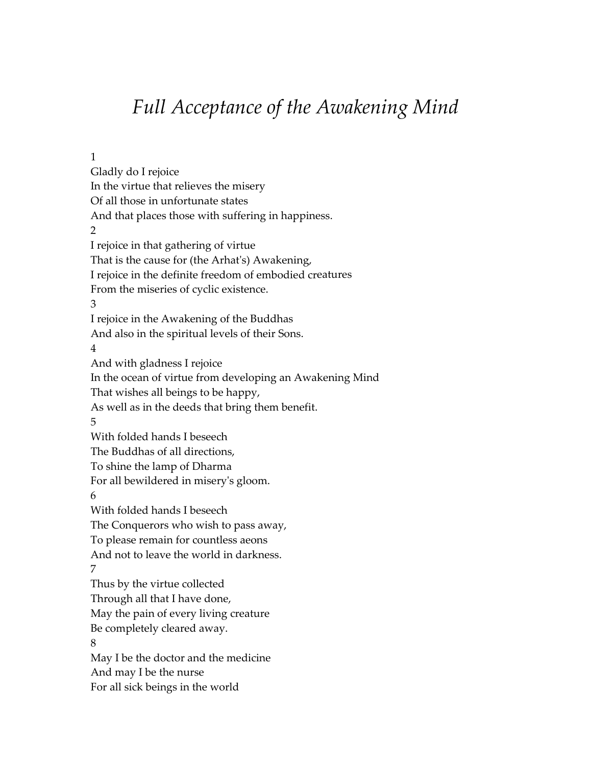# *Full Acceptance of the Awakening Mind*

1
Gladly do I rejoice
In the virtue that relieves the misery
Of all those in unfortunate states
And that places those with suffering in happiness.

2
I rejoice in that gathering of virtue
That is the cause for (the Arhat's) Awakening,
I rejoice in the definite freedom of embodied creatures
From the miseries of cyclic existence.

3
I rejoice in the Awakening of the Buddhas
And also in the spiritual levels of their Sons.

4
And with gladness I rejoice
In the ocean of virtue from developing an Awakening Mind
That wishes all beings to be happy,
As well as in the deeds that bring them benefit.

5
With folded hands I beseech
The Buddhas of all directions,
To shine the lamp of Dharma
For all bewildered in misery's gloom.

6
With folded hands I beseech
The Conquerors who wish to pass away,
To please remain for countless aeons
And not to leave the world in darkness.

7
Thus by the virtue collected
Through all that I have done,
May the pain of every living creature
Be completely cleared away.

8
May I be the doctor and the medicine
And may I be the nurse
For all sick beings in the world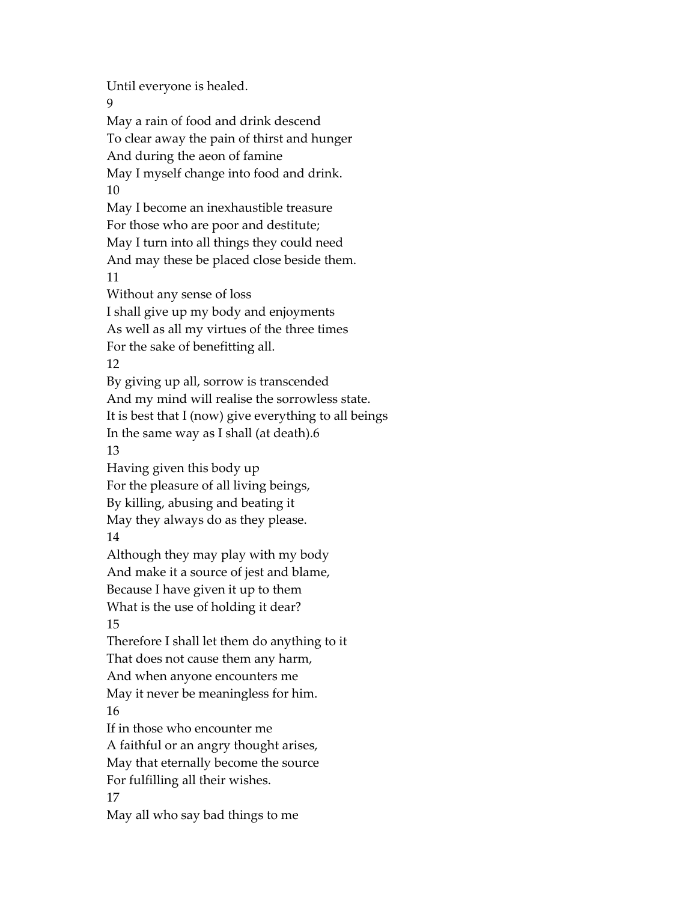Until everyone is healed.

9

May a rain of food and drink descend
To clear away the pain of thirst and hunger
And during the aeon of famine
May I myself change into food and drink.

10

May I become an inexhaustible treasure
For those who are poor and destitute;
May I turn into all things they could need
And may these be placed close beside them.

11

Without any sense of loss
I shall give up my body and enjoyments
As well as all my virtues of the three times
For the sake of benefitting all.

12

By giving up all, sorrow is transcended
And my mind will realise the sorrowless state.
It is best that I (now) give everything to all beings
In the same way as I shall (at death).[6]

13

Having given this body up
For the pleasure of all living beings,
By killing, abusing and beating it
May they always do as they please.

14

Although they may play with my body
And make it a source of jest and blame,
Because I have given it up to them
What is the use of holding it dear?

15

Therefore I shall let them do anything to it
That does not cause them any harm,
And when anyone encounters me
May it never meaningless for him.

16

If in those who encounter me
A faithful or an angry thought arises,
May that eternally become the source
For fulfilling all their wishes.

17

May all who say bad things to me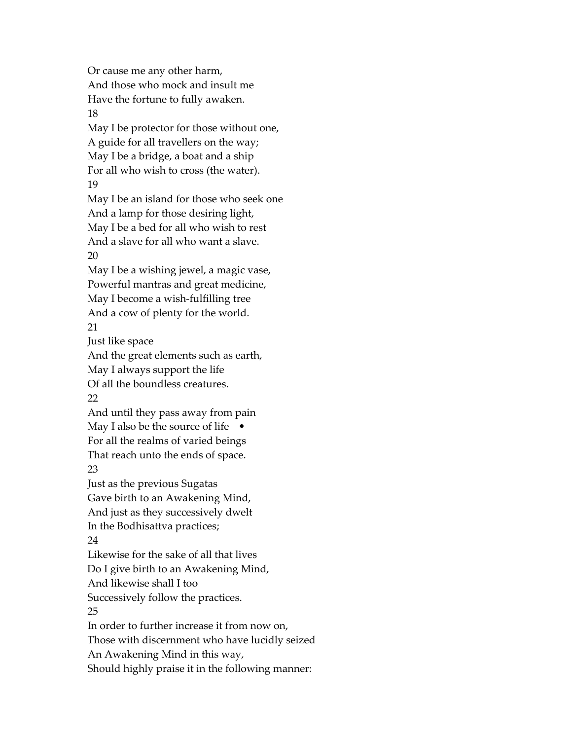Or cause me any other harm,
And those who mock and insult me
Have the fortune to fully awaken.

18

May I be protector for those without one,
A guide for all travellers on the way;
May I be a bridge, a boat and a ship
For all who wish to cross (the water).

19

May I be an island for those who seek one
And a lamp for those desiring light,
May I be a bed for all who wish to rest
And a slave for all who want a slave.

20

May I be a wishing jewel, a magic vase,
Powerful mantras and great medicine,
May I become a wish-fulfilling tree
And a cow of plenty for the world.

21

Just like space
And the great elements such as earth,
May I always support the life
Of all the boundless creatures.

22

And until they pass away from pain
May I also be the source of life •
For all the realms of varied beings
That reach unto the ends of space.

23

Just as the previous Sugatas
Gave birth to an Awakening Mind,
And just as they successively dwelt
In the Bodhisattva practices;

24

Likewise for the sake of all that lives
Do I give birth to an Awakening Mind,
And likewise shall I too
Successively follow the practices.

25

In order to further increase it from now on,
Those with discernment who have lucidly seized
An Awakening Mind in this way,
Should highly praise it in the following manner: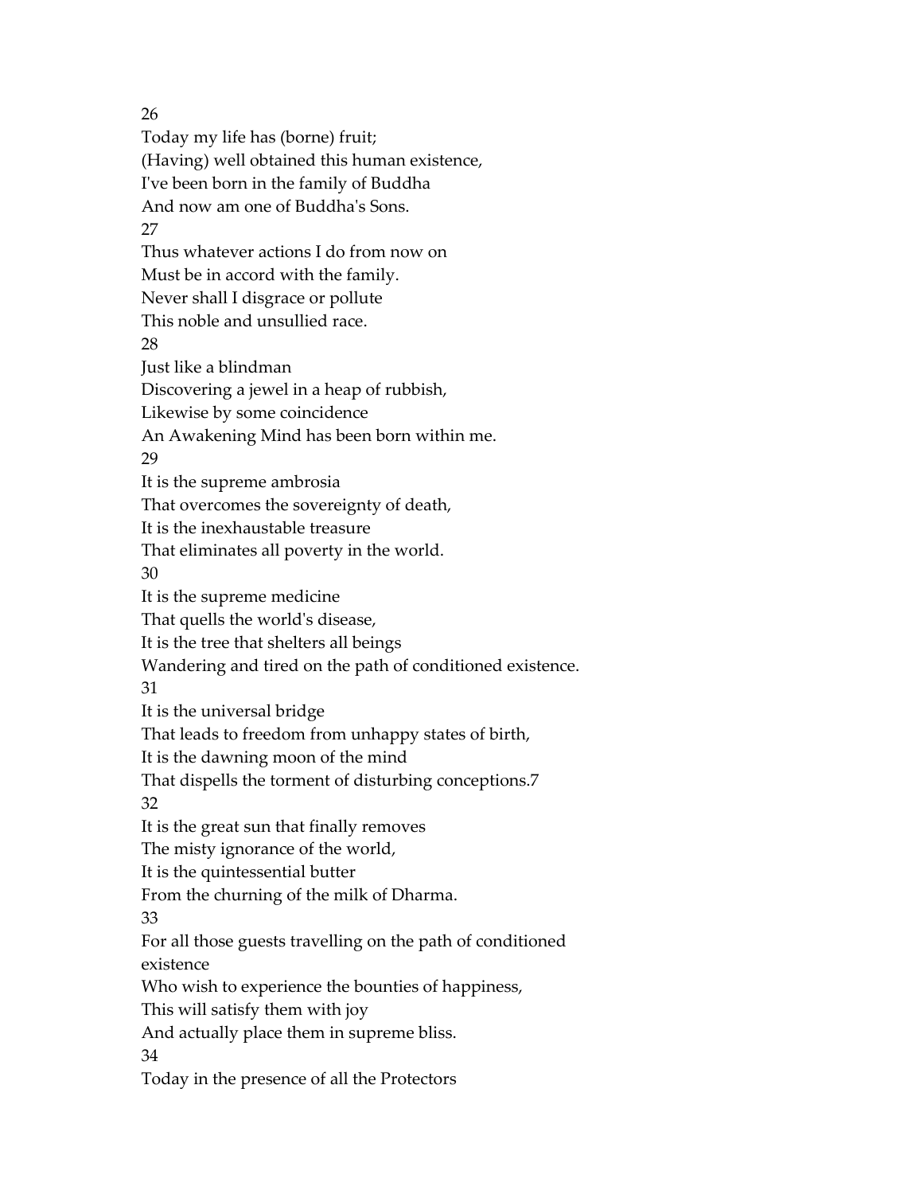26

Today my life has (borne) fruit;
(Having) well obtained this human existence,
I've been born in the family of Buddha
And now am one of Buddha's Sons.

27

Thus whatever actions I do from now on
Must be in accord with the family.
Never shall I disgrace or pollute
This noble and unsullied race.

28

Just like a blindman
Discovering a jewel in a heap of rubbish,
Likewise by some coincidence
An Awakening Mind has been born within me.

29

It is the supreme ambrosia
That overcomes the sovereignty of death,
It is the inexhaustable treasure
That eliminates all poverty in the world.

30

It is the supreme medicine
That quells the world's disease,
It is the tree that shelters all beings
Wandering and tired on the path of conditioned existence.

31

It is the universal bridge
That leads to freedom from unhappy states of birth,
It is the dawning moon of the mind
That dispells the torment of disturbing conceptions.[7]

32

It is the great sun that finally removes
The misty ignorance of the world,
It is the quintessential butter
From the churning of the milk of Dharma.

33

For all those guests travelling on the path of conditioned existence
Who wish to experience the bounties of happiness,
This will satisfy them with joy
And actually place them in supreme bliss.

34

Today in the presence of all the Protectors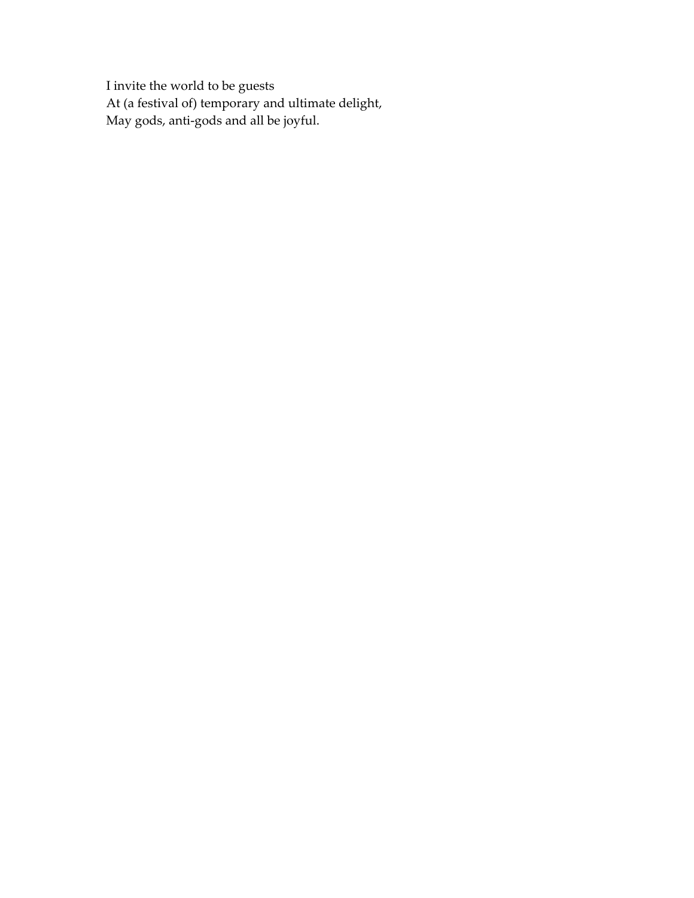I invite the world to be guests  
At (a festival of) temporary and ultimate delight,  
May gods, anti-gods and all be joyful.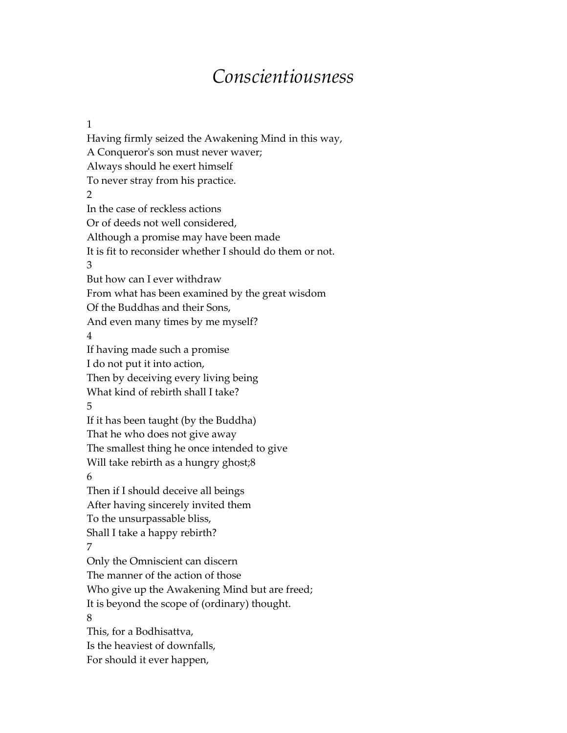# *Conscientiousness*

1
Having firmly seized the Awakening Mind in this way,
A Conqueror's son must never waver;
Always should he exert himself
To never stray from his practice.

2
In the case of reckless actions
Or of deeds not well considered,
Although a promise may have been made
It is fit to reconsider whether I should do them or not.

3
But how can I ever withdraw
From what has been examined by the great wisdom
Of the Buddhas and their Sons,
And even many times by me myself?

4
If having made such a promise
I do not put it into action,
Then by deceiving every living being
What kind of rebirth shall I take?

5
If it has been taught (by the Buddha)
That he who does not give away
The smallest thing he once intended to give
Will take rebirth as a hungry ghost;8

6
Then if I should deceive all beings
After having sincerely invited them
To the unsurpassable bliss,
Shall I take a happy rebirth?

7
Only the Omniscient can discern
The manner of the action of those
Who give up the Awakening Mind but are freed;
It is beyond the scope of (ordinary) thought.

8
This, for a Bodhisattva,
Is the heaviest of downfalls,
For should it ever happen,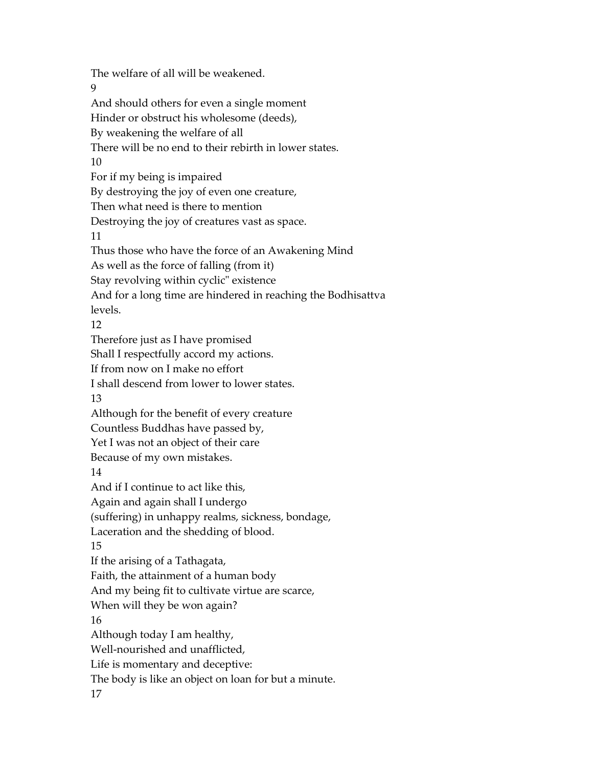The welfare of all will be weakened.

9

And should others for even a single moment
Hinder or obstruct his wholesome (deeds),
By weakening the welfare of all
There will be no end to their rebirth in lower states.

10

For if my being is impaired
By destroying the joy of even one creature,
Then what need is there to mention
Destroying the joy of creatures vast as space.

11

Thus those who have the force of an Awakening Mind
As well as the force of falling (from it)
Stay revolving within cyclic" existence
And for a long time are hindered in reaching the Bodhisattva levels.

12

Therefore just as I have promised
Shall I respectfully accord my actions.
If from now on I make no effort
I shall descend from lower to lower states.

13

Although for the benefit of every creature
Countless Buddhas have passed by,
Yet I was not an object of their care
Because of my own mistakes.

14

And if I continue to act like this,
Again and again shall I undergo
(suffering) in unhappy realms, sickness, bondage,
Laceration and the shedding of blood.

15

If the arising of a Tathagata,
Faith, the attainment of a human body
And my being fit to cultivate virtue are scarce,
When will they be won again?

16

Although today I am healthy,
Well-nourished and unafflicted,
Life is momentary and deceptive:
The body is like an object on loan for but a minute.

17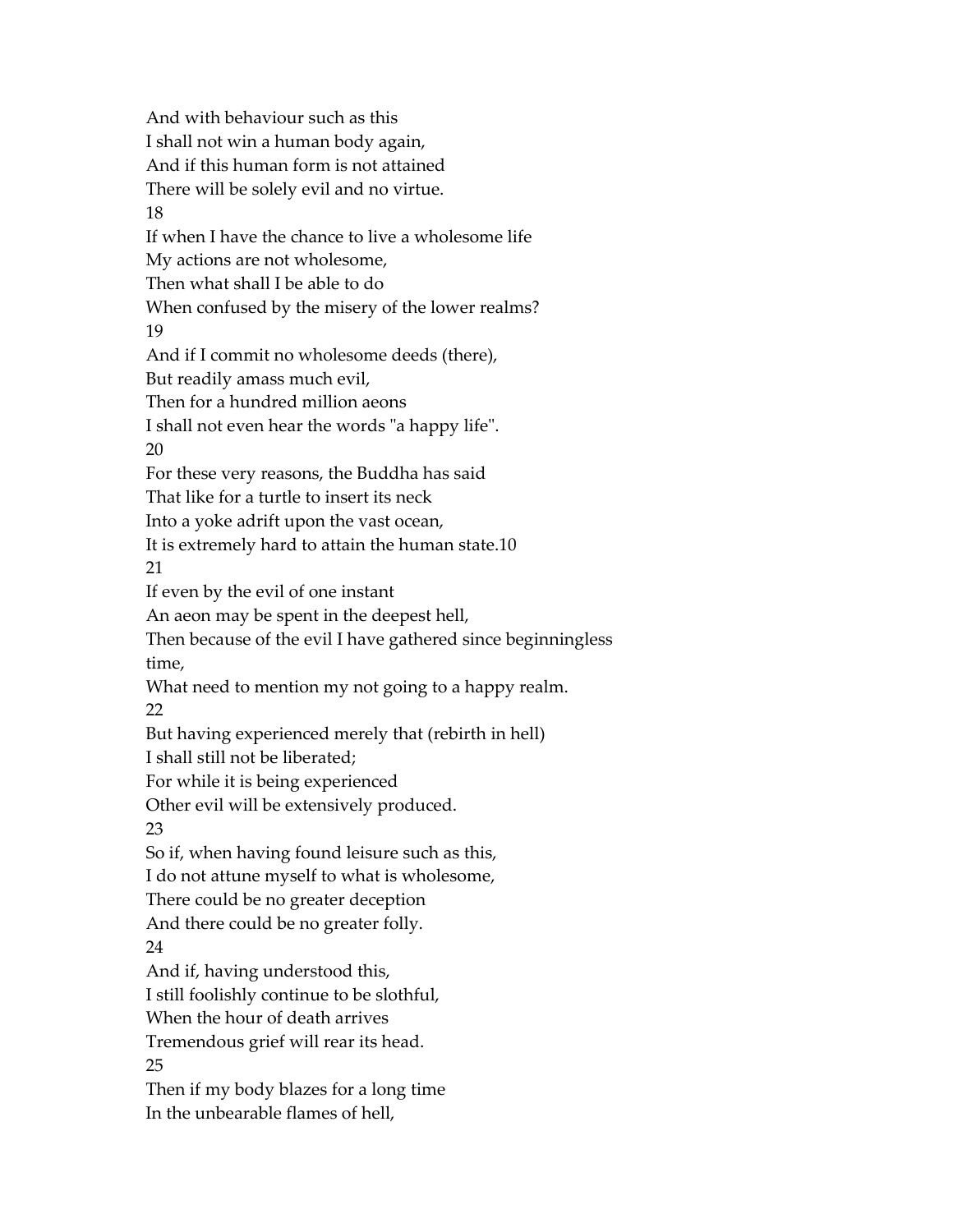And with behaviour such as this
I shall not win a human body again,
And if this human form is not attained
There will be solely evil and no virtue.

18

If when I have the chance to live a wholesome life
My actions are not wholesome,
Then what shall I be able to do
When confused by the misery of the lower realms?

19

And if I commit no wholesome deeds (there),
But readily amass much evil,
Then for a hundred million aeons
I shall not even hear the words "a happy life".

20

For these very reasons, the Buddha has said
That like for a turtle to insert its neck
Into a yoke adrift upon the vast ocean,
It is extremely hard to attain the human state.[10]

21

If even by the evil of one instant
An aeon may be spent in the deepest hell,
Then because of the evil I have gathered since beginningless time,
What need to mention my not going to a happy realm.

22

But having experienced merely that (rebirth in hell)
I shall still not be liberated;
For while it is being experienced
Other evil will be extensively produced.

23

So if, when having found leisure such as this,
I do not attune myself to what is wholesome,
There could be no greater deception
And there could be no greater folly.

24

And if, having understood this,
I still foolishly continue to be slothful,
When the hour of death arrives
Tremendous grief will rear its head.

25

Then if my body blazes for a long time
In the unbearable flames of hell,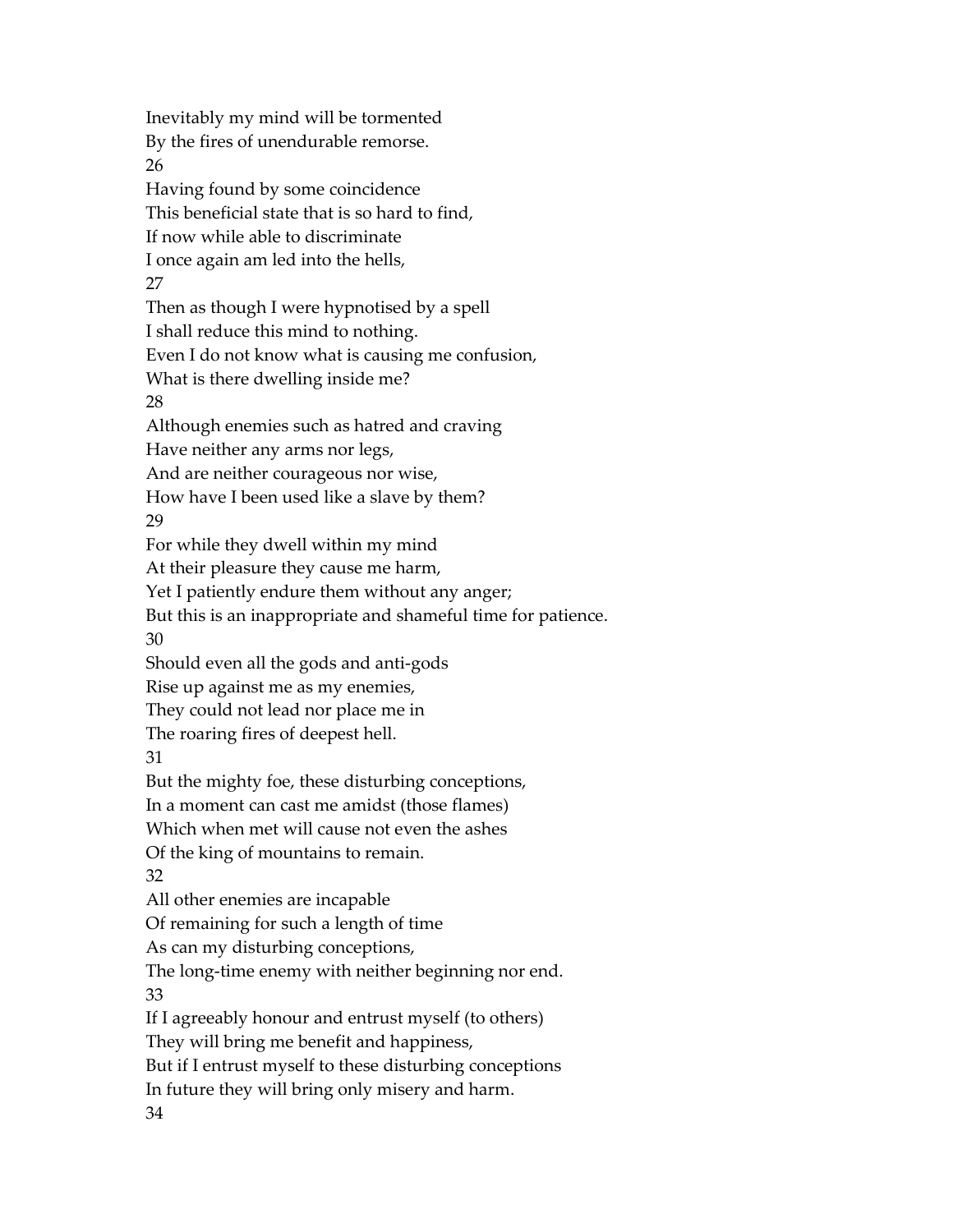Inevitably my mind will be tormented
By the fires of unendurable remorse.
26
Having found by some coincidence
This beneficial state that is so hard to find,
If now while able to discriminate
I once again am led into the hells,
27
Then as though I were hypnotised by a spell
I shall reduce this mind to nothing.
Even I do not know what is causing me confusion,
What is there dwelling inside me?
28
Although enemies such as hatred and craving
Have neither any arms nor legs,
And are neither courageous nor wise,
How have I been used like a slave by them?
29
For while they dwell within my mind
At their pleasure they cause me harm,
Yet I patiently endure them without any anger;
But this is an inappropriate and shameful time for patience.
30
Should even all the gods and anti-gods
Rise up against me as my enemies,
They could not lead nor place me in
The roaring fires of deepest hell.
31
But the mighty foe, these disturbing conceptions,
In a moment can cast me amidst (those flames)
Which when met will cause not even the ashes
Of the king of mountains to remain.
32
All other enemies are incapable
Of remaining for such a length of time
As can my disturbing conceptions,
The long-time enemy with neither beginning nor end.
33
If I agreeably honour and entrust myself (to others)
They will bring me benefit and happiness,
But if I entrust myself to these disturbing conceptions
In future they will bring only misery and harm.
34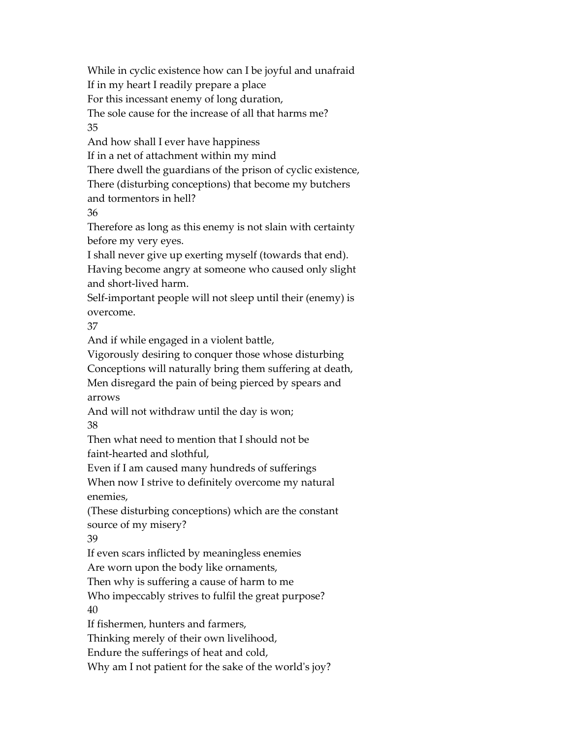While in cyclic existence how can I be joyful and unafraid
If in my heart I readily prepare a place
For this incessant enemy of long duration,
The sole cause for the increase of all that harms me?

35

And how shall I ever have happiness
If in a net of attachment within my mind
There dwell the guardians of the prison of cyclic existence,
There (disturbing conceptions) that become my butchers and tormentors in hell?

36

Therefore as long as this enemy is not slain with certainty before my very eyes.
I shall never give up exerting myself (towards that end).
Having become angry at someone who caused only slight and short-lived harm.
Self-important people will not sleep until their (enemy) is overcome.

37

And if while engaged in a violent battle,
Vigorously desiring to conquer those whose disturbing
Conceptions will naturally bring them suffering at death,
Men disregard the pain of being pierced by spears and arrows
And will not withdraw until the day is won;

38

Then what need to mention that I should not be faint-hearted and slothful,
Even if I am caused many hundreds of sufferings
When now I strive to definitely overcome my natural enemies,
(These disturbing conceptions) which are the constant source of my misery?

39

If even scars inflicted by meaningless enemies
Are worn upon the body like ornaments,
Then why is suffering a cause of harm to me
Who impeccably strives to fulfil the great purpose?

40

If fishermen, hunters and farmers,
Thinking merely of their own livelihood,
Endure the sufferings of heat and cold,
Why am I not patient for the sake of the world's joy?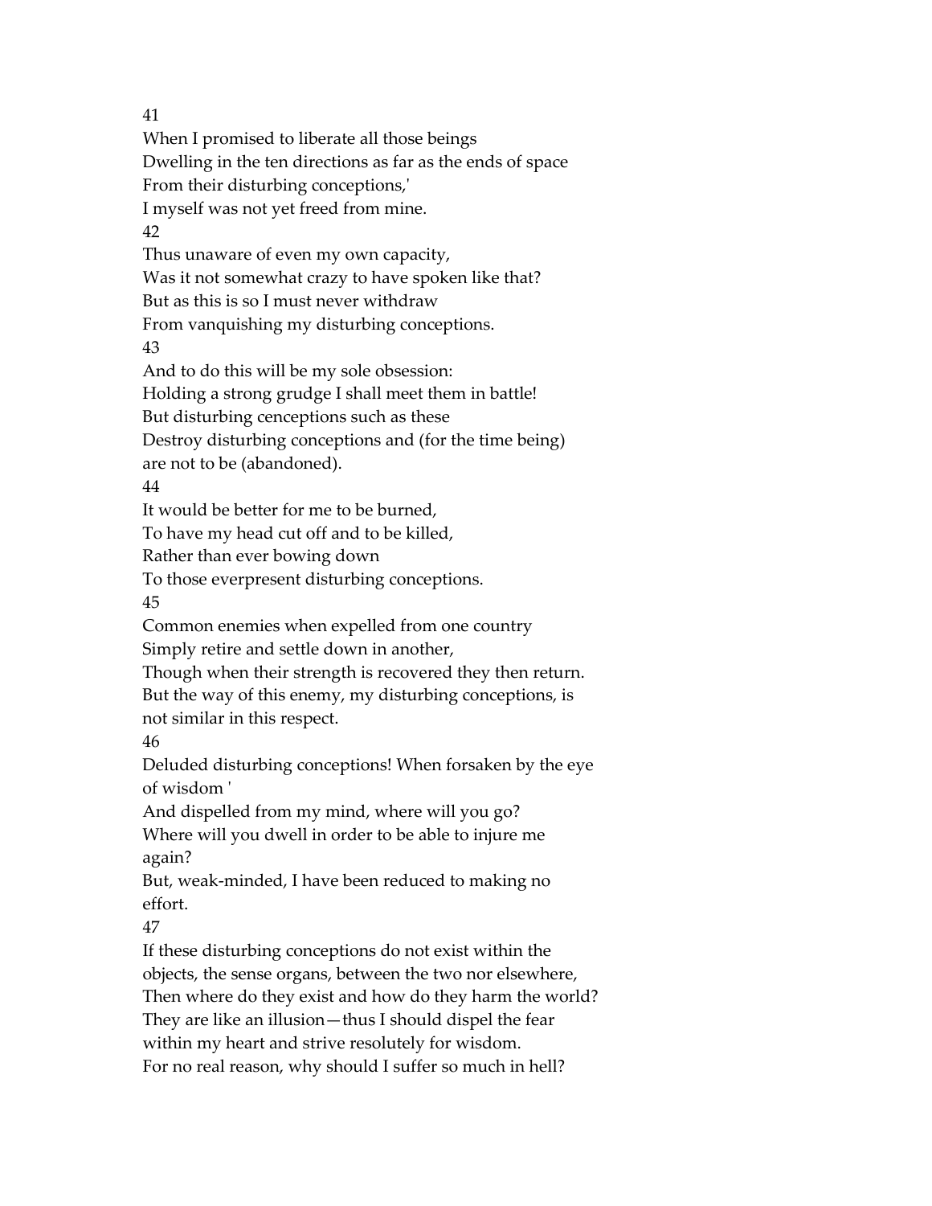41

When I promised to liberate all those beings
Dwelling in the ten directions as far as the ends of space
From their disturbing conceptions,'
I myself was not yet freed from mine.

42

Thus unaware of even my own capacity,
Was it not somewhat crazy to have spoken like that?
But as this is so I must never withdraw
From vanquishing my disturbing conceptions.

43

And to do this will be my sole obsession:
Holding a strong grudge I shall meet them in battle!
But disturbing cenceptions such as these
Destroy disturbing conceptions and (for the time being) are not to be (abandoned).

44

It would be better for me to be burned,
To have my head cut off and to be killed,
Rather than ever bowing down
To those everpresent disturbing conceptions.

45

Common enemies when expelled from one country
Simply retire and settle down in another,
Though when their strength is recovered they then return.
But the way of this enemy, my disturbing conceptions, is not similar in this respect.

46

Deluded disturbing conceptions! When forsaken by the eye of wisdom '
And dispelled from my mind, where will you go?
Where will you dwell in order to be able to injure me again?
But, weak-minded, I have been reduced to making no effort.

47

If these disturbing conceptions do not exist within the objects, the sense organs, between the two nor elsewhere,
Then where do they exist and how do they harm the world?
They are like an illusion—thus I should dispel the fear within my heart and strive resolutely for wisdom.
For no real reason, why should I suffer so much in hell?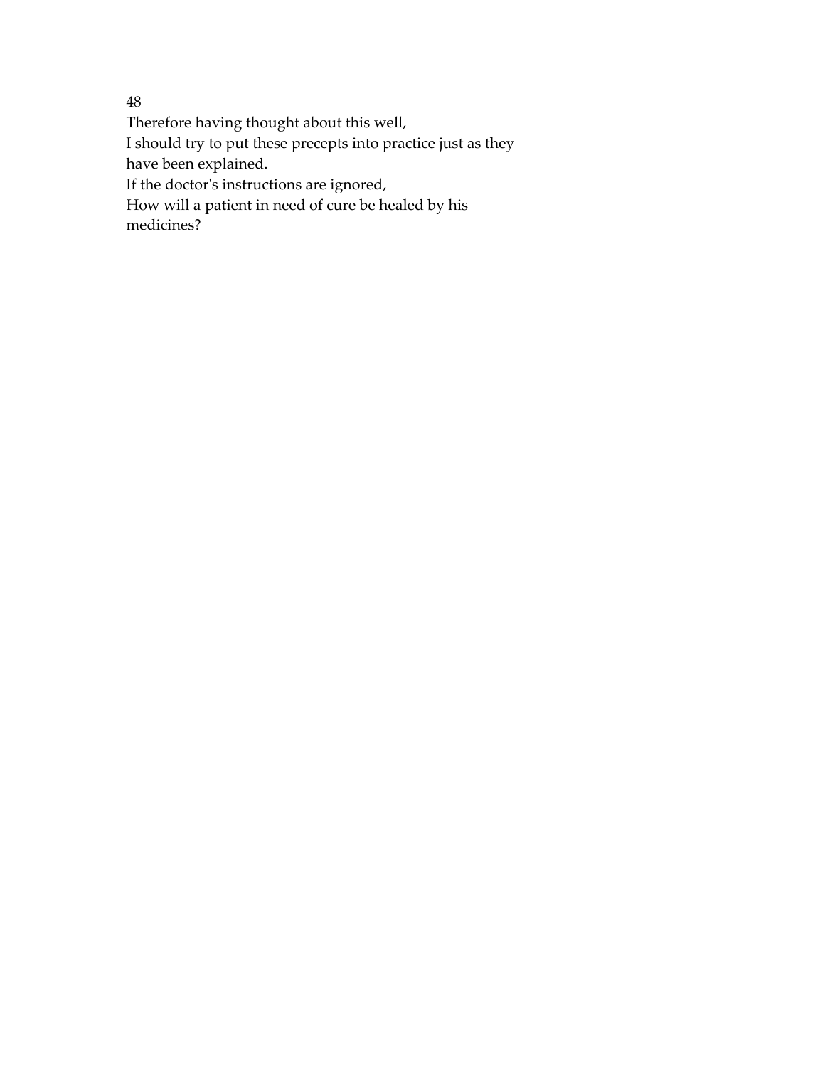48

Therefore having thought about this well,
I should try to put these precepts into practice just as they have been explained.
If the doctor's instructions are ignored,
How will a patient in need of cure be healed by his medicines?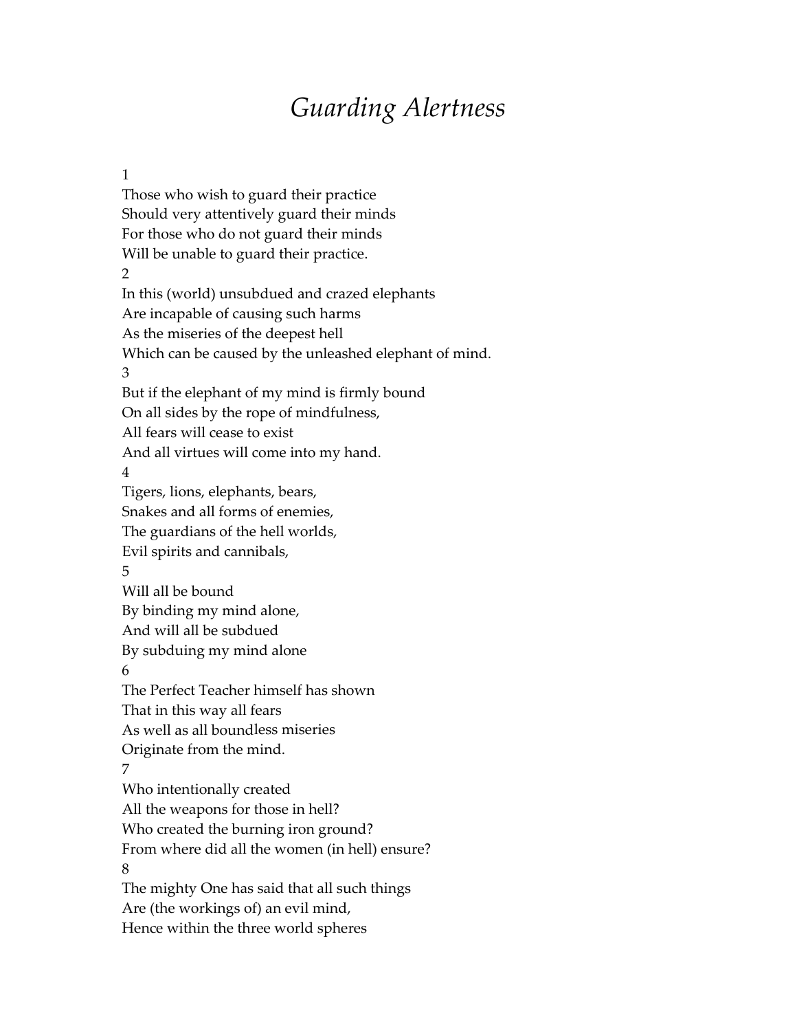# *Guarding Alertness*

1
Those who wish to guard their practice
Should very attentively guard their minds
For those who do not guard their minds
Will be unable to guard their practice.

2
In this (world) unsubdued and crazed elephants
Are incapable of causing such harms
As the miseries of the deepest hell
Which can be caused by the unleashed elephant of mind.

3
But if the elephant of my mind is firmly bound
On all sides by the rope of mindfulness,
All fears will cease to exist
And all virtues will come into my hand.

4
Tigers, lions, elephants, bears,
Snakes and all forms of enemies,
The guardians of the hell worlds,
Evil spirits and cannibals,

5
Will all be bound
By binding my mind alone,
And will all be subdued
By subduing my mind alone

6
The Perfect Teacher himself has shown
That in this way all fears
As well as all boundless miseries
Originate from the mind.

7
Who intentionally created
All the weapons for those in hell?
Who created the burning iron ground?
From where did all the women (in hell) ensure?

8
The mighty One has said that all such things
Are (the workings of) an evil mind,
Hence within the three world spheres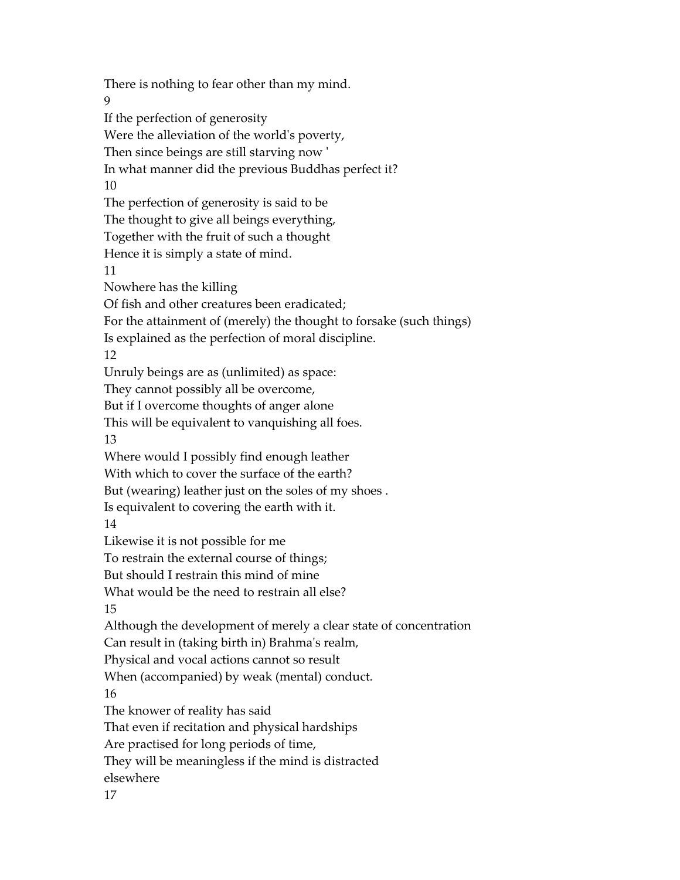There is nothing to fear other than my mind.

9

If the perfection of generosity
Were the alleviation of the world's poverty,
Then since beings are still starving now '
In what manner did the previous Buddhas perfect it?

10

The perfection of generosity is said to be
The thought to give all beings everything,
Together with the fruit of such a thought
Hence it is simply a state of mind.

11

Nowhere has the killing
Of fish and other creatures been eradicated;
For the attainment of (merely) the thought to forsake (such things)
Is explained as the perfection of moral discipline.

12

Unruly beings are as (unlimited) as space:
They cannot possibly all be overcome,
But if I overcome thoughts of anger alone
This will be equivalent to vanquishing all foes.

13

Where would I possibly find enough leather
With which to cover the surface of the earth?
But (wearing) leather just on the soles of my shoes .
Is equivalent to covering the earth with it.

14

Likewise it is not possible for me
To restrain the external course of things;
But should I restrain this mind of mine
What would be the need to restrain all else?

15

Although the development of merely a clear state of concentration
Can result in (taking birth in) Brahma's realm,
Physical and vocal actions cannot so result
When (accompanied) by weak (mental) conduct.

16

The knower of reality has said
That even if recitation and physical hardships
Are practised for long periods of time,
They will be meaningless if the mind is distracted
elsewhere

17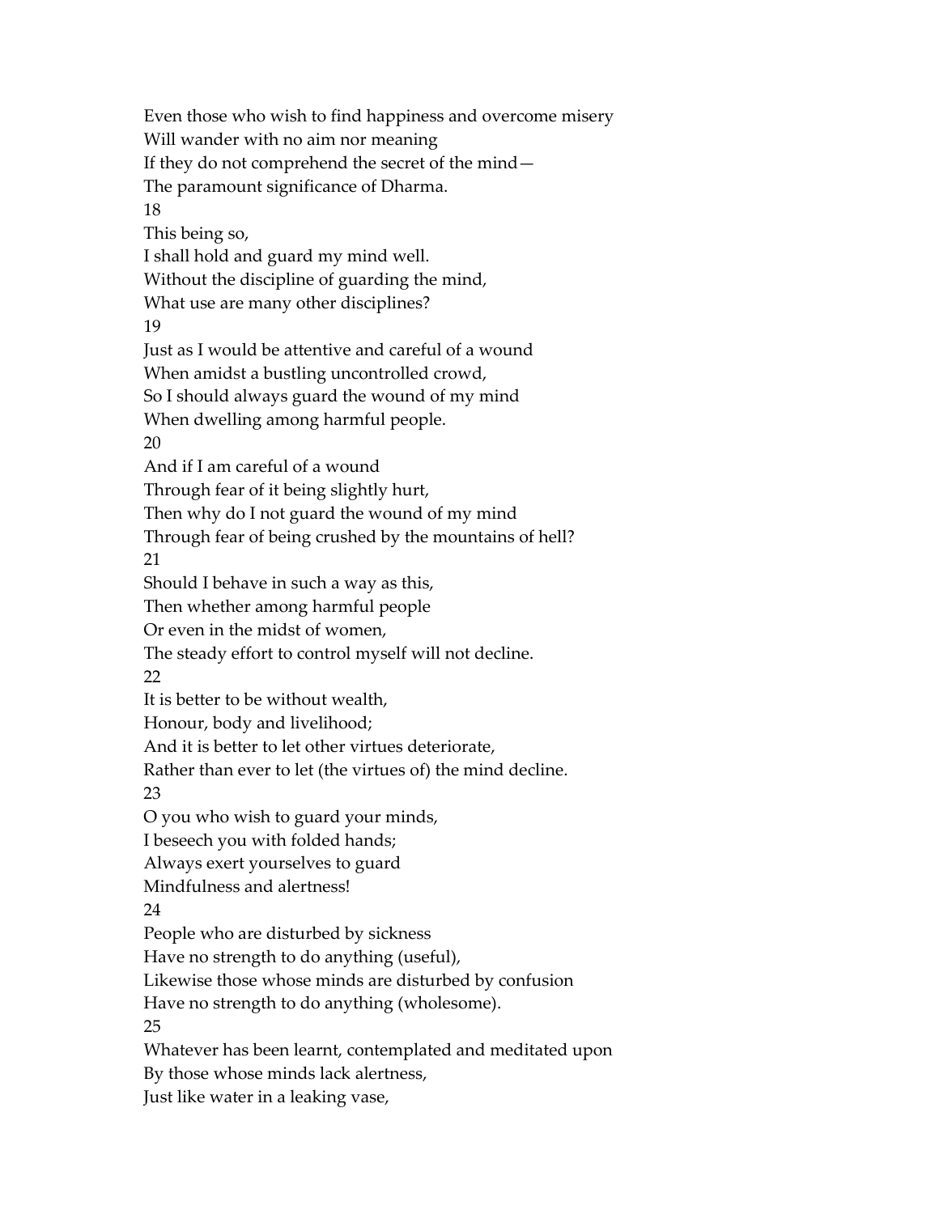Even those who wish to find happiness and overcome misery
Will wander with no aim nor meaning
If they do not comprehend the secret of the mind—
The paramount significance of Dharma.

18

This being so,
I shall hold and guard my mind well.
Without the discipline of guarding the mind,
What use are many other disciplines?

19

Just as I would be attentive and careful of a wound
When amidst a bustling uncontrolled crowd,
So I should always guard the wound of my mind
When dwelling among harmful people.

20

And if I am careful of a wound
Through fear of it being slightly hurt,
Then why do I not guard the wound of my mind
Through fear of being crushed by the mountains of hell?

21

Should I behave in such a way as this,
Then whether among harmful people
Or even in the midst of women,
The steady effort to control myself will not decline.

22

It is better to be without wealth,
Honour, body and livelihood;
And it is better to let other virtues deteriorate,
Rather than ever to let (the virtues of) the mind decline.

23

O you who wish to guard your minds,
I beseech you with folded hands;
Always exert yourselves to guard
Mindfulness and alertness!

24

People who are disturbed by sickness
Have no strength to do anything (useful),
Likewise those whose minds are disturbed by confusion
Have no strength to do anything (wholesome).

25

Whatever has been learnt, contemplated and meditated upon
By those whose minds lack alertness,
Just like water in a leaking vase,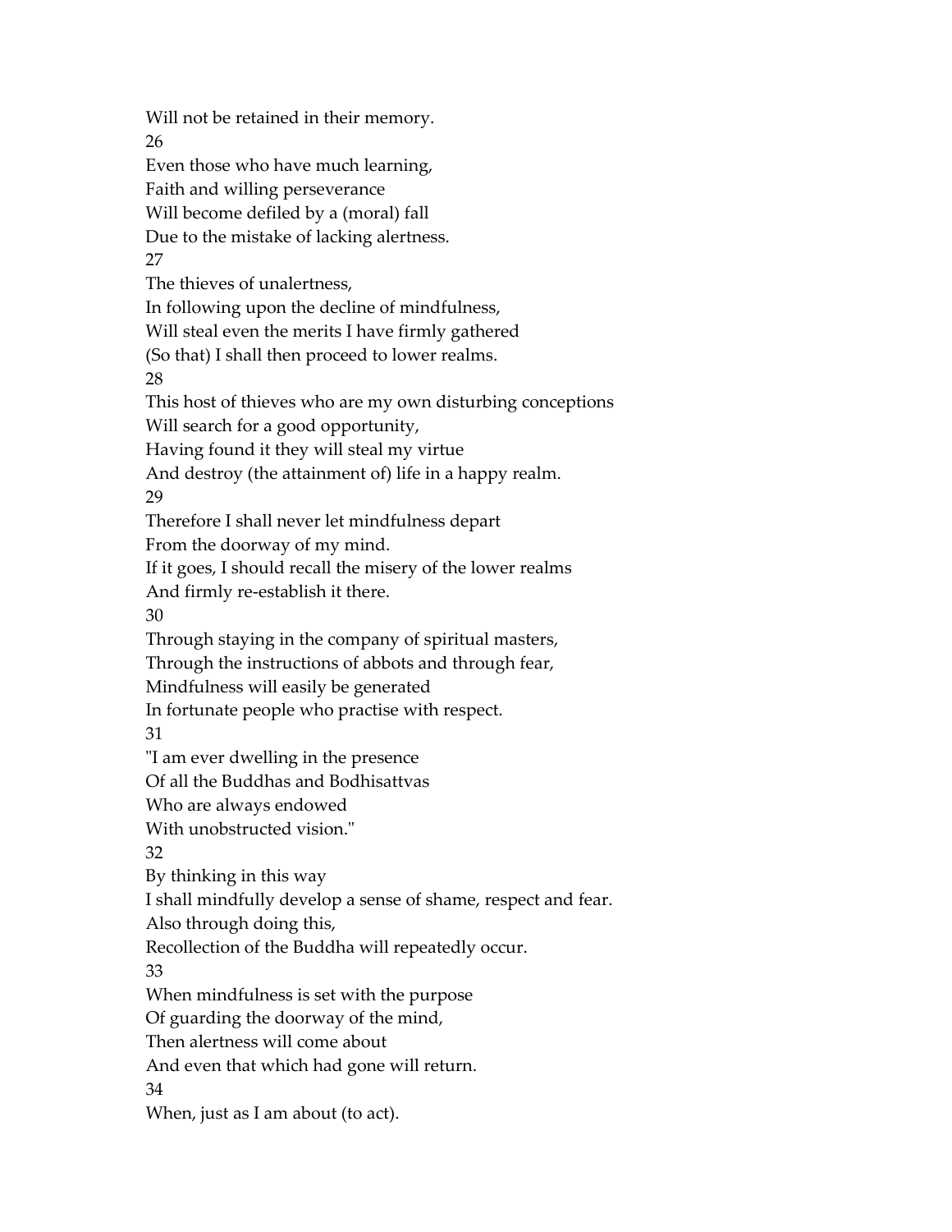Will not be retained in their memory.

26

Even those who have much learning,
Faith and willing perseverance
Will become defiled by a (moral) fall
Due to the mistake of lacking alertness.

27

The thieves of unalertness,
In following upon the decline of mindfulness,
Will steal even the merits I have firmly gathered
(So that) I shall then proceed to lower realms.

28

This host of thieves who are my own disturbing conceptions
Will search for a good opportunity,
Having found it they will steal my virtue
And destroy (the attainment of) life in a happy realm.

29

Therefore I shall never let mindfulness depart
From the doorway of my mind.
If it goes, I should recall the misery of the lower realms
And firmly re-establish it there.

30

Through staying in the company of spiritual masters,
Through the instructions of abbots and through fear,
Mindfulness will easily be generated
In fortunate people who practise with respect.

31

"I am ever dwelling in the presence
Of all the Buddhas and Bodhisattvas
Who are always endowed
With unobstructed vision."

32

By thinking in this way
I shall mindfully develop a sense of shame, respect and fear.
Also through doing this,
Recollection of the Buddha will repeatedly occur.

33

When mindfulness is set with the purpose
Of guarding the doorway of the mind,
Then alertness will come about
And even that which had gone will return.

34

When, just as I am about (to act).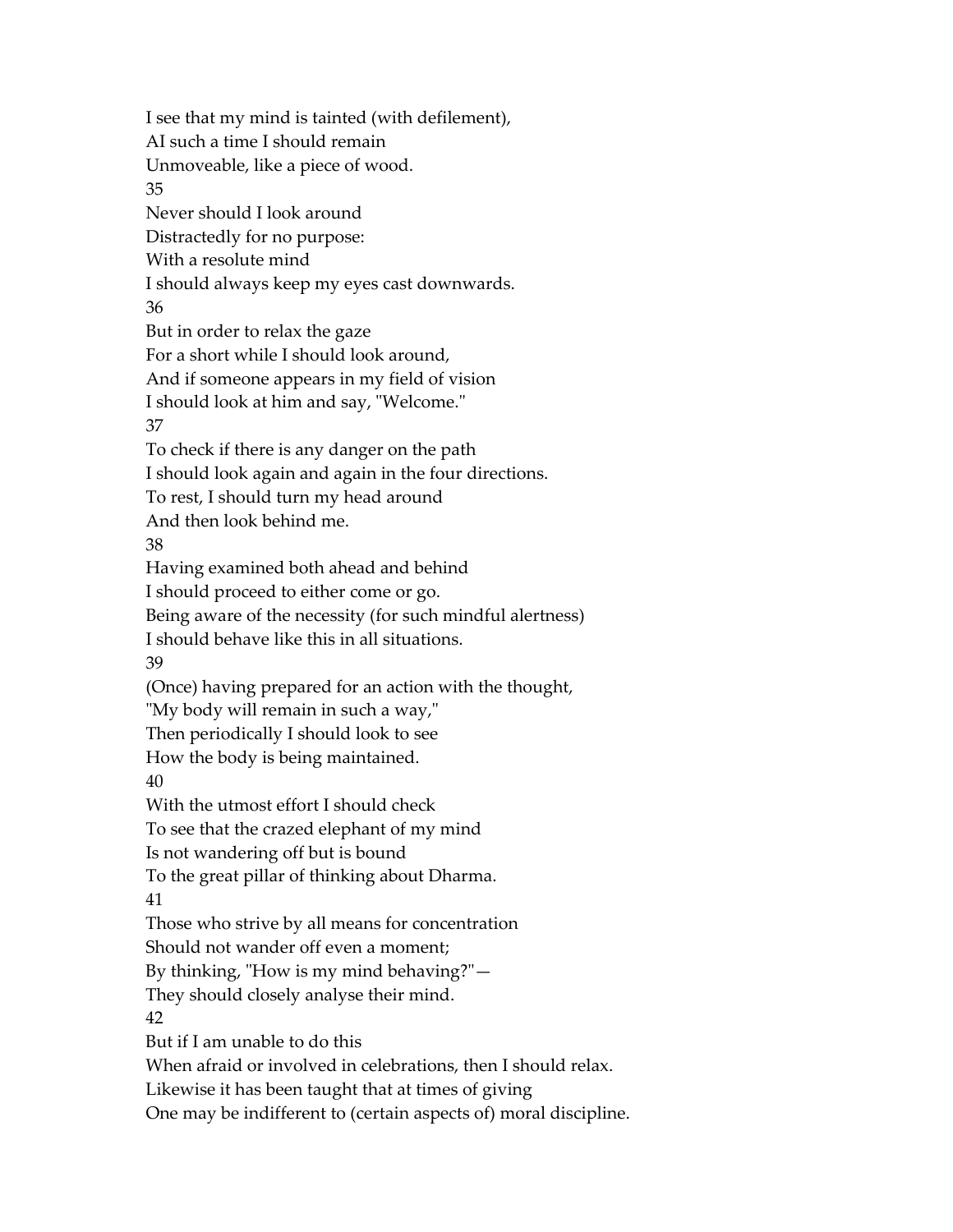I see that my mind is tainted (with defilement),
AI such a time I should remain
Unmoveable, like a piece of wood.

35

Never should I look around
Distractedly for no purpose:
With a resolute mind
I should always keep my eyes cast downwards.

36

But in order to relax the gaze
For a short while I should look around,
And if someone appears in my field of vision
I should look at him and say, "Welcome."

37

To check if there is any danger on the path
I should look again and again in the four directions.
To rest, I should turn my head around
And then look behind me.

38

Having examined both ahead and behind
I should proceed to either come or go.
Being aware of the necessity (for such mindful alertness)
I should behave like this in all situations.

39

(Once) having prepared for an action with the thought,
"My body will remain in such a way,"
Then periodically I should look to see
How the body is being maintained.

40

With the utmost effort I should check
To see that the crazed elephant of my mind
Is not wandering off but is bound
To the great pillar of thinking about Dharma.

41

Those who strive by all means for concentration
Should not wander off even a moment;
By thinking, "How is my mind behaving?"—
They should closely analyse their mind.

42

But if I am unable to do this
When afraid or involved in celebrations, then I should relax.
Likewise it has been taught that at times of giving
One may be indifferent to (certain aspects of) moral discipline.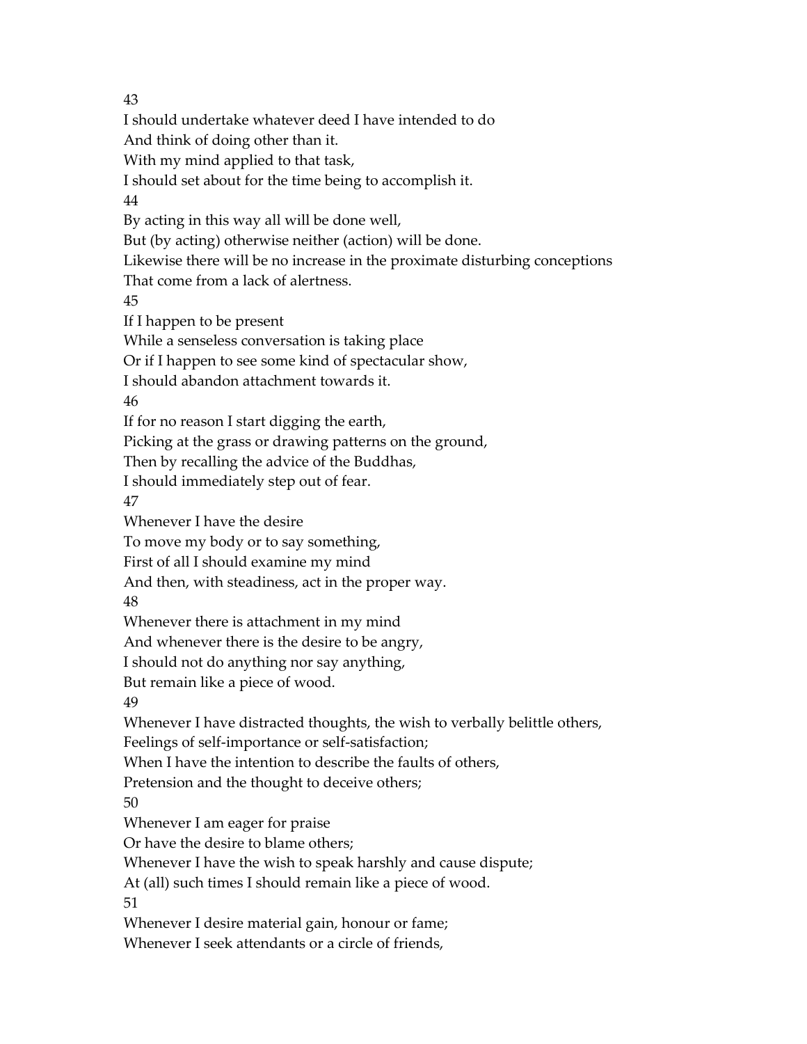43

I should undertake whatever deed I have intended to do
And think of doing other than it.
With my mind applied to that task,
I should set about for the time being to accomplish it.

44

By acting in this way all will be done well,
But (by acting) otherwise neither (action) will be done.
Likewise there will be no increase in the proximate disturbing conceptions
That come from a lack of alertness.

45

If I happen to be present
While a senseless conversation is taking place
Or if I happen to see some kind of spectacular show,
I should abandon attachment towards it.

46

If for no reason I start digging the earth,
Picking at the grass or drawing patterns on the ground,
Then by recalling the advice of the Buddhas,
I should immediately step out of fear.

47

Whenever I have the desire
To move my body or to say something,
First of all I should examine my mind
And then, with steadiness, act in the proper way.

48

Whenever there is attachment in my mind
And whenever there is the desire to be angry,
I should not do anything nor say anything,
But remain like a piece of wood.

49

Whenever I have distracted thoughts, the wish to verbally belittle others,
Feelings of self-importance or self-satisfaction;
When I have the intention to describe the faults of others,
Pretension and the thought to deceive others;

50

Whenever I am eager for praise
Or have the desire to blame others;
Whenever I have the wish to speak harshly and cause dispute;
At (all) such times I should remain like a piece of wood.

51

Whenever I desire material gain, honour or fame;
Whenever I seek attendants or a circle of friends,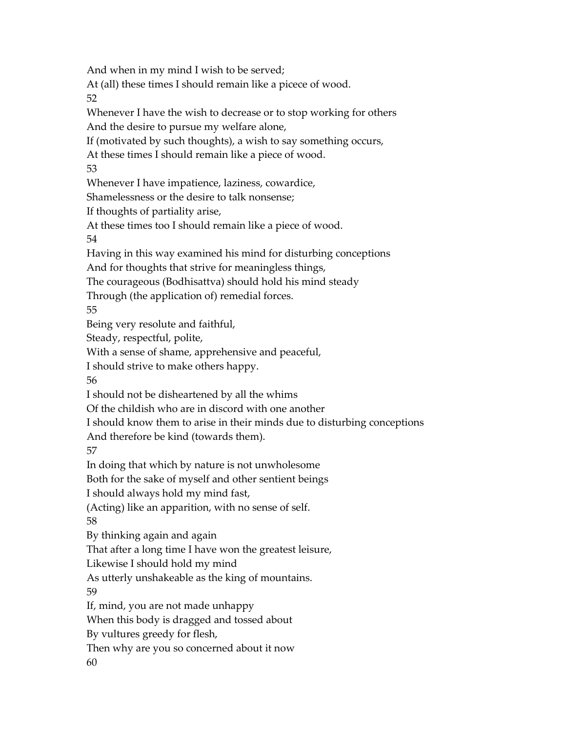And when in my mind I wish to be served;
At (all) these times I should remain like a picece of wood.
52
Whenever I have the wish to decrease or to stop working for others
And the desire to pursue my welfare alone,
If (motivated by such thoughts), a wish to say something occurs,
At these times I should remain like a piece of wood.
53
Whenever I have impatience, laziness, cowardice,
Shamelessness or the desire to talk nonsense;
If thoughts of partiality arise,
At these times too I should remain like a piece of wood.
54
Having in this way examined his mind for disturbing conceptions
And for thoughts that strive for meaningless things,
The courageous (Bodhisattva) should hold his mind steady
Through (the application of) remedial forces.
55
Being very resolute and faithful,
Steady, respectful, polite,
With a sense of shame, apprehensive and peaceful,
I should strive to make others happy.
56
I should not be disheartened by all the whims
Of the childish who are in discord with one another
I should know them to arise in their minds due to disturbing conceptions
And therefore be kind (towards them).
57
In doing that which by nature is not unwholesome
Both for the sake of myself and other sentient beings
I should always hold my mind fast,
(Acting) like an apparition, with no sense of self.
58
By thinking again and again
That after a long time I have won the greatest leisure,
Likewise I should hold my mind
As utterly unshakeable as the king of mountains.
59
If, mind, you are not made unhappy
When this body is dragged and tossed about
By vultures greedy for flesh,
Then why are you so concerned about it now
60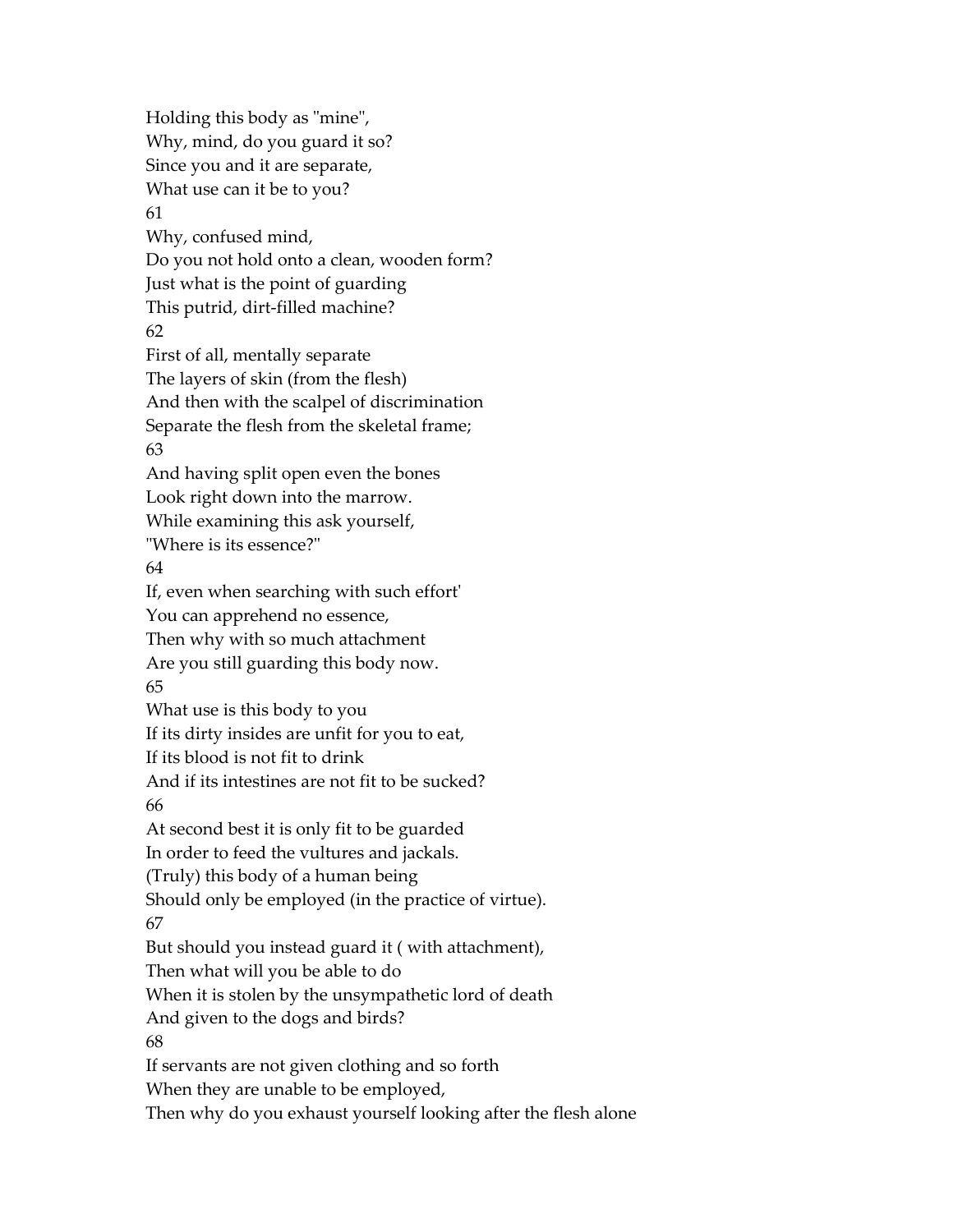Holding this body as "mine",
Why, mind, do you guard it so?
Since you and it are separate,
What use can it be to you?

61

Why, confused mind,
Do you not hold onto a clean, wooden form?
Just what is the point of guarding
This putrid, dirt-filled machine?

62

First of all, mentally separate
The layers of skin (from the flesh)
And then with the scalpel of discrimination
Separate the flesh from the skeletal frame;

63

And having split open even the bones
Look right down into the marrow.
While examining this ask yourself,
"Where is its essence?"

64

If, even when searching with such effort'
You can apprehend no essence,
Then why with so much attachment
Are you still guarding this body now.

65

What use is this body to you
If its dirty insides are unfit for you to eat,
If its blood is not fit to drink
And if its intestines are not fit to be sucked?

66

At second best it is only fit to be guarded
In order to feed the vultures and jackals.
(Truly) this body of a human being
Should only be employed (in the practice of virtue).

67

But should you instead guard it ( with attachment),
Then what will you be able to do
When it is stolen by the unsympathetic lord of death
And given to the dogs and birds?

68

If servants are not given clothing and so forth
When they are unable to be employed,
Then why do you exhaust yourself looking after the flesh alone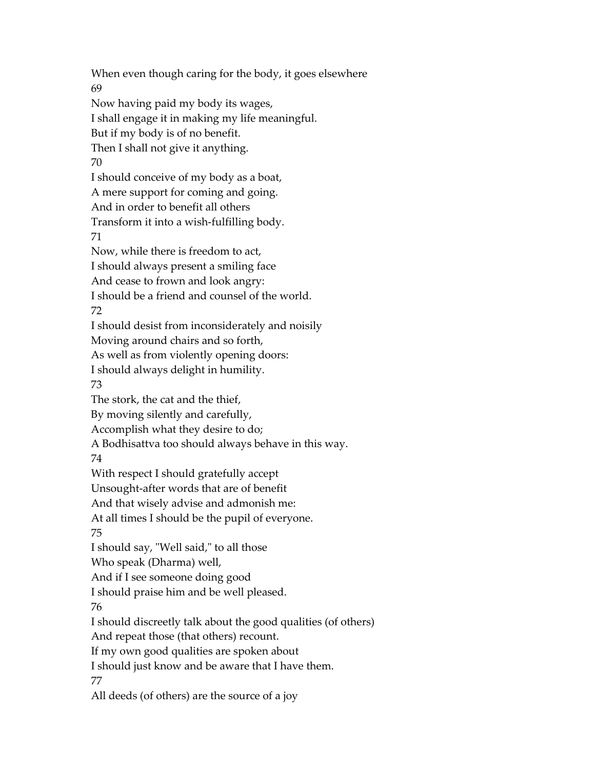When even though caring for the body, it goes elsewhere

69

Now having paid my body its wages,
I shall engage it in making my life meaningful.
But if my body is of no benefit.
Then I shall not give it anything.

70

I should conceive of my body as a boat,
A mere support for coming and going.
And in order to benefit all others
Transform it into a wish-fulfilling body.

71

Now, while there is freedom to act,
I should always present a smiling face
And cease to frown and look angry:
I should be a friend and counsel of the world.

72

I should desist from inconsiderately and noisily
Moving around chairs and so forth,
As well as from violently opening doors:
I should always delight in humility.

73

The stork, the cat and the thief,
By moving silently and carefully,
Accomplish what they desire to do;
A Bodhisattva too should always behave in this way.

74

With respect I should gratefully accept
Unsought-after words that are of benefit
And that wisely advise and admonish me:
At all times I should be the pupil of everyone.

75

I should say, "Well said," to all those
Who speak (Dharma) well,
And if I see someone doing good
I should praise him and be well pleased.

76

I should discreetly talk about the good qualities (of others)
And repeat those (that others) recount.
If my own good qualities are spoken about
I should just know and be aware that I have them.

77

All deeds (of others) are the source of a joy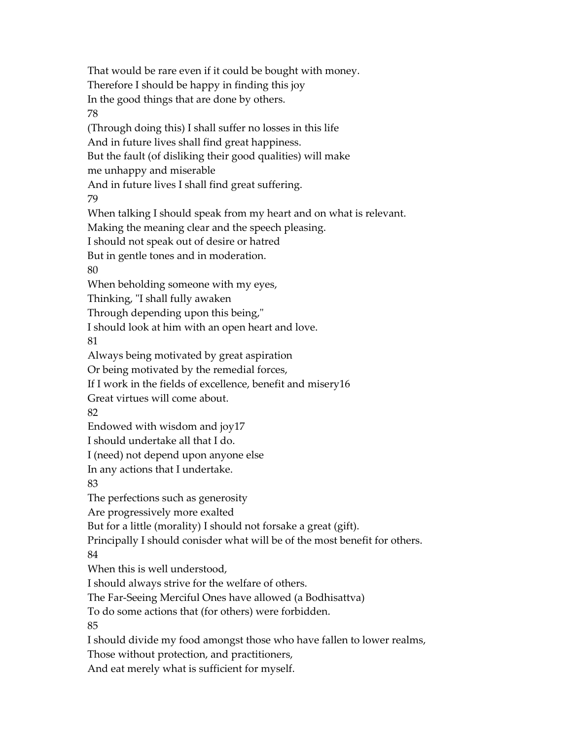That would be rare even if it could be bought with money.
Therefore I should be happy in finding this joy
In the good things that are done by others.

78

(Through doing this) I shall suffer no losses in this life
And in future lives shall find great happiness.
But the fault (of disliking their good qualities) will make
me unhappy and miserable
And in future lives I shall find great suffering.

79

When talking I should speak from my heart and on what is relevant.
Making the meaning clear and the speech pleasing.
I should not speak out of desire or hatred
But in gentle tones and in moderation.

80

When beholding someone with my eyes,
Thinking, "I shall fully awaken
Through depending upon this being,"
I should look at him with an open heart and love.

81

Always being motivated by great aspiration
Or being motivated by the remedial forces,
If I work in the fields of excellence, benefit and misery[16]
Great virtues will come about.

82

Endowed with wisdom and joy[17]
I should undertake all that I do.
I (need) not depend upon anyone else
In any actions that I undertake.

83

The perfections such as generosity
Are progressively more exalted
But for a little (morality) I should not forsake a great (gift).
Principally I should conisder what will be of the most benefit for others.

84

When this is well understood,
I should always strive for the welfare of others.
The Far-Seeing Merciful Ones have allowed (a Bodhisattva)
To do some actions that (for others) were forbidden.

85

I should divide my food amongst those who have fallen to lower realms,
Those without protection, and practitioners,
And eat merely what is sufficient for myself.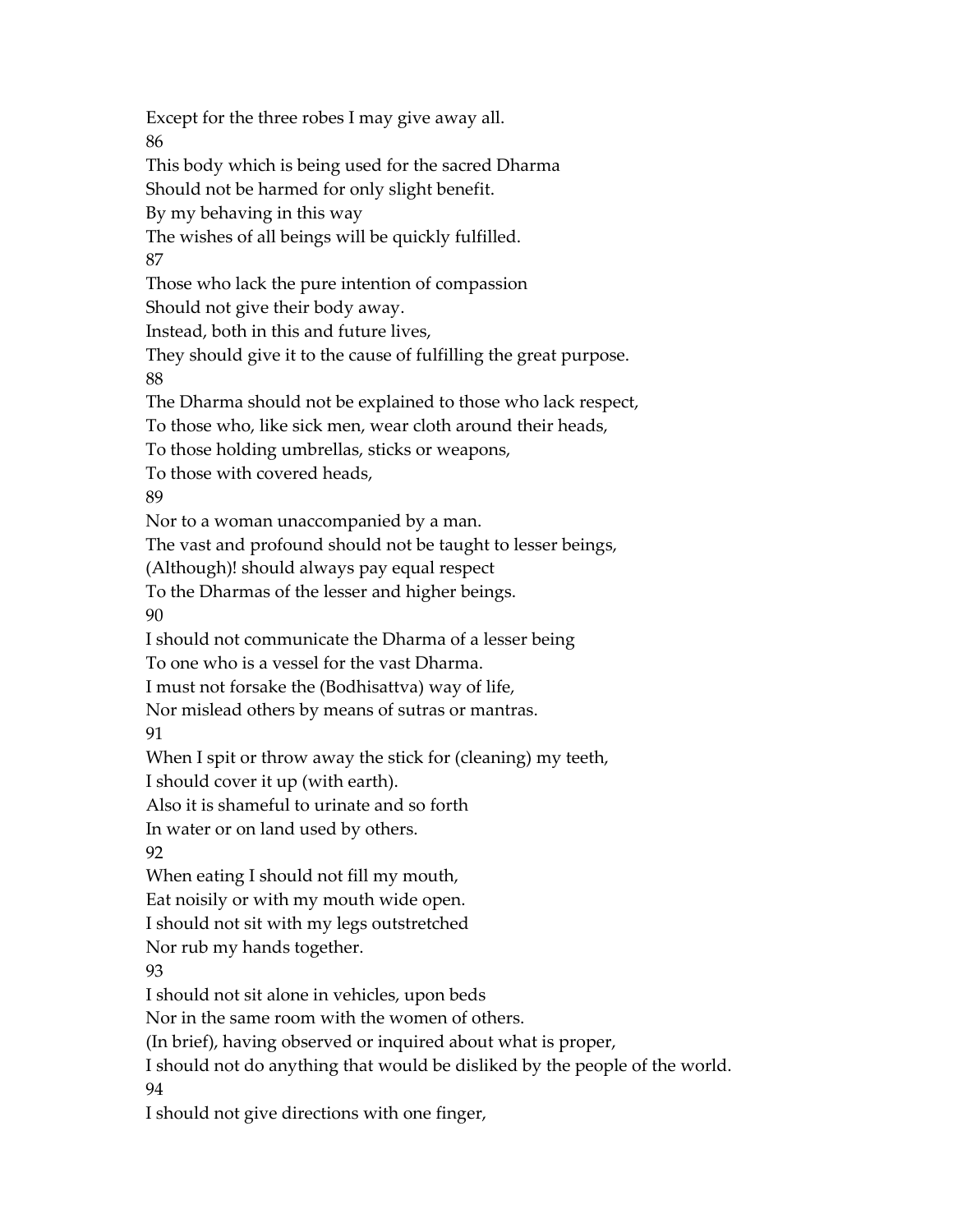Except for the three robes I may give away all.
86
This body which is being used for the sacred Dharma
Should not be harmed for only slight benefit.
By my behaving in this way
The wishes of all beings will be quickly fulfilled.
87
Those who lack the pure intention of compassion
Should not give their body away.
Instead, both in this and future lives,
They should give it to the cause of fulfilling the great purpose.
88
The Dharma should not be explained to those who lack respect,
To those who, like sick men, wear cloth around their heads,
To those holding umbrellas, sticks or weapons,
To those with covered heads,
89
Nor to a woman unaccompanied by a man.
The vast and profound should not be taught to lesser beings,
(Although)! should always pay equal respect
To the Dharmas of the lesser and higher beings.
90
I should not communicate the Dharma of a lesser being
To one who is a vessel for the vast Dharma.
I must not forsake the (Bodhisattva) way of life,
Nor mislead others by means of sutras or mantras.
91
When I spit or throw away the stick for (cleaning) my teeth,
I should cover it up (with earth).
Also it is shameful to urinate and so forth
In water or on land used by others.
92
When eating I should not fill my mouth,
Eat noisily or with my mouth wide open.
I should not sit with my legs outstretched
Nor rub my hands together.
93
I should not sit alone in vehicles, upon beds
Nor in the same room with the women of others.
(In brief), having observed or inquired about what is proper,
I should not do anything that would be disliked by the people of the world.
94
I should not give directions with one finger,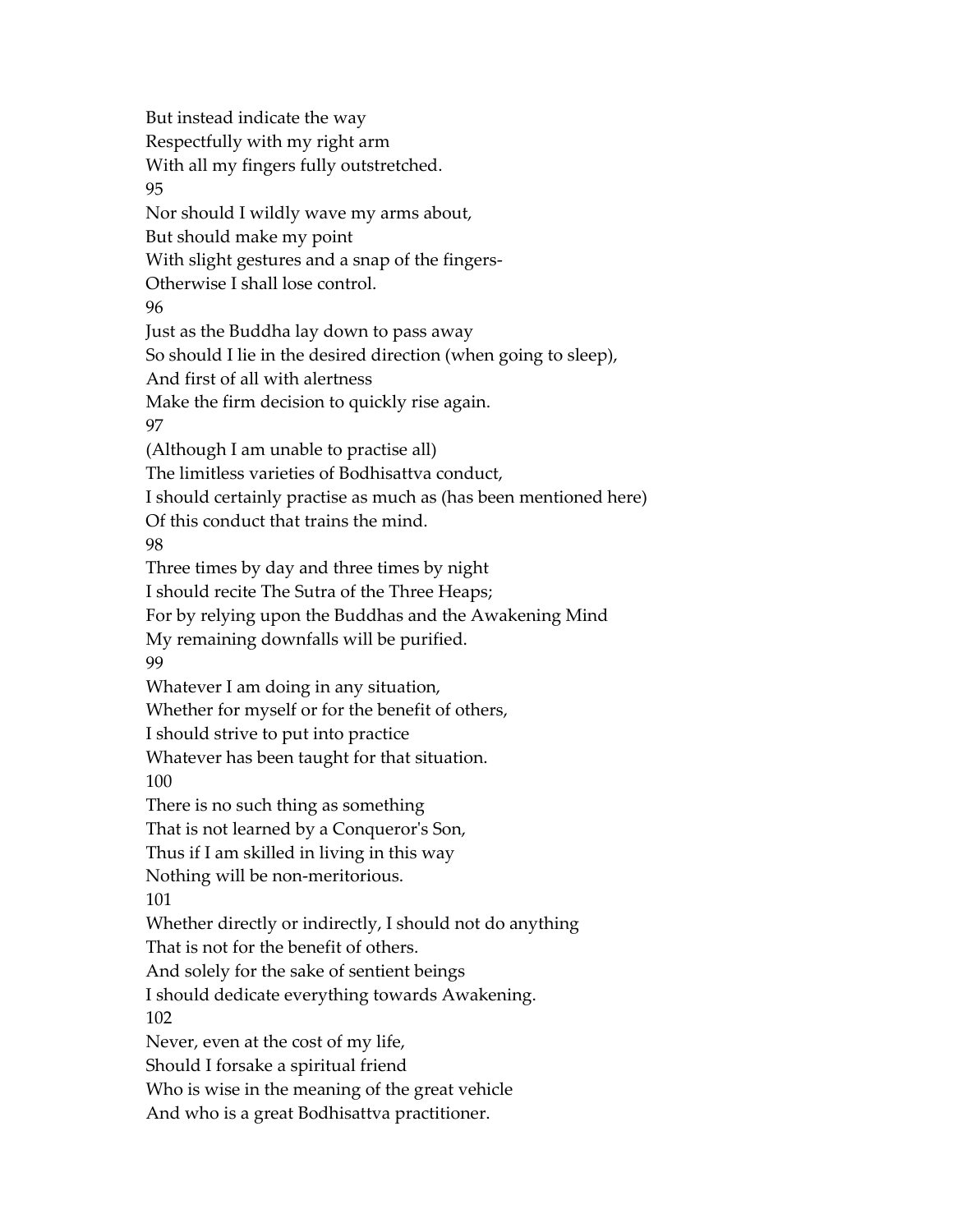But instead indicate the way
Respectfully with my right arm
With all my fingers fully outstretched.

95

Nor should I wildly wave my arms about,
But should make my point
With slight gestures and a snap of the fingers-
Otherwise I shall lose control.

96

Just as the Buddha lay down to pass away
So should I lie in the desired direction (when going to sleep),
And first of all with alertness
Make the firm decision to quickly rise again.

97

(Although I am unable to practise all)
The limitless varieties of Bodhisattva conduct,
I should certainly practise as much as (has been mentioned here)
Of this conduct that trains the mind.

98

Three times by day and three times by night
I should recite The Sutra of the Three Heaps;
For by relying upon the Buddhas and the Awakening Mind
My remaining downfalls will be purified.

99

Whatever I am doing in any situation,
Whether for myself or for the benefit of others,
I should strive to put into practice
Whatever has been taught for that situation.

100

There is no such thing as something
That is not learned by a Conqueror's Son,
Thus if I am skilled in living in this way
Nothing will be non-meritorious.

101

Whether directly or indirectly, I should not do anything
That is not for the benefit of others.
And solely for the sake of sentient beings
I should dedicate everything towards Awakening.

102

Never, even at the cost of my life,
Should I forsake a spiritual friend
Who is wise in the meaning of the great vehicle
And who is a great Bodhisattva practitioner.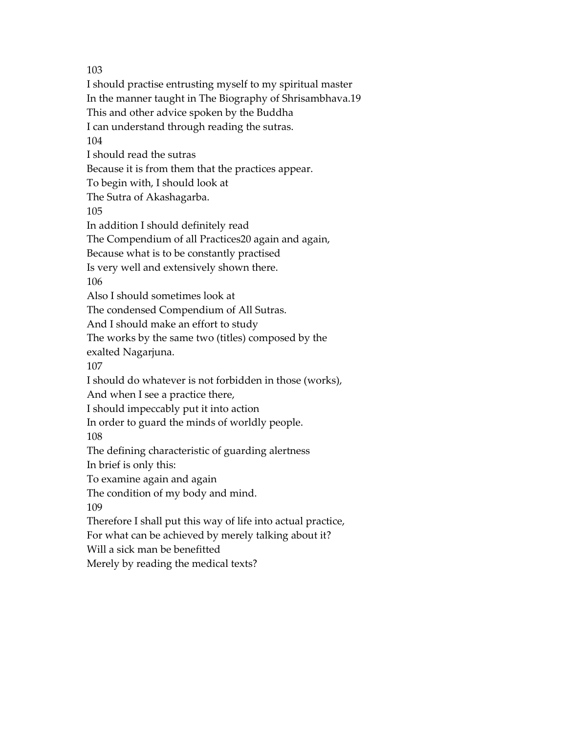103

I should practise entrusting myself to my spiritual master
In the manner taught in The Biography of Shrisambhava.[19]
This and other advice spoken by the Buddha
I can understand through reading the sutras.

104

I should read the sutras
Because it is from them that the practices appear.
To begin with, I should look at
The Sutra of Akashagarba.

105

In addition I should definitely read
The Compendium of all Practices[20] again and again,
Because what is to be constantly practised
Is very well and extensively shown there.

106

Also I should sometimes look at
The condensed Compendium of All Sutras.
And I should make an effort to study
The works by the same two (titles) composed by the exalted Nagarjuna.

107

I should do whatever is not forbidden in those (works),
And when I see a practice there,
I should impeccably put it into action
In order to guard the minds of worldly people.

108

The defining characteristic of guarding alertness
In brief is only this:
To examine again and again
The condition of my body and mind.

109

Therefore I shall put this way of life into actual practice,
For what can be achieved by merely talking about it?
Will a sick man be benefitted
Merely by reading the medical texts?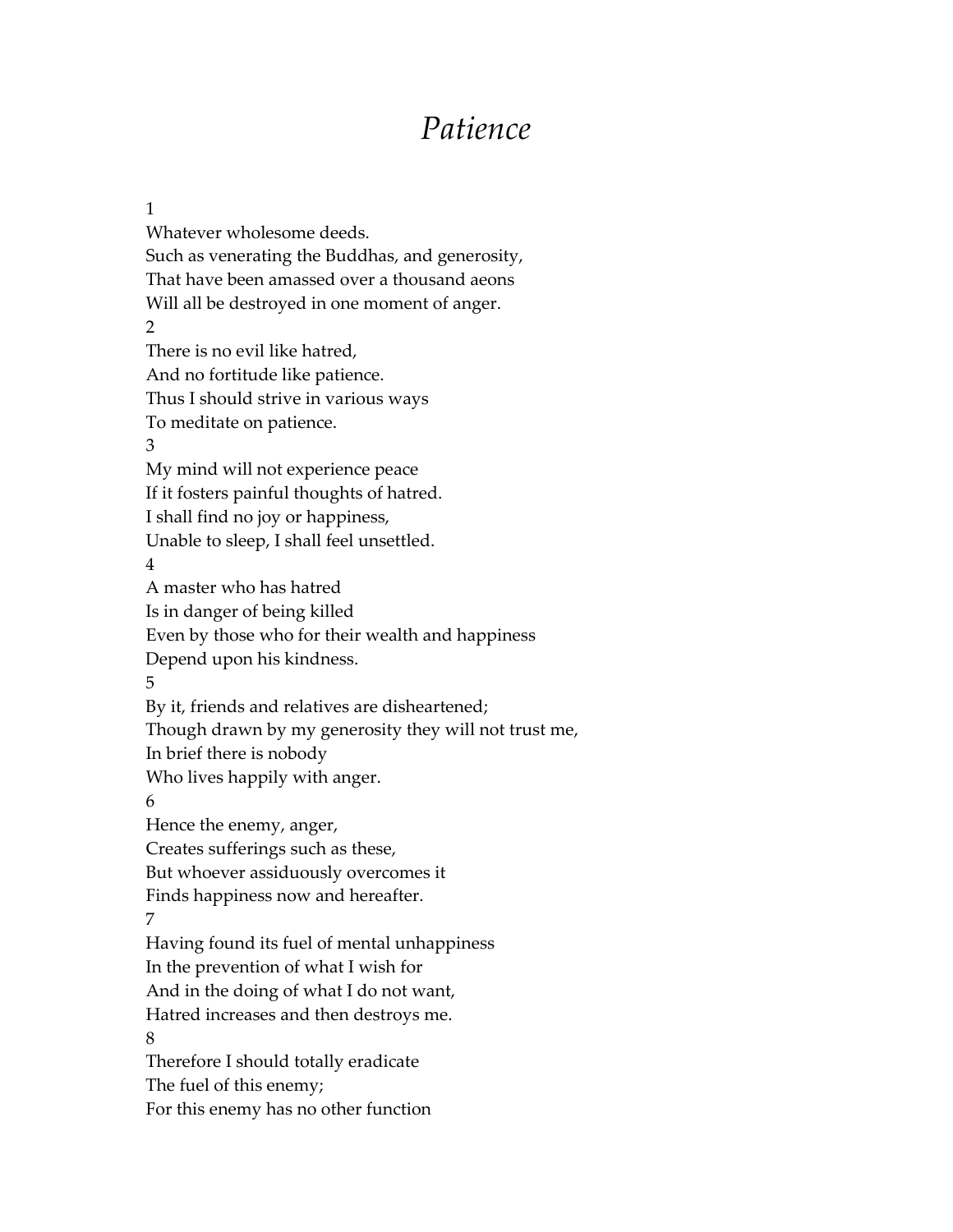# *Patience*

1

Whatever wholesome deeds.
Such as venerating the Buddhas, and generosity,
That have been amassed over a thousand aeons
Will all be destroyed in one moment of anger.

2

There is no evil like hatred,
And no fortitude like patience.
Thus I should strive in various ways
To meditate on patience.

3

My mind will not experience peace
If it fosters painful thoughts of hatred.
I shall find no joy or happiness,
Unable to sleep, I shall feel unsettled.

4

A master who has hatred
Is in danger of being killed
Even by those who for their wealth and happiness
Depend upon his kindness.

5

By it, friends and relatives are disheartened;
Though drawn by my generosity they will not trust me,
In brief there is nobody
Who lives happily with anger.

6

Hence the enemy, anger,
Creates sufferings such as these,
But whoever assiduously overcomes it
Finds happiness now and hereafter.

7

Having found its fuel of mental unhappiness
In the prevention of what I wish for
And in the doing of what I do not want,
Hatred increases and then destroys me.

8

Therefore I should totally eradicate
The fuel of this enemy;
For this enemy has no other function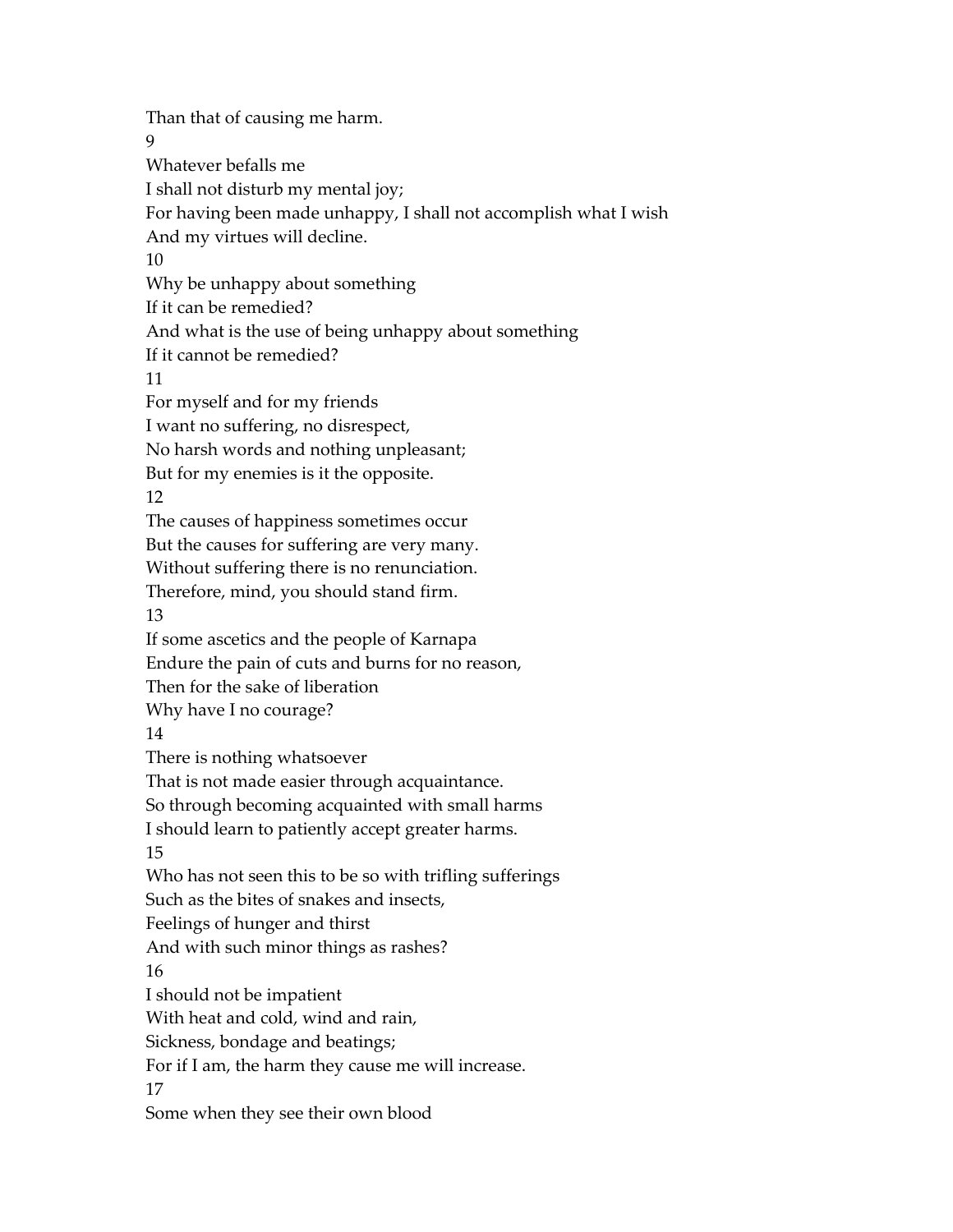Than that of causing me harm.

9

Whatever befalls me
I shall not disturb my mental joy;
For having been made unhappy, I shall not accomplish what I wish
And my virtues will decline.

10

Why be unhappy about something
If it can be remedied?
And what is the use of being unhappy about something
If it cannot be remedied?

11

For myself and for my friends
I want no suffering, no disrespect,
No harsh words and nothing unpleasant;
But for my enemies is it the opposite.

12

The causes of happiness sometimes occur
But the causes for suffering are very many.
Without suffering there is no renunciation.
Therefore, mind, you should stand firm.

13

If some ascetics and the people of Karnapa
Endure the pain of cuts and burns for no reason,
Then for the sake of liberation
Why have I no courage?

14

There is nothing whatsoever
That is not made easier through acquaintance.
So through becoming acquainted with small harms
I should learn to patiently accept greater harms.

15

Who has not seen this to be so with trifling sufferings
Such as the bites of snakes and insects,
Feelings of hunger and thirst
And with such minor things as rashes?

16

I should not be impatient
With heat and cold, wind and rain,
Sickness, bondage and beatings;
For if I am, the harm they cause me will increase.

17

Some when they see their own blood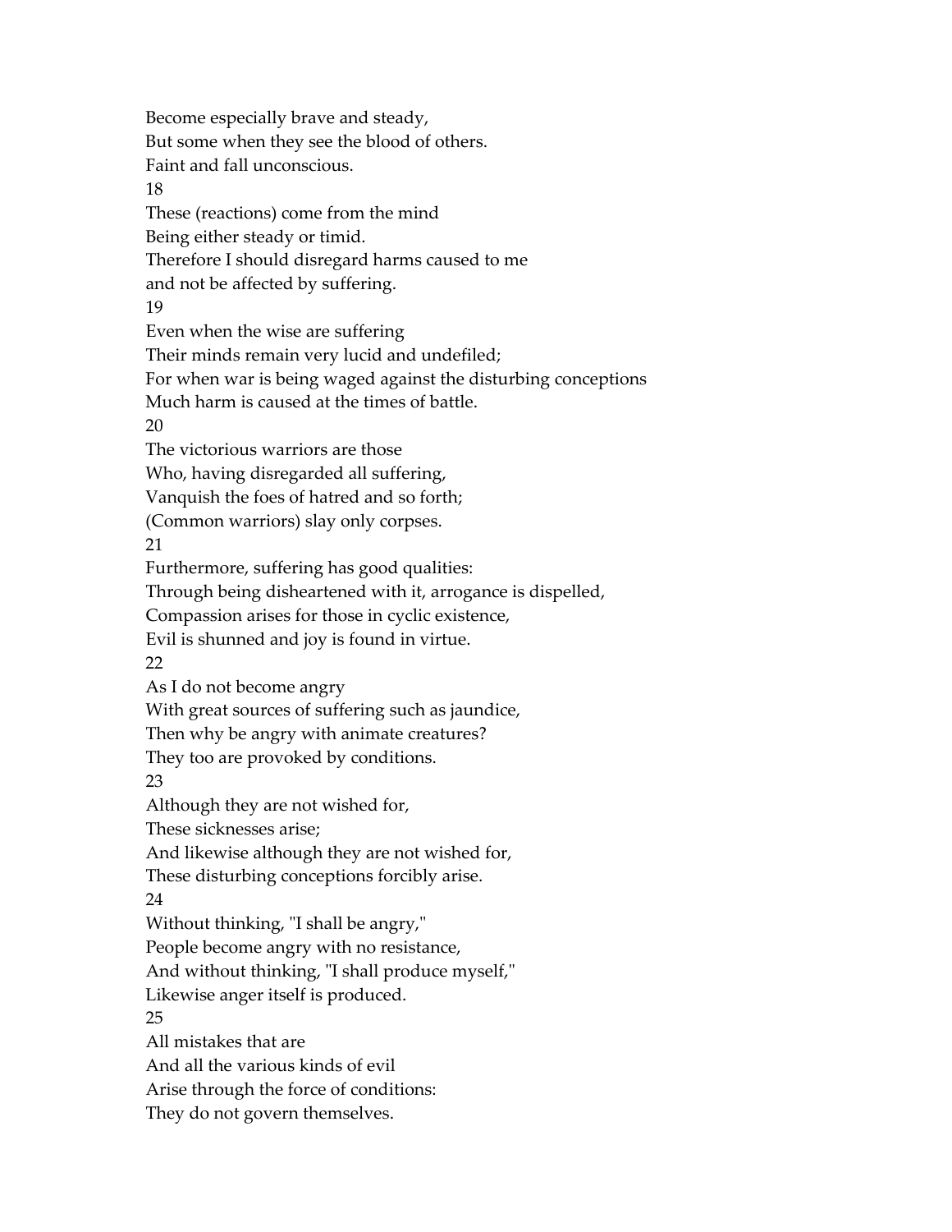Become especially brave and steady,  
But some when they see the blood of others.  
Faint and fall unconscious.

18

These (reactions) come from the mind  
Being either steady or timid.  
Therefore I should disregard harms caused to me  
and not be affected by suffering.

19

Even when the wise are suffering  
Their minds remain very lucid and undefiled;  
For when war is being waged against the disturbing conceptions  
Much harm is caused at the times of battle.

20

The victorious warriors are those  
Who, having disregarded all suffering,  
Vanquish the foes of hatred and so forth;  
(Common warriors) slay only corpses.

21

Furthermore, suffering has good qualities:  
Through being disheartened with it, arrogance is dispelled,  
Compassion arises for those in cyclic existence,  
Evil is shunned and joy is found in virtue.

22

As I do not become angry  
With great sources of suffering such as jaundice,  
Then why be angry with animate creatures?  
They too are provoked by conditions.

23

Although they are not wished for,  
These sicknesses arise;  
And likewise although they are not wished for,  
These disturbing conceptions forcibly arise.

24

Without thinking, "I shall be angry,"  
People become angry with no resistance,  
And without thinking, "I shall produce myself,"  
Likewise anger itself is produced.

25

All mistakes that are  
And all the various kinds of evil  
Arise through the force of conditions:  
They do not govern themselves.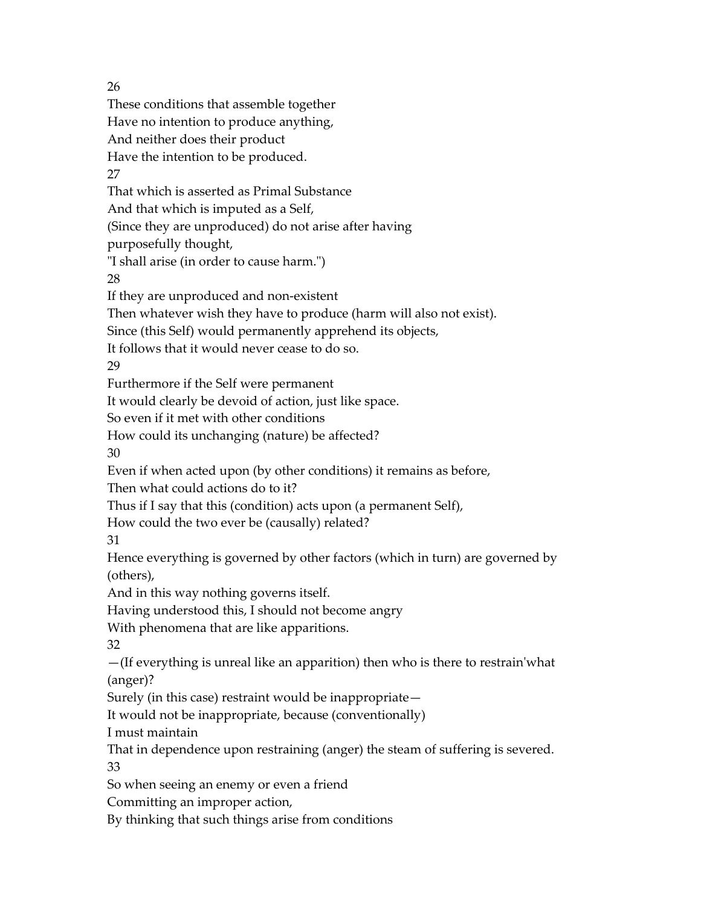26

These conditions that assemble together
Have no intention to produce anything,
And neither does their product
Have the intention to be produced.

27

That which is asserted as Primal Substance
And that which is imputed as a Self,
(Since they are unproduced) do not arise after having purposefully thought,
"I shall arise (in order to cause harm.")

28

If they are unproduced and non-existent
Then whatever wish they have to produce (harm will also not exist).
Since (this Self) would permanently apprehend its objects,
It follows that it would never cease to do so.

29

Furthermore if the Self were permanent
It would clearly be devoid of action, just like space.
So even if it met with other conditions
How could its unchanging (nature) be affected?

30

Even if when acted upon (by other conditions) it remains as before,
Then what could actions do to it?
Thus if I say that this (condition) acts upon (a permanent Self),
How could the two ever be (causally) related?

31

Hence everything is governed by other factors (which in turn) are governed by (others),
And in this way nothing governs itself.
Having understood this, I should not become angry
With phenomena that are like apparitions.

32

—(If everything is unreal like an apparition) then who is there to restrain'what (anger)?
Surely (in this case) restraint would be inappropriate—
It would not be inappropriate, because (conventionally)
I must maintain
That in dependence upon restraining (anger) the steam of suffering is severed.

33

So when seeing an enemy or even a friend
Committing an improper action,
By thinking that such things arise from conditions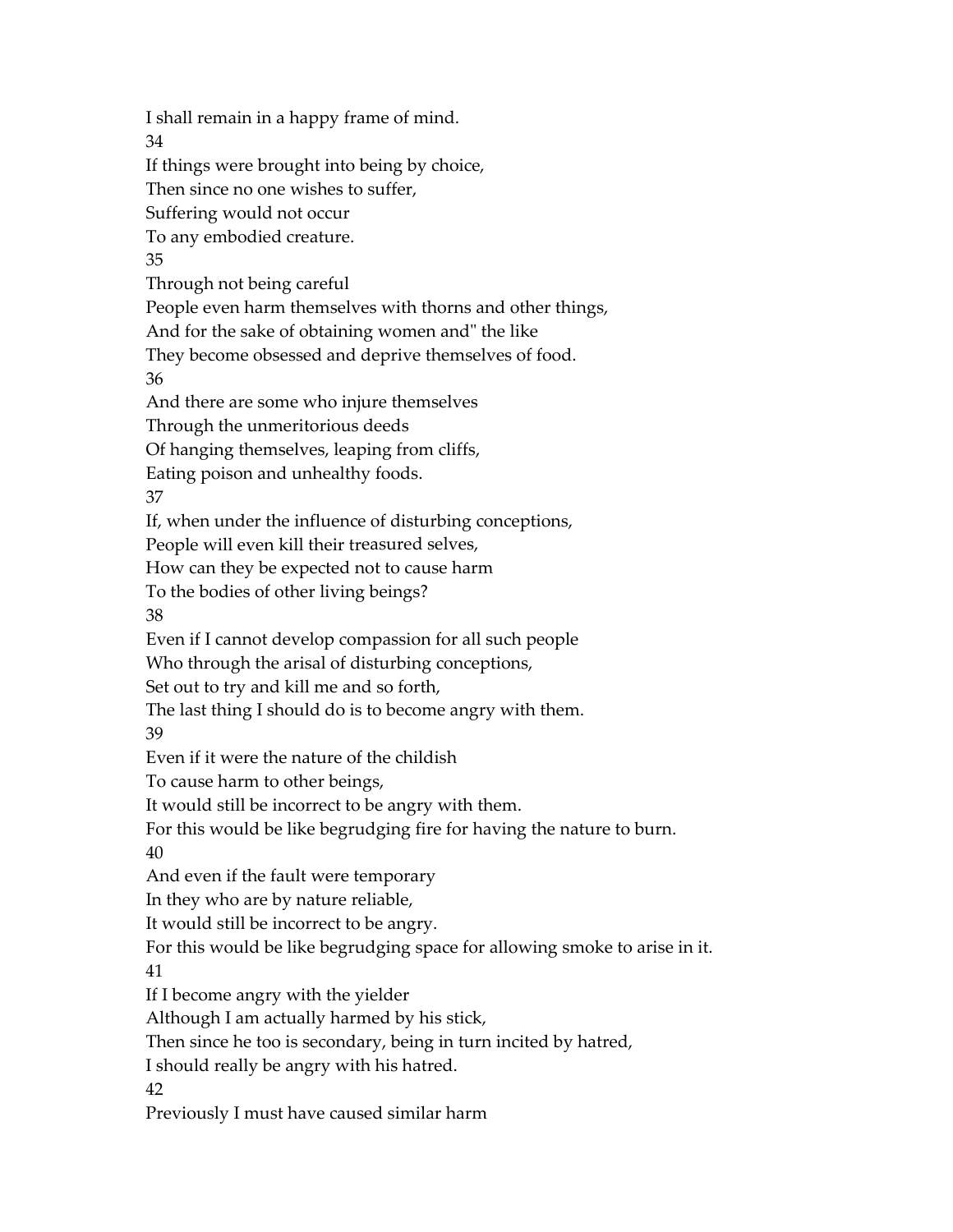I shall remain in a happy frame of mind.

34

If things were brought into being by choice,
Then since no one wishes to suffer,
Suffering would not occur
To any embodied creature.

35

Through not being careful
People even harm themselves with thorns and other things,
And for the sake of obtaining women and" the like
They become obsessed and deprive themselves of food.

36

And there are some who injure themselves
Through the unmeritorious deeds
Of hanging themselves, leaping from cliffs,
Eating poison and unhealthy foods.

37

If, when under the influence of disturbing conceptions,
People will even kill their treasured selves,
How can they be expected not to cause harm
To the bodies of other living beings?

38

Even if I cannot develop compassion for all such people
Who through the arisal of disturbing conceptions,
Set out to try and kill me and so forth,
The last thing I should do is to become angry with them.

39

Even if it were the nature of the childish
To cause harm to other beings,
It would still be incorrect to be angry with them.
For this would be like begrudging fire for having the nature to burn.

40

And even if the fault were temporary
In they who are by nature reliable,
It would still be incorrect to be angry.
For this would be like begrudging space for allowing smoke to arise in it.

41

If I become angry with the yielder
Although I am actually harmed by his stick,
Then since he too is secondary, being in turn incited by hatred,
I should really be angry with his hatred.

42

Previously I must have caused similar harm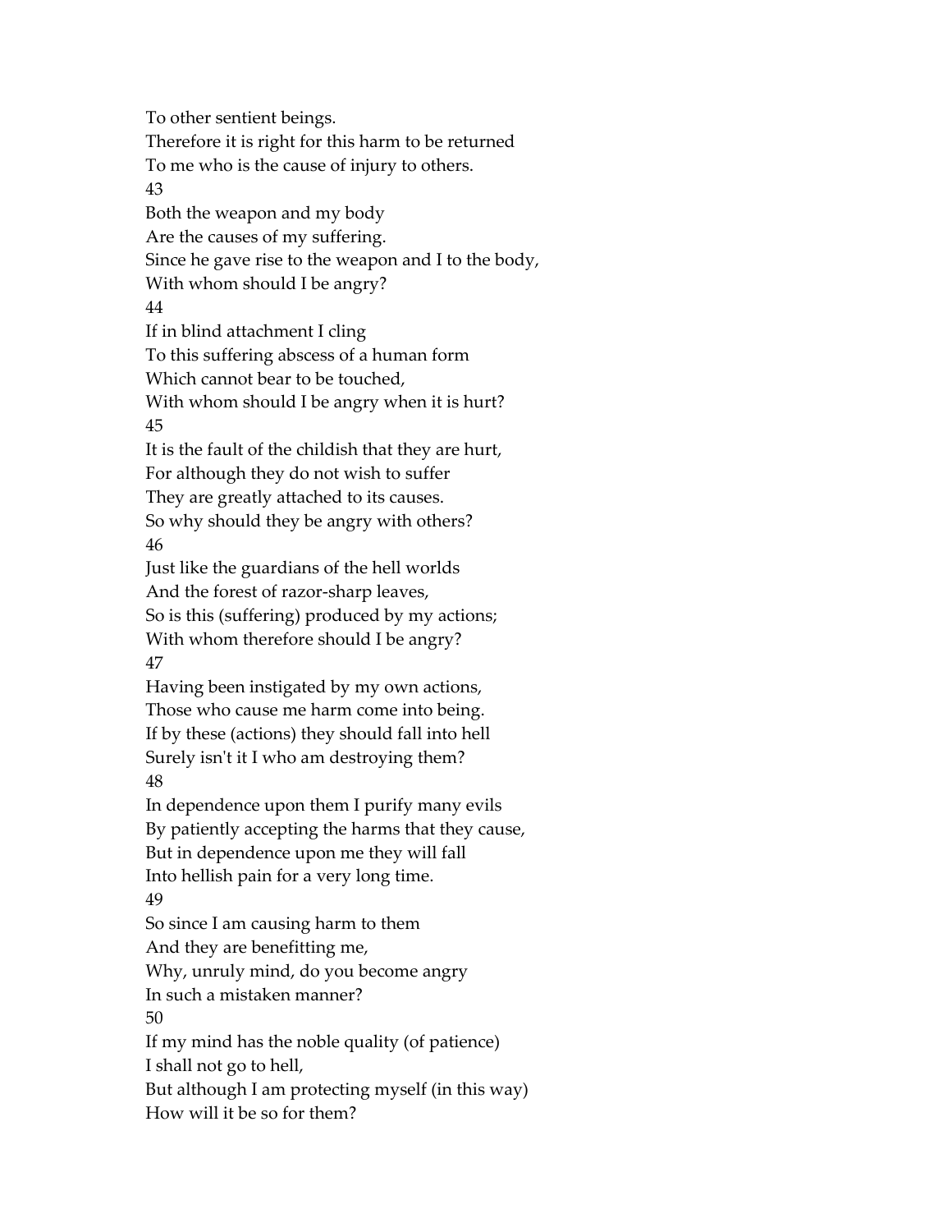To other sentient beings.
Therefore it is right for this harm to be returned
To me who is the cause of injury to others.

43

Both the weapon and my body
Are the causes of my suffering.
Since he gave rise to the weapon and I to the body,
With whom should I be angry?

44

If in blind attachment I cling
To this suffering abscess of a human form
Which cannot bear to be touched,
With whom should I be angry when it is hurt?

45

It is the fault of the childish that they are hurt,
For although they do not wish to suffer
They are greatly attached to its causes.
So why should they be angry with others?

46

Just like the guardians of the hell worlds
And the forest of razor-sharp leaves,
So is this (suffering) produced by my actions;
With whom therefore should I be angry?

47

Having been instigated by my own actions,
Those who cause me harm come into being.
If by these (actions) they should fall into hell
Surely isn't it I who am destroying them?

48

In dependence upon them I purify many evils
By patiently accepting the harms that they cause,
But in dependence upon me they will fall
Into hellish pain for a very long time.

49

So since I am causing harm to them
And they are benefitting me,
Why, unruly mind, do you become angry
In such a mistaken manner?

50

If my mind has the noble quality (of patience)
I shall not go to hell,
But although I am protecting myself (in this way)
How will it be so for them?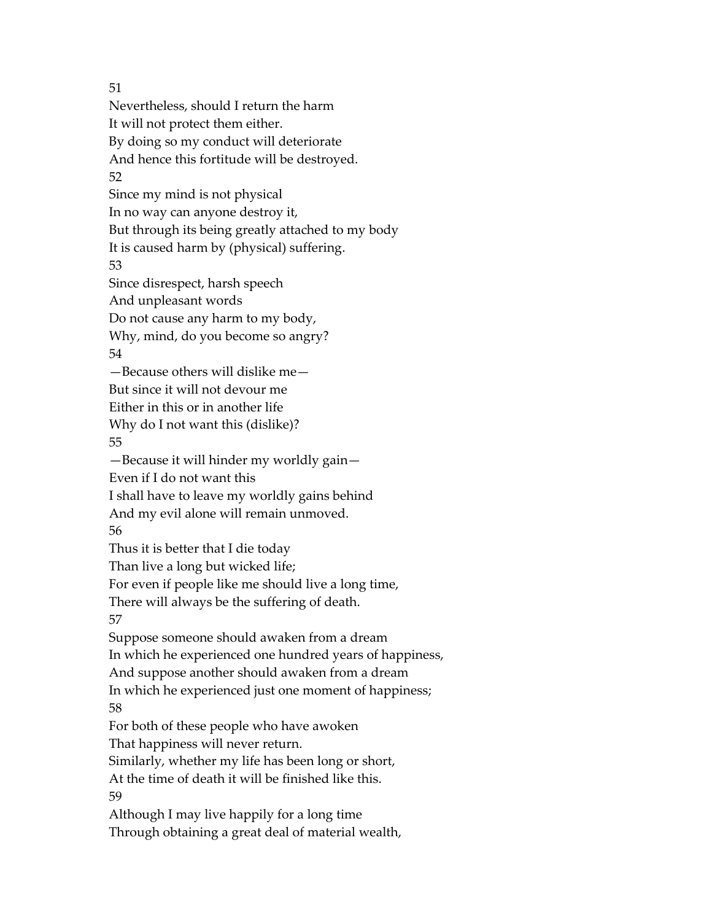51

Nevertheless, should I return the harm
It will not protect them either.
By doing so my conduct will deteriorate
And hence this fortitude will be destroyed.

52

Since my mind is not physical
In no way can anyone destroy it,
But through its being greatly attached to my body
It is caused harm by (physical) suffering.

53

Since disrespect, harsh speech
And unpleasant words
Do not cause any harm to my body,
Why, mind, do you become so angry?

54

—Because others will dislike me—
But since it will not devour me
Either in this or in another life
Why do I not want this (dislike)?

55

—Because it will hinder my worldly gain—
Even if I do not want this
I shall have to leave my worldly gains behind
And my evil alone will remain unmoved.

56

Thus it is better that I die today
Than live a long but wicked life;
For even if people like me should live a long time,
There will always be the suffering of death.

57

Suppose someone should awaken from a dream
In which he experienced one hundred years of happiness,
And suppose another should awaken from a dream
In which he experienced just one moment of happiness;

58

For both of these people who have awoken
That happiness will never return.
Similarly, whether my life has been long or short,
At the time of death it will be finished like this.

59

Although I may live happily for a long time
Through obtaining a great deal of material wealth,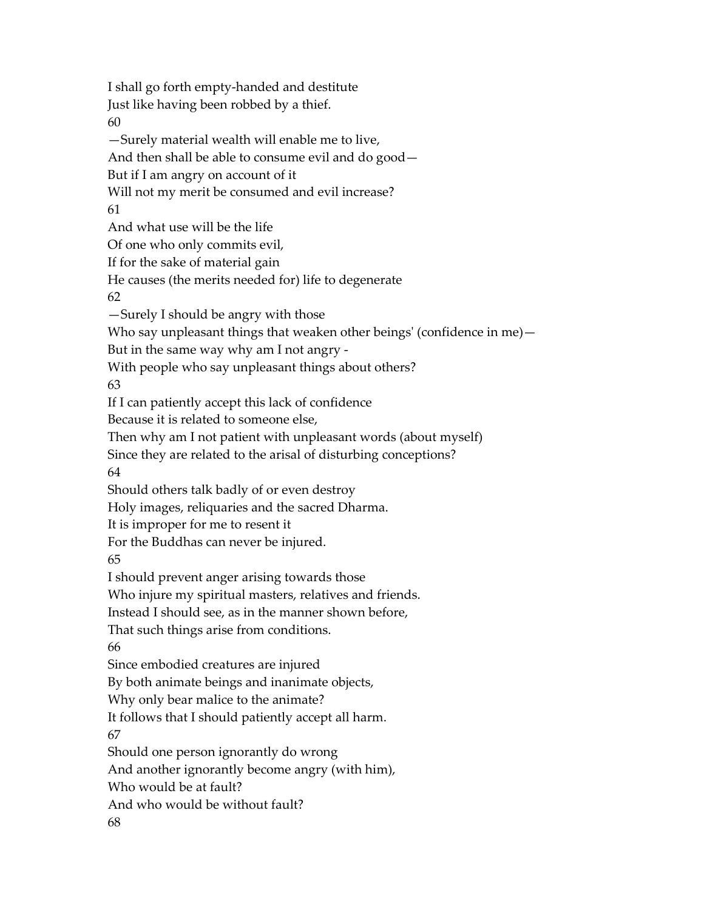I shall go forth empty-handed and destitute
Just like having been robbed by a thief.

60

—Surely material wealth will enable me to live,
And then shall be able to consume evil and do good—
But if I am angry on account of it
Will not my merit be consumed and evil increase?

61

And what use will be the life
Of one who only commits evil,
If for the sake of material gain
He causes (the merits needed for) life to degenerate

62

—Surely I should be angry with those
Who say unpleasant things that weaken other beings' (confidence in me)—
But in the same way why am I not angry -
With people who say unpleasant things about others?

63

If I can patiently accept this lack of confidence
Because it is related to someone else,
Then why am I not patient with unpleasant words (about myself)
Since they are related to the arisal of disturbing conceptions?

64

Should others talk badly of or even destroy
Holy images, reliquaries and the sacred Dharma.
It is improper for me to resent it
For the Buddhas can never be injured.

65

I should prevent anger arising towards those
Who injure my spiritual masters, relatives and friends.
Instead I should see, as in the manner shown before,
That such things arise from conditions.

66

Since embodied creatures are injured
By both animate beings and inanimate objects,
Why only bear malice to the animate?
It follows that I should patiently accept all harm.

67

Should one person ignorantly do wrong
And another ignorantly become angry (with him),
Who would be at fault?
And who would be without fault?

68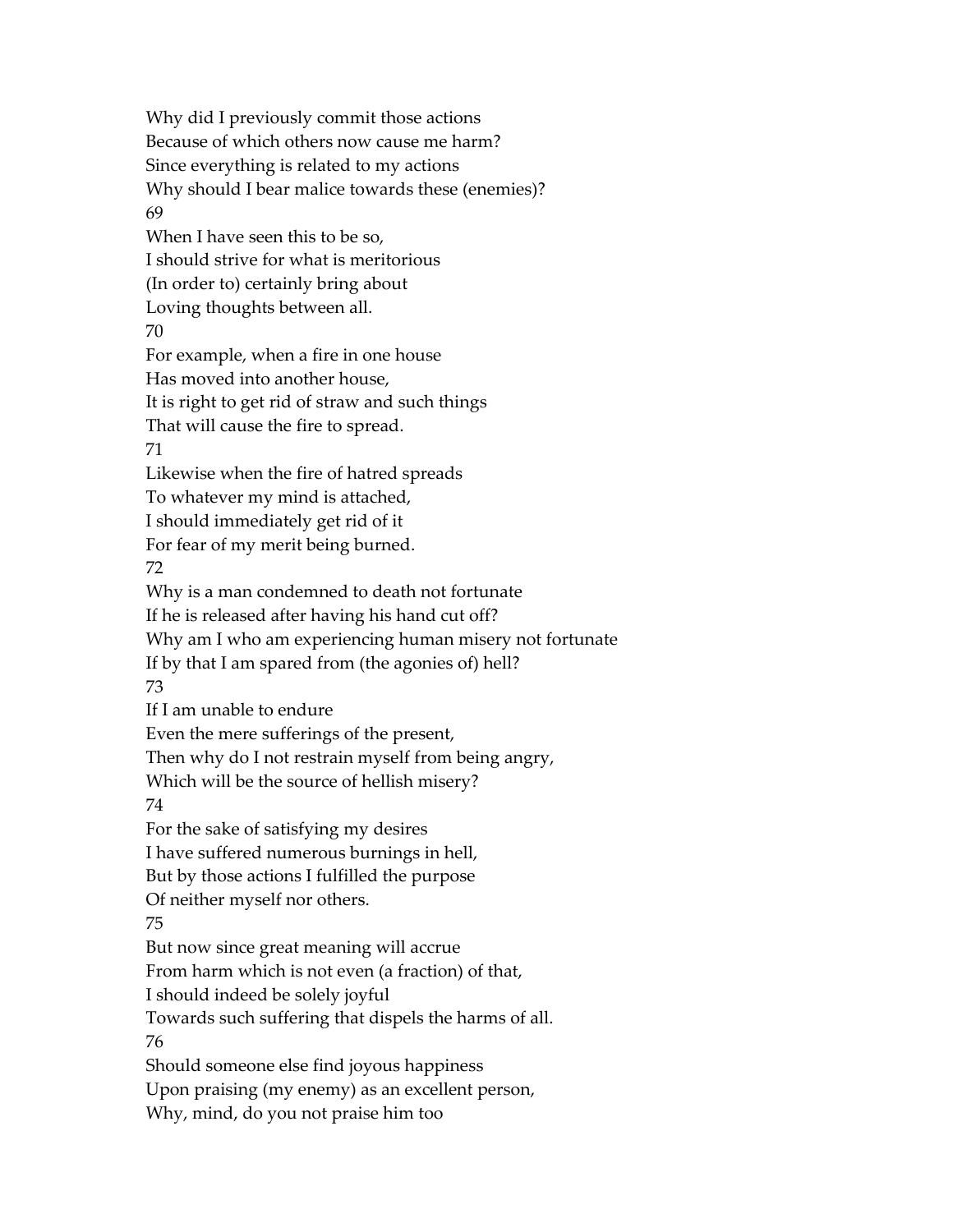Why did I previously commit those actions
Because of which others now cause me harm?
Since everything is related to my actions
Why should I bear malice towards these (enemies)?

69

When I have seen this to be so,
I should strive for what is meritorious
(In order to) certainly bring about
Loving thoughts between all.

70

For example, when a fire in one house
Has moved into another house,
It is right to get rid of straw and such things
That will cause the fire to spread.

71

Likewise when the fire of hatred spreads
To whatever my mind is attached,
I should immediately get rid of it
For fear of my merit being burned.

72

Why is a man condemned to death not fortunate
If he is released after having his hand cut off?
Why am I who am experiencing human misery not fortunate
If by that I am spared from (the agonies of) hell?

73

If I am unable to endure
Even the mere sufferings of the present,
Then why do I not restrain myself from being angry,
Which will be the source of hellish misery?

74

For the sake of satisfying my desires
I have suffered numerous burnings in hell,
But by those actions I fulfilled the purpose
Of neither myself nor others.

75

But now since great meaning will accrue
From harm which is not even (a fraction) of that,
I should indeed be solely joyful
Towards such suffering that dispels the harms of all.

76

Should someone else find joyous happiness
Upon praising (my enemy) as an excellent person,
Why, mind, do you not praise him too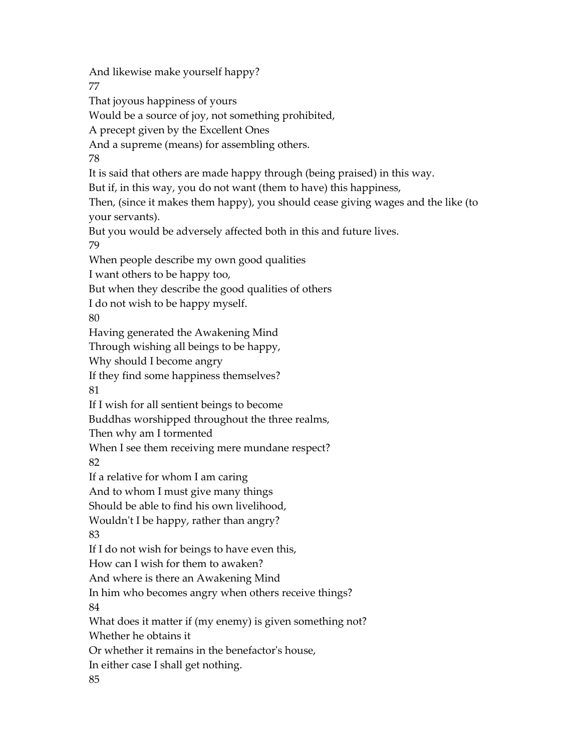And likewise make yourself happy?

77

That joyous happiness of yours
Would be a source of joy, not something prohibited,
A precept given by the Excellent Ones
And a supreme (means) for assembling others.

78

It is said that others are made happy through (being praised) in this way.
But if, in this way, you do not want (them to have) this happiness,
Then, (since it makes them happy), you should cease giving wages and the like (to your servants).
But you would be adversely affected both in this and future lives.

79

When people describe my own good qualities
I want others to be happy too,
But when they describe the good qualities of others
I do not wish to be happy myself.

80

Having generated the Awakening Mind
Through wishing all beings to be happy,
Why should I become angry
If they find some happiness themselves?

81

If I wish for all sentient beings to become
Buddhas worshipped throughout the three realms,
Then why am I tormented
When I see them receiving mere mundane respect?

82

If a relative for whom I am caring
And to whom I must give many things
Should be able to find his own livelihood,
Wouldn't I be happy, rather than angry?

83

If I do not wish for beings to have even this,
How can I wish for them to awaken?
And where is there an Awakening Mind
In him who becomes angry when others receive things?

84

What does it matter if (my enemy) is given something not?
Whether he obtains it
Or whether it remains in the benefactor's house,
In either case I shall get nothing.

85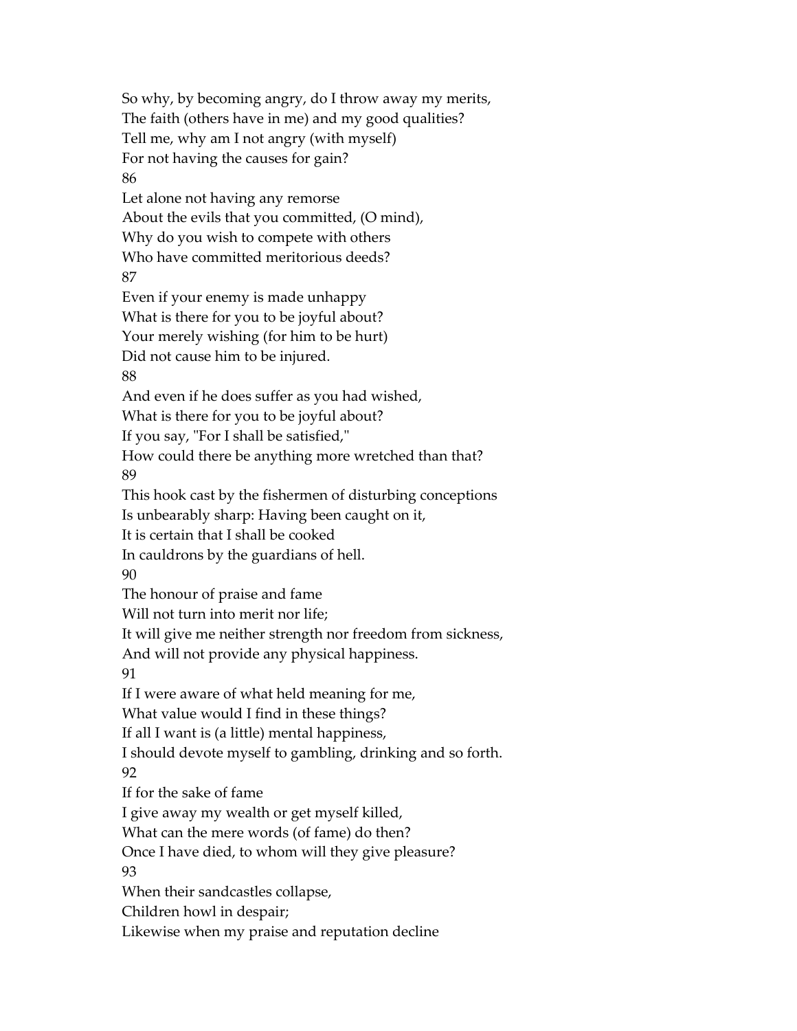So why, by becoming angry, do I throw away my merits,
The faith (others have in me) and my good qualities?
Tell me, why am I not angry (with myself)
For not having the causes for gain?

86

Let alone not having any remorse
About the evils that you committed, (O mind),
Why do you wish to compete with others
Who have committed meritorious deeds?

87

Even if your enemy is made unhappy
What is there for you to be joyful about?
Your merely wishing (for him to be hurt)
Did not cause him to be injured.

88

And even if he does suffer as you had wished,
What is there for you to be joyful about?
If you say, "For I shall be satisfied,"
How could there be anything more wretched than that?

89

This hook cast by the fishermen of disturbing conceptions
Is unbearably sharp: Having been caught on it,
It is certain that I shall be cooked
In cauldrons by the guardians of hell.

90

The honour of praise and fame
Will not turn into merit nor life;
It will give me neither strength nor freedom from sickness,
And will not provide any physical happiness.

91

If I were aware of what held meaning for me,
What value would I find in these things?
If all I want is (a little) mental happiness,
I should devote myself to gambling, drinking and so forth.

92

If for the sake of fame
I give away my wealth or get myself killed,
What can the mere words (of fame) do then?
Once I have died, to whom will they give pleasure?

93

When their sandcastles collapse,
Children howl in despair;
Likewise when my praise and reputation decline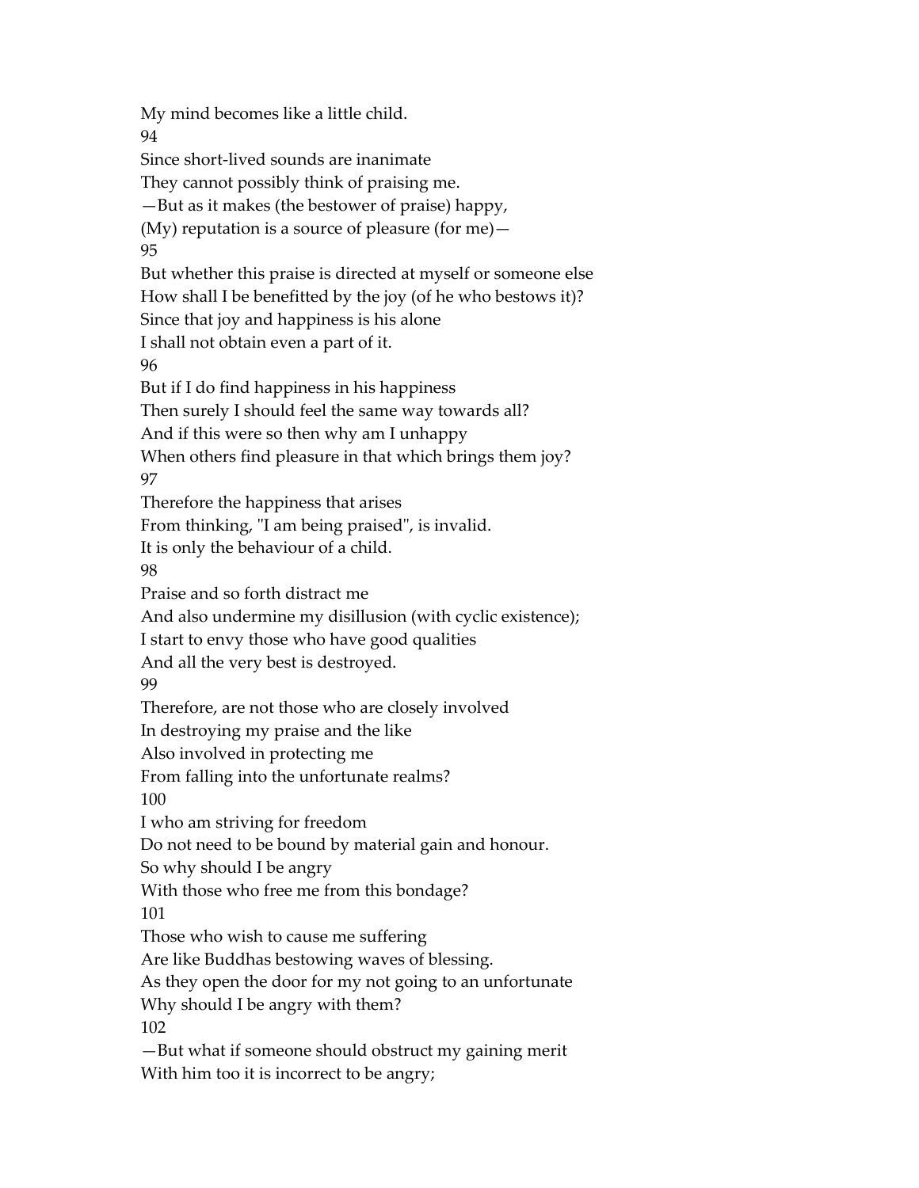My mind becomes like a little child.

94

Since short-lived sounds are inanimate
They cannot possibly think of praising me.
—But as it makes (the bestower of praise) happy,
(My) reputation is a source of pleasure (for me)—

95

But whether this praise is directed at myself or someone else
How shall I be benefitted by the joy (of he who bestows it)?
Since that joy and happiness is his alone
I shall not obtain even a part of it.

96

But if I do find happiness in his happiness
Then surely I should feel the same way towards all?
And if this were so then why am I unhappy
When others find pleasure in that which brings them joy?

97

Therefore the happiness that arises
From thinking, "I am being praised", is invalid.
It is only the behaviour of a child.

98

Praise and so forth distract me
And also undermine my disillusion (with cyclic existence);
I start to envy those who have good qualities
And all the very best is destroyed.

99

Therefore, are not those who are closely involved
In destroying my praise and the like
Also involved in protecting me
From falling into the unfortunate realms?

100

I who am striving for freedom
Do not need to be bound by material gain and honour.
So why should I be angry
With those who free me from this bondage?

101

Those who wish to cause me suffering
Are like Buddhas bestowing waves of blessing.
As they open the door for my not going to an unfortunate
Why should I be angry with them?

102

—But what if someone should obstruct my gaining merit
With him too it is incorrect to be angry;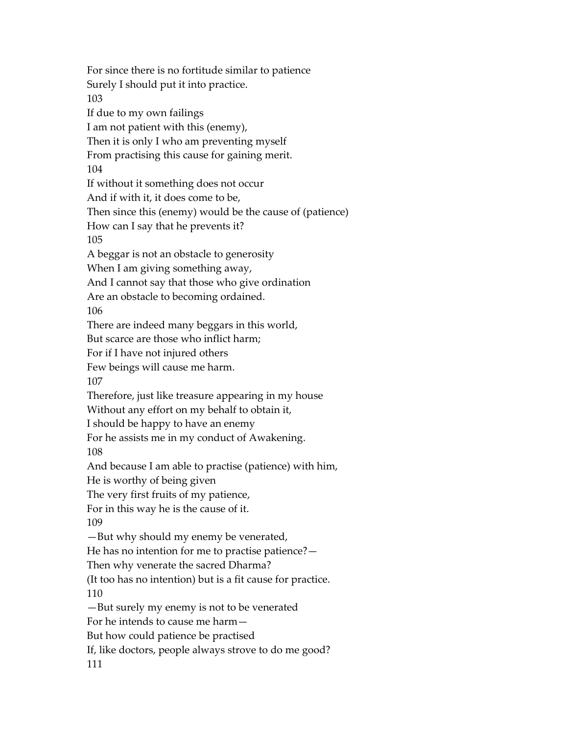For since there is no fortitude similar to patience
Surely I should put it into practice.

103

If due to my own failings
I am not patient with this (enemy),
Then it is only I who am preventing myself
From practising this cause for gaining merit.

104

If without it something does not occur
And if with it, it does come to be,
Then since this (enemy) would be the cause of (patience)
How can I say that he prevents it?

105

A beggar is not an obstacle to generosity
When I am giving something away,
And I cannot say that those who give ordination
Are an obstacle to becoming ordained.

106

There are indeed many beggars in this world,
But scarce are those who inflict harm;
For if I have not injured others
Few beings will cause me harm.

107

Therefore, just like treasure appearing in my house
Without any effort on my behalf to obtain it,
I should be happy to have an enemy
For he assists me in my conduct of Awakening.

108

And because I am able to practise (patience) with him,
He is worthy of being given
The very first fruits of my patience,
For in this way he is the cause of it.

109

—But why should my enemy be venerated,
He has no intention for me to practise patience?—
Then why venerate the sacred Dharma?
(It too has no intention) but is a fit cause for practice.

110

—But surely my enemy is not to be venerated
For he intends to cause me harm—
But how could patience be practised
If, like doctors, people always strove to do me good?

111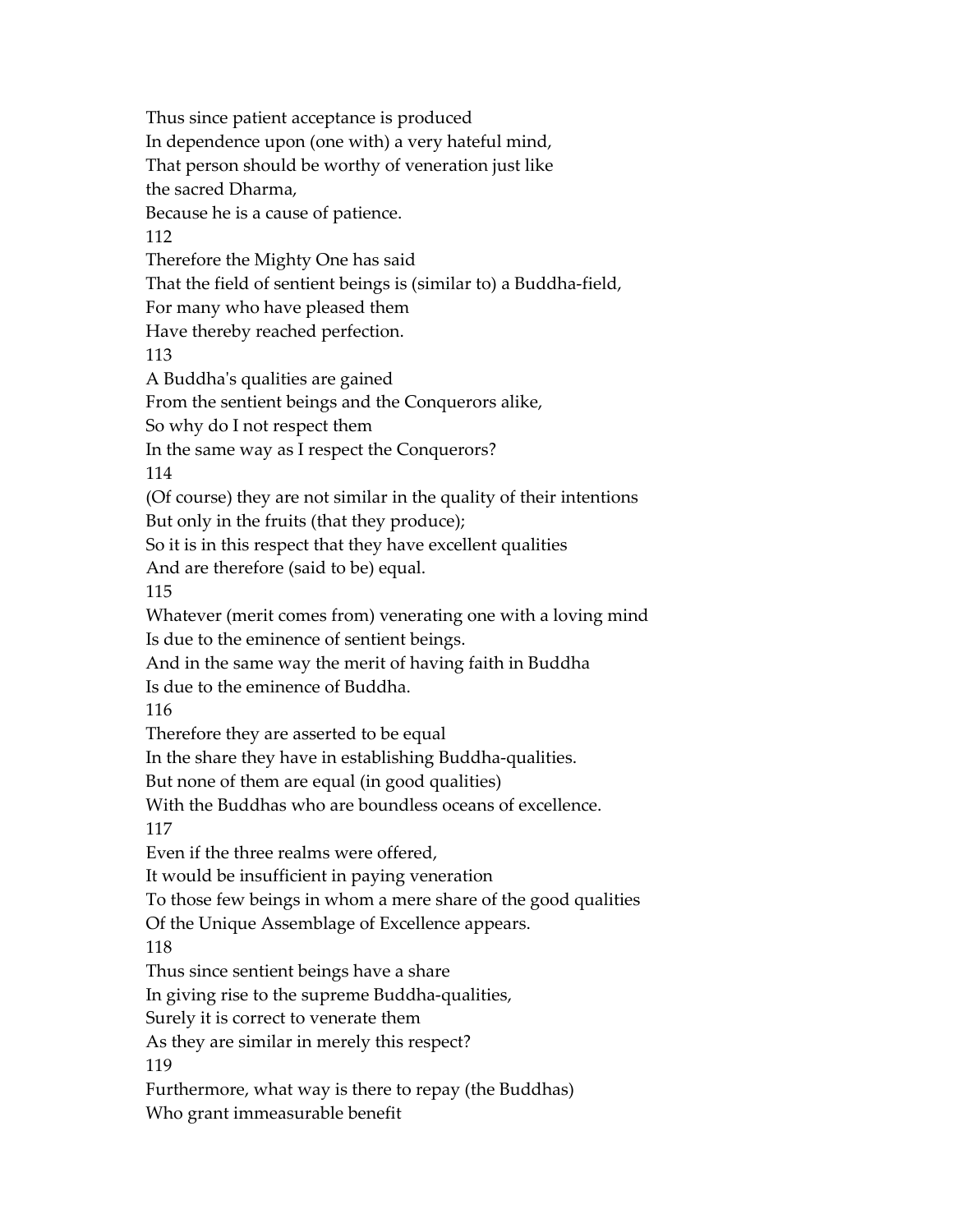Thus since patient acceptance is produced
In dependence upon (one with) a very hateful mind,
That person should be worthy of veneration just like
the sacred Dharma,
Because he is a cause of patience.

112

Therefore the Mighty One has said
That the field of sentient beings is (similar to) a Buddha-field,
For many who have pleased them
Have thereby reached perfection.

113

A Buddha's qualities are gained
From the sentient beings and the Conquerors alike,
So why do I not respect them
In the same way as I respect the Conquerors?

114

(Of course) they are not similar in the quality of their intentions
But only in the fruits (that they produce);
So it is in this respect that they have excellent qualities
And are therefore (said to be) equal.

115

Whatever (merit comes from) venerating one with a loving mind
Is due to the eminence of sentient beings.
And in the same way the merit of having faith in Buddha
Is due to the eminence of Buddha.

116

Therefore they are asserted to be equal
In the share they have in establishing Buddha-qualities.
But none of them are equal (in good qualities)
With the Buddhas who are boundless oceans of excellence.

117

Even if the three realms were offered,
It would be insufficient in paying veneration
To those few beings in whom a mere share of the good qualities
Of the Unique Assemblage of Excellence appears.

118

Thus since sentient beings have a share
In giving rise to the supreme Buddha-qualities,
Surely it is correct to venerate them
As they are similar in merely this respect?

119

Furthermore, what way is there to repay (the Buddhas)
Who grant immeasurable benefit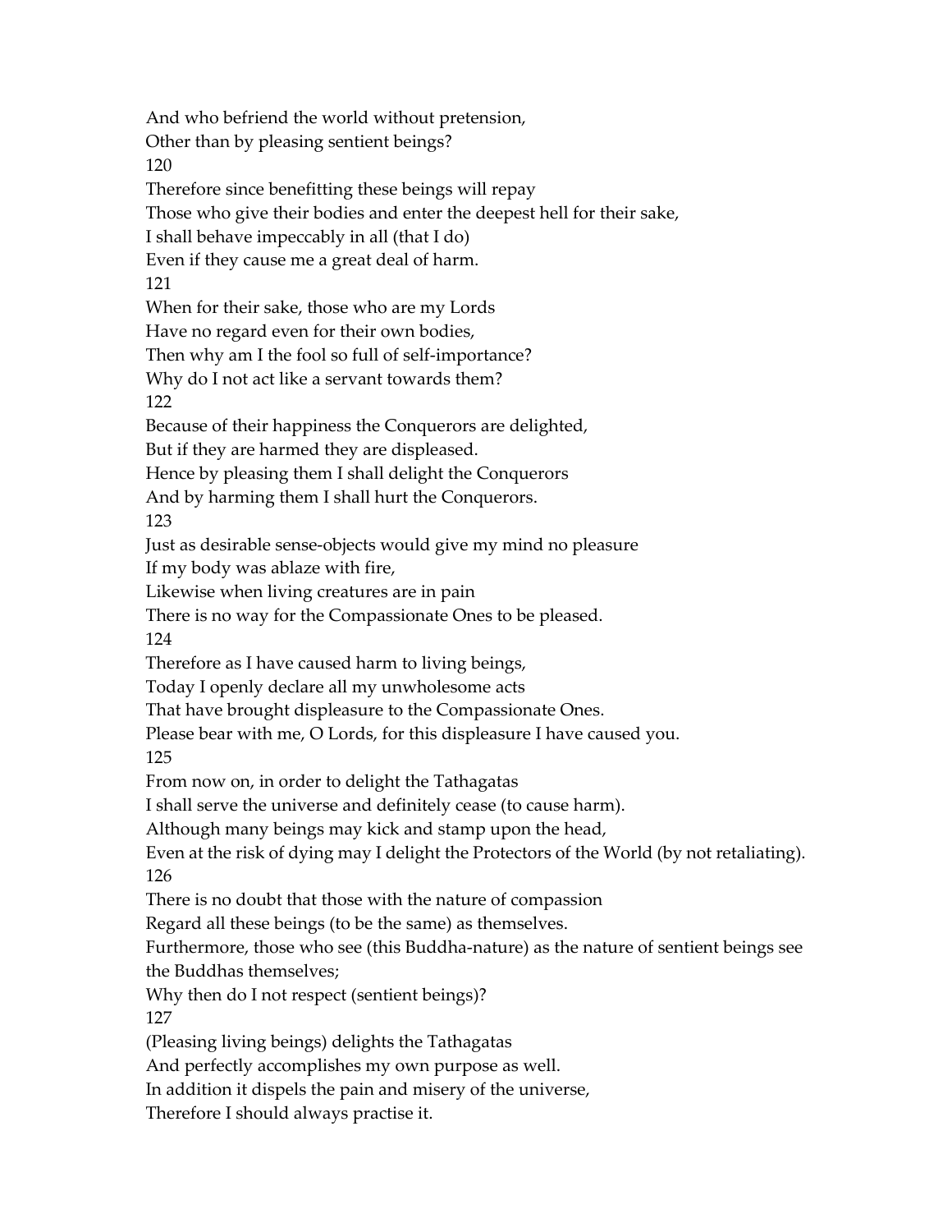And who befriend the world without pretension,
Other than by pleasing sentient beings?
120
Therefore since benefitting these beings will repay
Those who give their bodies and enter the deepest hell for their sake,
I shall behave impeccably in all (that I do)
Even if they cause me a great deal of harm.
121
When for their sake, those who are my Lords
Have no regard even for their own bodies,
Then why am I the fool so full of self-importance?
Why do I not act like a servant towards them?
122
Because of their happiness the Conquerors are delighted,
But if they are harmed they are displeased.
Hence by pleasing them I shall delight the Conquerors
And by harming them I shall hurt the Conquerors.
123
Just as desirable sense-objects would give my mind no pleasure
If my body was ablaze with fire,
Likewise when living creatures are in pain
There is no way for the Compassionate Ones to be pleased.
124
Therefore as I have caused harm to living beings,
Today I openly declare all my unwholesome acts
That have brought displeasure to the Compassionate Ones.
Please bear with me, O Lords, for this displeasure I have caused you.
125
From now on, in order to delight the Tathagatas
I shall serve the universe and definitely cease (to cause harm).
Although many beings may kick and stamp upon the head,
Even at the risk of dying may I delight the Protectors of the World (by not retaliating).
126
There is no doubt that those with the nature of compassion
Regard all these beings (to be the same) as themselves.
Furthermore, those who see (this Buddha-nature) as the nature of sentient beings see the Buddhas themselves;
Why then do I not respect (sentient beings)?
127
(Pleasing living beings) delights the Tathagatas
And perfectly accomplishes my own purpose as well.
In addition it dispels the pain and misery of the universe,
Therefore I should always practise it.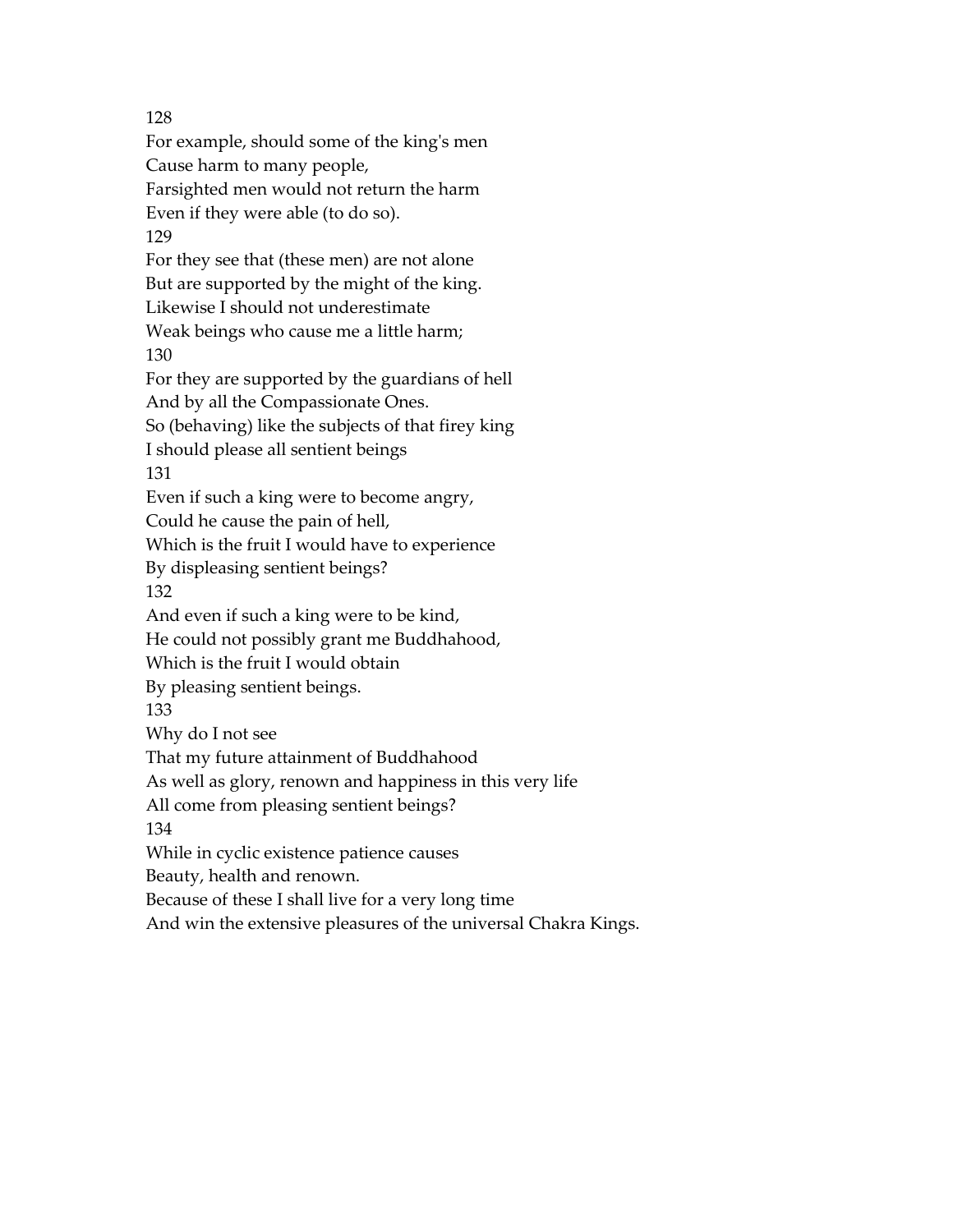128

For example, should some of the king's men
Cause harm to many people,
Farsighted men would not return the harm
Even if they were able (to do so).

129

For they see that (these men) are not alone
But are supported by the might of the king.
Likewise I should not underestimate
Weak beings who cause me a little harm;

130

For they are supported by the guardians of hell
And by all the Compassionate Ones.
So (behaving) like the subjects of that firey king
I should please all sentient beings

131

Even if such a king were to become angry,
Could he cause the pain of hell,
Which is the fruit I would have to experience
By displeasing sentient beings?

132

And even if such a king were to be kind,
He could not possibly grant me Buddhahood,
Which is the fruit I would obtain
By pleasing sentient beings.

133

Why do I not see
That my future attainment of Buddhahood
As well as glory, renown and happiness in this very life
All come from pleasing sentient beings?

134

While in cyclic existence patience causes
Beauty, health and renown.
Because of these I shall live for a very long time
And win the extensive pleasures of the universal Chakra Kings.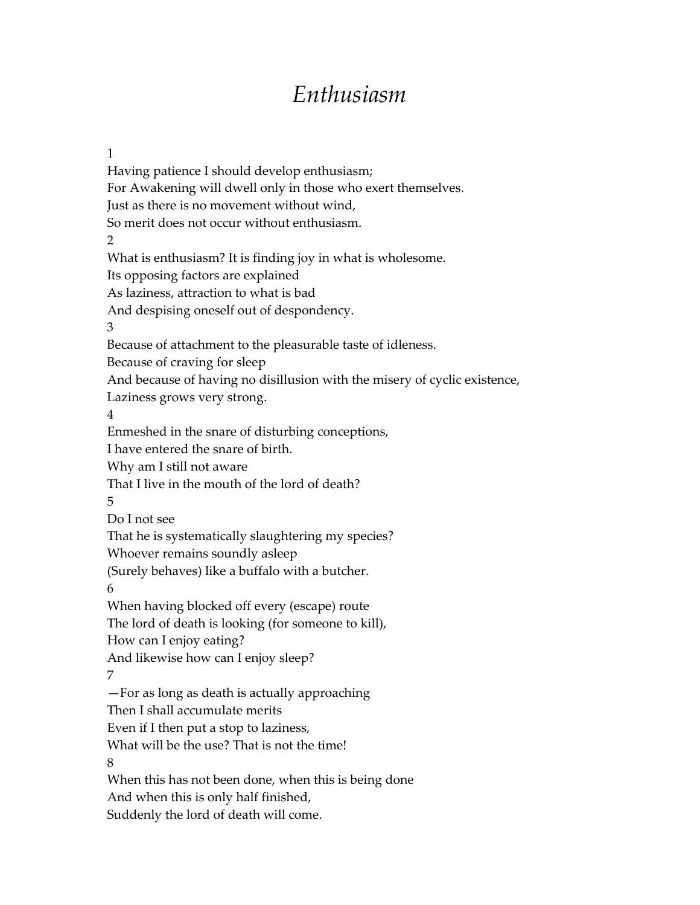# *Enthusiasm*

1
Having patience I should develop enthusiasm;
For Awakening will dwell only in those who exert themselves.
Just as there is no movement without wind,
So merit does not occur without enthusiasm.

2
What is enthusiasm? It is finding joy in what is wholesome.
Its opposing factors are explained
As laziness, attraction to what is bad
And despising oneself out of despondency.

3
Because of attachment to the pleasurable taste of idleness.
Because of craving for sleep
And because of having no disillusion with the misery of cyclic existence,
Laziness grows very strong.

4
Enmeshed in the snare of disturbing conceptions,
I have entered the snare of birth.
Why am I still not aware
That I live in the mouth of the lord of death?

5
Do I not see
That he is systematically slaughtering my species?
Whoever remains soundly asleep
(Surely behaves) like a buffalo with a butcher.

6
When having blocked off every (escape) route
The lord of death is looking (for someone to kill),
How can I enjoy eating?
And likewise how can I enjoy sleep?

7
—For as long as death is actually approaching
Then I shall accumulate merits
Even if I then put a stop to laziness,
What will be the use? That is not the time!

8
When this has not been done, when this is being done
And when this is only half finished,
Suddenly the lord of death will come.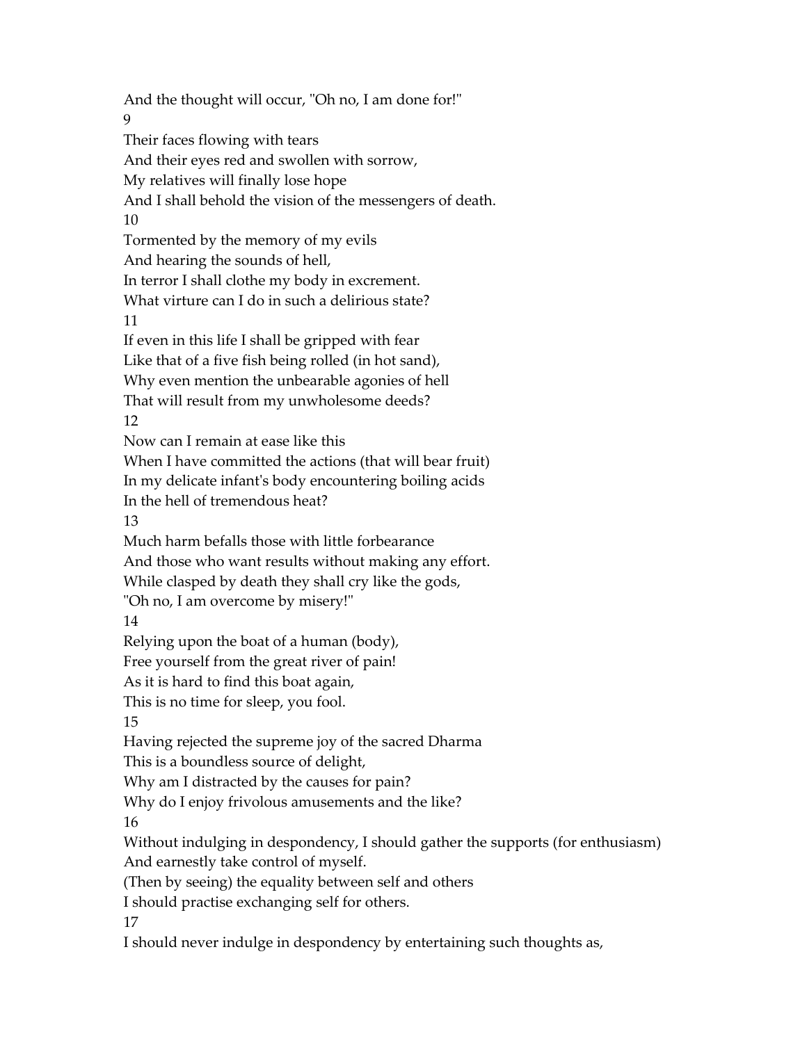And the thought will occur, "Oh no, I am done for!"

9

Their faces flowing with tears
And their eyes red and swollen with sorrow,
My relatives will finally lose hope
And I shall behold the vision of the messengers of death.

10

Tormented by the memory of my evils
And hearing the sounds of hell,
In terror I shall clothe my body in excrement.
What virture can I do in such a delirious state?

11

If even in this life I shall be gripped with fear
Like that of a five fish being rolled (in hot sand),
Why even mention the unbearable agonies of hell
That will result from my unwholesome deeds?

12

Now can I remain at ease like this
When I have committed the actions (that will bear fruit)
In my delicate infant's body encountering boiling acids
In the hell of tremendous heat?

13

Much harm befalls those with little forbearance
And those who want results without making any effort.
While clasped by death they shall cry like the gods,
"Oh no, I am overcome by misery!"

14

Relying upon the boat of a human (body),
Free yourself from the great river of pain!
As it is hard to find this boat again,
This is no time for sleep, you fool.

15

Having rejected the supreme joy of the sacred Dharma
This is a boundless source of delight,
Why am I distracted by the causes for pain?
Why do I enjoy frivolous amusements and the like?

16

Without indulging in despondency, I should gather the supports (for enthusiasm)
And earnestly take control of myself.
(Then by seeing) the equality between self and others
I should practise exchanging self for others.

17

I should never indulge in despondency by entertaining such thoughts as,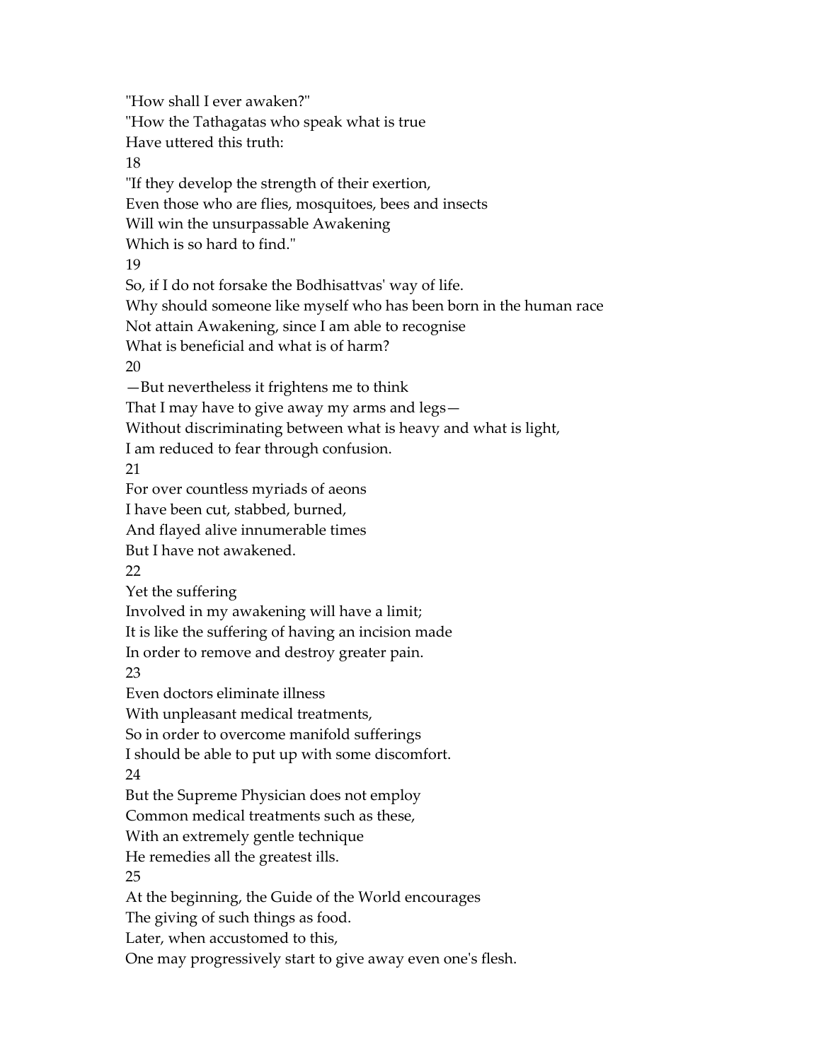"How shall I ever awaken?"
"How the Tathagatas who speak what is true
Have uttered this truth:

18

"If they develop the strength of their exertion,
Even those who are flies, mosquitoes, bees and insects
Will win the unsurpassable Awakening
Which is so hard to find."

19

So, if I do not forsake the Bodhisattvas' way of life.
Why should someone like myself who has been born in the human race
Not attain Awakening, since I am able to recognise
What is beneficial and what is of harm?

20

—But nevertheless it frightens me to think
That I may have to give away my arms and legs—
Without discriminating between what is heavy and what is light,
I am reduced to fear through confusion.

21

For over countless myriads of aeons
I have been cut, stabbed, burned,
And flayed alive innumerable times
But I have not awakened.

22

Yet the suffering
Involved in my awakening will have a limit;
It is like the suffering of having an incision made
In order to remove and destroy greater pain.

23

Even doctors eliminate illness
With unpleasant medical treatments,
So in order to overcome manifold sufferings
I should be able to put up with some discomfort.

24

But the Supreme Physician does not employ
Common medical treatments such as these,
With an extremely gentle technique
He remedies all the greatest ills.

25

At the beginning, the Guide of the World encourages
The giving of such things as food.
Later, when accustomed to this,
One may progressively start to give away even one's flesh.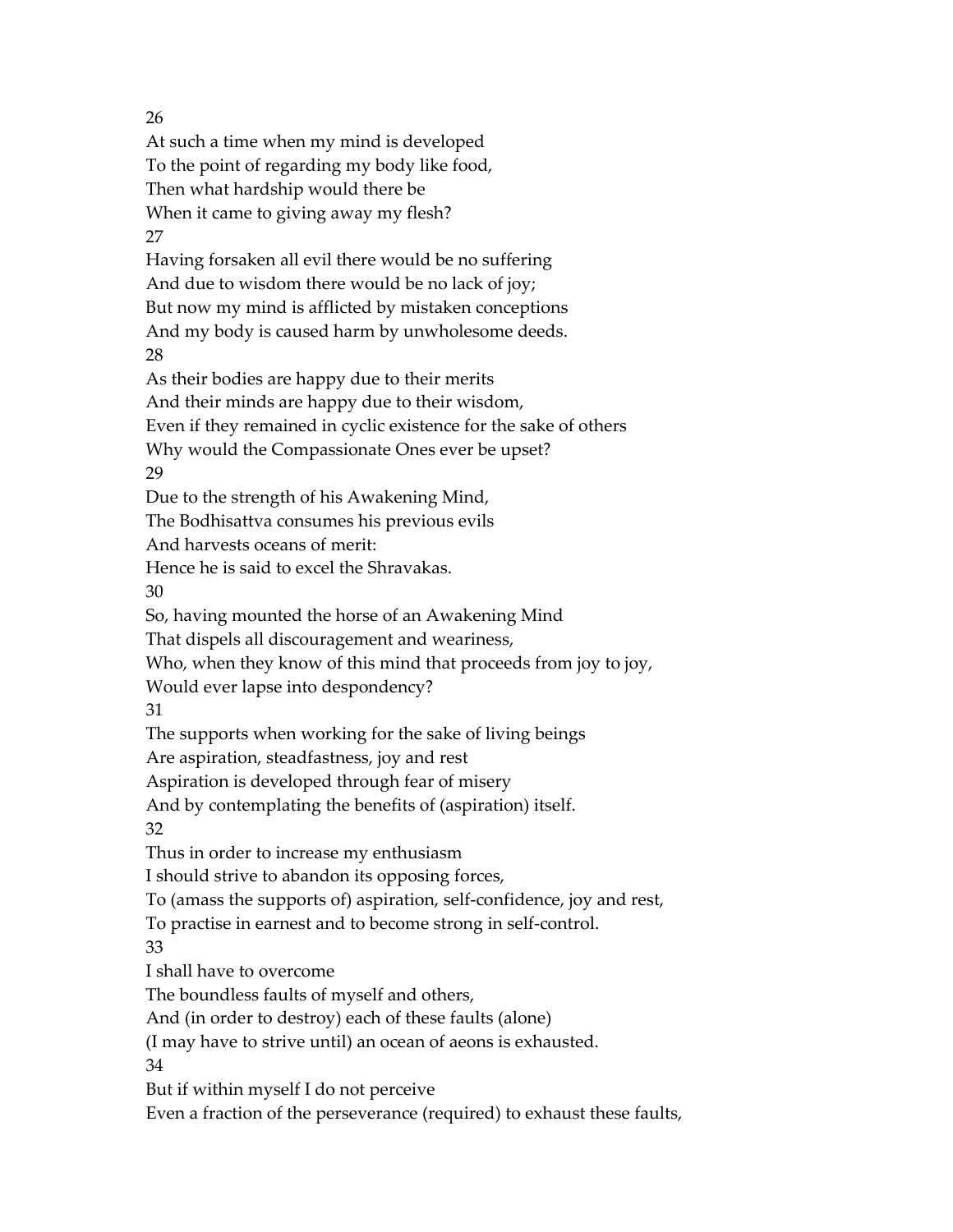26

At such a time when my mind is developed
To the point of regarding my body like food,
Then what hardship would there be
When it came to giving away my flesh?

27

Having forsaken all evil there would be no suffering
And due to wisdom there would be no lack of joy;
But now my mind is afflicted by mistaken conceptions
And my body is caused harm by unwholesome deeds.

28

As their bodies are happy due to their merits
And their minds are happy due to their wisdom,
Even if they remained in cyclic existence for the sake of others
Why would the Compassionate Ones ever be upset?

29

Due to the strength of his Awakening Mind,
The Bodhisattva consumes his previous evils
And harvests oceans of merit:
Hence he is said to excel the Shravakas.

30

So, having mounted the horse of an Awakening Mind
That dispels all discouragement and weariness,
Who, when they know of this mind that proceeds from joy to joy,
Would ever lapse into despondency?

31

The supports when working for the sake of living beings
Are aspiration, steadfastness, joy and rest
Aspiration is developed through fear of misery
And by contemplating the benefits of (aspiration) itself.

32

Thus in order to increase my enthusiasm
I should strive to abandon its opposing forces,
To (amass the supports of) aspiration, self-confidence, joy and rest,
To practise in earnest and to become strong in self-control.

33

I shall have to overcome
The boundless faults of myself and others,
And (in order to destroy) each of these faults (alone)
(I may have to strive until) an ocean of aeons is exhausted.

34

But if within myself I do not perceive
Even a fraction of the perseverance (required) to exhaust these faults,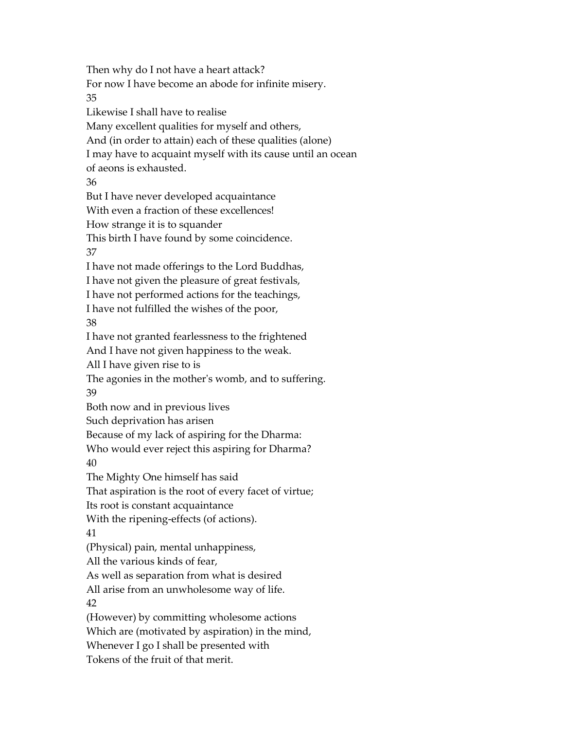Then why do I not have a heart attack?
For now I have become an abode for infinite misery.

35

Likewise I shall have to realise
Many excellent qualities for myself and others,
And (in order to attain) each of these qualities (alone)
I may have to acquaint myself with its cause until an ocean of aeons is exhausted.

36

But I have never developed acquaintance
With even a fraction of these excellences!
How strange it is to squander
This birth I have found by some coincidence.

37

I have not made offerings to the Lord Buddhas,
I have not given the pleasure of great festivals,
I have not performed actions for the teachings,
I have not fulfilled the wishes of the poor,

38

I have not granted fearlessness to the frightened
And I have not given happiness to the weak.
All I have given rise to is
The agonies in the mother's womb, and to suffering.

39

Both now and in previous lives
Such deprivation has arisen
Because of my lack of aspiring for the Dharma:
Who would ever reject this aspiring for Dharma?

40

The Mighty One himself has said
That aspiration is the root of every facet of virtue;
Its root is constant acquaintance
With the ripening-effects (of actions).

41

(Physical) pain, mental unhappiness,
All the various kinds of fear,
As well as separation from what is desired
All arise from an unwholesome way of life.

42

(However) by committing wholesome actions
Which are (motivated by aspiration) in the mind,
Whenever I go I shall be presented with
Tokens of the fruit of that merit.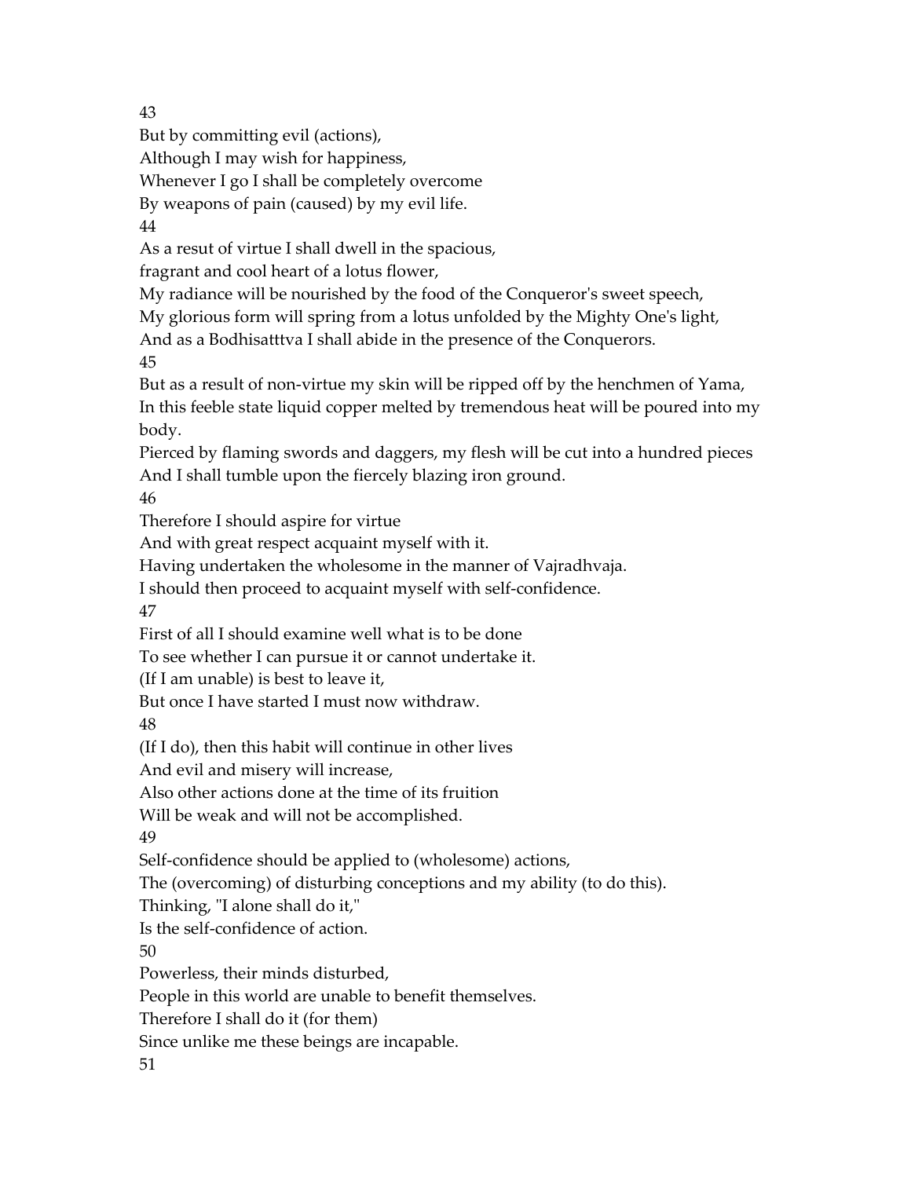43
But by committing evil (actions),
Although I may wish for happiness,
Whenever I go I shall be completely overcome
By weapons of pain (caused) by my evil life.
44
As a resut of virtue I shall dwell in the spacious,
fragrant and cool heart of a lotus flower,
My radiance will be nourished by the food of the Conqueror's sweet speech,
My glorious form will spring from a lotus unfolded by the Mighty One's light,
And as a Bodhisatttva I shall abide in the presence of the Conquerors.
45
But as a result of non-virtue my skin will be ripped off by the henchmen of Yama,
In this feeble state liquid copper melted by tremendous heat will be poured into my body.
Pierced by flaming swords and daggers, my flesh will be cut into a hundred pieces
And I shall tumble upon the fiercely blazing iron ground.
46
Therefore I should aspire for virtue
And with great respect acquaint myself with it.
Having undertaken the wholesome in the manner of Vajradhvaja.
I should then proceed to acquaint myself with self-confidence.
47
First of all I should examine well what is to be done
To see whether I can pursue it or cannot undertake it.
(If I am unable) is best to leave it,
But once I have started I must now withdraw.
48
(If I do), then this habit will continue in other lives
And evil and misery will increase,
Also other actions done at the time of its fruition
Will be weak and will not be accomplished.
49
Self-confidence should be applied to (wholesome) actions,
The (overcoming) of disturbing conceptions and my ability (to do this).
Thinking, "I alone shall do it,"
Is the self-confidence of action.
50
Powerless, their minds disturbed,
People in this world are unable to benefit themselves.
Therefore I shall do it (for them)
Since unlike me these beings are incapable.
51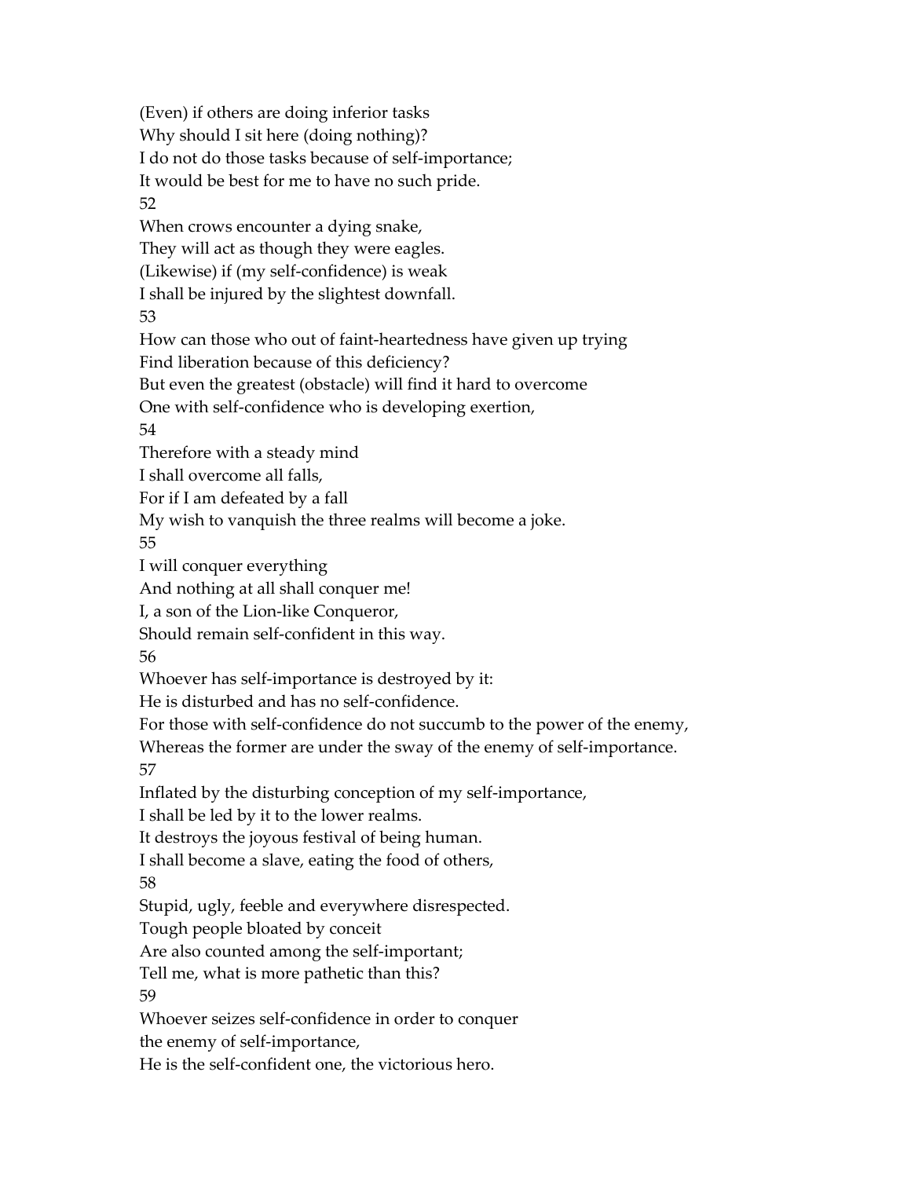(Even) if others are doing inferior tasks
Why should I sit here (doing nothing)?
I do not do those tasks because of self-importance;
It would be best for me to have no such pride.

52

When crows encounter a dying snake,
They will act as though they were eagles.
(Likewise) if (my self-confidence) is weak
I shall be injured by the slightest downfall.

53

How can those who out of faint-heartedness have given up trying
Find liberation because of this deficiency?
But even the greatest (obstacle) will find it hard to overcome
One with self-confidence who is developing exertion,

54

Therefore with a steady mind
I shall overcome all falls,
For if I am defeated by a fall
My wish to vanquish the three realms will become a joke.

55

I will conquer everything
And nothing at all shall conquer me!
I, a son of the Lion-like Conqueror,
Should remain self-confident in this way.

56

Whoever has self-importance is destroyed by it:
He is disturbed and has no self-confidence.
For those with self-confidence do not succumb to the power of the enemy,
Whereas the former are under the sway of the enemy of self-importance.

57

Inflated by the disturbing conception of my self-importance,
I shall be led by it to the lower realms.
It destroys the joyous festival of being human.
I shall become a slave, eating the food of others,

58

Stupid, ugly, feeble and everywhere disrespected.
Tough people bloated by conceit
Are also counted among the self-important;
Tell me, what is more pathetic than this?

59

Whoever seizes self-confidence in order to conquer
the enemy of self-importance,
He is the self-confident one, the victorious hero.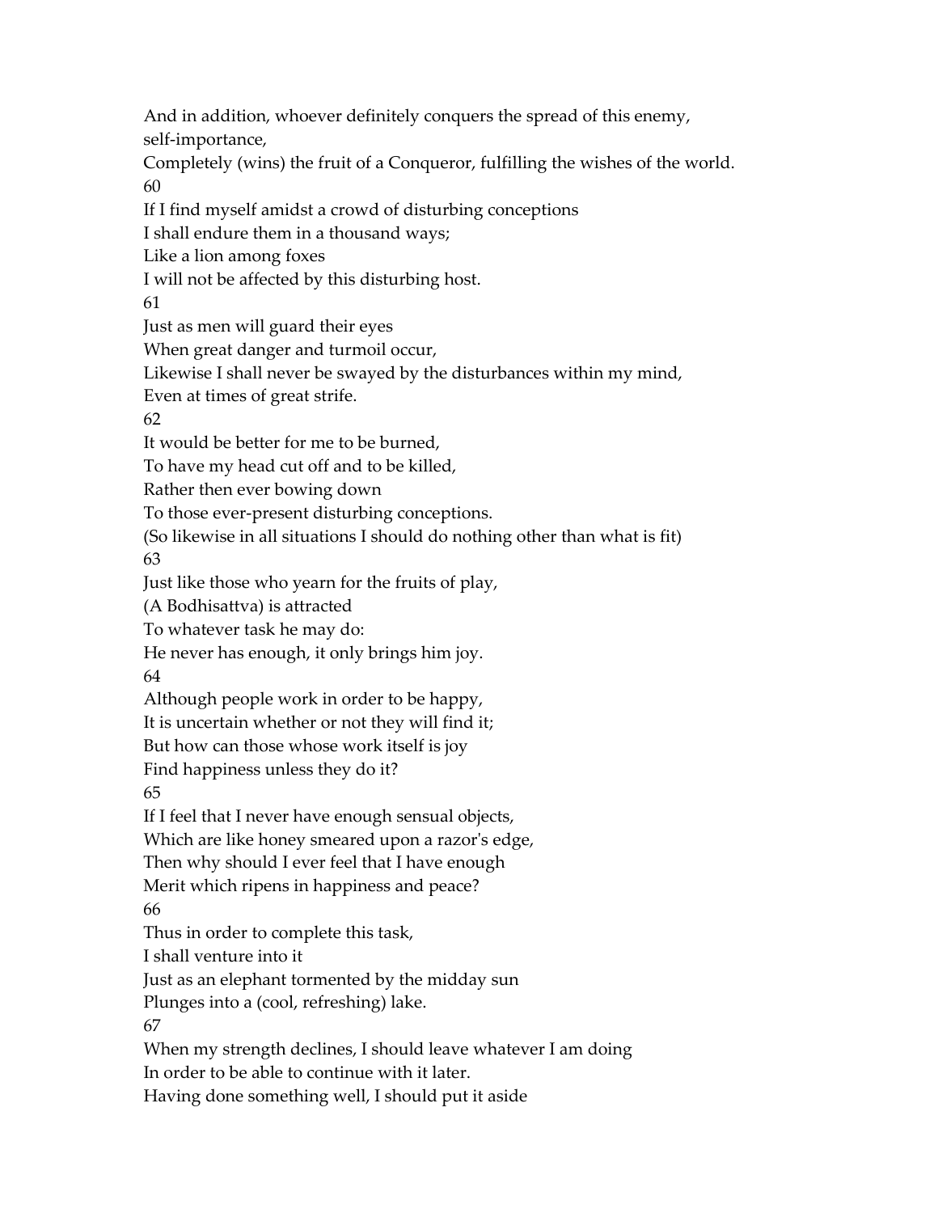And in addition, whoever definitely conquers the spread of this enemy, self-importance,
Completely (wins) the fruit of a Conqueror, fulfilling the wishes of the world.

60

If I find myself amidst a crowd of disturbing conceptions
I shall endure them in a thousand ways;
Like a lion among foxes
I will not be affected by this disturbing host.

61

Just as men will guard their eyes
When great danger and turmoil occur,
Likewise I shall never be swayed by the disturbances within my mind,
Even at times of great strife.

62

It would be better for me to be burned,
To have my head cut off and to be killed,
Rather then ever bowing down
To those ever-present disturbing conceptions.
(So likewise in all situations I should do nothing other than what is fit)

63

Just like those who yearn for the fruits of play,
(A Bodhisattva) is attracted
To whatever task he may do:
He never has enough, it only brings him joy.

64

Although people work in order to be happy,
It is uncertain whether or not they will find it;
But how can those whose work itself is joy
Find happiness unless they do it?

65

If I feel that I never have enough sensual objects,
Which are like honey smeared upon a razor's edge,
Then why should I ever feel that I have enough
Merit which ripens in happiness and peace?

66

Thus in order to complete this task,
I shall venture into it
Just as an elephant tormented by the midday sun
Plunges into a (cool, refreshing) lake.

67

When my strength declines, I should leave whatever I am doing
In order to be able to continue with it later.
Having done something well, I should put it aside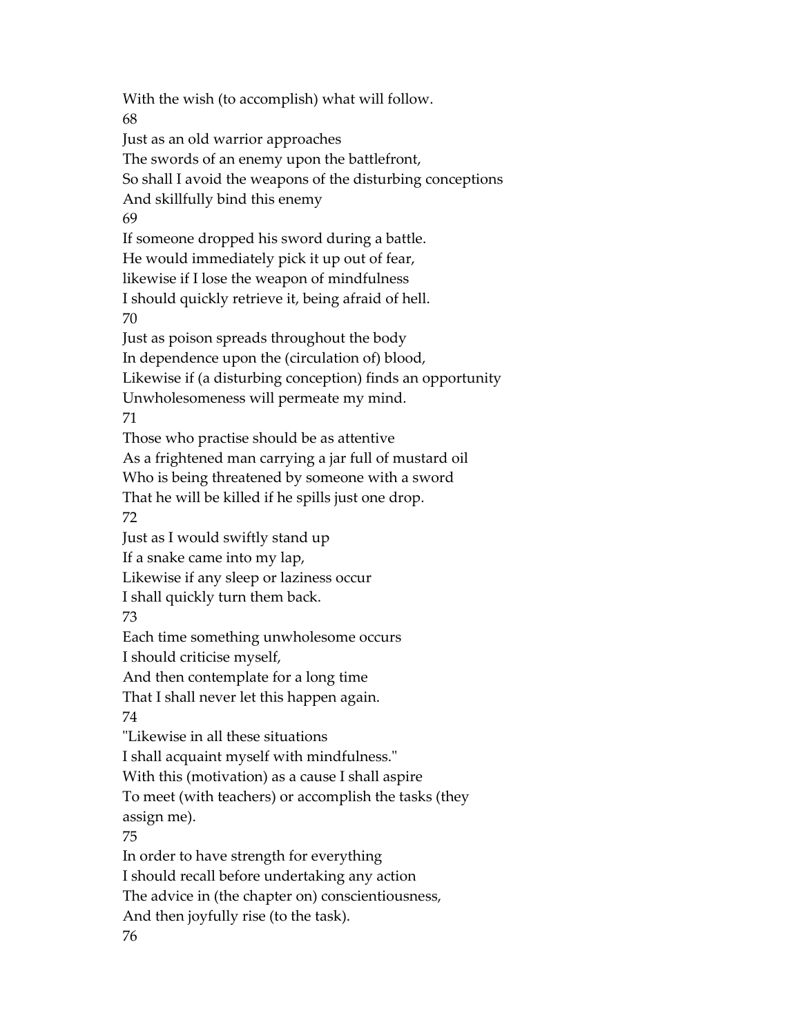With the wish (to accomplish) what will follow.

68

Just as an old warrior approaches
The swords of an enemy upon the battlefront,
So shall I avoid the weapons of the disturbing conceptions
And skillfully bind this enemy

69

If someone dropped his sword during a battle.
He would immediately pick it up out of fear,
likewise if I lose the weapon of mindfulness
I should quickly retrieve it, being afraid of hell.

70

Just as poison spreads throughout the body
In dependence upon the (circulation of) blood,
Likewise if (a disturbing conception) finds an opportunity
Unwholesomeness will permeate my mind.

71

Those who practise should be as attentive
As a frightened man carrying a jar full of mustard oil
Who is being threatened by someone with a sword
That he will be killed if he spills just one drop.

72

Just as I would swiftly stand up
If a snake came into my lap,
Likewise if any sleep or laziness occur
I shall quickly turn them back.

73

Each time something unwholesome occurs
I should criticise myself,
And then contemplate for a long time
That I shall never let this happen again.

74

"Likewise in all these situations
I shall acquaint myself with mindfulness."
With this (motivation) as a cause I shall aspire
To meet (with teachers) or accomplish the tasks (they assign me).

75

In order to have strength for everything
I should recall before undertaking any action
The advice in (the chapter on) conscientiousness,
And then joyfully rise (to the task).

76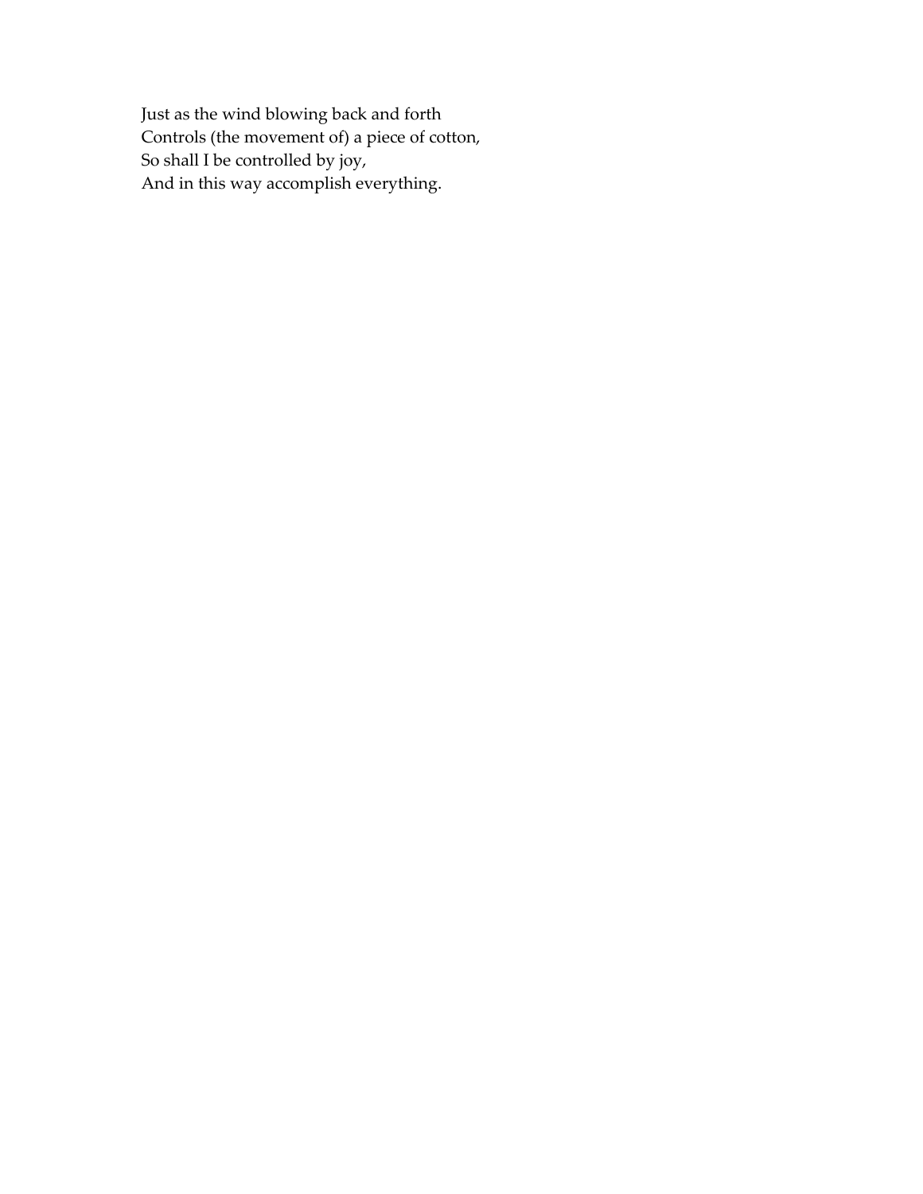Just as the wind blowing back and forth  
Controls (the movement of) a piece of cotton,  
So shall I be controlled by joy,  
And in this way accomplish everything.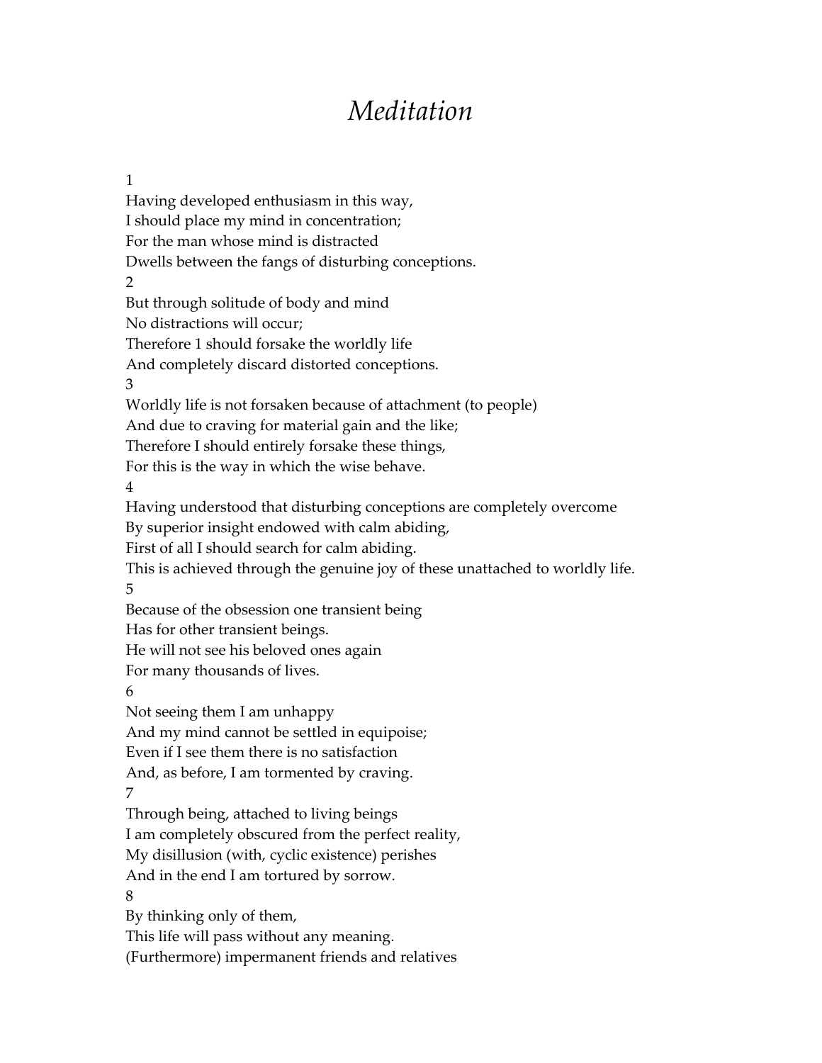# *Meditation*

1
Having developed enthusiasm in this way,
I should place my mind in concentration;
For the man whose mind is distracted
Dwells between the fangs of disturbing conceptions.
2
But through solitude of body and mind
No distractions will occur;
Therefore 1 should forsake the worldly life
And completely discard distorted conceptions.
3
Worldly life is not forsaken because of attachment (to people)
And due to craving for material gain and the like;
Therefore I should entirely forsake these things,
For this is the way in which the wise behave.
4
Having understood that disturbing conceptions are completely overcome
By superior insight endowed with calm abiding,
First of all I should search for calm abiding.
This is achieved through the genuine joy of these unattached to worldly life.
5
Because of the obsession one transient being
Has for other transient beings.
He will not see his beloved ones again
For many thousands of lives.
6
Not seeing them I am unhappy
And my mind cannot be settled in equipoise;
Even if I see them there is no satisfaction
And, as before, I am tormented by craving.
7
Through being, attached to living beings
I am completely obscured from the perfect reality,
My disillusion (with, cyclic existence) perishes
And in the end I am tortured by sorrow.
8
By thinking only of them,
This life will pass without any meaning.
(Furthermore) impermanent friends and relatives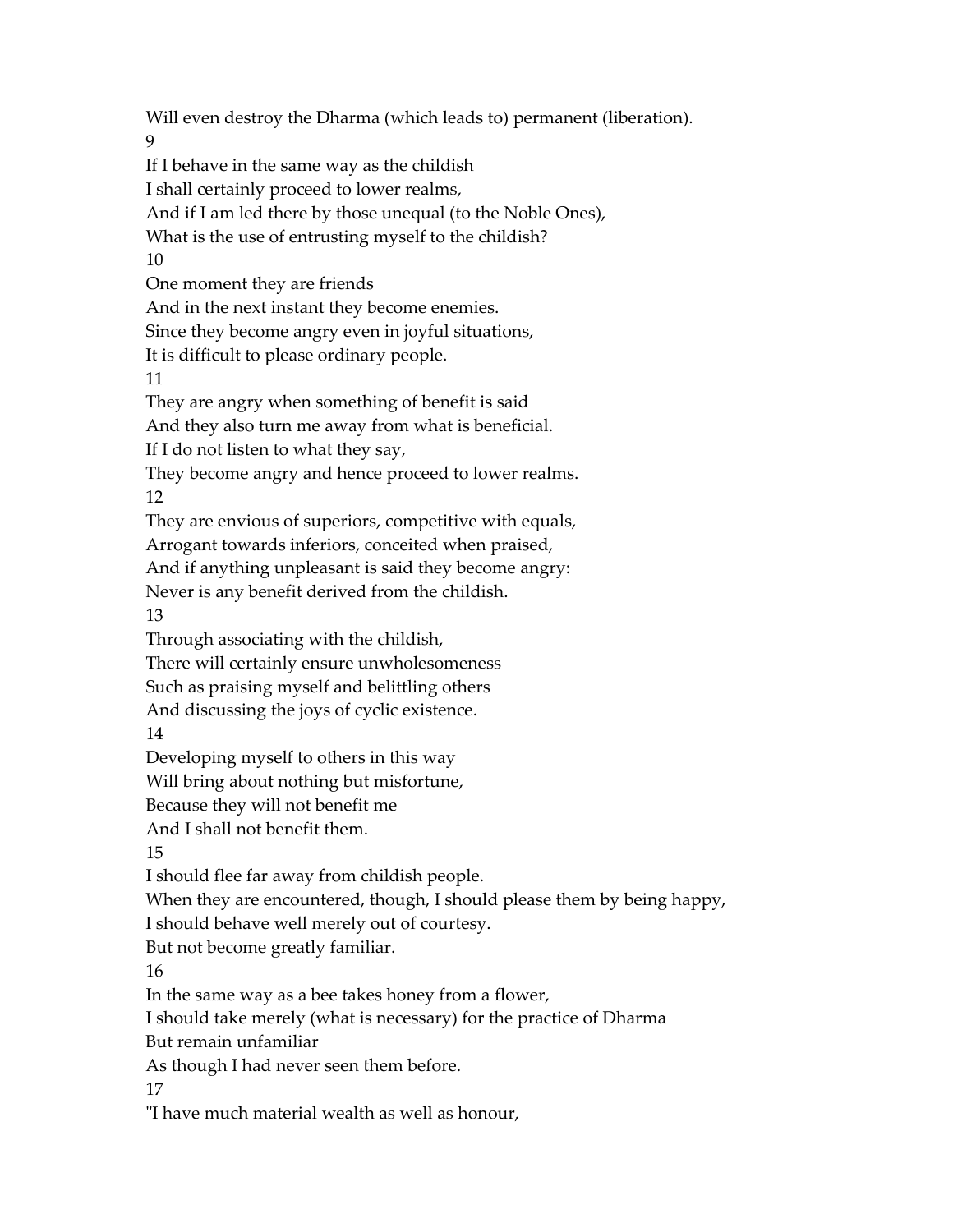Will even destroy the Dharma (which leads to) permanent (liberation).

9

If I behave in the same way as the childish
I shall certainly proceed to lower realms,
And if I am led there by those unequal (to the Noble Ones),
What is the use of entrusting myself to the childish?

10

One moment they are friends
And in the next instant they become enemies.
Since they become angry even in joyful situations,
It is difficult to please ordinary people.

11

They are angry when something of benefit is said
And they also turn me away from what is beneficial.
If I do not listen to what they say,
They become angry and hence proceed to lower realms.

12

They are envious of superiors, competitive with equals,
Arrogant towards inferiors, conceited when praised,
And if anything unpleasant is said they become angry:
Never is any benefit derived from the childish.

13

Through associating with the childish,
There will certainly ensure unwholesomeness
Such as praising myself and belittling others
And discussing the joys of cyclic existence.

14

Developing myself to others in this way
Will bring about nothing but misfortune,
Because they will not benefit me
And I shall not benefit them.

15

I should flee far away from childish people.
When they are encountered, though, I should please them by being happy,
I should behave well merely out of courtesy.
But not become greatly familiar.

16

In the same way as a bee takes honey from a flower,
I should take merely (what is necessary) for the practice of Dharma
But remain unfamiliar
As though I had never seen them before.

17

"I have much material wealth as well as honour,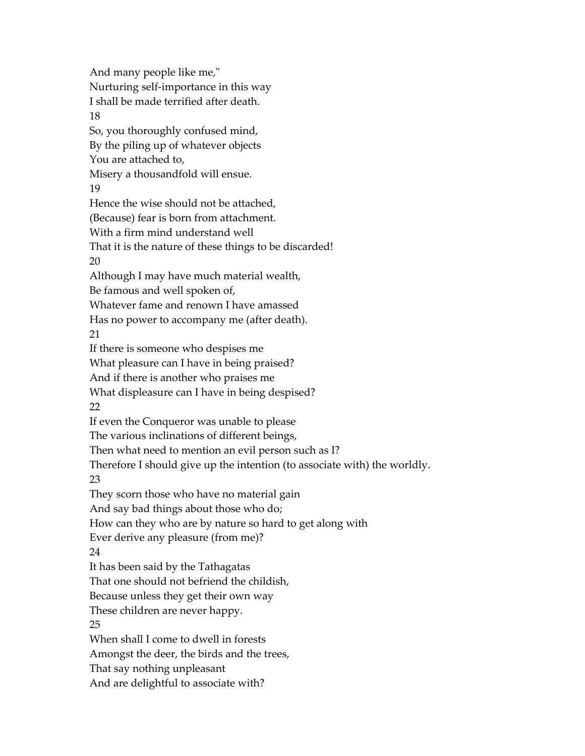And many people like me,"
Nurturing self-importance in this way
I shall be made terrified after death.

18

So, you thoroughly confused mind,
By the piling up of whatever objects
You are attached to,
Misery a thousandfold will ensue.

19

Hence the wise should not be attached,
(Because) fear is born from attachment.
With a firm mind understand well
That it is the nature of these things to be discarded!

20

Although I may have much material wealth,
Be famous and well spoken of,
Whatever fame and renown I have amassed
Has no power to accompany me (after death).

21

If there is someone who despises me
What pleasure can I have in being praised?
And if there is another who praises me
What displeasure can I have in being despised?

22

If even the Conqueror was unable to please
The various inclinations of different beings,
Then what need to mention an evil person such as I?
Therefore I should give up the intention (to associate with) the worldly.

23

They scorn those who have no material gain
And say bad things about those who do;
How can they who are by nature so hard to get along with
Ever derive any pleasure (from me)?

24

It has been said by the Tathagatas
That one should not befriend the childish,
Because unless they get their own way
These children are never happy.

25

When shall I come to dwell in forests
Amongst the deer, the birds and the trees,
That say nothing unpleasant
And are delightful to associate with?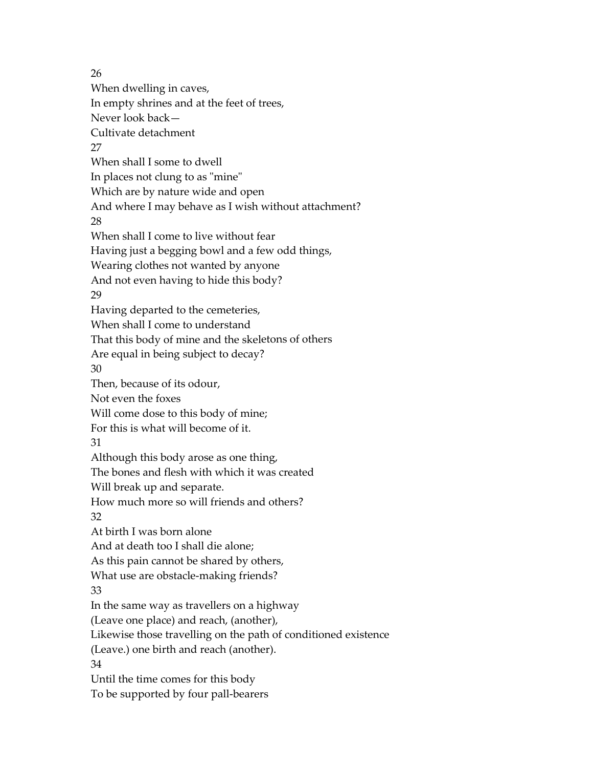26

When dwelling in caves,
In empty shrines and at the feet of trees,
Never look back—
Cultivate detachment

27

When shall I some to dwell
In places not clung to as "mine"
Which are by nature wide and open
And where I may behave as I wish without attachment?

28

When shall I come to live without fear
Having just a begging bowl and a few odd things,
Wearing clothes not wanted by anyone
And not even having to hide this body?

29

Having departed to the cemeteries,
When shall I come to understand
That this body of mine and the skeletons of others
Are equal in being subject to decay?

30

Then, because of its odour,
Not even the foxes
Will come dose to this body of mine;
For this is what will become of it.

31

Although this body arose as one thing,
The bones and flesh with which it was created
Will break up and separate.
How much more so will friends and others?

32

At birth I was born alone
And at death too I shall die alone;
As this pain cannot be shared by others,
What use are obstacle-making friends?

33

In the same way as travellers on a highway
(Leave one place) and reach, (another),
Likewise those travelling on the path of conditioned existence
(Leave.) one birth and reach (another).

34

Until the time comes for this body
To be supported by four pall-bearers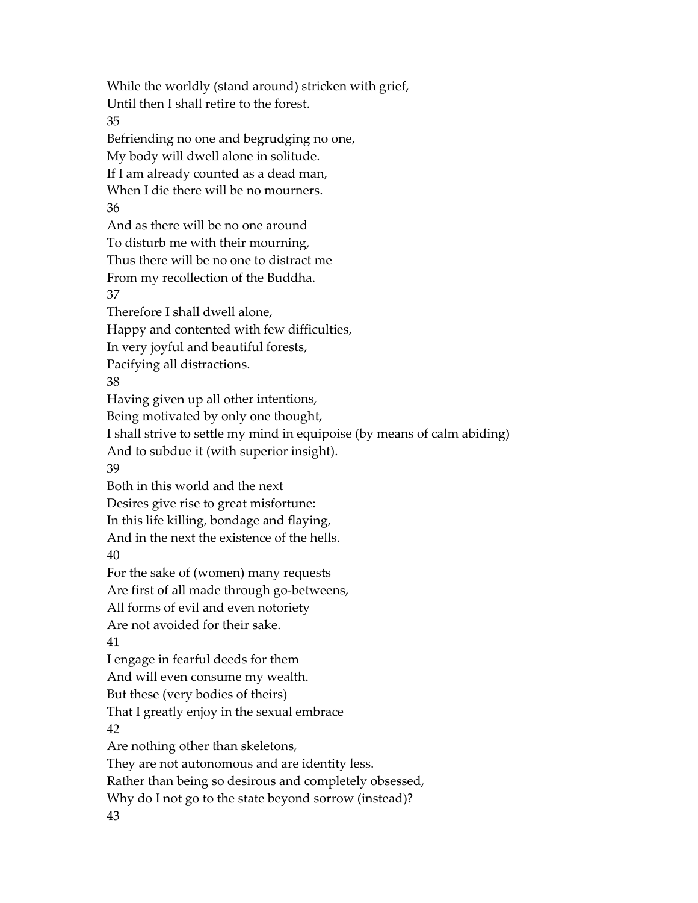While the worldly (stand around) stricken with grief,
Until then I shall retire to the forest.

35

Befriending no one and begrudging no one,
My body will dwell alone in solitude.
If I am already counted as a dead man,
When I die there will be no mourners.

36

And as there will be no one around
To disturb me with their mourning,
Thus there will be no one to distract me
From my recollection of the Buddha.

37

Therefore I shall dwell alone,
Happy and contented with few difficulties,
In very joyful and beautiful forests,
Pacifying all distractions.

38

Having given up all other intentions,
Being motivated by only one thought,
I shall strive to settle my mind in equipoise (by means of calm abiding)
And to subdue it (with superior insight).

39

Both in this world and the next
Desires give rise to great misfortune:
In this life killing, bondage and flaying,
And in the next the existence of the hells.

40

For the sake of (women) many requests
Are first of all made through go-betweens,
All forms of evil and even notoriety
Are not avoided for their sake.

41

I engage in fearful deeds for them
And will even consume my wealth.
But these (very bodies of theirs)
That I greatly enjoy in the sexual embrace

42

Are nothing other than skeletons,
They are not autonomous and are identity less.
Rather than being so desirous and completely obsessed,
Why do I not go to the state beyond sorrow (instead)?

43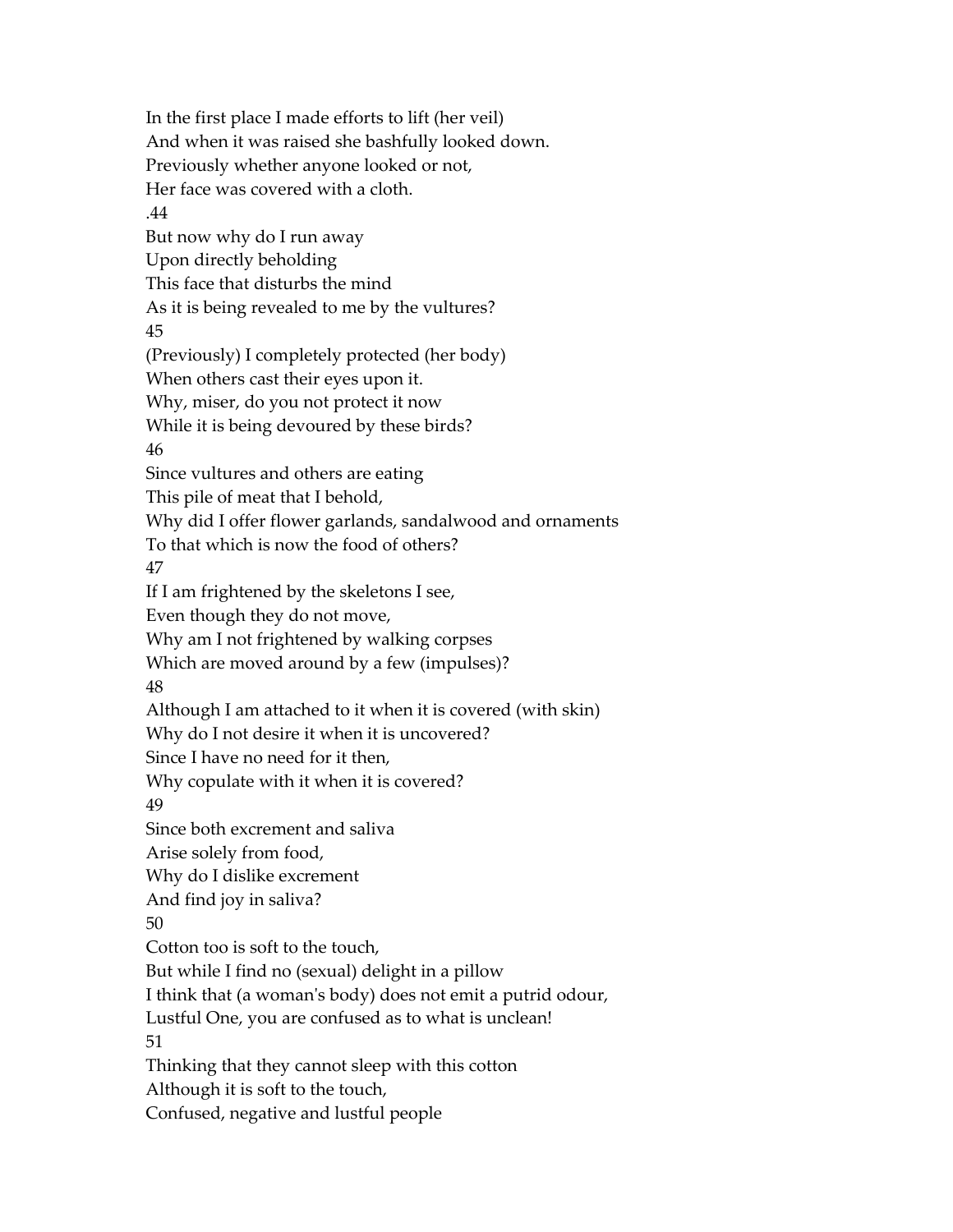In the first place I made efforts to lift (her veil)
And when it was raised she bashfully looked down.
Previously whether anyone looked or not,
Her face was covered with a cloth.

.44

But now why do I run away
Upon directly beholding
This face that disturbs the mind
As it is being revealed to me by the vultures?

45

(Previously) I completely protected (her body)
When others cast their eyes upon it.
Why, miser, do you not protect it now
While it is being devoured by these birds?

46

Since vultures and others are eating
This pile of meat that I behold,
Why did I offer flower garlands, sandalwood and ornaments
To that which is now the food of others?

47

If I am frightened by the skeletons I see,
Even though they do not move,
Why am I not frightened by walking corpses
Which are moved around by a few (impulses)?

48

Although I am attached to it when it is covered (with skin)
Why do I not desire it when it is uncovered?
Since I have no need for it then,
Why copulate with it when it is covered?

49

Since both excrement and saliva
Arise solely from food,
Why do I dislike excrement
And find joy in saliva?

50

Cotton too is soft to the touch,
But while I find no (sexual) delight in a pillow
I think that (a woman's body) does not emit a putrid odour,
Lustful One, you are confused as to what is unclean!

51

Thinking that they cannot sleep with this cotton
Although it is soft to the touch,
Confused, negative and lustful people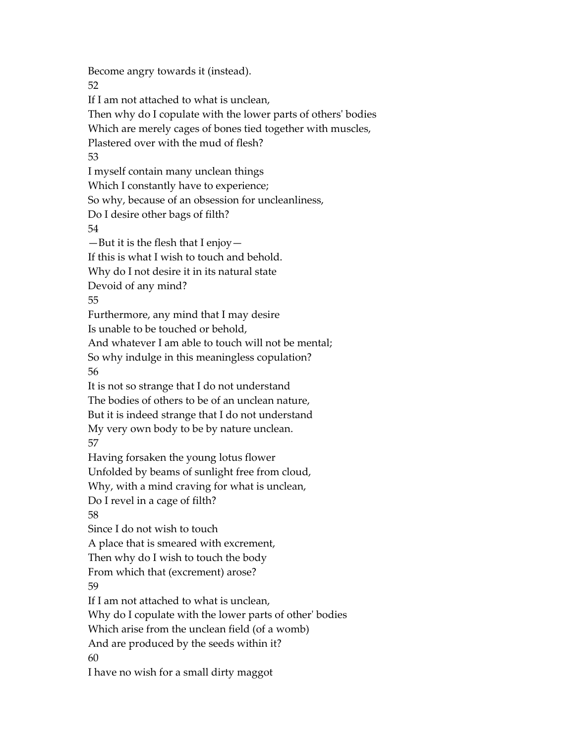Become angry towards it (instead).

52

If I am not attached to what is unclean,
Then why do I copulate with the lower parts of others' bodies
Which are merely cages of bones tied together with muscles,
Plastered over with the mud of flesh?

53

I myself contain many unclean things
Which I constantly have to experience;
So why, because of an obsession for uncleanliness,
Do I desire other bags of filth?

54

—But it is the flesh that I enjoy—
If this is what I wish to touch and behold.
Why do I not desire it in its natural state
Devoid of any mind?

55

Furthermore, any mind that I may desire
Is unable to be touched or behold,
And whatever I am able to touch will not be mental;
So why indulge in this meaningless copulation?

56

It is not so strange that I do not understand
The bodies of others to be of an unclean nature,
But it is indeed strange that I do not understand
My very own body to be by nature unclean.

57

Having forsaken the young lotus flower
Unfolded by beams of sunlight free from cloud,
Why, with a mind craving for what is unclean,
Do I revel in a cage of filth?

58

Since I do not wish to touch
A place that is smeared with excrement,
Then why do I wish to touch the body
From which that (excrement) arose?

59

If I am not attached to what is unclean,
Why do I copulate with the lower parts of other' bodies
Which arise from the unclean field (of a womb)
And are produced by the seeds within it?

60

I have no wish for a small dirty maggot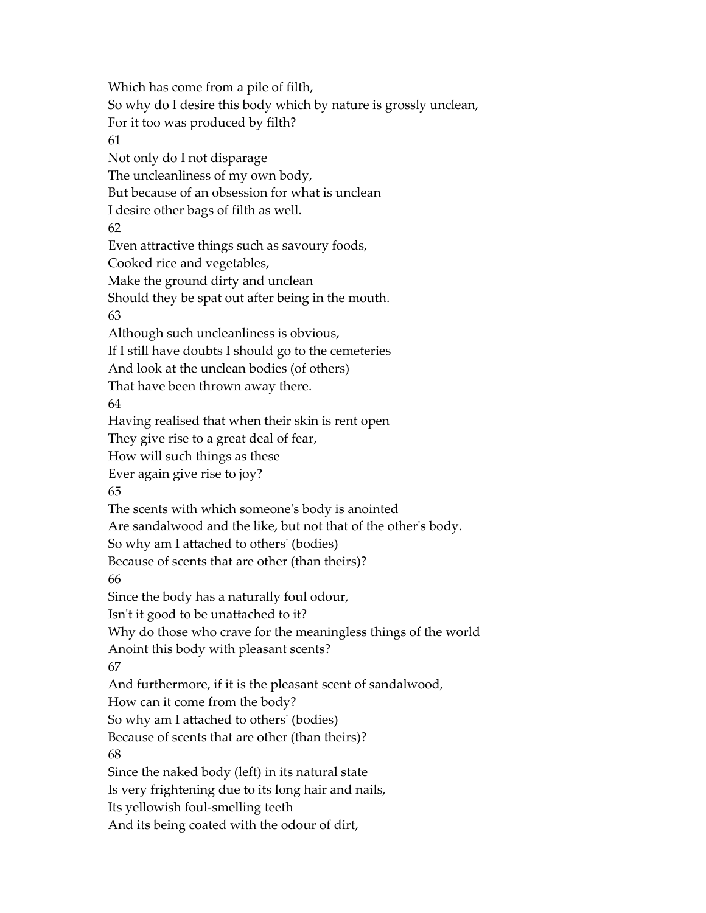Which has come from a pile of filth,
So why do I desire this body which by nature is grossly unclean,
For it too was produced by filth?

61

Not only do I not disparage
The uncleanliness of my own body,
But because of an obsession for what is unclean
I desire other bags of filth as well.

62

Even attractive things such as savoury foods,
Cooked rice and vegetables,
Make the ground dirty and unclean
Should they be spat out after being in the mouth.

63

Although such uncleanliness is obvious,
If I still have doubts I should go to the cemeteries
And look at the unclean bodies (of others)
That have been thrown away there.

64

Having realised that when their skin is rent open
They give rise to a great deal of fear,
How will such things as these
Ever again give rise to joy?

65

The scents with which someone's body is anointed
Are sandalwood and the like, but not that of the other's body.
So why am I attached to others' (bodies)
Because of scents that are other (than theirs)?

66

Since the body has a naturally foul odour,
Isn't it good to be unattached to it?
Why do those who crave for the meaningless things of the world
Anoint this body with pleasant scents?

67

And furthermore, if it is the pleasant scent of sandalwood,
How can it come from the body?
So why am I attached to others' (bodies)
Because of scents that are other (than theirs)?

68

Since the naked body (left) in its natural state
Is very frightening due to its long hair and nails,
Its yellowish foul-smelling teeth
And its being coated with the odour of dirt,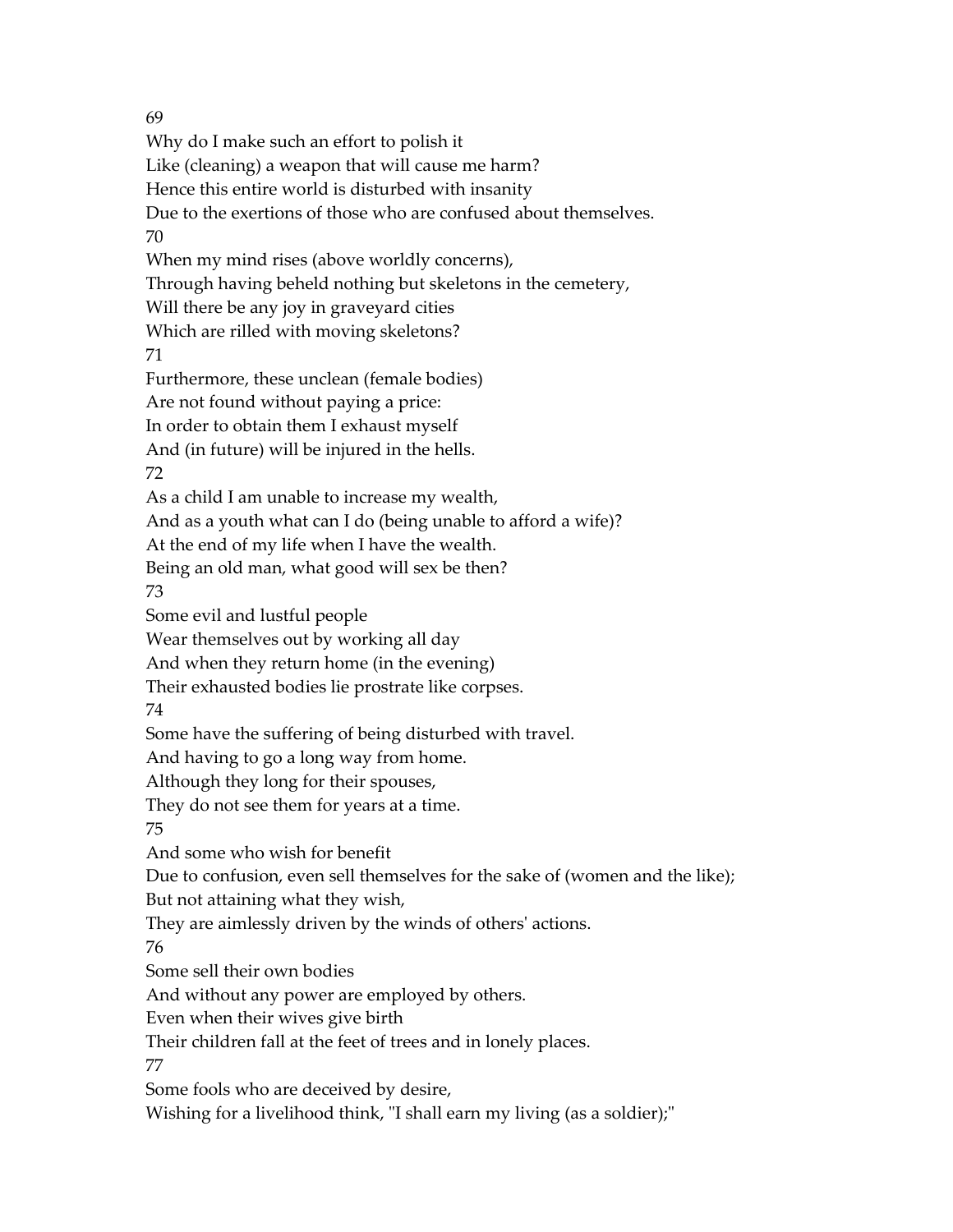69

Why do I make such an effort to polish it
Like (cleaning) a weapon that will cause me harm?
Hence this entire world is disturbed with insanity
Due to the exertions of those who are confused about themselves.

70

When my mind rises (above worldly concerns),
Through having beheld nothing but skeletons in the cemetery,
Will there be any joy in graveyard cities
Which are rilled with moving skeletons?

71

Furthermore, these unclean (female bodies)
Are not found without paying a price:
In order to obtain them I exhaust myself
And (in future) will be injured in the hells.

72

As a child I am unable to increase my wealth,
And as a youth what can I do (being unable to afford a wife)?
At the end of my life when I have the wealth.
Being an old man, what good will sex be then?

73

Some evil and lustful people
Wear themselves out by working all day
And when they return home (in the evening)
Their exhausted bodies lie prostrate like corpses.

74

Some have the suffering of being disturbed with travel.
And having to go a long way from home.
Although they long for their spouses,
They do not see them for years at a time.

75

And some who wish for benefit
Due to confusion, even sell themselves for the sake of (women and the like);
But not attaining what they wish,
They are aimlessly driven by the winds of others' actions.

76

Some sell their own bodies
And without any power are employed by others.
Even when their wives give birth
Their children fall at the feet of trees and in lonely places.

77

Some fools who are deceived by desire,
Wishing for a livelihood think, "I shall earn my living (as a soldier);"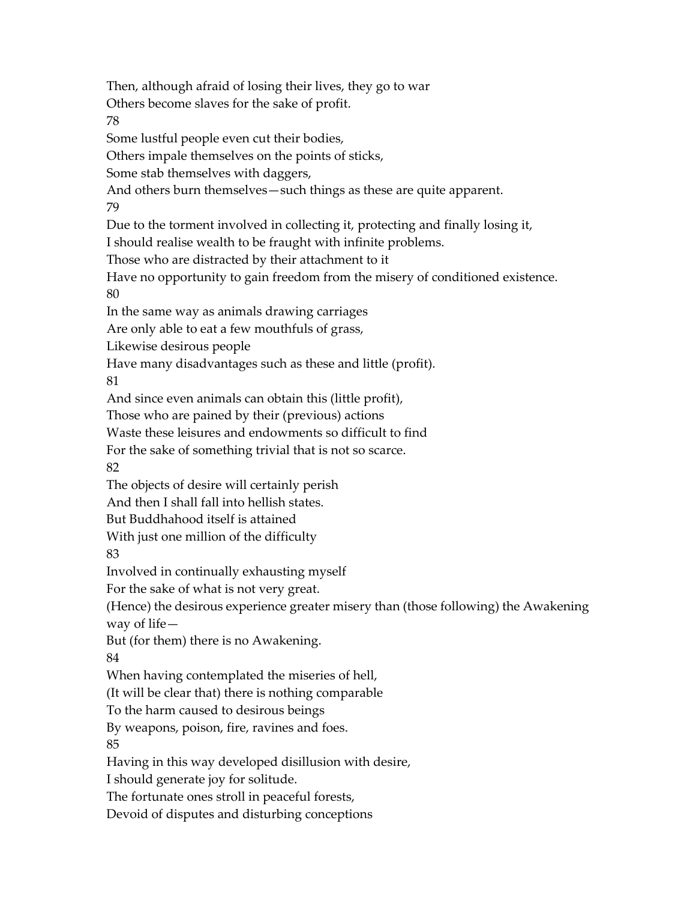Then, although afraid of losing their lives, they go to war
Others become slaves for the sake of profit.

78

Some lustful people even cut their bodies,
Others impale themselves on the points of sticks,
Some stab themselves with daggers,
And others burn themselves—such things as these are quite apparent.

79

Due to the torment involved in collecting it, protecting and finally losing it,
I should realise wealth to be fraught with infinite problems.
Those who are distracted by their attachment to it
Have no opportunity to gain freedom from the misery of conditioned existence.

80

In the same way as animals drawing carriages
Are only able to eat a few mouthfuls of grass,
Likewise desirous people
Have many disadvantages such as these and little (profit).

81

And since even animals can obtain this (little profit),
Those who are pained by their (previous) actions
Waste these leisures and endowments so difficult to find
For the sake of something trivial that is not so scarce.

82

The objects of desire will certainly perish
And then I shall fall into hellish states.
But Buddhahood itself is attained
With just one million of the difficulty

83

Involved in continually exhausting myself
For the sake of what is not very great.
(Hence) the desirous experience greater misery than (those following) the Awakening way of life—
But (for them) there is no Awakening.

84

When having contemplated the miseries of hell,
(It will be clear that) there is nothing comparable
To the harm caused to desirous beings
By weapons, poison, fire, ravines and foes.

85

Having in this way developed disillusion with desire,
I should generate joy for solitude.
The fortunate ones stroll in peaceful forests,
Devoid of disputes and disturbing conceptions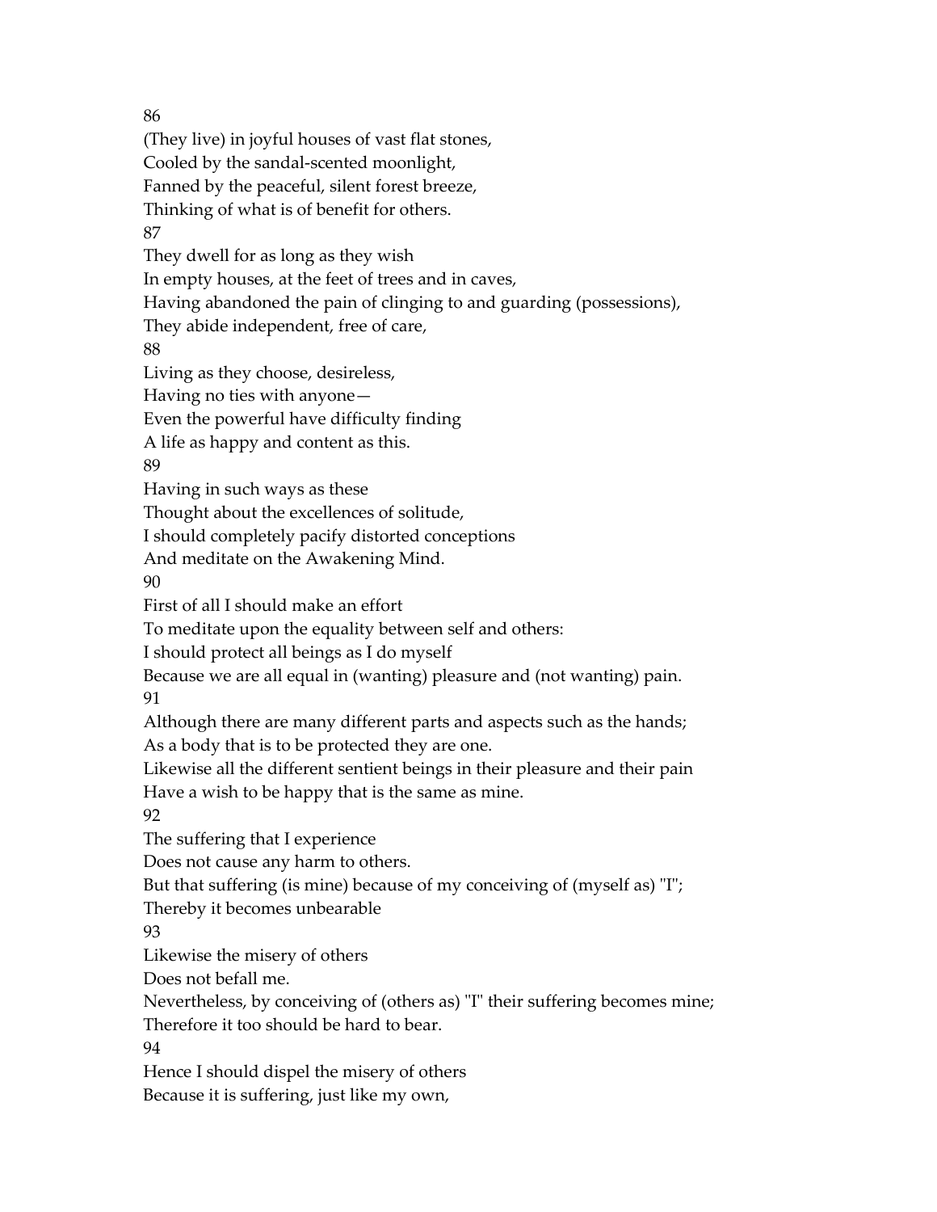86

(They live) in joyful houses of vast flat stones,
Cooled by the sandal-scented moonlight,
Fanned by the peaceful, silent forest breeze,
Thinking of what is of benefit for others.

87

They dwell for as long as they wish
In empty houses, at the feet of trees and in caves,
Having abandoned the pain of clinging to and guarding (possessions),
They abide independent, free of care,

88

Living as they choose, desireless,
Having no ties with anyone—
Even the powerful have difficulty finding
A life as happy and content as this.

89

Having in such ways as these
Thought about the excellences of solitude,
I should completely pacify distorted conceptions
And meditate on the Awakening Mind.

90

First of all I should make an effort
To meditate upon the equality between self and others:
I should protect all beings as I do myself
Because we are all equal in (wanting) pleasure and (not wanting) pain.

91

Although there are many different parts and aspects such as the hands;
As a body that is to be protected they are one.
Likewise all the different sentient beings in their pleasure and their pain
Have a wish to be happy that is the same as mine.

92

The suffering that I experience
Does not cause any harm to others.
But that suffering (is mine) because of my conceiving of (myself as) "I";
Thereby it becomes unbearable

93

Likewise the misery of others
Does not befall me.
Nevertheless, by conceiving of (others as) "I" their suffering becomes mine;
Therefore it too should be hard to bear.

94

Hence I should dispel the misery of others
Because it is suffering, just like my own,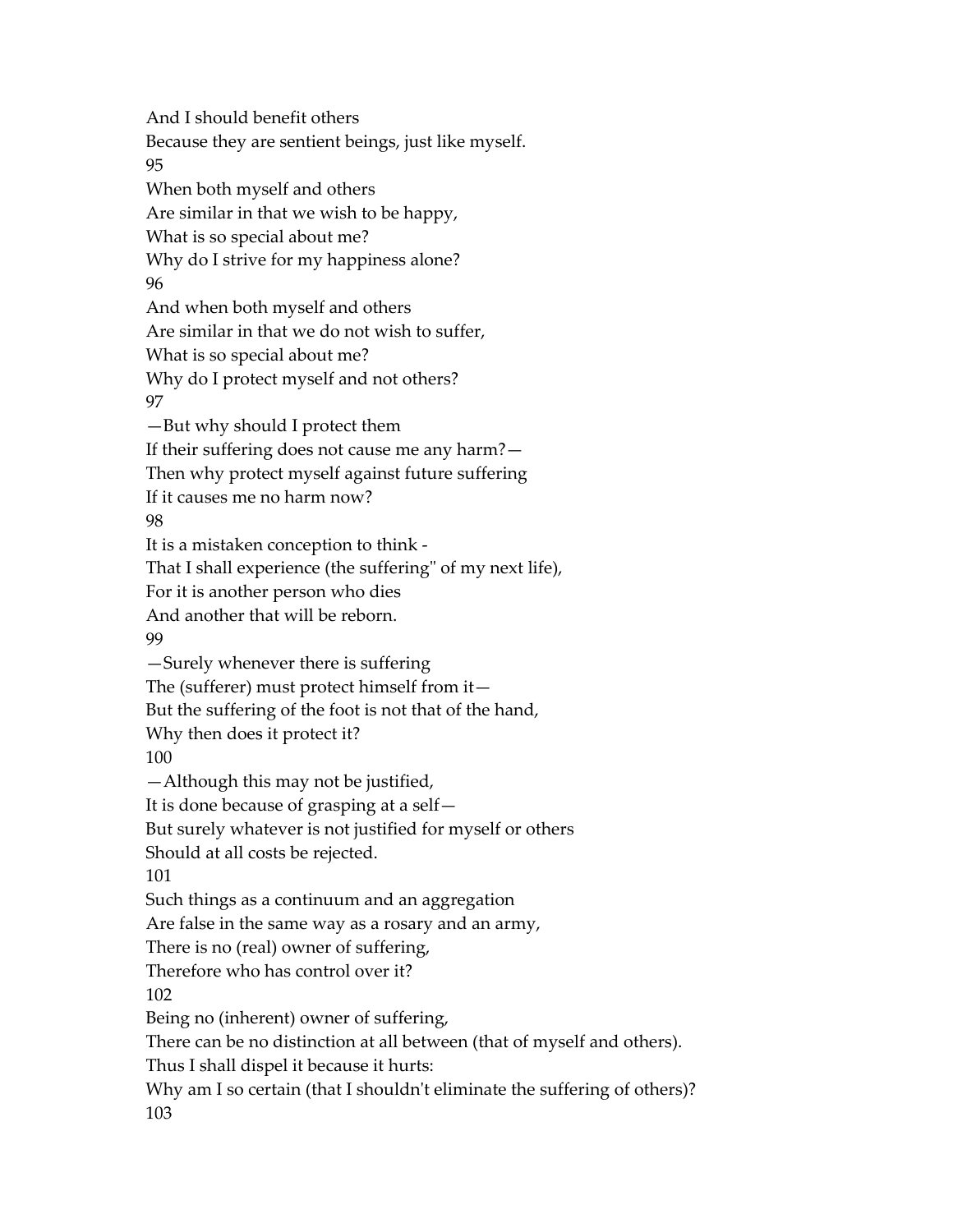And I should benefit others
Because they are sentient beings, just like myself.

95

When both myself and others
Are similar in that we wish to be happy,
What is so special about me?
Why do I strive for my happiness alone?

96

And when both myself and others
Are similar in that we do not wish to suffer,
What is so special about me?
Why do I protect myself and not others?

97

—But why should I protect them
If their suffering does not cause me any harm?—
Then why protect myself against future suffering
If it causes me no harm now?

98

It is a mistaken conception to think -
That I shall experience (the suffering" of my next life),
For it is another person who dies
And another that will be reborn.

99

—Surely whenever there is suffering
The (sufferer) must protect himself from it—
But the suffering of the foot is not that of the hand,
Why then does it protect it?

100

—Although this may not be justified,
It is done because of grasping at a self—
But surely whatever is not justified for myself or others
Should at all costs be rejected.

101

Such things as a continuum and an aggregation
Are false in the same way as a rosary and an army,
There is no (real) owner of suffering,
Therefore who has control over it?

102

Being no (inherent) owner of suffering,
There can be no distinction at all between (that of myself and others).
Thus I shall dispel it because it hurts:
Why am I so certain (that I shouldn't eliminate the suffering of others)?

103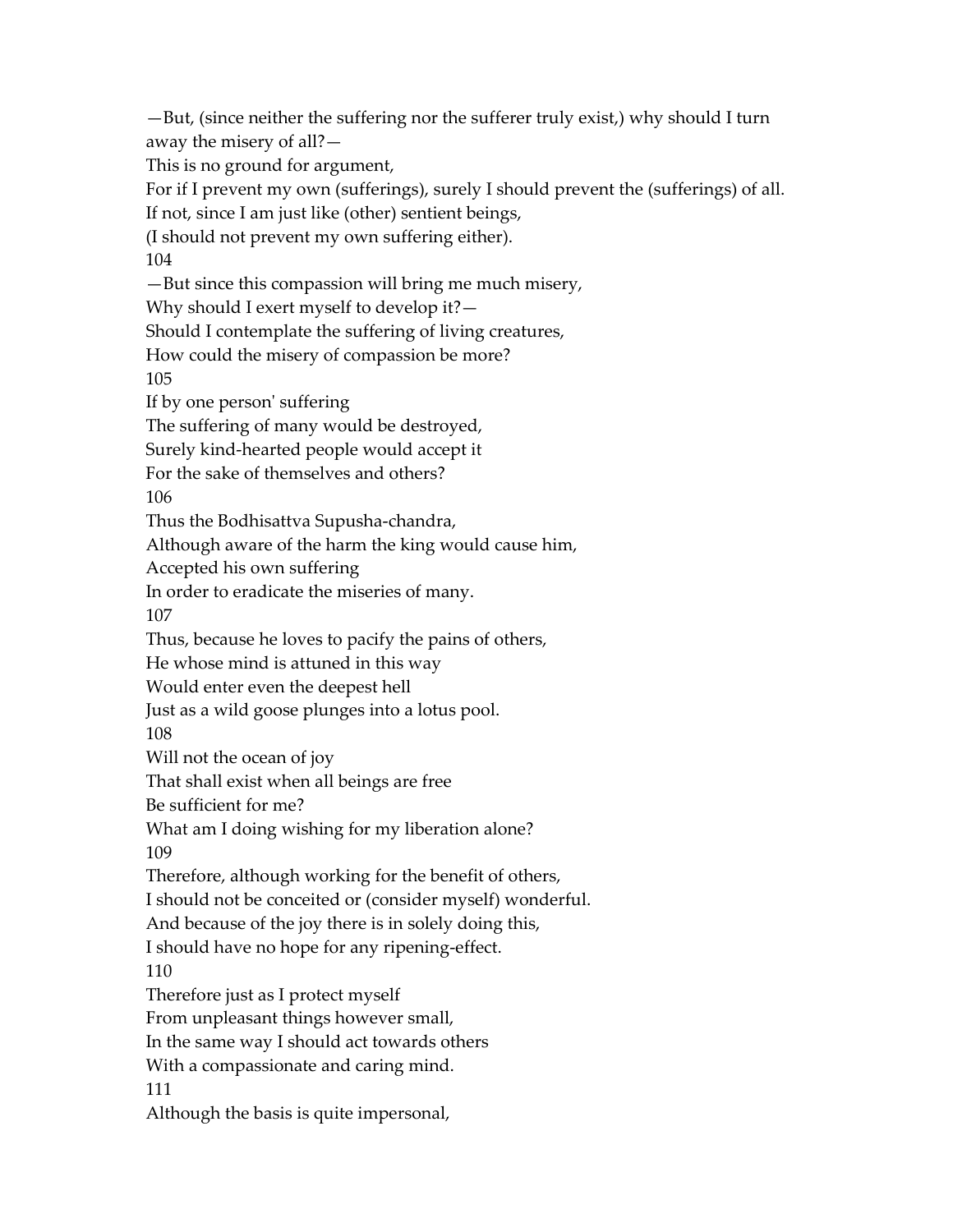—But, (since neither the suffering nor the sufferer truly exist,) why should I turn away the misery of all?—
This is no ground for argument,
For if I prevent my own (sufferings), surely I should prevent the (sufferings) of all.
If not, since I am just like (other) sentient beings,
(I should not prevent my own suffering either).

104

—But since this compassion will bring me much misery,
Why should I exert myself to develop it?—
Should I contemplate the suffering of living creatures,
How could the misery of compassion be more?

105

If by one person' suffering
The suffering of many would be destroyed,
Surely kind-hearted people would accept it
For the sake of themselves and others?

106

Thus the Bodhisattva Supusha-chandra,
Although aware of the harm the king would cause him,
Accepted his own suffering
In order to eradicate the miseries of many.

107

Thus, because he loves to pacify the pains of others,
He whose mind is attuned in this way
Would enter even the deepest hell
Just as a wild goose plunges into a lotus pool.

108

Will not the ocean of joy
That shall exist when all beings are free
Be sufficient for me?
What am I doing wishing for my liberation alone?

109

Therefore, although working for the benefit of others,
I should not be conceited or (consider myself) wonderful.
And because of the joy there is in solely doing this,
I should have no hope for any ripening-effect.

110

Therefore just as I protect myself
From unpleasant things however small,
In the same way I should act towards others
With a compassionate and caring mind.

111

Although the basis is quite impersonal,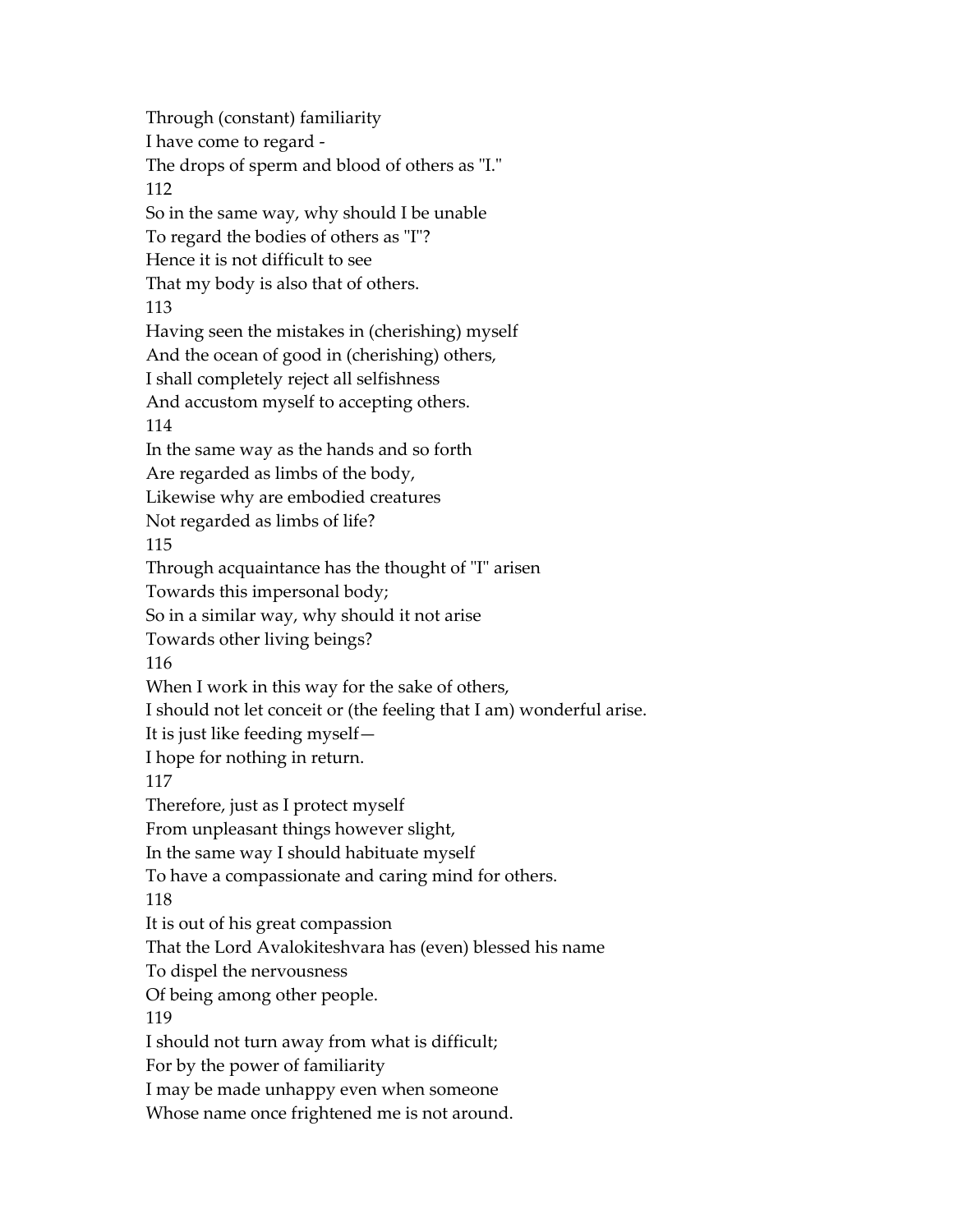Through (constant) familiarity
I have come to regard -
The drops of sperm and blood of others as "I."

112

So in the same way, why should I be unable
To regard the bodies of others as "I"?
Hence it is not difficult to see
That my body is also that of others.

113

Having seen the mistakes in (cherishing) myself
And the ocean of good in (cherishing) others,
I shall completely reject all selfishness
And accustom myself to accepting others.

114

In the same way as the hands and so forth
Are regarded as limbs of the body,
Likewise why are embodied creatures
Not regarded as limbs of life?

115

Through acquaintance has the thought of "I" arisen
Towards this impersonal body;
So in a similar way, why should it not arise
Towards other living beings?

116

When I work in this way for the sake of others,
I should not let conceit or (the feeling that I am) wonderful arise.
It is just like feeding myself—
I hope for nothing in return.

117

Therefore, just as I protect myself
From unpleasant things however slight,
In the same way I should habituate myself
To have a compassionate and caring mind for others.

118

It is out of his great compassion
That the Lord Avalokiteshvara has (even) blessed his name
To dispel the nervousness
Of being among other people.

119

I should not turn away from what is difficult;
For by the power of familiarity
I may be made unhappy even when someone
Whose name once frightened me is not around.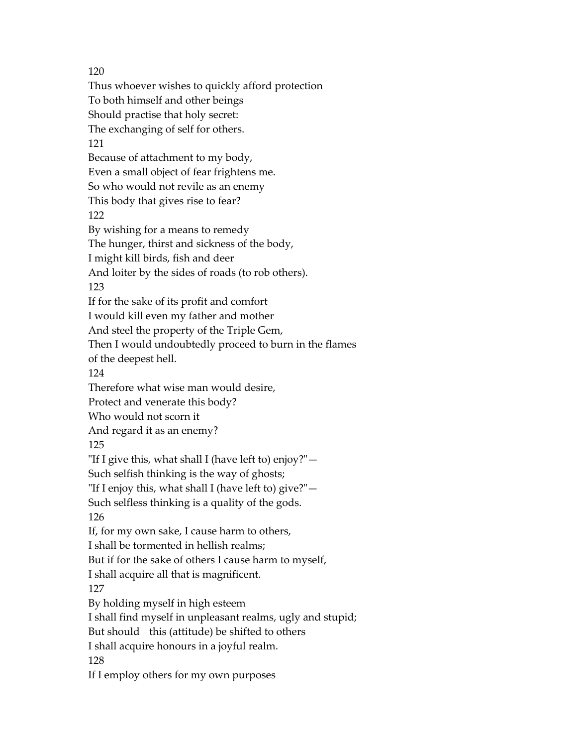120
Thus whoever wishes to quickly afford protection
To both himself and other beings
Should practise that holy secret:
The exchanging of self for others.
121
Because of attachment to my body,
Even a small object of fear frightens me.
So who would not revile as an enemy
This body that gives rise to fear?
122
By wishing for a means to remedy
The hunger, thirst and sickness of the body,
I might kill birds, fish and deer
And loiter by the sides of roads (to rob others).
123
If for the sake of its profit and comfort
I would kill even my father and mother
And steel the property of the Triple Gem,
Then I would undoubtedly proceed to burn in the flames
of the deepest hell.
124
Therefore what wise man would desire,
Protect and venerate this body?
Who would not scorn it
And regard it as an enemy?
125
"If I give this, what shall I (have left to) enjoy?"—
Such selfish thinking is the way of ghosts;
"If I enjoy this, what shall I (have left to) give?"—
Such selfless thinking is a quality of the gods.
126
If, for my own sake, I cause harm to others,
I shall be tormented in hellish realms;
But if for the sake of others I cause harm to myself,
I shall acquire all that is magnificent.
127
By holding myself in high esteem
I shall find myself in unpleasant realms, ugly and stupid;
But should this (attitude) be shifted to others
I shall acquire honours in a joyful realm.
128
If I employ others for my own purposes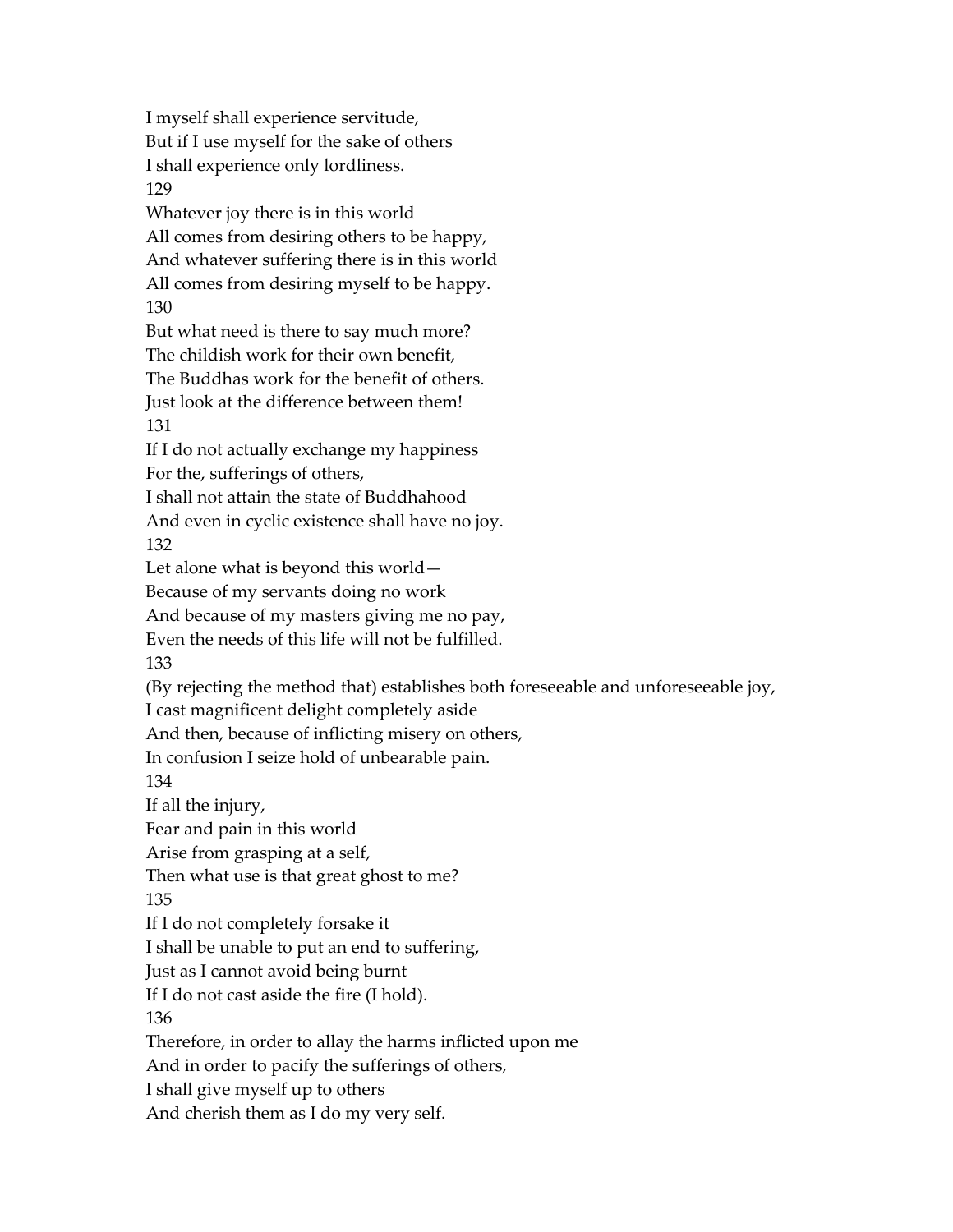I myself shall experience servitude,
But if I use myself for the sake of others
I shall experience only lordliness.

129
Whatever joy there is in this world
All comes from desiring others to be happy,
And whatever suffering there is in this world
All comes from desiring myself to be happy.

130
But what need is there to say much more?
The childish work for their own benefit,
The Buddhas work for the benefit of others.
Just look at the difference between them!

131
If I do not actually exchange my happiness
For the, sufferings of others,
I shall not attain the state of Buddhahood
And even in cyclic existence shall have no joy.

132
Let alone what is beyond this world—
Because of my servants doing no work
And because of my masters giving me no pay,
Even the needs of this life will not be fulfilled.

133
(By rejecting the method that) establishes both foreseeable and unforeseeable joy,
I cast magnificent delight completely aside
And then, because of inflicting misery on others,
In confusion I seize hold of unbearable pain.

134
If all the injury,
Fear and pain in this world
Arise from grasping at a self,
Then what use is that great ghost to me?

135
If I do not completely forsake it
I shall be unable to put an end to suffering,
Just as I cannot avoid being burnt
If I do not cast aside the fire (I hold).

136
Therefore, in order to allay the harms inflicted upon me
And in order to pacify the sufferings of others,
I shall give myself up to others
And cherish them as I do my very self.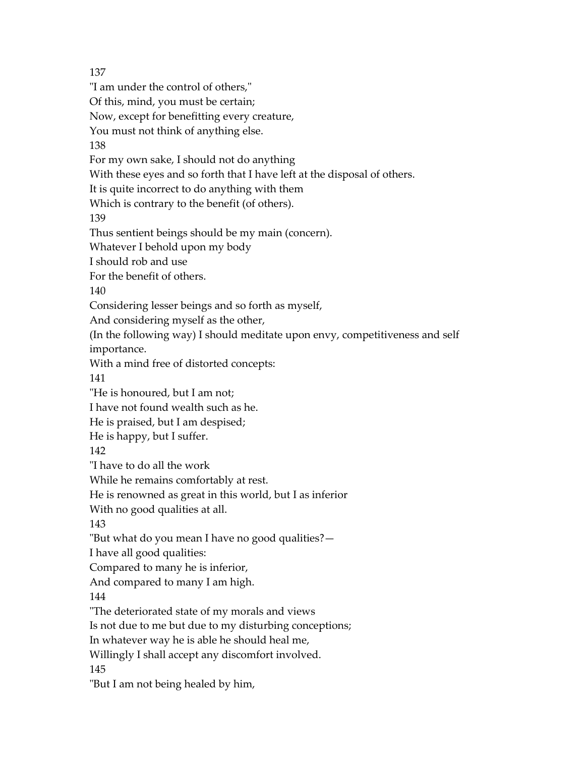137

"I am under the control of others,"
Of this, mind, you must be certain;
Now, except for benefitting every creature,
You must not think of anything else.

138

For my own sake, I should not do anything
With these eyes and so forth that I have left at the disposal of others.
It is quite incorrect to do anything with them
Which is contrary to the benefit (of others).

139

Thus sentient beings should be my main (concern).
Whatever I behold upon my body
I should rob and use
For the benefit of others.

140

Considering lesser beings and so forth as myself,
And considering myself as the other,
(In the following way) I should meditate upon envy, competitiveness and self importance.
With a mind free of distorted concepts:

141

"He is honoured, but I am not;
I have not found wealth such as he.
He is praised, but I am despised;
He is happy, but I suffer.

142

"I have to do all the work
While he remains comfortably at rest.
He is renowned as great in this world, but I as inferior
With no good qualities at all.

143

"But what do you mean I have no good qualities?—
I have all good qualities:
Compared to many he is inferior,
And compared to many I am high.

144

"The deteriorated state of my morals and views
Is not due to me but due to my disturbing conceptions;
In whatever way he is able he should heal me,
Willingly I shall accept any discomfort involved.

145

"But I am not being healed by him,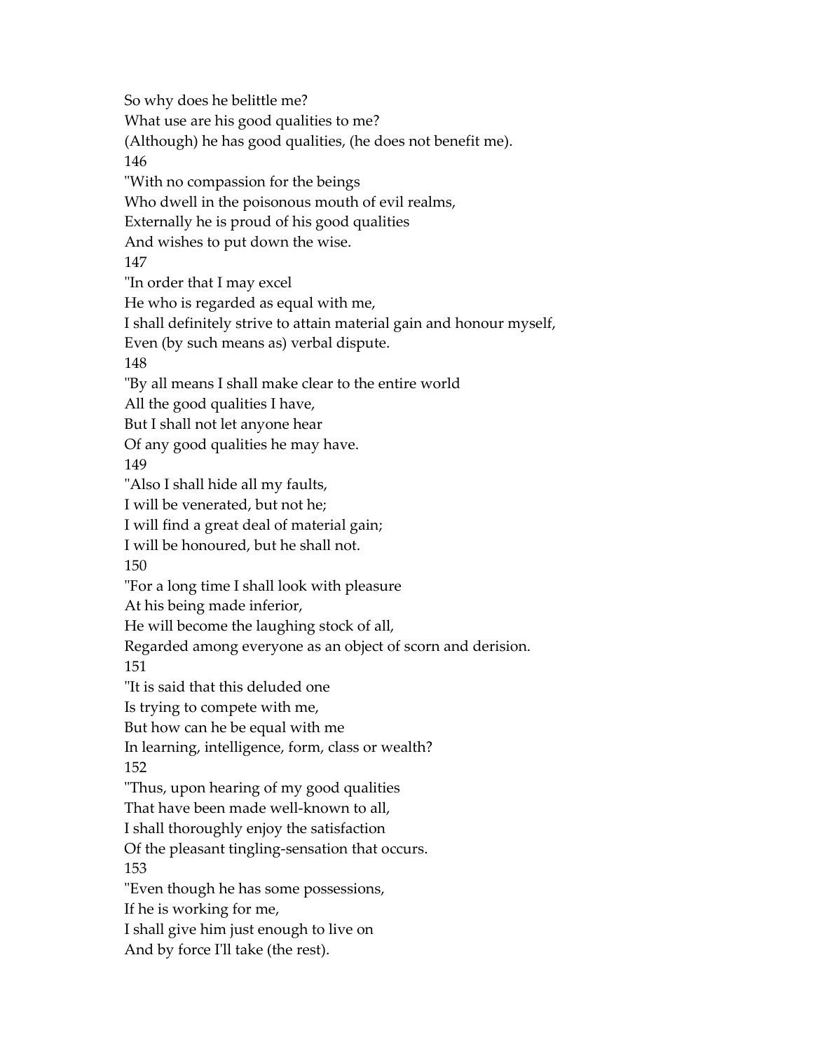So why does he belittle me?
What use are his good qualities to me?
(Although) he has good qualities, (he does not benefit me).

146

"With no compassion for the beings
Who dwell in the poisonous mouth of evil realms,
Externally he is proud of his good qualities
And wishes to put down the wise.

147

"In order that I may excel
He who is regarded as equal with me,
I shall definitely strive to attain material gain and honour myself,
Even (by such means as) verbal dispute.

148

"By all means I shall make clear to the entire world
All the good qualities I have,
But I shall not let anyone hear
Of any good qualities he may have.

149

"Also I shall hide all my faults,
I will be venerated, but not he;
I will find a great deal of material gain;
I will be honoured, but he shall not.

150

"For a long time I shall look with pleasure
At his being made inferior,
He will become the laughing stock of all,
Regarded among everyone as an object of scorn and derision.

151

"It is said that this deluded one
Is trying to compete with me,
But how can he be equal with me
In learning, intelligence, form, class or wealth?

152

"Thus, upon hearing of my good qualities
That have been made well-known to all,
I shall thoroughly enjoy the satisfaction
Of the pleasant tingling-sensation that occurs.

153

"Even though he has some possessions,
If he is working for me,
I shall give him just enough to live on
And by force I'll take (the rest).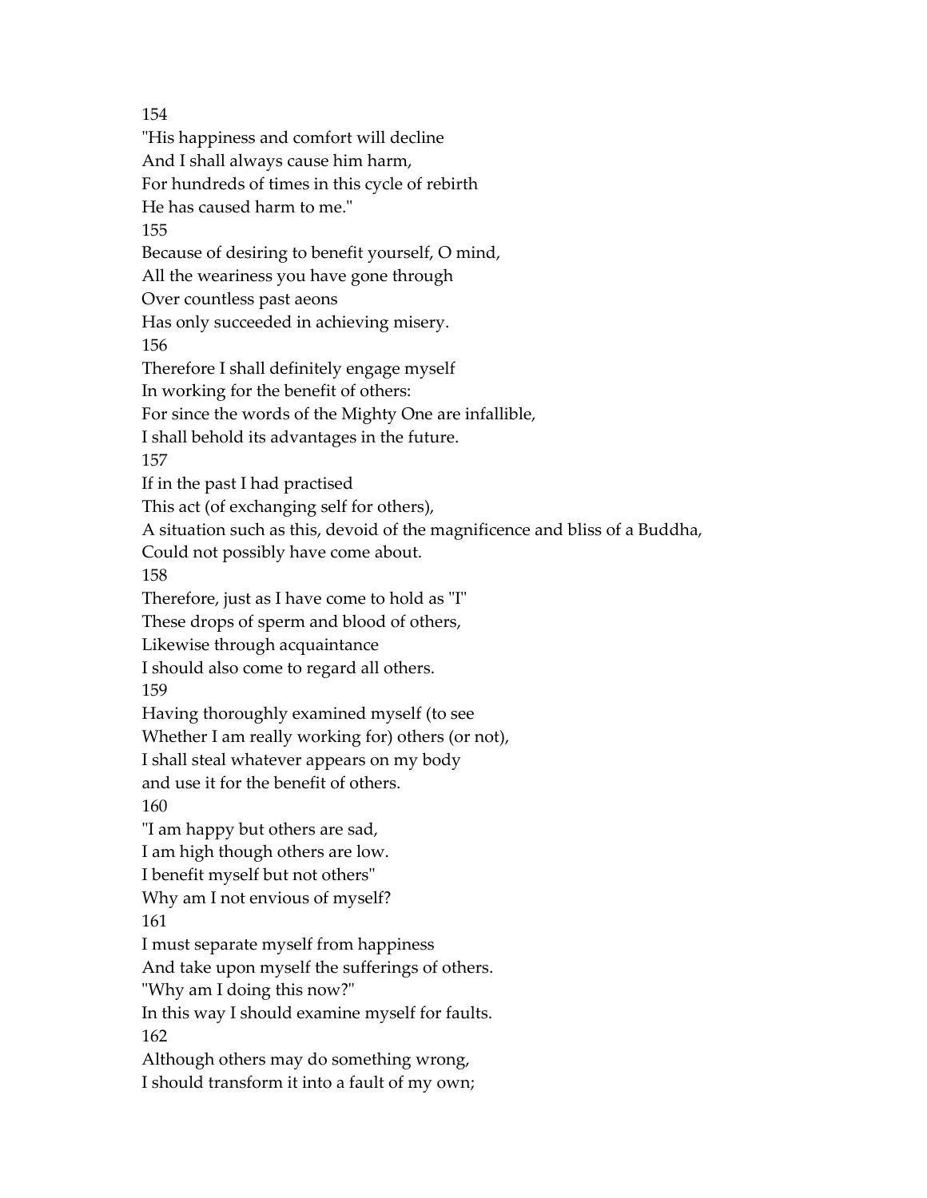154

"His happiness and comfort will decline
And I shall always cause him harm,
For hundreds of times in this cycle of rebirth
He has caused harm to me."

155

Because of desiring to benefit yourself, O mind,
All the weariness you have gone through
Over countless past aeons
Has only succeeded in achieving misery.

156

Therefore I shall definitely engage myself
In working for the benefit of others:
For since the words of the Mighty One are infallible,
I shall behold its advantages in the future.

157

If in the past I had practised
This act (of exchanging self for others),
A situation such as this, devoid of the magnificence and bliss of a Buddha,
Could not possibly have come about.

158

Therefore, just as I have come to hold as "I"
These drops of sperm and blood of others,
Likewise through acquaintance
I should also come to regard all others.

159

Having thoroughly examined myself (to see
Whether I am really working for) others (or not),
I shall steal whatever appears on my body
and use it for the benefit of others.

160

"I am happy but others are sad,
I am high though others are low.
I benefit myself but not others"
Why am I not envious of myself?

161

I must separate myself from happiness
And take upon myself the sufferings of others.
"Why am I doing this now?"
In this way I should examine myself for faults.

162

Although others may do something wrong,
I should transform it into a fault of my own;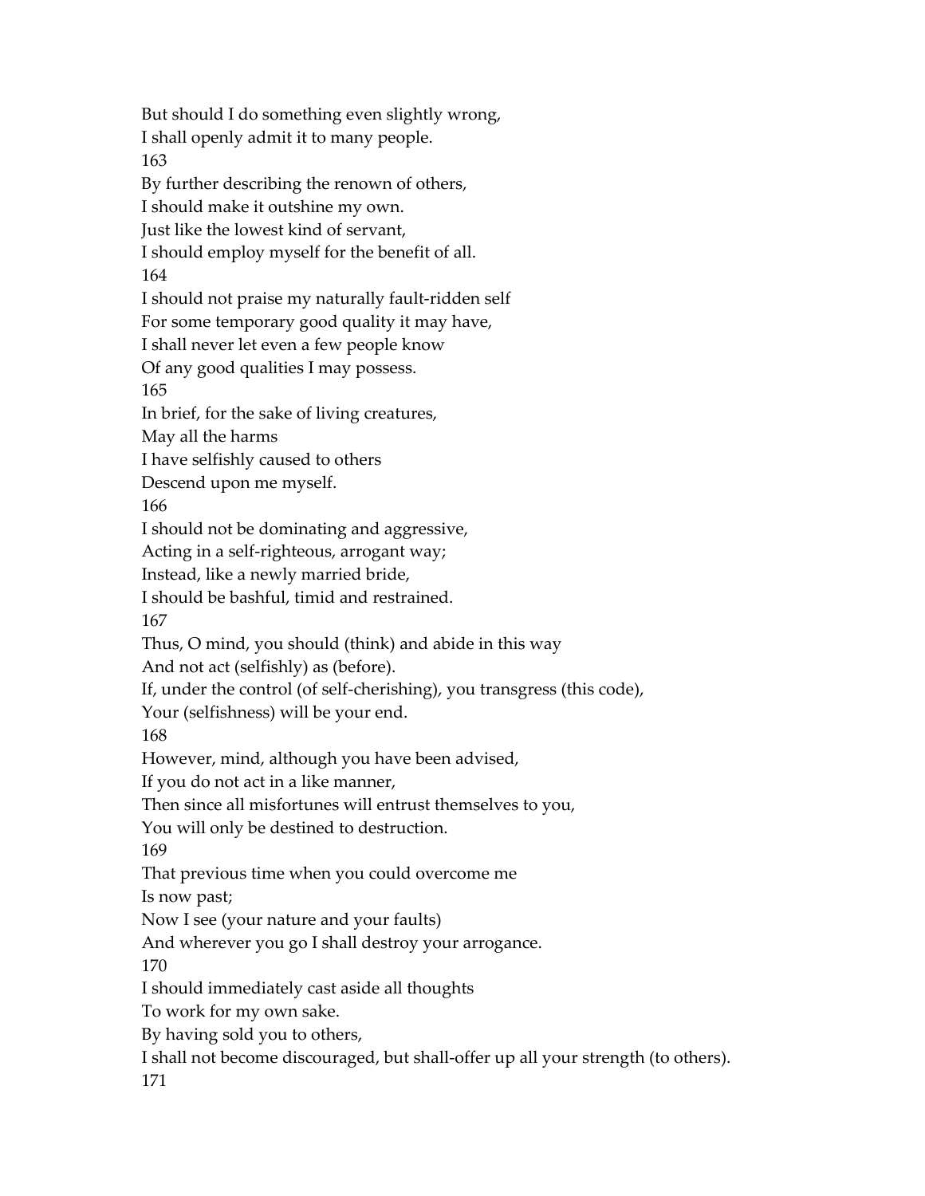But should I do something even slightly wrong,
I shall openly admit it to many people.
163
By further describing the renown of others,
I should make it outshine my own.
Just like the lowest kind of servant,
I should employ myself for the benefit of all.
164
I should not praise my naturally fault-ridden self
For some temporary good quality it may have,
I shall never let even a few people know
Of any good qualities I may possess.
165
In brief, for the sake of living creatures,
May all the harms
I have selfishly caused to others
Descend upon me myself.
166
I should not be dominating and aggressive,
Acting in a self-righteous, arrogant way;
Instead, like a newly married bride,
I should be bashful, timid and restrained.
167
Thus, O mind, you should (think) and abide in this way
And not act (selfishly) as (before).
If, under the control (of self-cherishing), you transgress (this code),
Your (selfishness) will be your end.
168
However, mind, although you have been advised,
If you do not act in a like manner,
Then since all misfortunes will entrust themselves to you,
You will only be destined to destruction.
169
That previous time when you could overcome me
Is now past;
Now I see (your nature and your faults)
And wherever you go I shall destroy your arrogance.
170
I should immediately cast aside all thoughts
To work for my own sake.
By having sold you to others,
I shall not become discouraged, but shall-offer up all your strength (to others).
171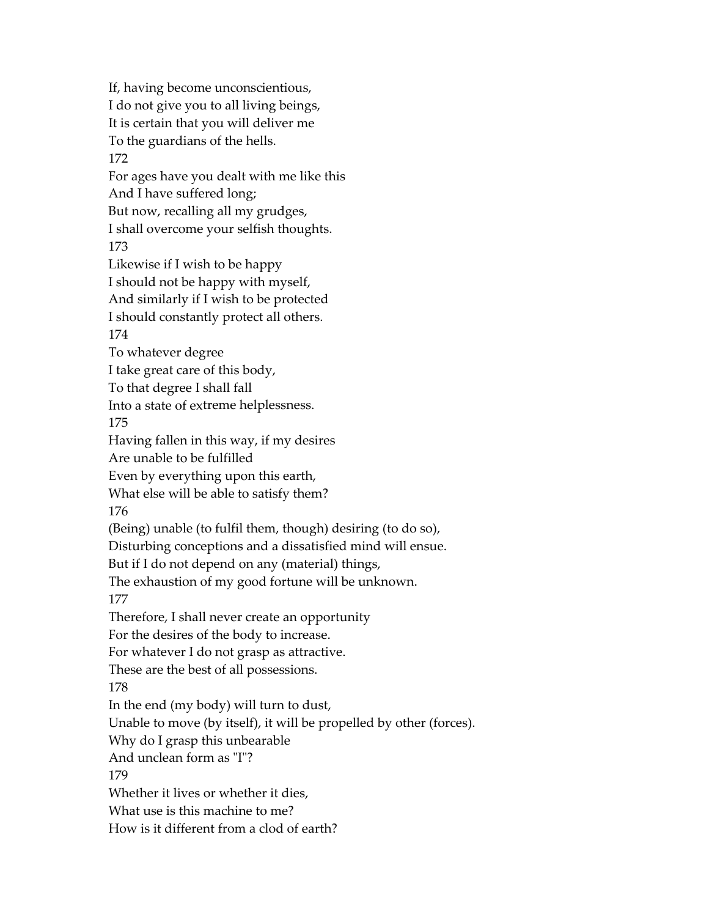If, having become unconscientious,
I do not give you to all living beings,
It is certain that you will deliver me
To the guardians of the hells.

172

For ages have you dealt with me like this
And I have suffered long;
But now, recalling all my grudges,
I shall overcome your selfish thoughts.

173

Likewise if I wish to be happy
I should not be happy with myself,
And similarly if I wish to be protected
I should constantly protect all others.

174

To whatever degree
I take great care of this body,
To that degree I shall fall
Into a state of extreme helplessness.

175

Having fallen in this way, if my desires
Are unable to be fulfilled
Even by everything upon this earth,
What else will be able to satisfy them?

176

(Being) unable (to fulfil them, though) desiring (to do so),
Disturbing conceptions and a dissatisfied mind will ensue.
But if I do not depend on any (material) things,
The exhaustion of my good fortune will be unknown.

177

Therefore, I shall never create an opportunity
For the desires of the body to increase.
For whatever I do not grasp as attractive.
These are the best of all possessions.

178

In the end (my body) will turn to dust,
Unable to move (by itself), it will be propelled by other (forces).
Why do I grasp this unbearable
And unclean form as "I"?

179

Whether it lives or whether it dies,
What use is this machine to me?
How is it different from a clod of earth?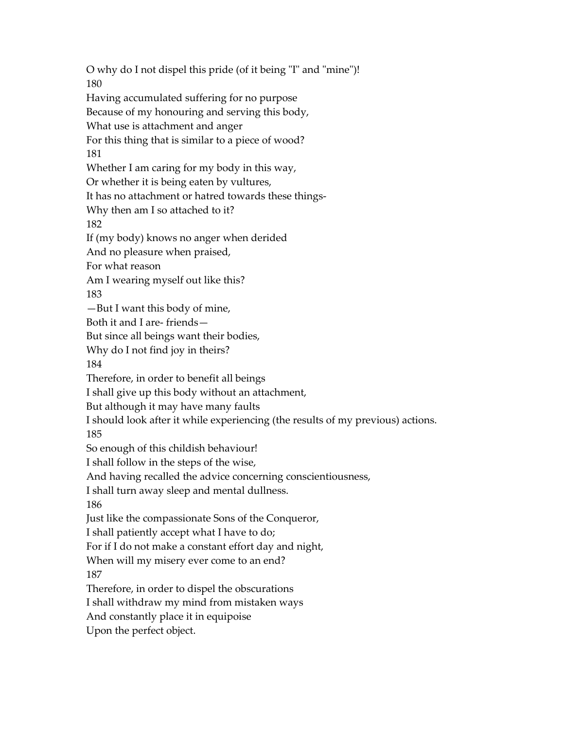O why do I not dispel this pride (of it being "I" and "mine")!

180

Having accumulated suffering for no purpose
Because of my honouring and serving this body,
What use is attachment and anger
For this thing that is similar to a piece of wood?

181

Whether I am caring for my body in this way,
Or whether it is being eaten by vultures,
It has no attachment or hatred towards these things-
Why then am I so attached to it?

182

If (my body) knows no anger when derided
And no pleasure when praised,
For what reason
Am I wearing myself out like this?

183

—But I want this body of mine,
Both it and I are- friends—
But since all beings want their bodies,
Why do I not find joy in theirs?

184

Therefore, in order to benefit all beings
I shall give up this body without an attachment,
But although it may have many faults
I should look after it while experiencing (the results of my previous) actions.

185

So enough of this childish behaviour!
I shall follow in the steps of the wise,
And having recalled the advice concerning conscientiousness,
I shall turn away sleep and mental dullness.

186

Just like the compassionate Sons of the Conqueror,
I shall patiently accept what I have to do;
For if I do not make a constant effort day and night,
When will my misery ever come to an end?

187

Therefore, in order to dispel the obscurations
I shall withdraw my mind from mistaken ways
And constantly place it in equipoise
Upon the perfect object.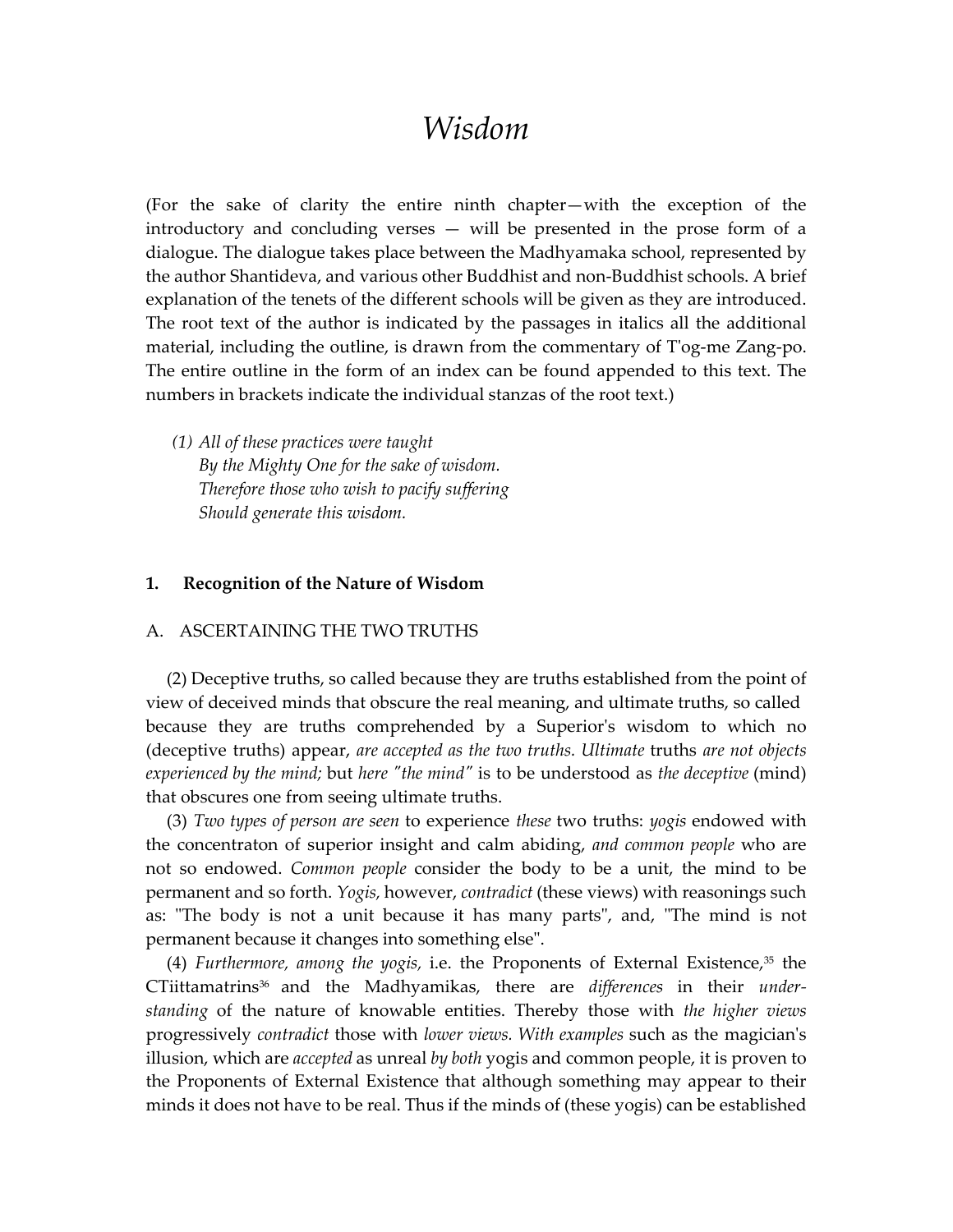# Wisdom

(For the sake of clarity the entire ninth chapter—with the exception of the introductory and concluding verses — will be presented in the prose form of a dialogue. The dialogue takes place between the Madhyamaka school, represented by the author Shantideva, and various other Buddhist and non-Buddhist schools. A brief explanation of the tenets of the different schools will be given as they are introduced. The root text of the author is indicated by the passages in italics all the additional material, including the outline, is drawn from the commentary of T'og-me Zang-po. The entire outline in the form of an index can be found appended to this text. The numbers in brackets indicate the individual stanzas of the root text.)

> *(1) All of these practices were taught*
> *By the Mighty One for the sake of wisdom.*
> *Therefore those who wish to pacify suffering*
> *Should generate this wisdom.*

### 1. Recognition of the Nature of Wisdom

#### A. ASCERTAINING THE TWO TRUTHS

(2) Deceptive truths, so called because they are truths established from the point of view of deceived minds that obscure the real meaning, and ultimate truths, so called because they are truths comprehended by a Superior's wisdom to which no (deceptive truths) appear, *are accepted as the two truths. Ultimate* truths *are not objects experienced by the mind;* but *here "the mind"* is to be understood as *the deceptive* (mind) that obscures one from seeing ultimate truths.

(3) *Two types of person are seen* to experience *these* two truths: *yogis* endowed with the concentraton of superior insight and calm abiding, *and common people* who are not so endowed. *Common people* consider the body to be a unit, the mind to be permanent and so forth. *Yogis,* however, *contradict* (these views) with reasonings such as: "The body is not a unit because it has many parts", and, "The mind is not permanent because it changes into something else".

(4) *Furthermore, among the yogis,* i.e. the Proponents of External Existence,[35] the CTiittamatrins[36] and the Madhyamikas, there are *differences* in their *understanding* of the nature of knowable entities. Thereby those with *the higher views* progressively *contradict* those with *lower views. With examples* such as the magician's illusion, which are *accepted* as unreal *by both* yogis and common people, it is proven to the Proponents of External Existence that although something may appear to their minds it does not have to be real. Thus if the minds of (these yogis) can be established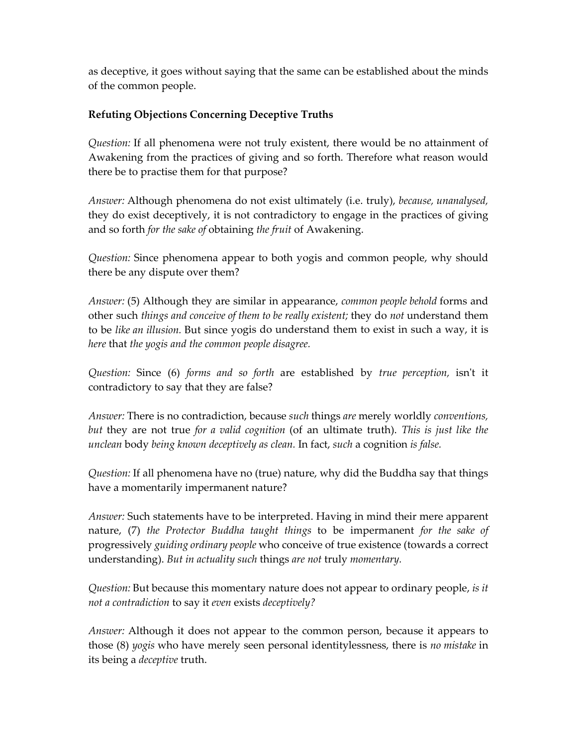as deceptive, it goes without saying that the same can be established about the minds of the common people.

**Refuting Objections Concerning Deceptive Truths**

*Question:* If all phenomena were not truly existent, there would be no attainment of Awakening from the practices of giving and so forth. Therefore what reason would there be to practise them for that purpose?

*Answer:* Although phenomena do not exist ultimately (i.e. truly), *because, unanalysed,* they do exist deceptively, it is not contradictory to engage in the practices of giving and so forth *for the sake of* obtaining *the fruit* of Awakening.

*Question:* Since phenomena appear to both yogis and common people, why should there be any dispute over them?

*Answer:* (5) Although they are similar in appearance, *common people behold* forms and other such *things and conceive of them to be really existent;* they do *not* understand them to be *like an illusion.* But since yogis do understand them to exist in such a way, it is *here* that *the yogis and the common people disagree.*

*Question:* Since (6) *forms and so forth* are established by *true perception,* isn't it contradictory to say that they are false?

*Answer:* There is no contradiction, because *such* things *are* merely worldly *conventions, but* they are not true *for a valid cognition* (of an ultimate truth). *This is just like the unclean* body *being known deceptively as clean.* In fact, *such* a cognition *is false.*

*Question:* If all phenomena have no (true) nature, why did the Buddha say that things have a momentarily impermanent nature?

*Answer:* Such statements have to be interpreted. Having in mind their mere apparent nature, (7) *the Protector Buddha taught things* to be impermanent *for the sake of* progressively *guiding ordinary people* who conceive of true existence (towards a correct understanding). *But in actuality such* things *are not* truly *momentary.*

*Question:* But because this momentary nature does not appear to ordinary people, *is it not a contradiction* to say it *even* exists *deceptively?*

*Answer:* Although it does not appear to the common person, because it appears to those (8) *yogis* who have merely seen personal identitylessness, there is *no mistake* in its being a *deceptive* truth.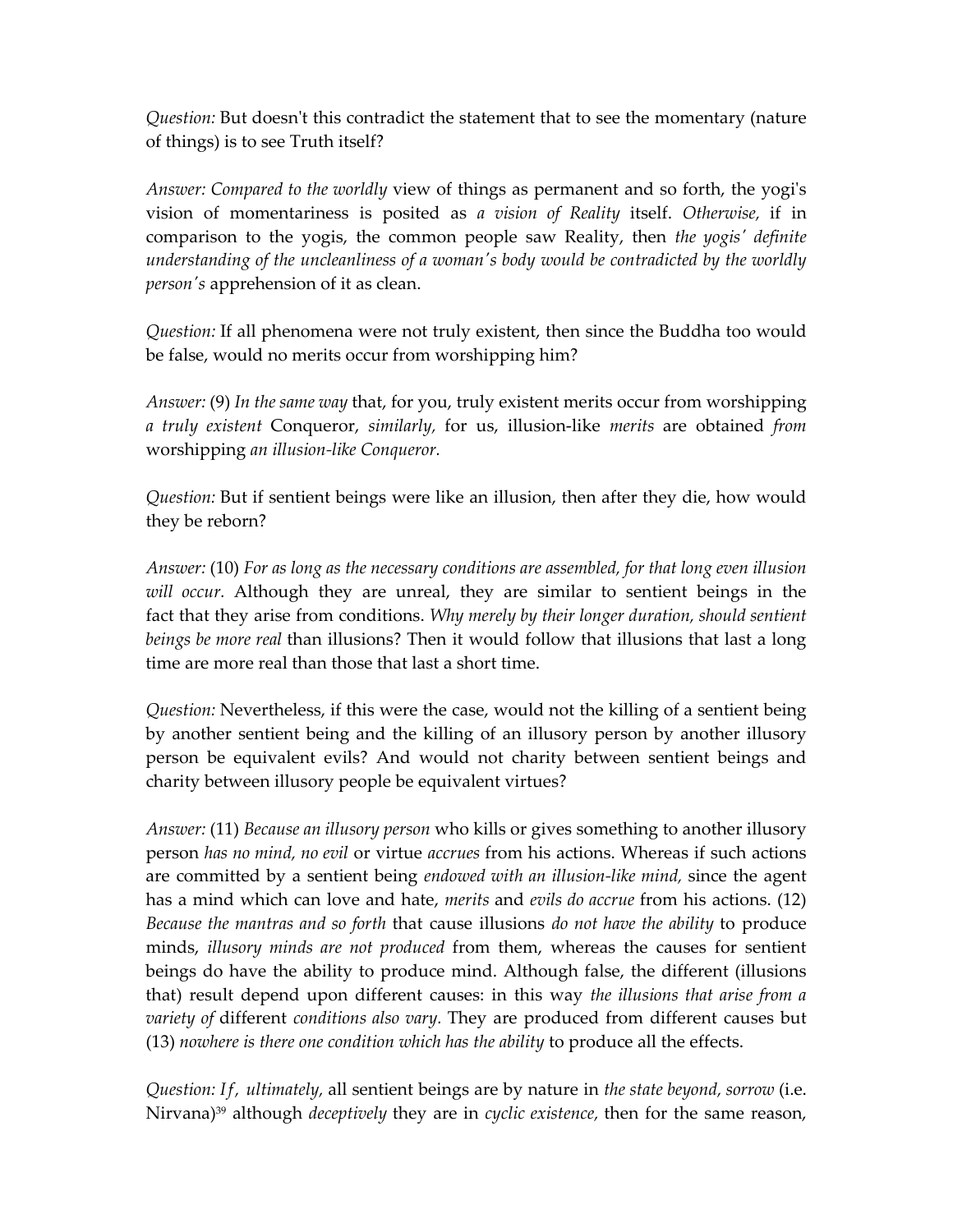*Question:* But doesn't this contradict the statement that to see the momentary (nature of things) is to see Truth itself?

*Answer: Compared to the worldly* view of things as permanent and so forth, the yogi's vision of momentariness is posited as *a vision of Reality* itself. *Otherwise,* if in comparison to the yogis, the common people saw Reality, then *the yogis' definite understanding of the uncleanliness of a woman's body would be contradicted by the worldly person's* apprehension of it as clean.

*Question:* If all phenomena were not truly existent, then since the Buddha too would be false, would no merits occur from worshipping him?

*Answer:* (9) *In the same way* that, for you, truly existent merits occur from worshipping *a truly existent* Conqueror, *similarly,* for us, illusion-like *merits* are obtained *from* worshipping *an illusion-like Conqueror.*

*Question:* But if sentient beings were like an illusion, then after they die, how would they be reborn?

*Answer:* (10) *For as long as the necessary conditions are assembled, for that long even illusion will occur.* Although they are unreal, they are similar to sentient beings in the fact that they arise from conditions. *Why merely by their longer duration, should sentient beings be more real* than illusions? Then it would follow that illusions that last a long time are more real than those that last a short time.

*Question:* Nevertheless, if this were the case, would not the killing of a sentient being by another sentient being and the killing of an illusory person by another illusory person be equivalent evils? And would not charity between sentient beings and charity between illusory people be equivalent virtues?

*Answer:* (11) *Because an illusory person* who kills or gives something to another illusory person *has no mind, no evil* or virtue *accrues* from his actions. Whereas if such actions are committed by a sentient being *endowed with an illusion-like mind,* since the agent has a mind which can love and hate, *merits* and *evils do accrue* from his actions. (12) *Because the mantras and so forth* that cause illusions *do not have the ability* to produce minds, *illusory minds are not produced* from them, whereas the causes for sentient beings do have the ability to produce mind. Although false, the different (illusions that) result depend upon different causes: in this way *the illusions that arise from a variety of* different *conditions also vary.* They are produced from different causes but (13) *nowhere is there one condition which has the ability* to produce all the effects.

*Question: If, ultimately,* all sentient beings are by nature in *the state beyond, sorrow* (i.e. Nirvana)[39] although *deceptively* they are in *cyclic existence,* then for the same reason,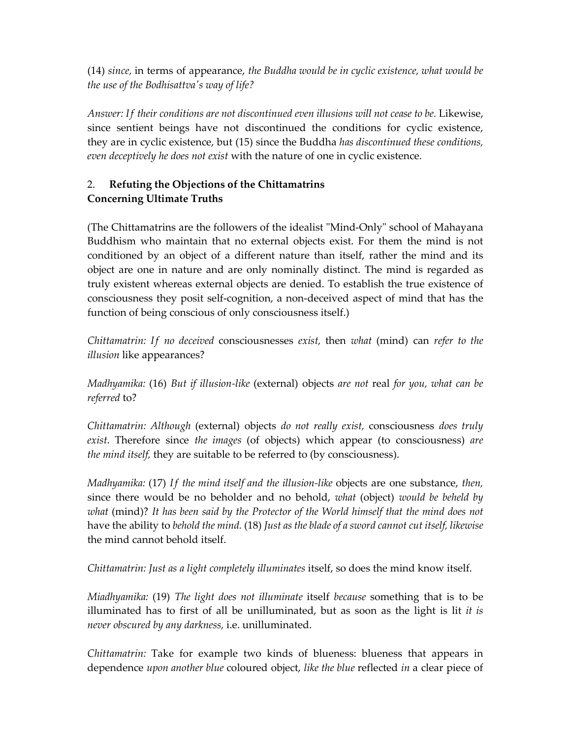(14) *since,* in terms of appearance, *the Buddha would be in cyclic existence, what would be the use of the Bodhisattva's way of life?*

*Answer: If their conditions are not discontinued even illusions will not cease to be.* Likewise, since sentient beings have not discontinued the conditions for cyclic existence, they are in cyclic existence, but (15) since the Buddha *has discontinued these conditions, even deceptively he does not exist* with the nature of one in cyclic existence.

## 2. **Refuting the Objections of the Chittamatrins Concerning Ultimate Truths**

(The Chittamatrins are the followers of the idealist "Mind-Only" school of Mahayana Buddhism who maintain that no external objects exist. For them the mind is not conditioned by an object of a different nature than itself, rather the mind and its object are one in nature and are only nominally distinct. The mind is regarded as truly existent whereas external objects are denied. To establish the true existence of consciousness they posit self-cognition, a non-deceived aspect of mind that has the function of being conscious of only consciousness itself.)

*Chittamatrin: If no deceived* consciousnesses *exist,* then *what* (mind) can *refer to the illusion* like appearances?

*Madhyamika:* (16) *But if illusion-like* (external) objects *are not* real *for you, what can be referred* to?

*Chittamatrin: Although* (external) objects *do not really exist,* consciousness *does truly exist.* Therefore since *the images* (of objects) which appear (to consciousness) *are the mind itself,* they are suitable to be referred to (by consciousness).

*Madhyamika:* (17) *If the mind itself and the illusion-like* objects are one substance, *then,* since there would be no beholder and no behold, *what* (object) *would be beheld by what* (mind)? *It has been said by the Protector of the World himself that the mind does not* have the ability to *behold the mind.* (18) *Just as the blade of a sword cannot cut itself, likewise* the mind cannot behold itself.

*Chittamatrin: Just as a light completely illuminates* itself, so does the mind know itself.

*Miadhyamika:* (19) *The light does not illuminate* itself *because* something that is to be illuminated has to first of all be unilluminated, but as soon as the light is lit *it is never obscured by any darkness,* i.e. unilluminated.

*Chittamatrin:* Take for example two kinds of blueness: blueness that appears in dependence *upon another blue* coloured object, *like the blue* reflected *in* a clear piece of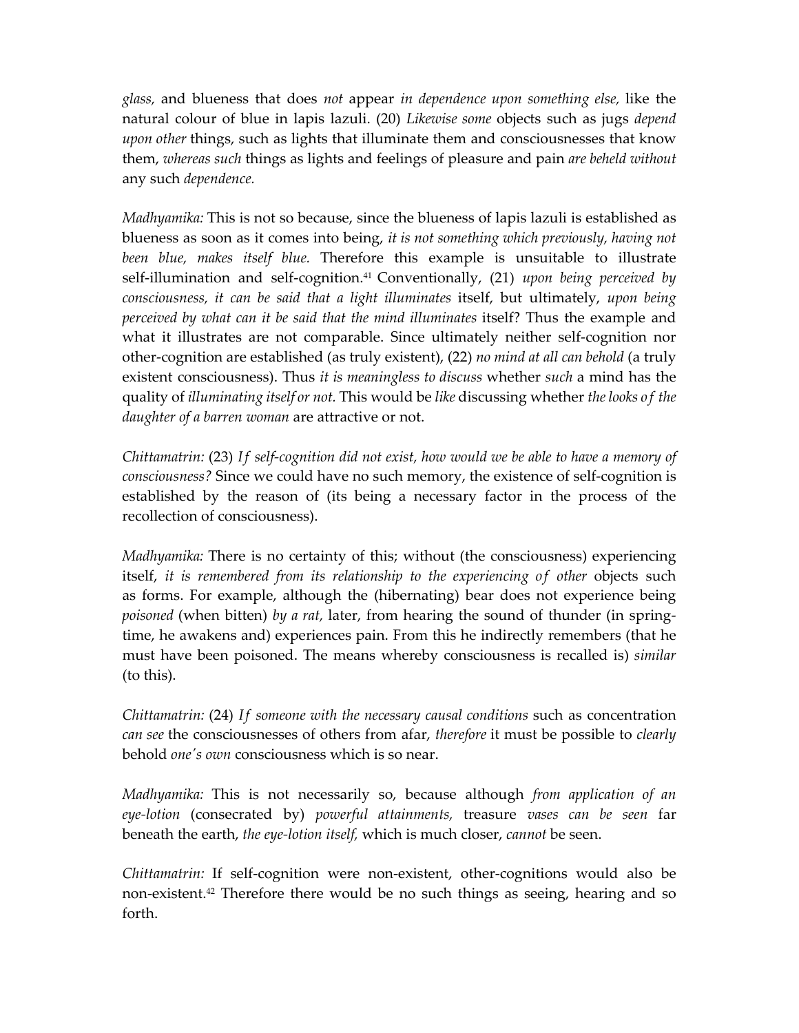*glass,* and blueness that does *not* appear *in dependence upon something else,* like the natural colour of blue in lapis lazuli. (20) *Likewise some* objects such as jugs *depend upon other* things, such as lights that illuminate them and consciousnesses that know them, *whereas such* things as lights and feelings of pleasure and pain *are beheld without* any such *dependence.*

*Madhyamika:* This is not so because, since the blueness of lapis lazuli is established as blueness as soon as it comes into being, *it is not something which previously, having not been blue, makes itself blue.* Therefore this example is unsuitable to illustrate self-illumination and self-cognition.[41] Conventionally, (21) *upon being perceived by consciousness, it can be said that a light illuminates* itself, but ultimately, *upon being perceived by what can it be said that the mind illuminates* itself? Thus the example and what it illustrates are not comparable. Since ultimately neither self-cognition nor other-cognition are established (as truly existent), (22) *no mind at all can behold* (a truly existent consciousness). Thus *it is meaningless to discuss* whether *such* a mind has the quality of *illuminating itself or not.* This would be *like* discussing whether *the looks of the daughter of a barren woman* are attractive or not.

*Chittamatrin:* (23) *If self-cognition did not exist, how would we be able to have a memory of consciousness?* Since we could have no such memory, the existence of self-cognition is established by the reason of (its being a necessary factor in the process of the recollection of consciousness).

*Madhyamika:* There is no certainty of this; without (the consciousness) experiencing itself, *it is remembered from its relationship to the experiencing of other* objects such as forms. For example, although the (hibernating) bear does not experience being *poisoned* (when bitten) *by a rat,* later, from hearing the sound of thunder (in spring-time, he awakens and) experiences pain. From this he indirectly remembers (that he must have been poisoned. The means whereby consciousness is recalled is) *similar* (to this).

*Chittamatrin:* (24) *If someone with the necessary causal conditions* such as concentration *can see* the consciousnesses of others from afar, *therefore* it must be possible to *clearly* behold *one's own* consciousness which is so near.

*Madhyamika:* This is not necessarily so, because although *from application of an eye-lotion* (consecrated by) *powerful attainments,* treasure *vases can be seen* far beneath the earth, *the eye-lotion itself,* which is much closer, *cannot* be seen.

*Chittamatrin:* If self-cognition were non-existent, other-cognitions would also be non-existent.[42] Therefore there would be no such things as seeing, hearing and so forth.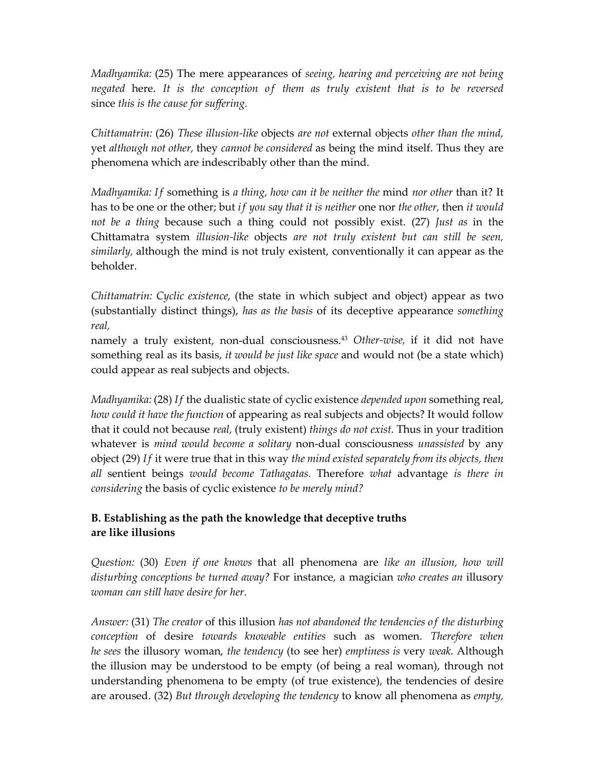*Madhyamika:* (25) The mere appearances of *seeing, hearing and perceiving are not being negated* here. *It is the conception of them as truly existent that is to be reversed* since *this is the cause for suffering.*

*Chittamatrin:* (26) *These illusion-like* objects *are not* external objects *other than the mind,* yet *although not other,* they *cannot be considered* as being the mind itself. Thus they are phenomena which are indescribably other than the mind.

*Madhyamika: If* something is *a thing, how can it be neither the* mind *nor other* than it? It has to be one or the other; but *if you say that it is neither* one nor *the other,* then *it would not be a thing* because such a thing could not possibly exist. (27) *Just as* in the Chittamatra system *illusion-like* objects *are not truly existent but can still be seen, similarly,* although the mind is not truly existent, conventionally it can appear as the beholder.

*Chittamatrin: Cyclic existence,* (the state in which subject and object) appear as two (substantially distinct things), *has as the basis* of its deceptive appearance *something real,*

namely a truly existent, non-dual consciousness.[43] *Other-wise,* if it did not have something real as its basis, *it would be just like space* and would not (be a state which) could appear as real subjects and objects.

*Madhyamika:* (28) *If* the dualistic state of cyclic existence *depended upon* something real, *how could it have the function* of appearing as real subjects and objects? It would follow that it could not because *real,* (truly existent) *things do not exist.* Thus in your tradition whatever is *mind would become a solitary* non-dual consciousness *unassisted* by any object (29) *If* it were true that in this way *the mind existed separately from its objects, then all* sentient beings *would become Tathagatas.* Therefore *what* advantage *is there in considering* the basis of cyclic existence *to be merely mind?*

### B. Establishing as the path the knowledge that deceptive truths are like illusions

*Question:* (30) *Even if one knows* that all phenomena are *like an illusion, how will disturbing conceptions be turned away?* For instance, a magician *who creates an* illusory *woman can still have desire for her.*

*Answer:* (31) *The creator* of this illusion *has not abandoned the tendencies of the disturbing conception* of desire *towards knowable entities* such as women. *Therefore when he sees* the illusory woman, *the tendency* (to see her) *emptiness is* very *weak.* Although the illusion may be understood to be empty (of being a real woman), through not understanding phenomena to be empty (of true existence), the tendencies of desire are aroused. (32) *But through developing the tendency* to know all phenomena as *empty,*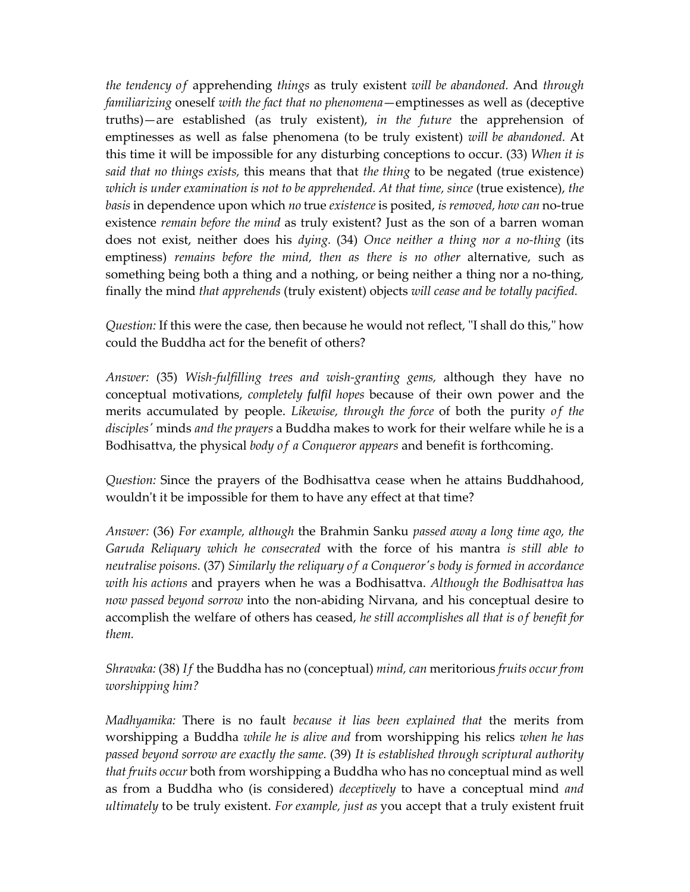*the tendency of* apprehending *things* as truly existent *will be abandoned.* And *through familiarizing* oneself *with the fact that no phenomena*—emptinesses as well as (deceptive truths)—are established (as truly existent), *in the future* the apprehension of emptinesses as well as false phenomena (to be truly existent) *will be abandoned.* At this time it will be impossible for any disturbing conceptions to occur. (33) *When it is said that no things exists,* this means that that *the thing* to be negated (true existence) *which is under examination is not to be apprehended. At that time, since* (true existence), *the basis* in dependence upon which *no* true *existence* is posited, *is removed, how can* no-true existence *remain before the mind* as truly existent? Just as the son of a barren woman does not exist, neither does his *dying.* (34) *Once neither a thing nor a no-thing* (its emptiness) *remains before the mind, then as there is no other* alternative, such as something being both a thing and a nothing, or being neither a thing nor a no-thing, finally the mind *that apprehends* (truly existent) objects *will cease and be totally pacified.*

*Question:* If this were the case, then because he would not reflect, "I shall do this," how could the Buddha act for the benefit of others?

*Answer:* (35) *Wish-fulfilling trees and wish-granting gems,* although they have no conceptual motivations, *completely fulfil hopes* because of their own power and the merits accumulated by people. *Likewise, through the force* of both the purity *of the disciples'* minds *and the prayers* a Buddha makes to work for their welfare while he is a Bodhisattva, the physical *body of a Conqueror appears* and benefit is forthcoming.

*Question:* Since the prayers of the Bodhisattva cease when he attains Buddhahood, wouldn't it be impossible for them to have any effect at that time?

*Answer:* (36) *For example, although* the Brahmin Sanku *passed away a long time ago, the Garuda Reliquary which he consecrated* with the force of his mantra *is still able to neutralise poisons.* (37) *Similarly the reliquary of a Conqueror's body is formed in accordance with his actions* and prayers when he was a Bodhisattva. *Although the Bodhisattva has now passed beyond sorrow* into the non-abiding Nirvana, and his conceptual desire to accomplish the welfare of others has ceased, *he still accomplishes all that is of benefit for them.*

*Shravaka:* (38) *If* the Buddha has no (conceptual) *mind, can* meritorious *fruits occur from worshipping him?*

*Madhyamika:* There is no fault *because it lias been explained that* the merits from worshipping a Buddha *while he is alive and* from worshipping his relics *when he has passed beyond sorrow are exactly the same.* (39) *It is established through scriptural authority that fruits occur* both from worshipping a Buddha who has no conceptual mind as well as from a Buddha who (is considered) *deceptively* to have a conceptual mind *and ultimately* to be truly existent. *For example, just as* you accept that a truly existent fruit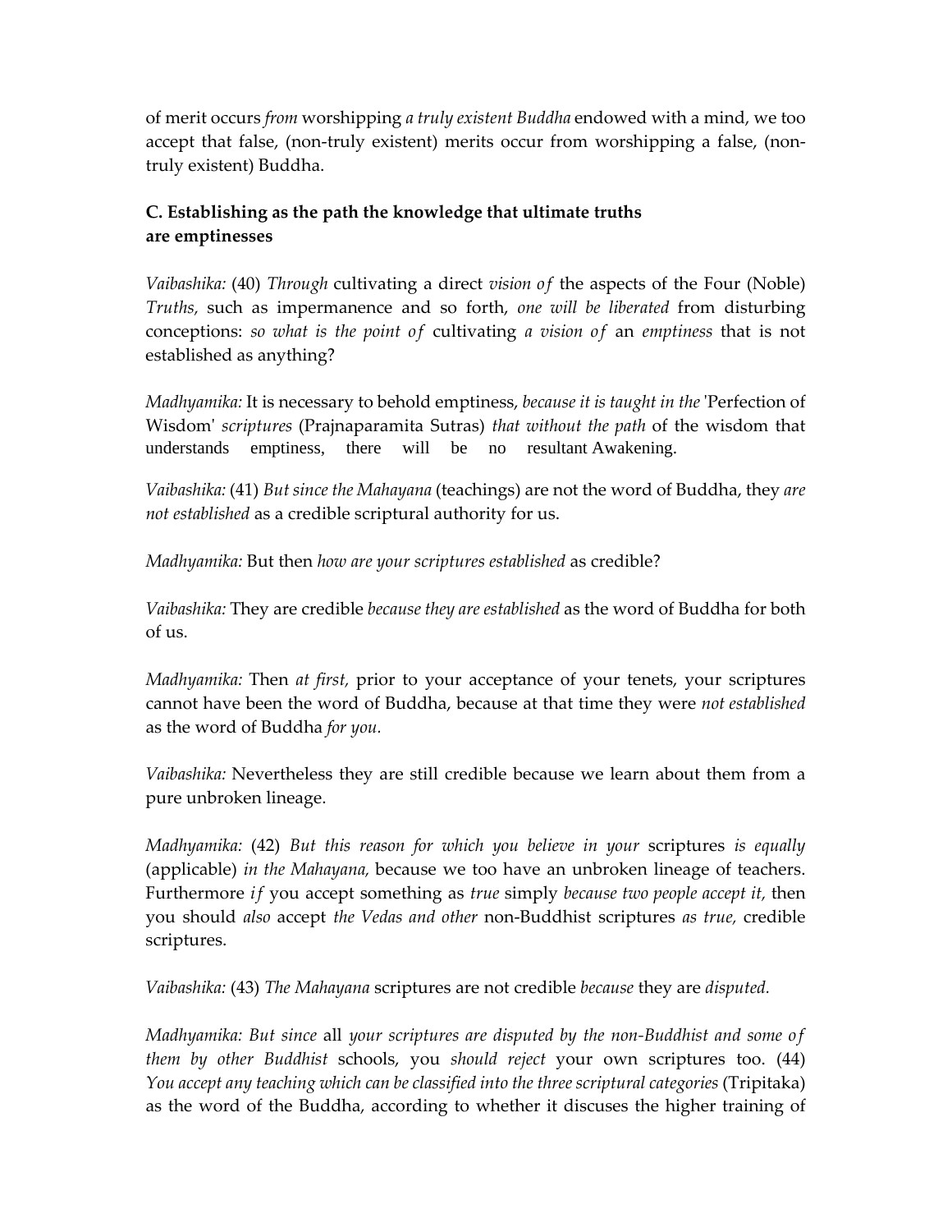of merit occurs *from* worshipping *a truly existent Buddha* endowed with a mind, we too accept that false, (non-truly existent) merits occur from worshipping a false, (non-truly existent) Buddha.

### C. Establishing as the path the knowledge that ultimate truths are emptinesses

*Vaibashika:* (40) *Through* cultivating a direct *vision of* the aspects of the Four (Noble) *Truths,* such as impermanence and so forth, *one will be liberated* from disturbing conceptions: *so what is the point of* cultivating *a vision of* an *emptiness* that is not established as anything?

*Madhyamika:* It is necessary to behold emptiness, *because it is taught in the* 'Perfection of Wisdom' *scriptures* (Prajnaparamita Sutras) *that without the path* of the wisdom that understands emptiness, there will be no resultant Awakening.

*Vaibashika:* (41) *But since the Mahayana* (teachings) are not the word of Buddha, they *are not established* as a credible scriptural authority for us.

*Madhyamika:* But then *how are your scriptures established* as credible?

*Vaibashika:* They are credible *because they are established* as the word of Buddha for both of us.

*Madhyamika:* Then *at first,* prior to your acceptance of your tenets, your scriptures cannot have been the word of Buddha, because at that time they were *not established* as the word of Buddha *for you.*

*Vaibashika:* Nevertheless they are still credible because we learn about them from a pure unbroken lineage.

*Madhyamika:* (42) *But this reason for which you believe in your* scriptures *is equally* (applicable) *in the Mahayana,* because we too have an unbroken lineage of teachers. Furthermore *if* you accept something as *true* simply *because two people accept it,* then you should *also* accept *the Vedas and other* non-Buddhist scriptures *as true,* credible scriptures.

*Vaibashika:* (43) *The Mahayana* scriptures are not credible *because* they are *disputed.*

*Madhyamika: But since* all *your scriptures are disputed by the non-Buddhist and some of them by other Buddhist* schools, you *should reject* your own scriptures too. (44) *You accept any teaching which can be classified into the three scriptural categories* (Tripitaka) as the word of the Buddha, according to whether it discuses the higher training of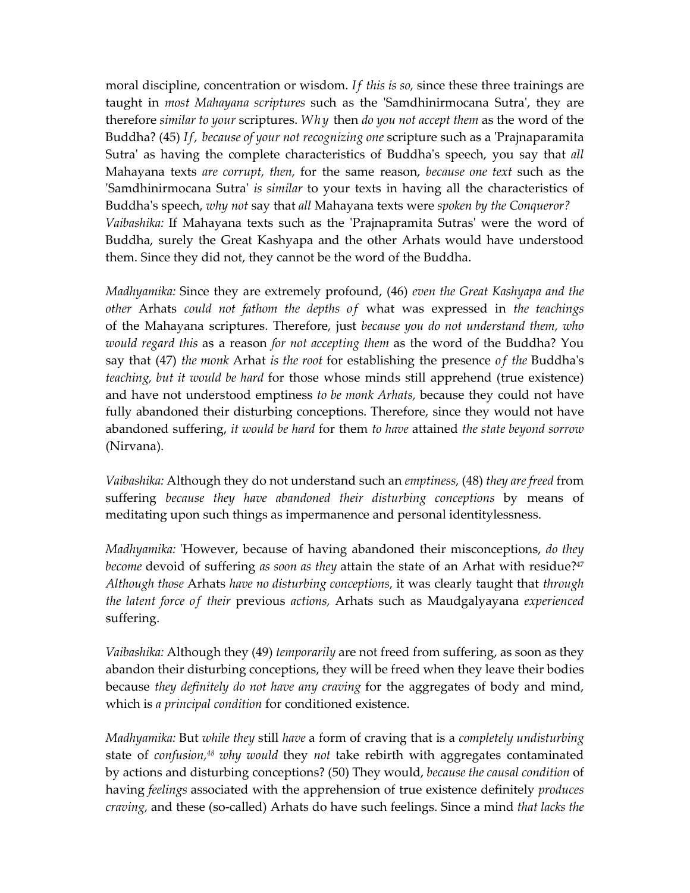moral discipline, concentration or wisdom. *If this is so,* since these three trainings are taught in *most Mahayana scriptures* such as the 'Samdhinirmocana Sutra', they are therefore *similar to your* scriptures. *Why* then *do you not accept them* as the word of the Buddha? (45) *If, because of your not recognizing one* scripture such as a 'Prajnaparamita Sutra' as having the complete characteristics of Buddha's speech, you say that *all* Mahayana texts *are corrupt, then,* for the same reason, *because one text* such as the 'Samdhinirmocana Sutra' *is similar* to your texts in having all the characteristics of Buddha's speech, *why not* say that *all* Mahayana texts were *spoken by the Conqueror?*

*Vaibashika:* If Mahayana texts such as the 'Prajnapramita Sutras' were the word of Buddha, surely the Great Kashyapa and the other Arhats would have understood them. Since they did not, they cannot be the word of the Buddha.

*Madhyamika:* Since they are extremely profound, (46) *even the Great Kashyapa and the other* Arhats *could not fathom the depths of* what was expressed in *the teachings* of the Mahayana scriptures. Therefore, just *because you do not understand them, who would regard this* as a reason *for not accepting them* as the word of the Buddha? You say that (47) *the monk* Arhat *is the root* for establishing the presence *of the* Buddha's *teaching, but it would be hard* for those whose minds still apprehend (true existence) and have not understood emptiness *to be monk Arhats,* because they could not have fully abandoned their disturbing conceptions. Therefore, since they would not have abandoned suffering, *it would be hard* for them *to have* attained *the state beyond sorrow* (Nirvana).

*Vaibashika:* Although they do not understand such an *emptiness,* (48) *they are freed* from suffering *because they have abandoned their disturbing conceptions* by means of meditating upon such things as impermanence and personal identitylessness.

*Madhyamika:* 'However, because of having abandoned their misconceptions, *do they become* devoid of suffering *as soon as they* attain the state of an Arhat with residue?[47] *Although those* Arhats *have no disturbing conceptions,* it was clearly taught that *through the latent force of their* previous *actions,* Arhats such as Maudgalyayana *experienced* suffering.

*Vaibashika:* Although they (49) *temporarily* are not freed from suffering, as soon as they abandon their disturbing conceptions, they will be freed when they leave their bodies because *they definitely do not have any craving* for the aggregates of body and mind, which is *a principal condition* for conditioned existence.

*Madhyamika:* But *while they* still *have* a form of craving that is a *completely undisturbing* state of *confusion,[48] why would* they *not* take rebirth with aggregates contaminated by actions and disturbing conceptions? (50) They would, *because the causal condition* of having *feelings* associated with the apprehension of true existence definitely *produces craving,* and these (so-called) Arhats do have such feelings. Since a mind *that lacks the*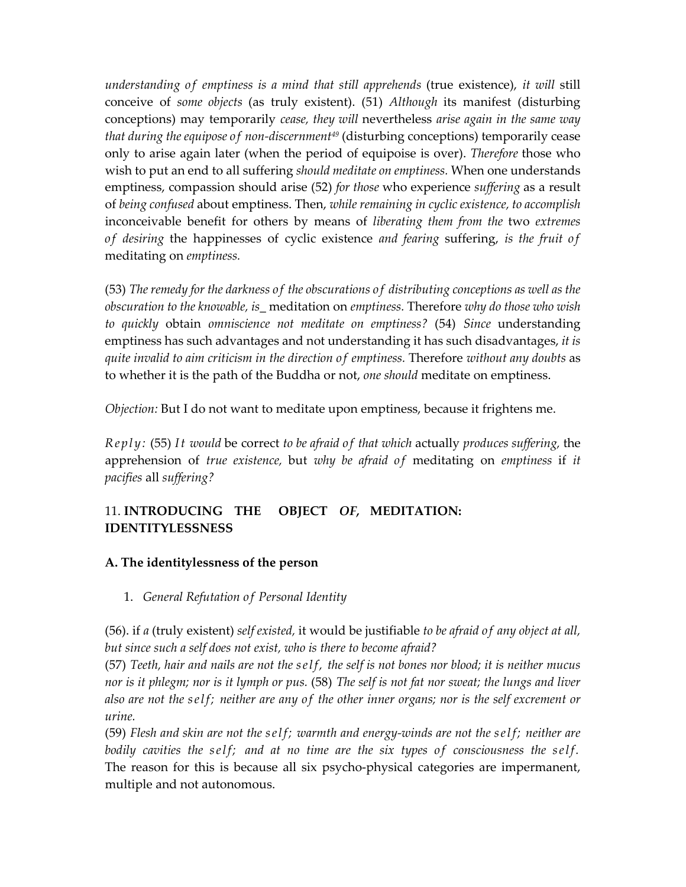*understanding of emptiness is a mind that still apprehends* (true existence), *it will* still conceive of *some objects* (as truly existent). (51) *Although* its manifest (disturbing conceptions) may temporarily *cease, they will* nevertheless *arise again in the same way that during the equipose of non-discernment*[49] (disturbing conceptions) temporarily cease only to arise again later (when the period of equipoise is over). *Therefore* those who wish to put an end to all suffering *should meditate on emptiness.* When one understands emptiness, compassion should arise (52) *for those* who experience *suffering* as a result of *being confused* about emptiness. Then, *while remaining in cyclic existence, to accomplish* inconceivable benefit for others by means of *liberating them from the* two *extremes of desiring* the happinesses of cyclic existence *and fearing* suffering, *is the fruit of* meditating on *emptiness.*

(53) *The remedy for the darkness of the obscurations of distributing conceptions as well as the obscuration to the knowable, is_* meditation on *emptiness.* Therefore *why do those who wish to quickly* obtain *omniscience not meditate on emptiness?* (54) *Since* understanding emptiness has such advantages and not understanding it has such disadvantages, *it is quite invalid to aim criticism in the direction of emptiness.* Therefore *without any doubts* as to whether it is the path of the Buddha or not, *one should* meditate on emptiness.

*Objection:* But I do not want to meditate upon emptiness, because it frightens me.

*Reply:* (55) *It would* be correct *to be afraid of that which* actually *produces suffering,* the apprehension of *true existence,* but *why be afraid of* meditating on *emptiness* if *it pacifies* all *suffering?*

## 11. INTRODUCING THE OBJECT *OF,* MEDITATION: IDENTITYLESSNESS

### A. The identitylessness of the person

1. *General Refutation of Personal Identity*

(56). if *a* (truly existent) *self existed,* it would be justifiable *to be afraid of any object at all, but since such a self does not exist, who is there to become afraid?*
(57) *Teeth, hair and nails are not the self, the self is not bones nor blood; it is neither mucus nor is it phlegm; nor is it lymph or pus.* (58) *The self is not fat nor sweat; the lungs and liver also are not the self; neither are any of the other inner organs; nor is the self excrement or urine.*
(59) *Flesh and skin are not the self; warmth and energy-winds are not the self; neither are bodily cavities the self; and at no time are the six types of consciousness the self.* The reason for this is because all six psycho-physical categories are impermanent, multiple and not autonomous.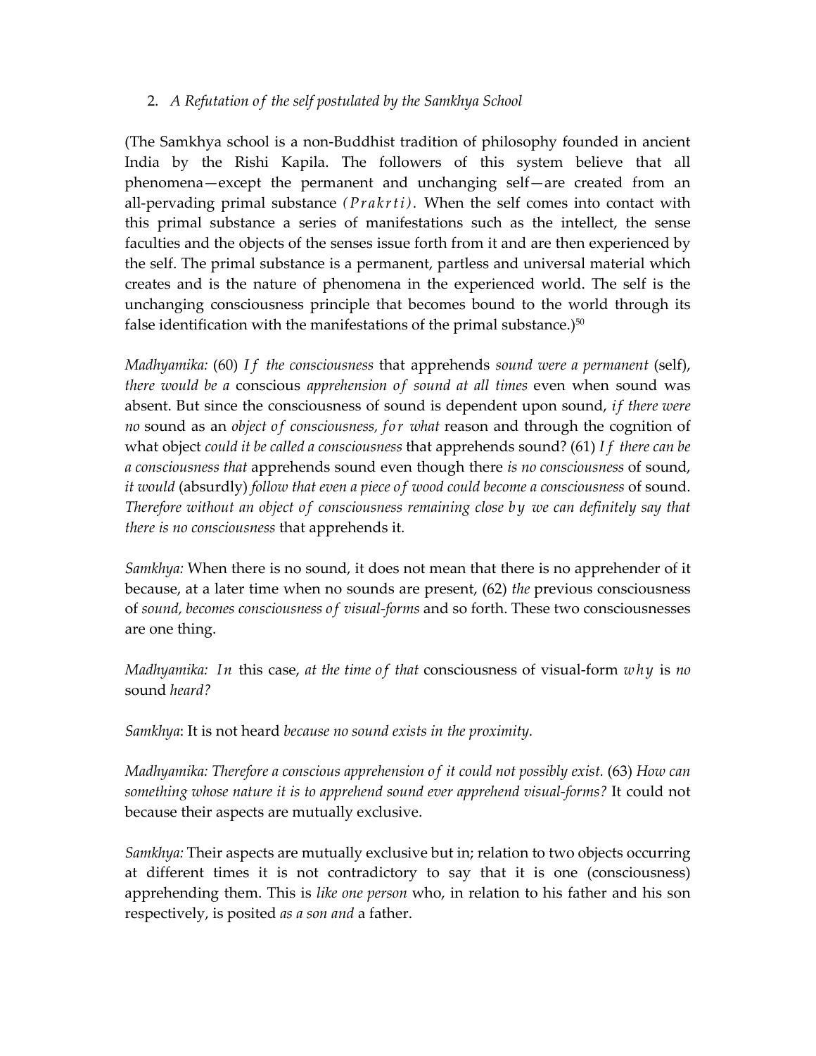2. *A Refutation of the self postulated by the Samkhya School*

(The Samkhya school is a non-Buddhist tradition of philosophy founded in ancient India by the Rishi Kapila. The followers of this system believe that all phenomena—except the permanent and unchanging self—are created from an all-pervading primal substance *(Prakrti).* When the self comes into contact with this primal substance a series of manifestations such as the intellect, the sense faculties and the objects of the senses issue forth from it and are then experienced by the self. The primal substance is a permanent, partless and universal material which creates and is the nature of phenomena in the experienced world. The self is the unchanging consciousness principle that becomes bound to the world through its false identification with the manifestations of the primal substance.)[50]

*Madhyamika:* (60) *If the consciousness* that apprehends *sound were a permanent* (self), *there would be a* conscious *apprehension of sound at all times* even when sound was absent. But since the consciousness of sound is dependent upon sound, *if there were no* sound as an *object of consciousness, for what* reason and through the cognition of what object *could it be called a consciousness* that apprehends sound? (61) *If there can be a consciousness that* apprehends sound even though there *is no consciousness* of sound, *it would* (absurdly) *follow that even a piece of wood could become a consciousness* of sound. *Therefore without an object of consciousness remaining close by we can definitely say that there is no consciousness* that apprehends it.

*Samkhya:* When there is no sound, it does not mean that there is no apprehender of it because, at a later time when no sounds are present, (62) *the* previous consciousness of *sound, becomes consciousness of visual-forms* and so forth. These two consciousnesses are one thing.

*Madhyamika: In* this case, *at the time of that* consciousness of visual-form *why* is *no* sound *heard?*

*Samkhya*: It is not heard *because no sound exists in the proximity.*

*Madhyamika: Therefore a conscious apprehension of it could not possibly exist.* (63) *How can something whose nature it is to apprehend sound ever apprehend visual-forms?* It could not because their aspects are mutually exclusive.

*Samkhya:* Their aspects are mutually exclusive but in; relation to two objects occurring at different times it is not contradictory to say that it is one (consciousness) apprehending them. This is *like one person* who, in relation to his father and his son respectively, is posited *as a son and* a father.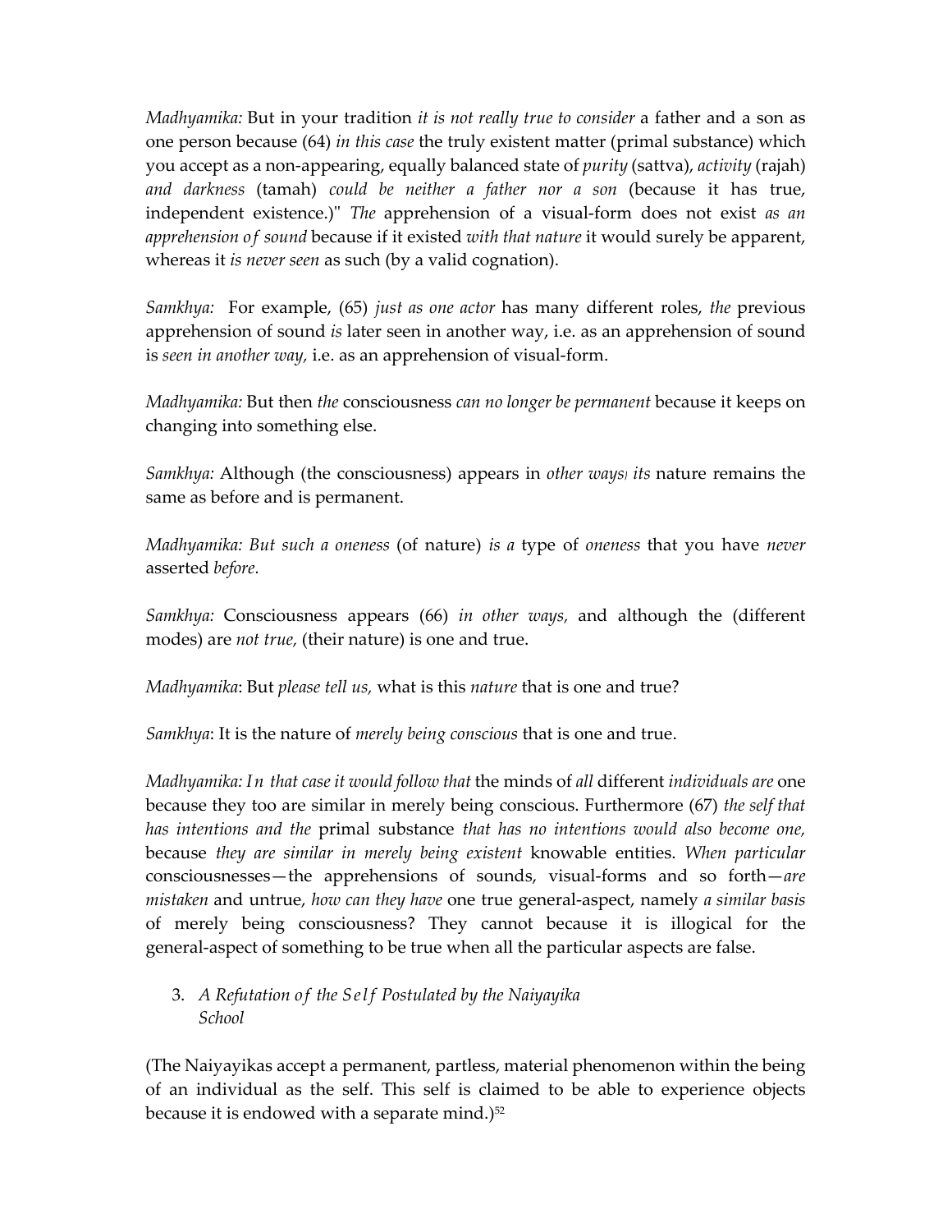*Madhyamika:* But in your tradition *it is not really true to consider* a father and a son as one person because (64) *in this case* the truly existent matter (primal substance) which you accept as a non-appearing, equally balanced state of *purity* (sattva), *activity* (rajah) *and darkness* (tamah) *could be neither a father nor a son* (because it has true, independent existence.)" *The* apprehension of a visual-form does not exist *as an apprehension of sound* because if it existed *with that nature* it would surely be apparent, whereas it *is never seen* as such (by a valid cognation).

*Samkhya:* For example, (65) *just as one actor* has many different roles, *the* previous apprehension of sound *is* later seen in another way, i.e. as an apprehension of sound is *seen in another way,* i.e. as an apprehension of visual-form.

*Madhyamika:* But then *the* consciousness *can no longer be permanent* because it keeps on changing into something else.

*Samkhya:* Although (the consciousness) appears in *other ways, its* nature remains the same as before and is permanent.

*Madhyamika: But such a oneness* (of nature) *is a* type of *oneness* that you have *never* asserted *before.*

*Samkhya:* Consciousness appears (66) *in other ways,* and although the (different modes) are *not true,* (their nature) is one and true.

*Madhyamika*: But *please tell us,* what is this *nature* that is one and true?

*Samkhya*: It is the nature of *merely being conscious* that is one and true.

*Madhyamika: In that case it would follow that* the minds of *all* different *individuals are* one because they too are similar in merely being conscious. Furthermore (67) *the self that has intentions and the* primal substance *that has no intentions would also become one,* because *they are similar in merely being existent* knowable entities. *When particular* consciousnesses—the apprehensions of sounds, visual-forms and so forth—*are mistaken* and untrue, *how can they have* one true general-aspect, namely *a similar basis* of merely being consciousness? They cannot because it is illogical for the general-aspect of something to be true when all the particular aspects are false.

3. *A Refutation of the Self Postulated by the Naiyayika School*

(The Naiyayikas accept a permanent, partless, material phenomenon within the being of an individual as the self. This self is claimed to be able to experience objects because it is endowed with a separate mind.)[52]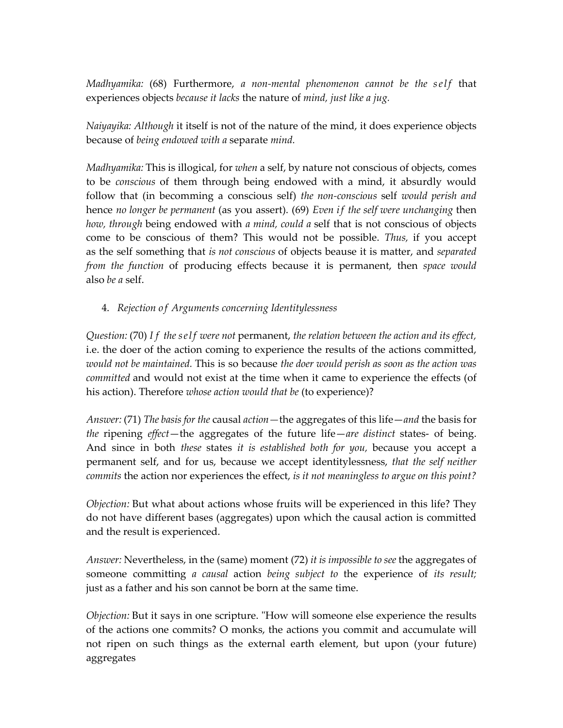*Madhyamika:* (68) Furthermore, *a non-mental phenomenon cannot be the self* that experiences objects *because it lacks* the nature of *mind, just like a jug.*

*Naiyayika: Although* it itself is not of the nature of the mind, it does experience objects because of *being endowed with a* separate *mind.*

*Madhyamika:* This is illogical, for *when* a self, by nature not conscious of objects, comes to be *conscious* of them through being endowed with a mind, it absurdly would follow that (in becomming a conscious self) *the non-conscious* self *would perish and* hence *no longer be permanent* (as you assert). (69) *Even if the self were unchanging* then *how, through* being endowed with *a mind, could a* self that is not conscious of objects come to be conscious of them? This would not be possible. *Thus,* if you accept as the self something that *is not conscious* of objects beause it is matter, and *separated from the function* of producing effects because it is permanent, then *space would* also *be a* self.

4. *Rejection of Arguments concerning Identitylessness*

*Question:* (70) *If the self were not* permanent, *the relation between the action and its effect,* i.e. the doer of the action coming to experience the results of the actions committed, *would not be maintained.* This is so because *the doer would perish as soon as the action was committed* and would not exist at the time when it came to experience the effects (of his action). Therefore *whose action would that be* (to experience)?

*Answer:* (71) *The basis for the* causal *action*—the aggregates of this life—*and* the basis for *the* ripening *effect*—the aggregates of the future life—*are distinct* states- of being. And since in both *these* states *it is established both for you,* because you accept a permanent self, and for us, because we accept identitylessness, *that the self neither commits* the action nor experiences the effect, *is it not meaningless to argue on this point?*

*Objection:* But what about actions whose fruits will be experienced in this life? They do not have different bases (aggregates) upon which the causal action is committed and the result is experienced.

*Answer:* Nevertheless, in the (same) moment (72) *it is impossible to see* the aggregates of someone committing *a causal* action *being subject to* the experience of *its result;* just as a father and his son cannot be born at the same time.

*Objection:* But it says in one scripture. "How will someone else experience the results of the actions one commits? O monks, the actions you commit and accumulate will not ripen on such things as the external earth element, but upon (your future) aggregates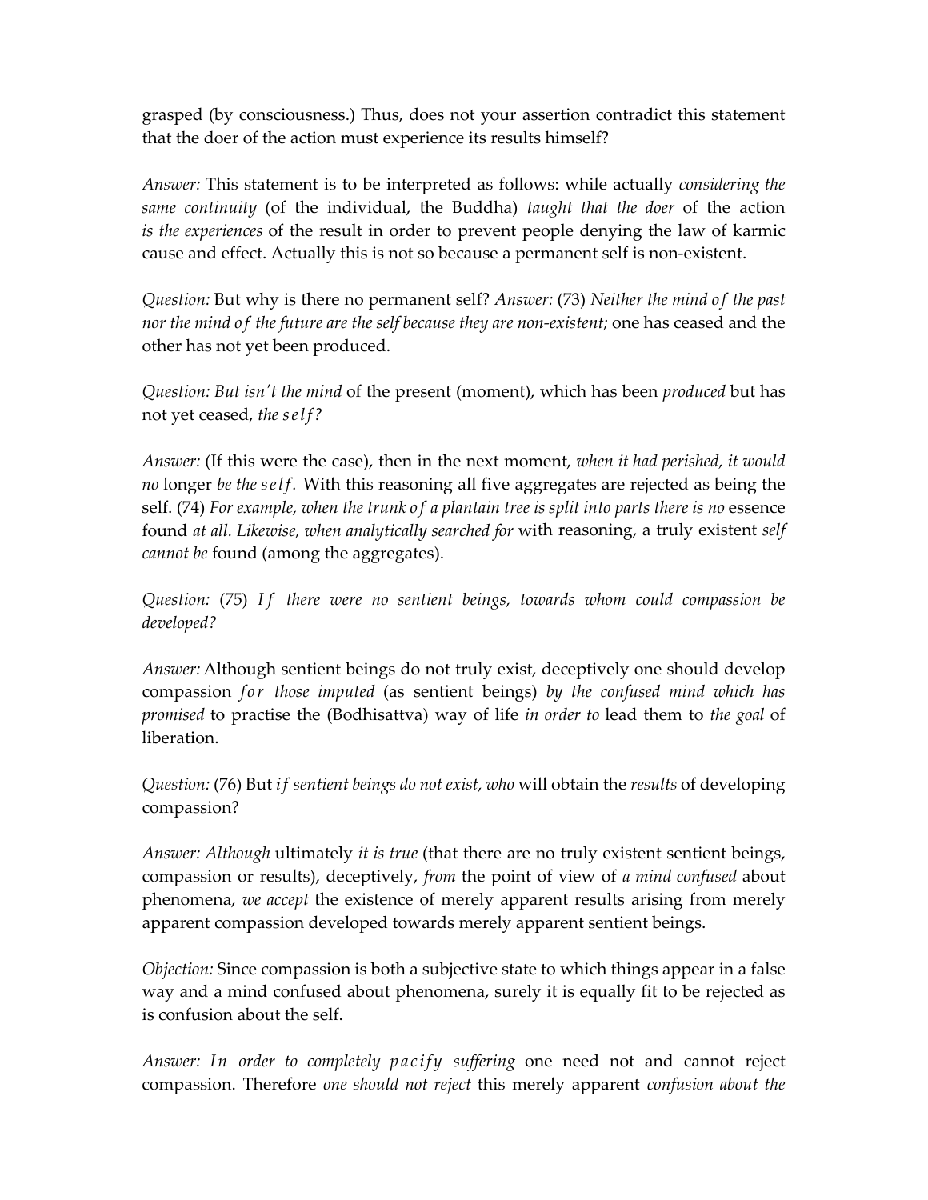grasped (by consciousness.) Thus, does not your assertion contradict this statement that the doer of the action must experience its results himself?

*Answer:* This statement is to be interpreted as follows: while actually *considering the same continuity* (of the individual, the Buddha) *taught that the doer* of the action *is the experiences* of the result in order to prevent people denying the law of karmic cause and effect. Actually this is not so because a permanent self is non-existent.

*Question:* But why is there no permanent self? *Answer:* (73) *Neither the mind of the past nor the mind of the future are the self because they are non-existent;* one has ceased and the other has not yet been produced.

*Question: But isn't the mind* of the present (moment), which has been *produced* but has not yet ceased, *the self?*

*Answer:* (If this were the case), then in the next moment, *when it had perished, it would no* longer *be the self.* With this reasoning all five aggregates are rejected as being the self. (74) *For example, when the trunk of a plantain tree is split into parts there is no* essence found *at all. Likewise, when analytically searched for* with reasoning, a truly existent *self cannot be* found (among the aggregates).

*Question:* (75) *If there were no sentient beings, towards whom could compassion be developed?*

*Answer:* Although sentient beings do not truly exist, deceptively one should develop compassion *for those imputed* (as sentient beings) *by the confused mind which has promised* to practise the (Bodhisattva) way of life *in order to* lead them to *the goal* of liberation.

*Question:* (76) But *if sentient beings do not exist, who* will obtain the *results* of developing compassion?

*Answer: Although* ultimately *it is true* (that there are no truly existent sentient beings, compassion or results), deceptively, *from* the point of view of *a mind confused* about phenomena, *we accept* the existence of merely apparent results arising from merely apparent compassion developed towards merely apparent sentient beings.

*Objection:* Since compassion is both a subjective state to which things appear in a false way and a mind confused about phenomena, surely it is equally fit to be rejected as is confusion about the self.

*Answer: In order to completely pacify suffering* one need not and cannot reject compassion. Therefore *one should not reject* this merely apparent *confusion about the*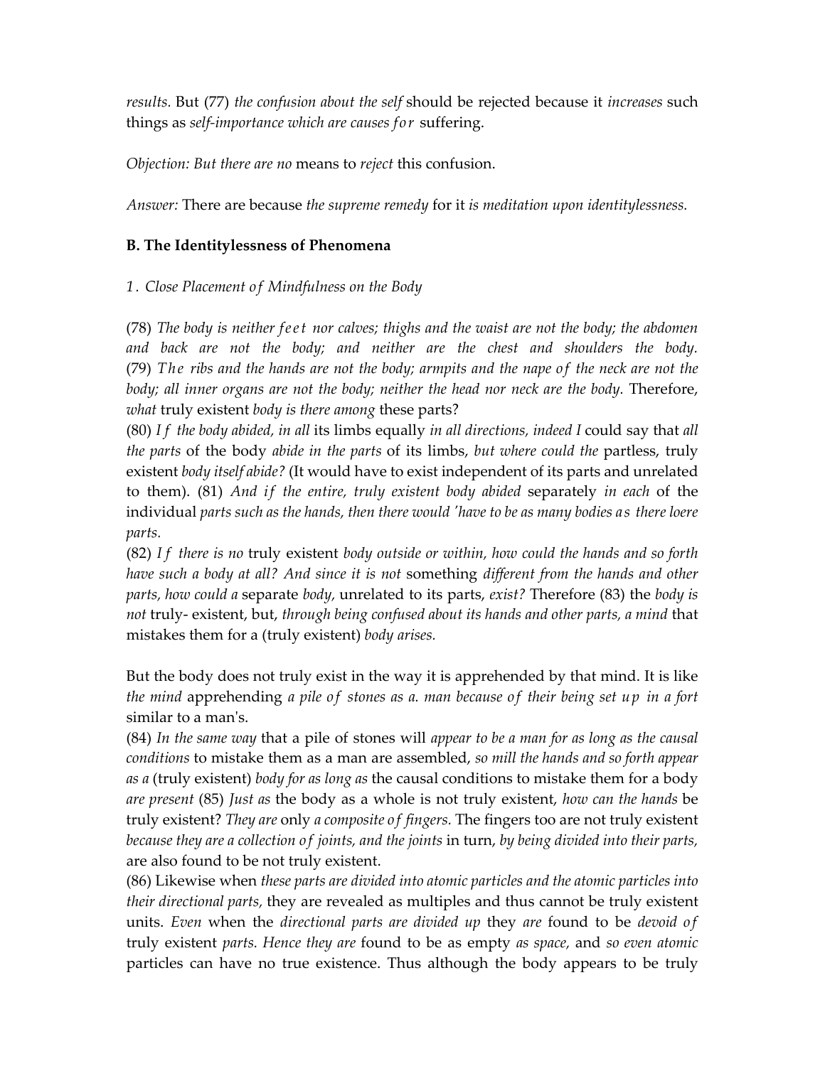*results.* But (77) *the confusion about the self* should be rejected because it *increases* such things as *self-importance which are causes for* suffering.

*Objection: But there are no* means to *reject* this confusion.

*Answer:* There are because *the supreme remedy* for it *is meditation upon identitylessness.*

### B. The Identitylessness of Phenomena

#### *1. Close Placement of Mindfulness on the Body*

(78) *The body is neither feet nor calves; thighs and the waist are not the body; the abdomen and back are not the body; and neither are the chest and shoulders the body.* (79) *The ribs and the hands are not the body; armpits and the nape of the neck are not the body; all inner organs are not the body; neither the head nor neck are the body.* Therefore, *what* truly existent *body is there among* these parts?

(80) *If the body abided, in all* its limbs equally *in all directions, indeed I* could say that *all the parts* of the body *abide in the parts* of its limbs, *but where could the* partless, truly existent *body itself abide?* (It would have to exist independent of its parts and unrelated to them). (81) *And if the entire, truly existent body abided* separately *in each* of the individual *parts such as the hands, then there would 'have to be as many bodies as there loere parts.*

(82) *If there is no* truly existent *body outside or within, how could the hands and so forth have such a body at all? And since it is not* something *different from the hands and other parts, how could a* separate *body,* unrelated to its parts, *exist?* Therefore (83) the *body is not* truly- existent, but, *through being confused about its hands and other parts, a mind* that mistakes them for a (truly existent) *body arises.*

But the body does not truly exist in the way it is apprehended by that mind. It is like *the mind* apprehending *a pile of stones as a. man because of their being set up in a fort* similar to a man's.

(84) *In the same way* that a pile of stones will *appear to be a man for as long as the causal conditions* to mistake them as a man are assembled, *so mill the hands and so forth appear as a* (truly existent) *body for as long as* the causal conditions to mistake them for a body *are present* (85) *Just as* the body as a whole is not truly existent, *how can the hands* be truly existent? *They are* only *a composite of fingers.* The fingers too are not truly existent *because they are a collection of joints, and the joints* in turn, *by being divided into their parts,* are also found to be not truly existent.

(86) Likewise when *these parts are divided into atomic particles and the atomic particles into their directional parts,* they are revealed as multiples and thus cannot be truly existent units. *Even* when the *directional parts are divided up* they *are* found to be *devoid of* truly existent *parts. Hence they are* found to be as empty *as space,* and *so even atomic* particles can have no true existence. Thus although the body appears to be truly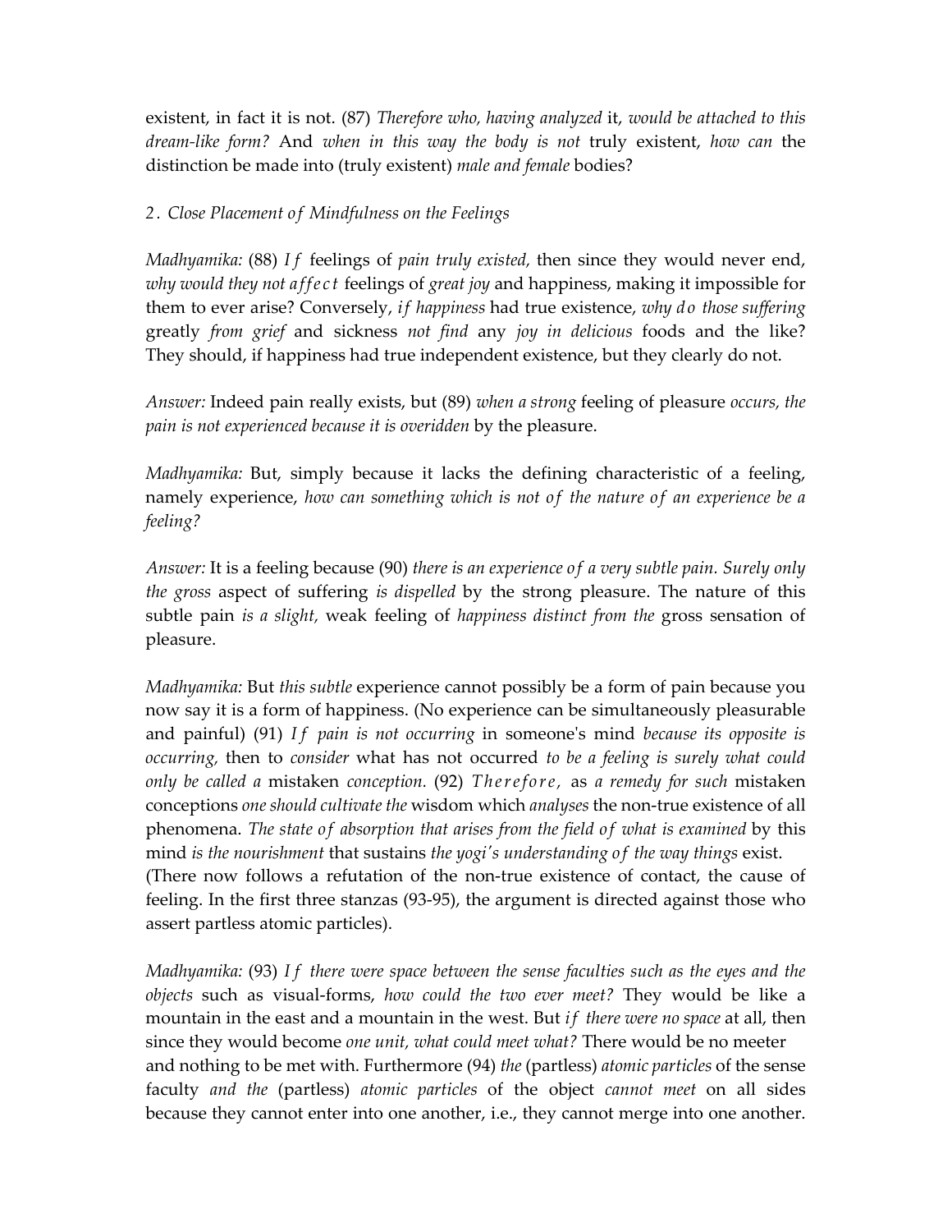existent, in fact it is not. (87) *Therefore who, having analyzed* it, *would be attached to this dream-like form?* And *when in this way the body is not* truly existent, *how can* the distinction be made into (truly existent) *male and female* bodies?

*2. Close Placement of Mindfulness on the Feelings*

*Madhyamika:* (88) *If* feelings of *pain truly existed,* then since they would never end, *why would they not affect* feelings of *great joy* and happiness, making it impossible for them to ever arise? Conversely, *if happiness* had true existence, *why do those suffering* greatly *from grief* and sickness *not find* any *joy in delicious* foods and the like? They should, if happiness had true independent existence, but they clearly do not.

*Answer:* Indeed pain really exists, but (89) *when a strong* feeling of pleasure *occurs, the pain is not experienced because it is overidden* by the pleasure.

*Madhyamika:* But, simply because it lacks the defining characteristic of a feeling, namely experience, *how can something which is not of the nature of an experience be a feeling?*

*Answer:* It is a feeling because (90) *there is an experience of a very subtle pain. Surely only the gross* aspect of suffering *is dispelled* by the strong pleasure. The nature of this subtle pain *is a slight,* weak feeling of *happiness distinct from the* gross sensation of pleasure.

*Madhyamika:* But *this subtle* experience cannot possibly be a form of pain because you now say it is a form of happiness. (No experience can be simultaneously pleasurable and painful) (91) *If pain is not occurring* in someone's mind *because its opposite is occurring,* then to *consider* what has not occurred *to be a feeling is surely what could only be called a* mistaken *conception.* (92) *Therefore,* as *a remedy for such* mistaken conceptions *one should cultivate the* wisdom which *analyses* the non-true existence of all phenomena. *The state of absorption that arises from the field of what is examined* by this mind *is the nourishment* that sustains *the yogi's understanding of the way things* exist.
(There now follows a refutation of the non-true existence of contact, the cause of feeling. In the first three stanzas (93-95), the argument is directed against those who assert partless atomic particles).

*Madhyamika:* (93) *If there were space between the sense faculties such as the eyes and the objects* such as visual-forms, *how could the two ever meet?* They would be like a mountain in the east and a mountain in the west. But *if there were no space* at all, then since they would become *one unit, what could meet what?* There would be no meeter and nothing to be met with. Furthermore (94) *the* (partless) *atomic particles* of the sense faculty *and the* (partless) *atomic particles* of the object *cannot meet* on all sides because they cannot enter into one another, i.e., they cannot merge into one another.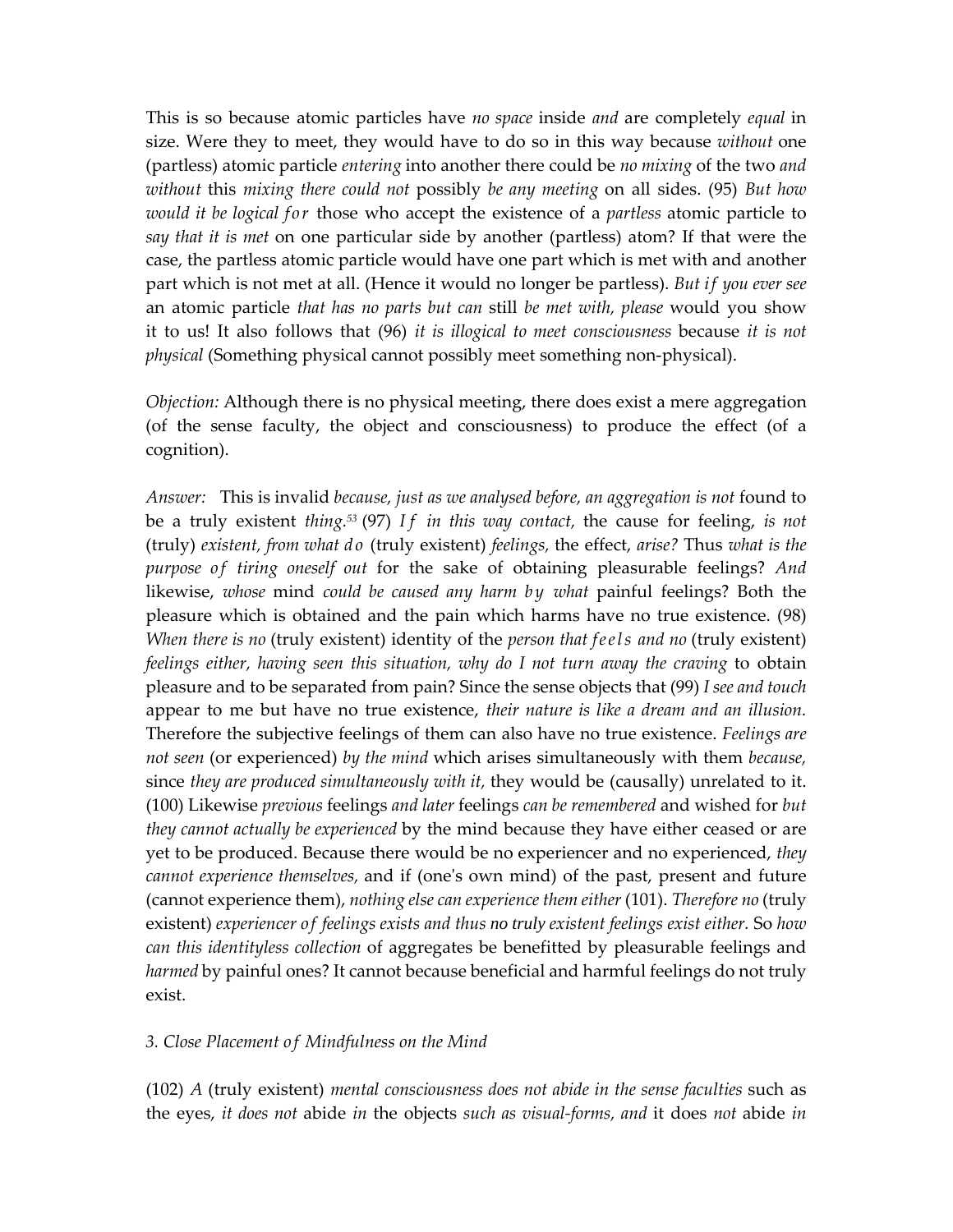This is so because atomic particles have *no space* inside *and* are completely *equal* in size. Were they to meet, they would have to do so in this way because *without* one (partless) atomic particle *entering* into another there could be *no mixing* of the two *and without* this *mixing there could not* possibly *be any meeting* on all sides. (95) *But how would it be logical for* those who accept the existence of a *partless* atomic particle to *say that it is met* on one particular side by another (partless) atom? If that were the case, the partless atomic particle would have one part which is met with and another part which is not met at all. (Hence it would no longer be partless). *But if you ever see* an atomic particle *that has no parts but can* still *be met with, please* would you show it to us! It also follows that (96) *it is illogical to meet consciousness* because *it is not physical* (Something physical cannot possibly meet something non-physical).

*Objection:* Although there is no physical meeting, there does exist a mere aggregation (of the sense faculty, the object and consciousness) to produce the effect (of a cognition).

*Answer:* This is invalid *because, just as we analysed before, an aggregation is not* found to be a truly existent *thing.*[53] (97) *If in this way contact,* the cause for feeling, *is not* (truly) *existent, from what do* (truly existent) *feelings,* the effect, *arise?* Thus *what is the purpose of tiring oneself out* for the sake of obtaining pleasurable feelings? *And* likewise, *whose* mind *could be caused any harm by what* painful feelings? Both the pleasure which is obtained and the pain which harms have no true existence. (98) *When there is no* (truly existent) identity of the *person that feels and no* (truly existent) *feelings either, having seen this situation, why do I not turn away the craving* to obtain pleasure and to be separated from pain? Since the sense objects that (99) *I see and touch* appear to me but have no true existence, *their nature is like a dream and an illusion.* Therefore the subjective feelings of them can also have no true existence. *Feelings are not seen* (or experienced) *by the mind* which arises simultaneously with them *because,* since *they are produced simultaneously with it,* they would be (causally) unrelated to it. (100) Likewise *previous* feelings *and later* feelings *can be remembered* and wished for *but they cannot actually be experienced* by the mind because they have either ceased or are yet to be produced. Because there would be no experiencer and no experienced, *they cannot experience themselves,* and if (one's own mind) of the past, present and future (cannot experience them), *nothing else can experience them either* (101). *Therefore no* (truly existent) *experiencer of feelings exists and thus* no truly existent *feelings exist either.* So *how can this identityless collection* of aggregates be benefitted by pleasurable feelings and *harmed* by painful ones? It cannot because beneficial and harmful feelings do not truly exist.

### *3. Close Placement of Mindfulness on the Mind*

(102) *A* (truly existent) *mental consciousness does not abide in the sense faculties* such as the eyes, *it does not* abide *in* the objects *such as visual-forms, and* it does *not* abide *in*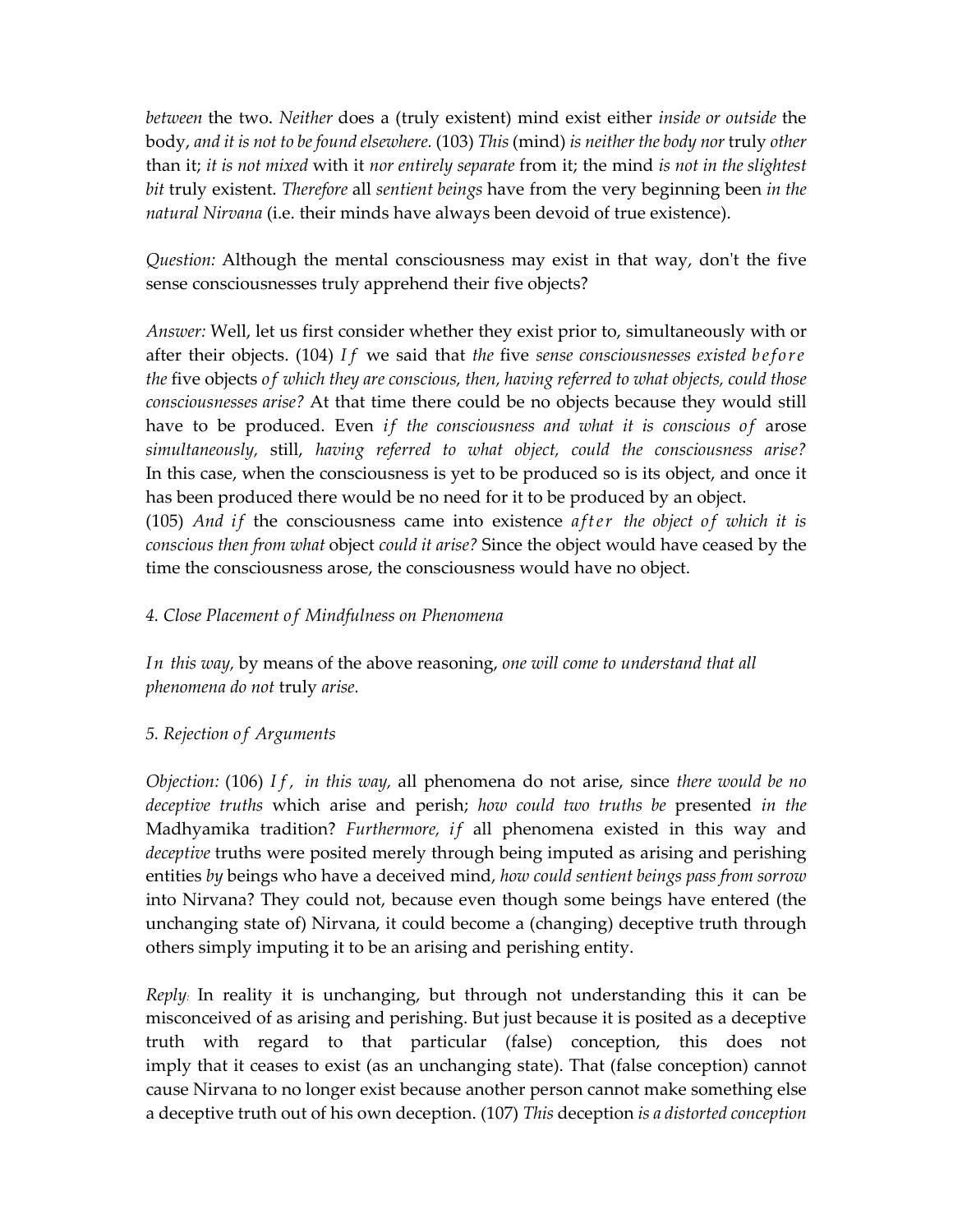*between* the two. *Neither* does a (truly existent) mind exist either *inside or outside* the body, *and it is not to be found elsewhere.* (103) *This* (mind) *is neither the body nor* truly *other* than it; *it is not mixed* with it *nor entirely separate* from it; the mind *is not in the slightest bit* truly existent. *Therefore* all *sentient beings* have from the very beginning been *in the natural Nirvana* (i.e. their minds have always been devoid of true existence).

*Question:* Although the mental consciousness may exist in that way, don't the five sense consciousnesses truly apprehend their five objects?

*Answer:* Well, let us first consider whether they exist prior to, simultaneously with or after their objects. (104) *If* we said that *the* five *sense consciousnesses existed before the* five objects *of which they are conscious, then, having referred to what objects, could those consciousnesses arise?* At that time there could be no objects because they would still have to be produced. Even *if the consciousness and what it is conscious of* arose *simultaneously,* still, *having referred to what object, could the consciousness arise?* In this case, when the consciousness is yet to be produced so is its object, and once it has been produced there would be no need for it to be produced by an object.
(105) *And if* the consciousness came into existence *after the object of which it is conscious then from what* object *could it arise?* Since the object would have ceased by the time the consciousness arose, the consciousness would have no object.

*4. Close Placement of Mindfulness on Phenomena*

*In this way,* by means of the above reasoning, *one will come to understand that all phenomena do not* truly *arise.*

*5. Rejection of Arguments*

*Objection:* (106) *If, in this way,* all phenomena do not arise, since *there would be no deceptive truths* which arise and perish; *how could two truths be* presented *in the* Madhyamika tradition? *Furthermore, if* all phenomena existed in this way and *deceptive* truths were posited merely through being imputed as arising and perishing entities *by* beings who have a deceived mind, *how could sentient beings pass from sorrow* into Nirvana? They could not, because even though some beings have entered (the unchanging state of) Nirvana, it could become a (changing) deceptive truth through others simply imputing it to be an arising and perishing entity.

*Reply:* In reality it is unchanging, but through not understanding this it can be misconceived of as arising and perishing. But just because it is posited as a deceptive truth with regard to that particular (false) conception, this does not imply that it ceases to exist (as an unchanging state). That (false conception) cannot cause Nirvana to no longer exist because another person cannot make something else a deceptive truth out of his own deception. (107) *This* deception *is a distorted conception*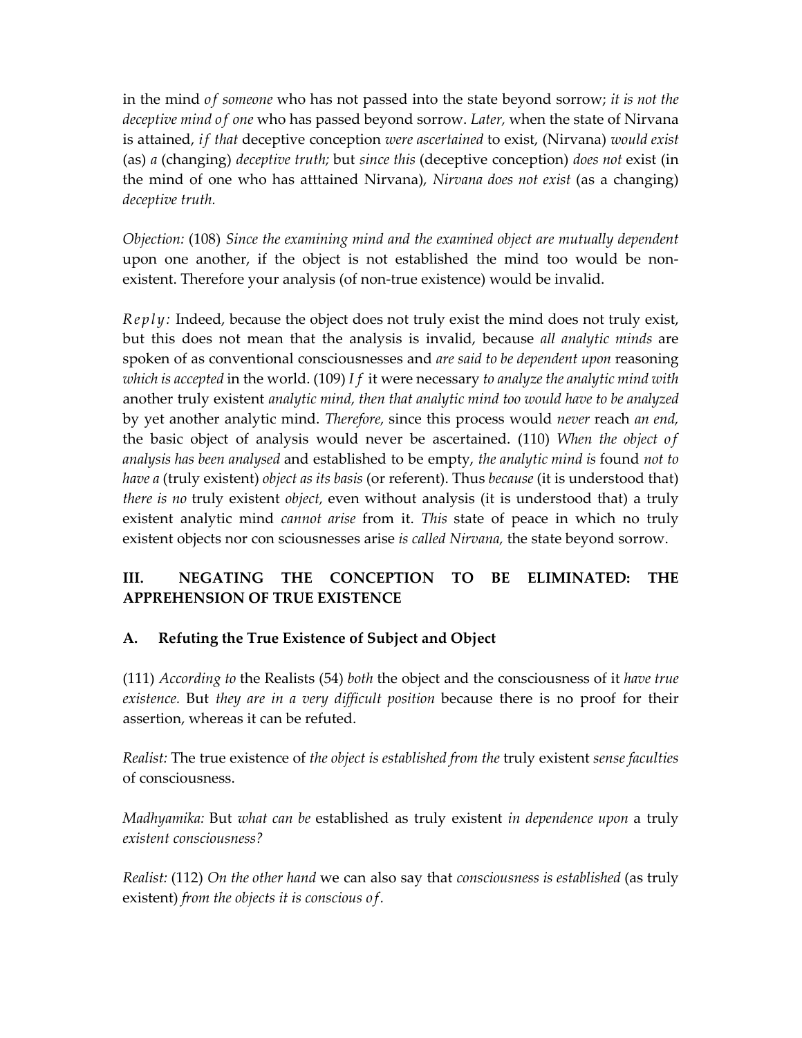in the mind *of someone* who has not passed into the state beyond sorrow; *it is not the deceptive mind of one* who has passed beyond sorrow. *Later,* when the state of Nirvana is attained, *if that* deceptive conception *were ascertained* to exist, (Nirvana) *would exist* (as) *a* (changing) *deceptive truth;* but *since this* (deceptive conception) *does not* exist (in the mind of one who has atttained Nirvana), *Nirvana does not exist* (as a changing) *deceptive truth.*

*Objection:* (108) *Since the examining mind and the examined object are mutually dependent* upon one another, if the object is not established the mind too would be non-existent. Therefore your analysis (of non-true existence) would be invalid.

*Reply:* Indeed, because the object does not truly exist the mind does not truly exist, but this does not mean that the analysis is invalid, because *all analytic minds* are spoken of as conventional consciousnesses and *are said to be dependent upon* reasoning *which is accepted* in the world. (109) *If* it were necessary *to analyze the analytic mind with* another truly existent *analytic mind, then that analytic mind too would have to be analyzed* by yet another analytic mind. *Therefore,* since this process would *never* reach *an end,* the basic object of analysis would never be ascertained. (110) *When the object of analysis has been analysed* and established to be empty, *the analytic mind is* found *not to have a* (truly existent) *object as its basis* (or referent). Thus *because* (it is understood that) *there is no* truly existent *object,* even without analysis (it is understood that) a truly existent analytic mind *cannot arise* from it. *This* state of peace in which no truly existent objects nor con sciousnesses arise *is called Nirvana,* the state beyond sorrow.

## III. NEGATING THE CONCEPTION TO BE ELIMINATED: THE APPREHENSION OF TRUE EXISTENCE

### A. Refuting the True Existence of Subject and Object

(111) *According to* the Realists (54) *both* the object and the consciousness of it *have true existence.* But *they are in a very difficult position* because there is no proof for their assertion, whereas it can be refuted.

*Realist:* The true existence of *the object is established from the* truly existent *sense faculties* of consciousness.

*Madhyamika:* But *what can be* established as truly existent *in dependence upon* a truly *existent consciousness?*

*Realist:* (112) *On the other hand* we can also say that *consciousness is established* (as truly existent) *from the objects it is conscious of.*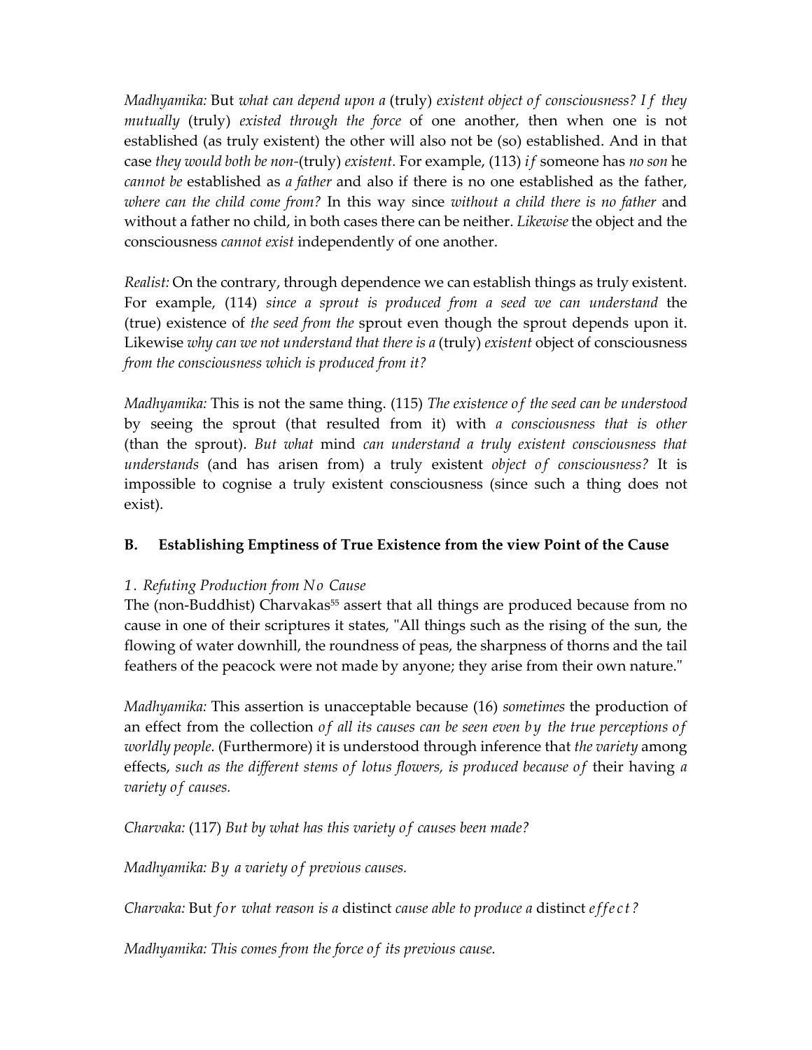*Madhyamika:* But *what can depend upon a* (truly) *existent object of consciousness? If they mutually* (truly) *existed through the force* of one another, then when one is not established (as truly existent) the other will also not be (so) established. And in that case *they would both be non-*(truly) *existent.* For example, (113) *if* someone has *no son* he *cannot be* established as *a father* and also if there is no one established as the father, *where can the child come from?* In this way since *without a child there is no father* and without a father no child, in both cases there can be neither. *Likewise* the object and the consciousness *cannot exist* independently of one another.

*Realist:* On the contrary, through dependence we can establish things as truly existent. For example, (114) *since a sprout is produced from a seed we can understand* the (true) existence of *the seed from the* sprout even though the sprout depends upon it. Likewise *why can we not understand that there is a* (truly) *existent* object of consciousness *from the consciousness which is produced from it?*

*Madhyamika:* This is not the same thing. (115) *The existence of the seed can be understood* by seeing the sprout (that resulted from it) with *a consciousness that is other* (than the sprout). *But what* mind *can understand a truly existent consciousness that understands* (and has arisen from) a truly existent *object of consciousness?* It is impossible to cognise a truly existent consciousness (since such a thing does not exist).

### B. Establishing Emptiness of True Existence from the view Point of the Cause

*1. Refuting Production from No Cause*

The (non-Buddhist) Charvakas[55] assert that all things are produced because from no cause in one of their scriptures it states, "All things such as the rising of the sun, the flowing of water downhill, the roundness of peas, the sharpness of thorns and the tail feathers of the peacock were not made by anyone; they arise from their own nature."

*Madhyamika:* This assertion is unacceptable because (16) *sometimes* the production of an effect from the collection *of all its causes can be seen even by the true perceptions of worldly people.* (Furthermore) it is understood through inference that *the variety* among effects, *such as the different stems of lotus flowers, is produced because of* their having *a variety of causes.*

*Charvaka:* (117) *But by what has this variety of causes been made?*

*Madhyamika: By a variety of previous causes.*

*Charvaka:* But *for what reason is a* distinct *cause able to produce a* distinct *effect?*

*Madhyamika: This comes from the force of its previous cause.*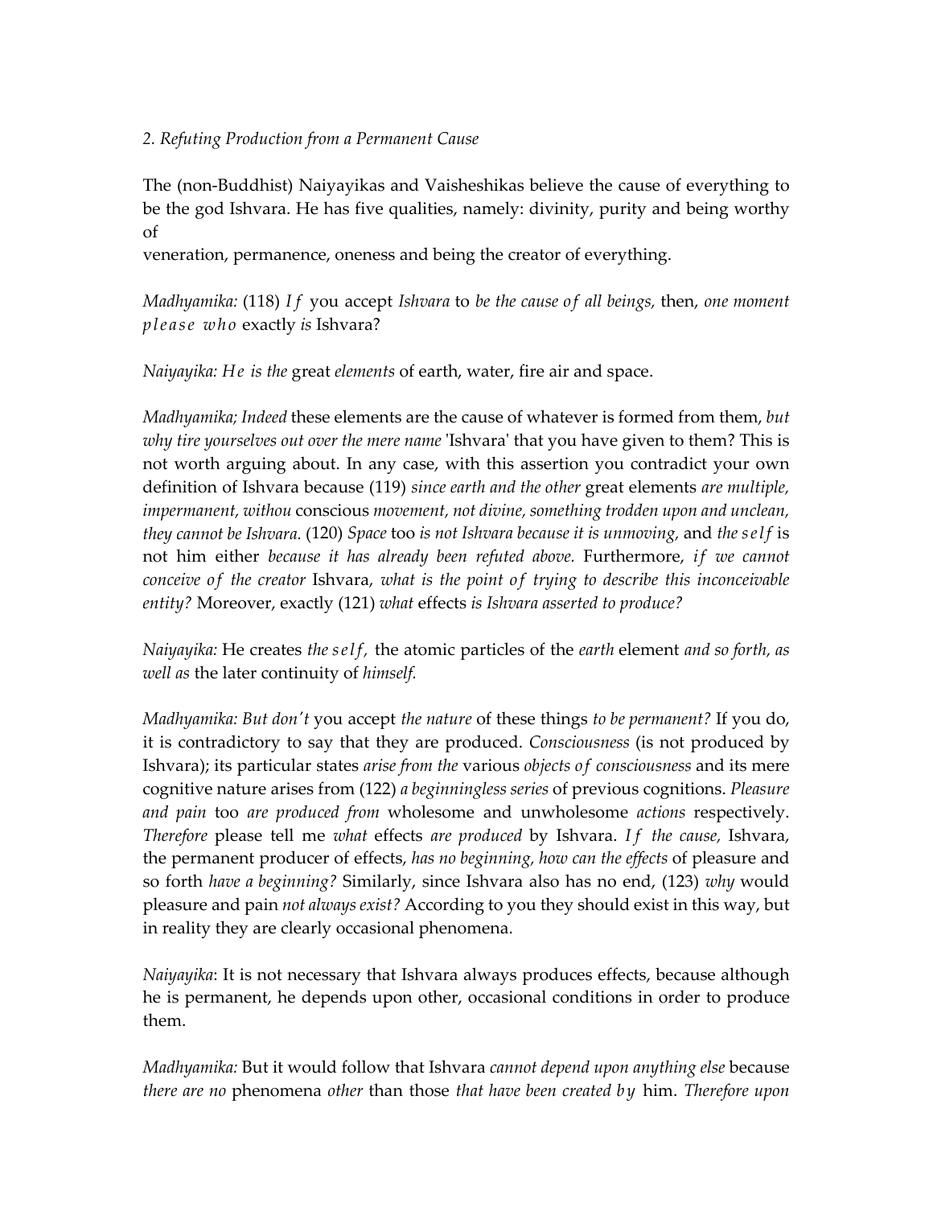*2. Refuting Production from a Permanent Cause*

The (non-Buddhist) Naiyayikas and Vaisheshikas believe the cause of everything to be the god Ishvara. He has five qualities, namely: divinity, purity and being worthy of
veneration, permanence, oneness and being the creator of everything.

*Madhyamika:* (118) *If* you accept *Ishvara* to *be the cause of all beings,* then, *one moment please who* exactly *is* Ishvara?

*Naiyayika: He is the* great *elements* of earth, water, fire air and space.

*Madhyamika; Indeed* these elements are the cause of whatever is formed from them, *but why tire yourselves out over the mere name* 'Ishvara' that you have given to them? This is not worth arguing about. In any case, with this assertion you contradict your own definition of Ishvara because (119) *since earth and the other* great elements *are multiple, impermanent, withou* conscious *movement, not divine, something trodden upon and unclean, they cannot be Ishvara.* (120) *Space* too *is not Ishvara because it is unmoving,* and *the self* is not him either *because it has already been refuted above.* Furthermore, *if we cannot conceive of the creator* Ishvara, *what is the point of trying to describe this inconceivable entity?* Moreover, exactly (121) *what* effects *is Ishvara asserted to produce?*

*Naiyayika:* He creates *the self,* the atomic particles of the *earth* element *and so forth, as well as* the later continuity of *himself.*

*Madhyamika: But don't* you accept *the nature* of these things *to be permanent?* If you do, it is contradictory to say that they are produced. *Consciousness* (is not produced by Ishvara); its particular states *arise from the* various *objects of consciousness* and its mere cognitive nature arises from (122) *a beginningless series* of previous cognitions. *Pleasure and pain* too *are produced from* wholesome and unwholesome *actions* respectively. *Therefore* please tell me *what* effects *are produced* by Ishvara. *If the cause,* Ishvara, the permanent producer of effects, *has no beginning, how can the effects* of pleasure and so forth *have a beginning?* Similarly, since Ishvara also has no end, (123) *why* would pleasure and pain *not always exist?* According to you they should exist in this way, but in reality they are clearly occasional phenomena.

*Naiyayika*: It is not necessary that Ishvara always produces effects, because although he is permanent, he depends upon other, occasional conditions in order to produce them.

*Madhyamika:* But it would follow that Ishvara *cannot depend upon anything else* because *there are no* phenomena *other* than those *that have been created by* him. *Therefore upon*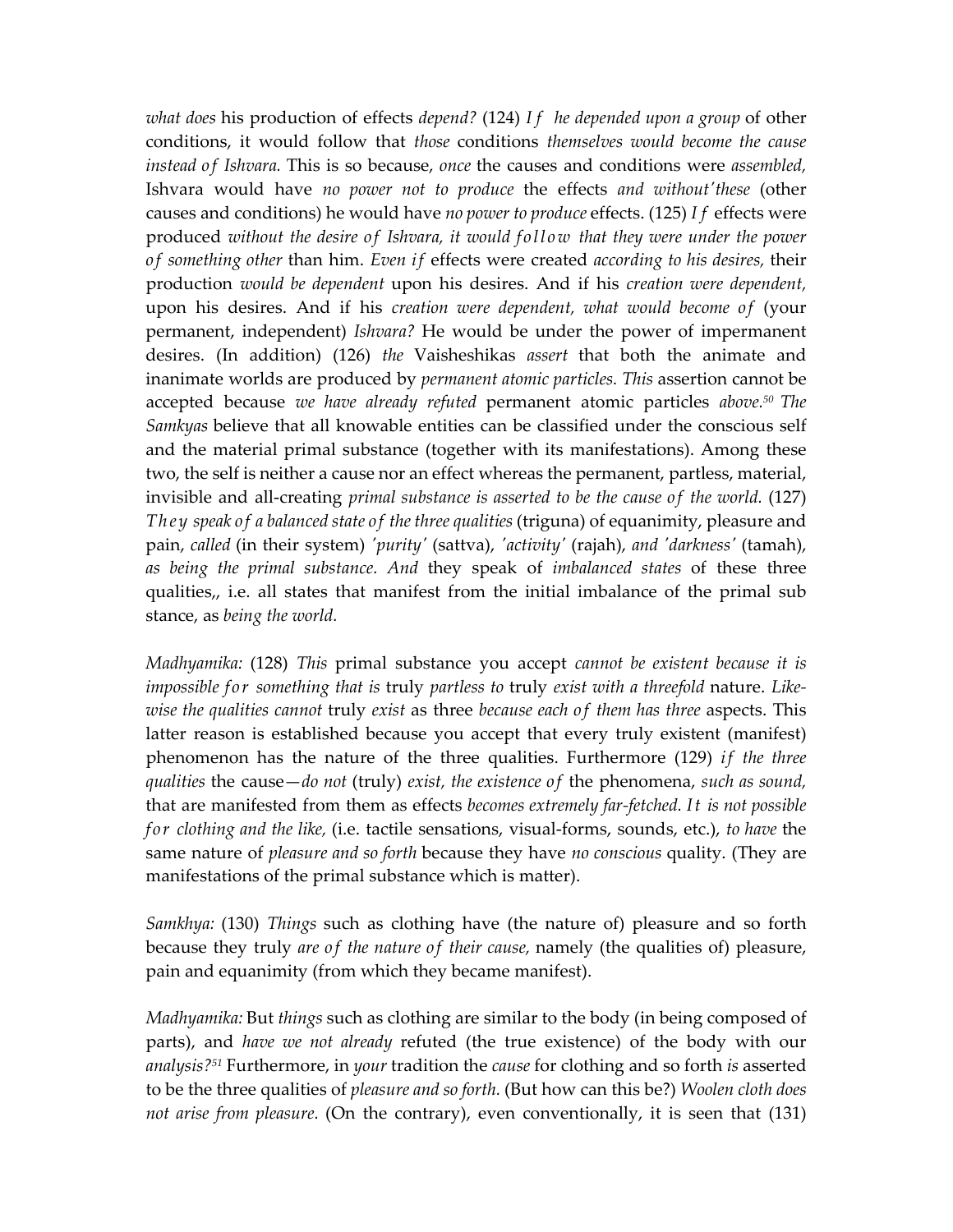*what does* his production of effects *depend?* (124) *If he depended upon a group* of other conditions, it would follow that *those* conditions *themselves would become the cause instead of Ishvara.* This is so because, *once* the causes and conditions were *assembled,* Ishvara would have *no power not to produce* the effects *and without'these* (other causes and conditions) he would have *no power to produce* effects. (125) *If* effects were produced *without the desire of Ishvara, it would follow that they were under the power of something other* than him. *Even if* effects were created *according to his desires,* their production *would be dependent* upon his desires. And if his *creation were dependent,* upon his desires. And if his *creation were dependent, what would become of* (your permanent, independent) *Ishvara?* He would be under the power of impermanent desires. (In addition) (126) *the* Vaisheshikas *assert* that both the animate and inanimate worlds are produced by *permanent atomic particles. This* assertion cannot be accepted because *we have already refuted* permanent atomic particles *above.*[50] *The Samkyas* believe that all knowable entities can be classified under the conscious self and the material primal substance (together with its manifestations). Among these two, the self is neither a cause nor an effect whereas the permanent, partless, material, invisible and all-creating *primal substance is asserted to be the cause of the world.* (127) *They speak of a balanced state of the three qualities* (triguna) of equanimity, pleasure and pain, *called* (in their system) *'purity'* (sattva), *'activity'* (rajah), *and 'darkness'* (tamah), *as being the primal substance. And* they speak of *imbalanced states* of these three qualities,, i.e. all states that manifest from the initial imbalance of the primal sub stance, as *being the world.*

*Madhyamika:* (128) *This* primal substance you accept *cannot be existent because it is impossible for something that is* truly *partless to* truly *exist with a threefold* nature. *Likewise the qualities cannot* truly *exist* as three *because each of them has three* aspects. This latter reason is established because you accept that every truly existent (manifest) phenomenon has the nature of the three qualities. Furthermore (129) *if the three qualities* the cause—*do not* (truly) *exist, the existence of* the phenomena, *such as sound,* that are manifested from them as effects *becomes extremely far-fetched. It is not possible for clothing and the like,* (i.e. tactile sensations, visual-forms, sounds, etc.), *to have* the same nature of *pleasure and so forth* because they have *no conscious* quality. (They are manifestations of the primal substance which is matter).

*Samkhya:* (130) *Things* such as clothing have (the nature of) pleasure and so forth because they truly *are of the nature of their cause,* namely (the qualities of) pleasure, pain and equanimity (from which they became manifest).

*Madhyamika:* But *things* such as clothing are similar to the body (in being composed of parts), and *have we not already* refuted (the true existence) of the body with our *analysis?*[51] Furthermore, in *your* tradition the *cause* for clothing and so forth *is* asserted to be the three qualities of *pleasure and so forth.* (But how can this be?) *Woolen cloth does not arise from pleasure.* (On the contrary), even conventionally, it is seen that (131)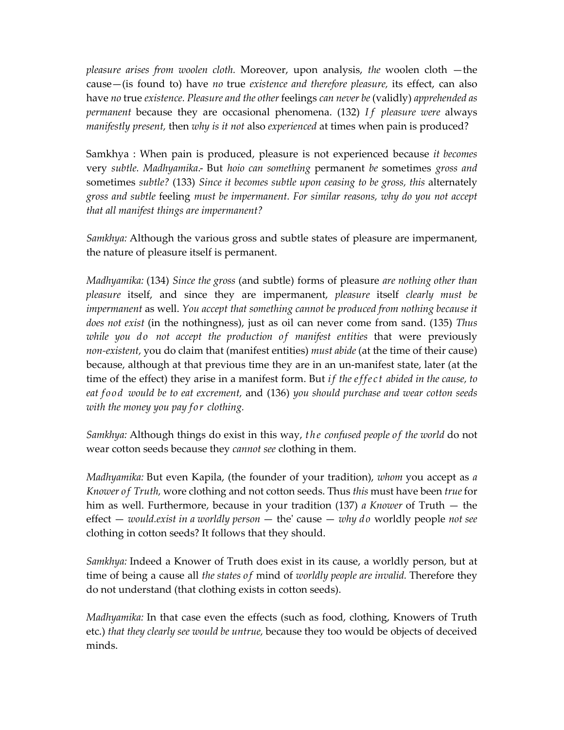*pleasure arises from woolen cloth.* Moreover, upon analysis, *the* woolen cloth —the cause—(is found to) have *no* true *existence and therefore pleasure,* its effect, can also have *no* true *existence. Pleasure and the other* feelings *can never be* (validly) *apprehended as permanent* because they are occasional phenomena. (132) *If pleasure were* always *manifestly present,* then *why is it not* also *experienced* at times when pain is produced?

Samkhya : When pain is produced, pleasure is not experienced because *it becomes* very *subtle. Madhyamika*.- But *hoio can something* permanent *be* sometimes *gross and* sometimes *subtle?* (133) *Since it becomes subtle upon ceasing to be gross, this* alternately *gross and subtle* feeling *must be impermanent. For similar reasons, why do you not accept that all manifest things are impermanent?*

*Samkhya:* Although the various gross and subtle states of pleasure are impermanent, the nature of pleasure itself is permanent.

*Madhyamika:* (134) *Since the gross* (and subtle) forms of pleasure *are nothing other than pleasure* itself, and since they are impermanent, *pleasure* itself *clearly must be impermanent* as well. *You accept that something cannot be produced from nothing because it does not exist* (in the nothingness), just as oil can never come from sand. (135) *Thus while you do not accept the production of manifest entities* that were previously *non-existent,* you do claim that (manifest entities) *must abide* (at the time of their cause) because, although at that previous time they are in an un-manifest state, later (at the time of the effect) they arise in a manifest form. But *if the effect abided in the cause, to eat food would be to eat excrement,* and (136) *you should purchase and wear cotton seeds with the money you pay for clothing.*

*Samkhya:* Although things do exist in this way, *the confused people of the world* do not wear cotton seeds because they *cannot see* clothing in them.

*Madhyamika:* But even Kapila, (the founder of your tradition), *whom* you accept as *a Knower of Truth,* wore clothing and not cotton seeds. Thus *this* must have been *true* for him as well. Furthermore, because in your tradition (137) *a Knower* of Truth — the effect — *would.exist in a worldly person* — the' cause — *why do* worldly people *not see* clothing in cotton seeds? It follows that they should.

*Samkhya:* Indeed a Knower of Truth does exist in its cause, a worldly person, but at time of being a cause all *the states of* mind of *worldly people are invalid.* Therefore they do not understand (that clothing exists in cotton seeds).

*Madhyamika:* In that case even the effects (such as food, clothing, Knowers of Truth etc.) *that they clearly see would be untrue,* because they too would be objects of deceived minds.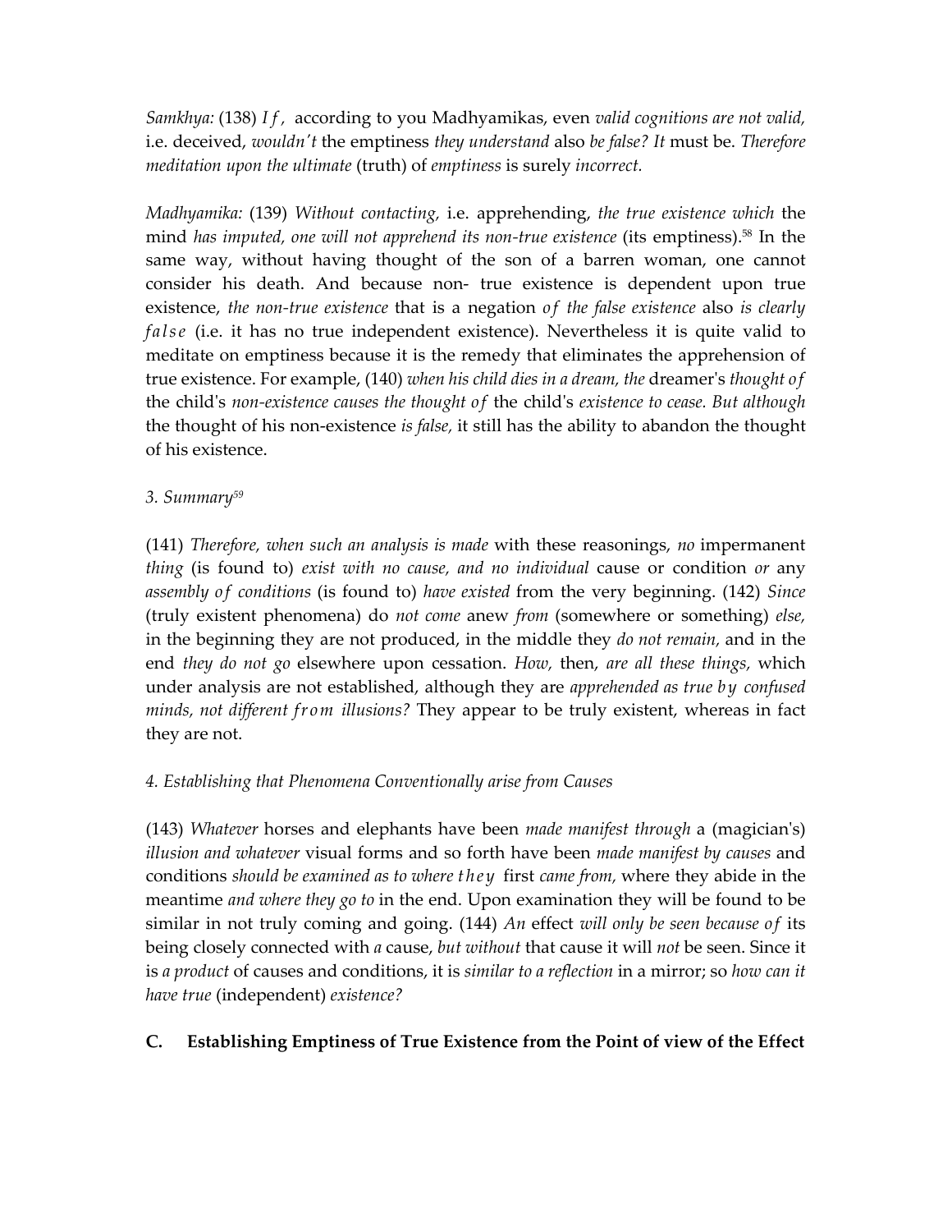*Samkhya:* (138) *If,* according to you Madhyamikas, even *valid cognitions are not valid,* i.e. deceived, *wouldn't* the emptiness *they understand* also *be false? It* must be. *Therefore meditation upon the ultimate* (truth) of *emptiness* is surely *incorrect.*

*Madhyamika:* (139) *Without contacting,* i.e. apprehending, *the true existence which* the mind *has imputed, one will not apprehend its non-true existence* (its emptiness).[58] In the same way, without having thought of the son of a barren woman, one cannot consider his death. And because non- true existence is dependent upon true existence, *the non-true existence* that is a negation *of the false existence* also *is clearly false* (i.e. it has no true independent existence). Nevertheless it is quite valid to meditate on emptiness because it is the remedy that eliminates the apprehension of true existence. For example, (140) *when his child dies in a dream, the* dreamer's *thought of* the child's *non-existence causes the thought of* the child's *existence to cease. But although* the thought of his non-existence *is false,* it still has the ability to abandon the thought of his existence.

*3. Summary*[59]

(141) *Therefore, when such an analysis is made* with these reasonings, *no* impermanent *thing* (is found to) *exist with no cause, and no individual* cause or condition *or* any *assembly of conditions* (is found to) *have existed* from the very beginning. (142) *Since* (truly existent phenomena) do *not come* anew *from* (somewhere or something) *else,* in the beginning they are not produced, in the middle they *do not remain,* and in the end *they do not go* elsewhere upon cessation. *How,* then, *are all these things,* which under analysis are not established, although they are *apprehended as true by confused minds, not different from illusions?* They appear to be truly existent, whereas in fact they are not.

*4. Establishing that Phenomena Conventionally arise from Causes*

(143) *Whatever* horses and elephants have been *made manifest through* a (magician's) *illusion and whatever* visual forms and so forth have been *made manifest by causes* and conditions *should be examined as to where they* first *came from,* where they abide in the meantime *and where they go to* in the end. Upon examination they will be found to be similar in not truly coming and going. (144) *An* effect *will only be seen because of* its being closely connected with *a* cause, *but without* that cause it will *not* be seen. Since it is *a product* of causes and conditions, it is *similar to a reflection* in a mirror; so *how can it have true* (independent) *existence?*

**C. Establishing Emptiness of True Existence from the Point of view of the Effect**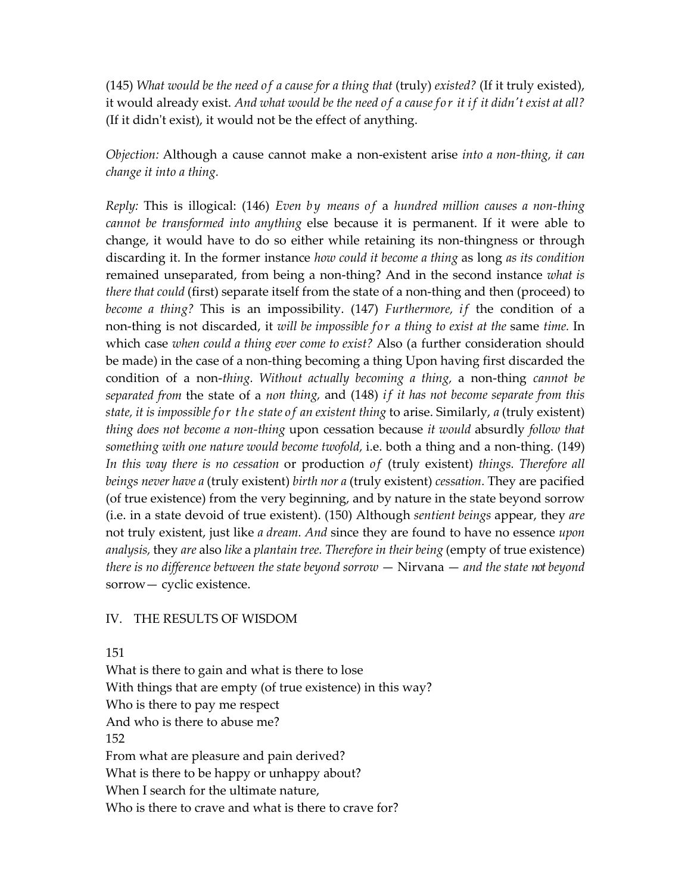(145) *What would be the need of a cause for a thing that* (truly) *existed?* (If it truly existed), it would already exist. *And what would be the need of a cause for it if it didn't exist at all?* (If it didn't exist), it would not be the effect of anything.

*Objection:* Although a cause cannot make a non-existent arise *into a non-thing, it can change it into a thing.*

*Reply:* This is illogical: (146) *Even by means of* a *hundred million causes a non-thing cannot be transformed into anything* else because it is permanent. If it were able to change, it would have to do so either while retaining its non-thingness or through discarding it. In the former instance *how could it become a thing* as long *as its condition* remained unseparated, from being a non-thing? And in the second instance *what is there that could* (first) separate itself from the state of a non-thing and then (proceed) to *become a thing?* This is an impossibility. (147) *Furthermore, if* the condition of a non-thing is not discarded, it *will be impossible for a thing to exist at the* same *time.* In which case *when could a thing ever come to exist?* Also (a further consideration should be made) in the case of a non-thing becoming a thing Upon having first discarded the condition of a non-*thing. Without actually becoming a thing,* a non-thing *cannot be separated from* the state of a *non thing,* and (148) *if it has not become separate from this state, it is impossible for the state of an existent thing* to arise. Similarly, *a* (truly existent) *thing does not become a non-thing* upon cessation because *it would* absurdly *follow that something with one nature would become twofold,* i.e. both a thing and a non-thing. (149) *In this way there is no cessation* or production *of* (truly existent) *things. Therefore all beings never have a* (truly existent) *birth nor a* (truly existent) *cessation*. They are pacified (of true existence) from the very beginning, and by nature in the state beyond sorrow (i.e. in a state devoid of true existent). (150) Although *sentient beings* appear, they *are* not truly existent, just like *a dream. And* since they are found to have no essence *upon analysis,* they *are* also *like* a *plantain tree. Therefore in their being* (empty of true existence) *there is no difference between the state beyond sorrow* — Nirvana — *and the state not beyond* sorrow— cyclic existence.

## IV. THE RESULTS OF WISDOM

151
What is there to gain and what is there to lose
With things that are empty (of true existence) in this way?
Who is there to pay me respect
And who is there to abuse me?

152
From what are pleasure and pain derived?
What is there to be happy or unhappy about?
When I search for the ultimate nature,
Who is there to crave and what is there to crave for?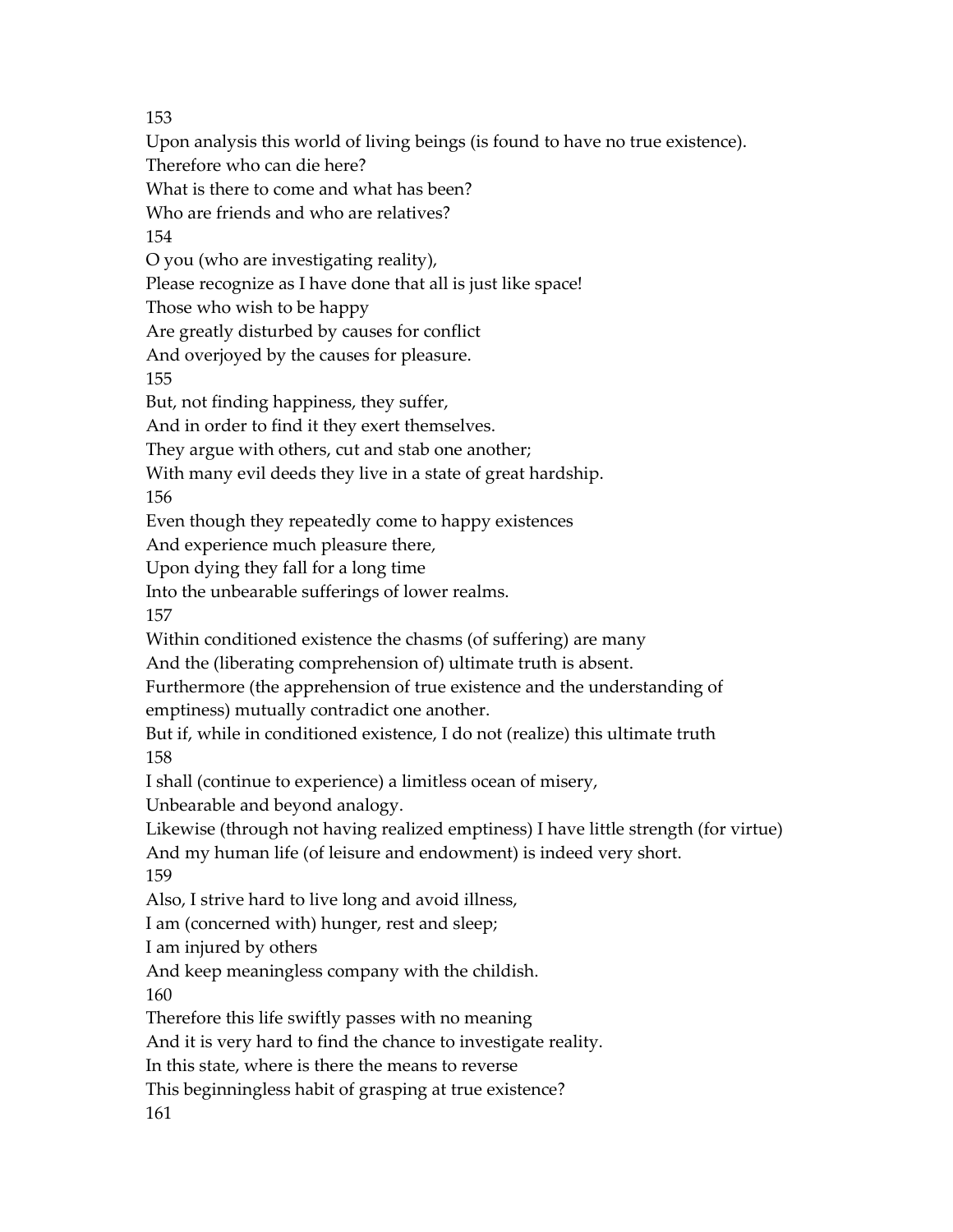153

Upon analysis this world of living beings (is found to have no true existence).
Therefore who can die here?
What is there to come and what has been?
Who are friends and who are relatives?

154

O you (who are investigating reality),
Please recognize as I have done that all is just like space!
Those who wish to be happy
Are greatly disturbed by causes for conflict
And overjoyed by the causes for pleasure.

155

But, not finding happiness, they suffer,
And in order to find it they exert themselves.
They argue with others, cut and stab one another;
With many evil deeds they live in a state of great hardship.

156

Even though they repeatedly come to happy existences
And experience much pleasure there,
Upon dying they fall for a long time
Into the unbearable sufferings of lower realms.

157

Within conditioned existence the chasms (of suffering) are many
And the (liberating comprehension of) ultimate truth is absent.
Furthermore (the apprehension of true existence and the understanding of emptiness) mutually contradict one another.
But if, while in conditioned existence, I do not (realize) this ultimate truth

158

I shall (continue to experience) a limitless ocean of misery,
Unbearable and beyond analogy.
Likewise (through not having realized emptiness) I have little strength (for virtue)
And my human life (of leisure and endowment) is indeed very short.

159

Also, I strive hard to live long and avoid illness,
I am (concerned with) hunger, rest and sleep;
I am injured by others
And keep meaningless company with the childish.

160

Therefore this life swiftly passes with no meaning
And it is very hard to find the chance to investigate reality.
In this state, where is there the means to reverse
This beginningless habit of grasping at true existence?

161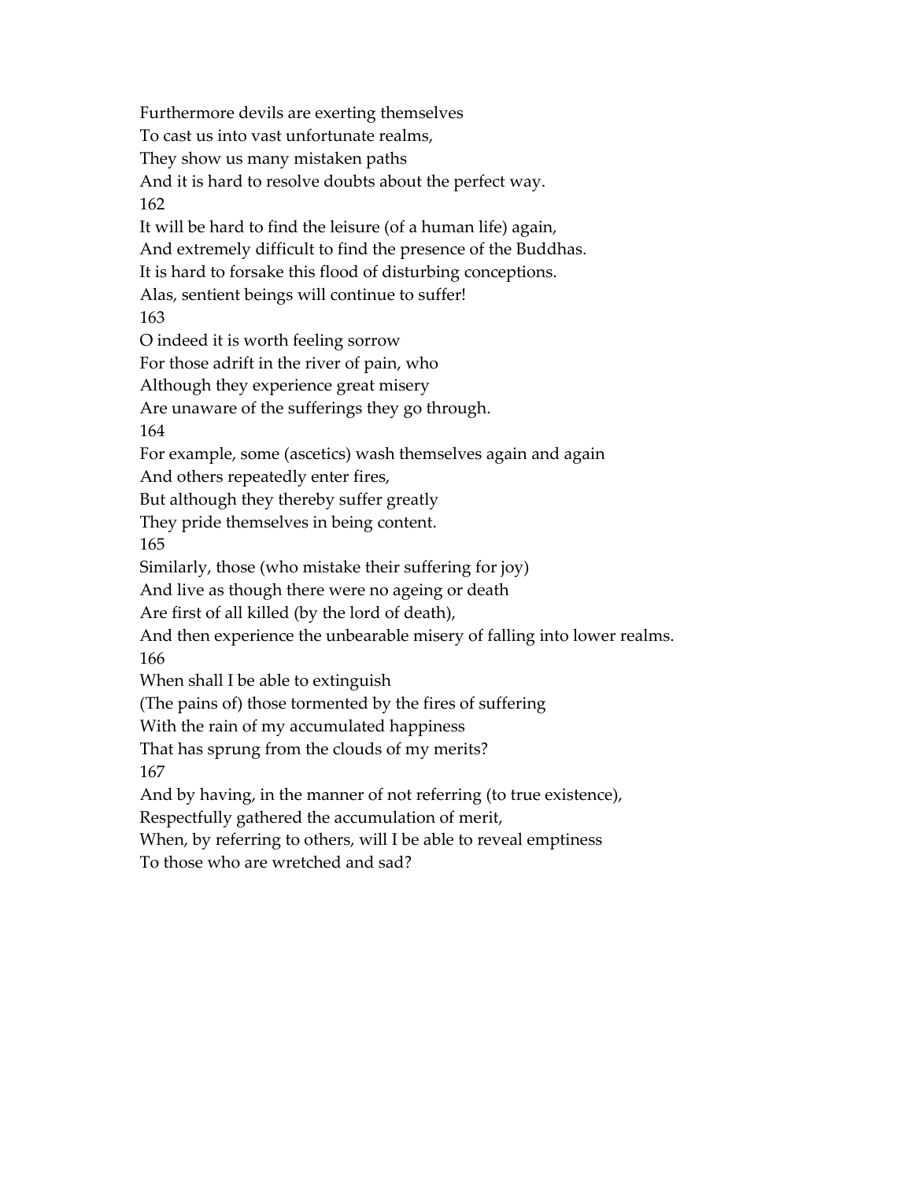Furthermore devils are exerting themselves
To cast us into vast unfortunate realms,
They show us many mistaken paths
And it is hard to resolve doubts about the perfect way.

162

It will be hard to find the leisure (of a human life) again,
And extremely difficult to find the presence of the Buddhas.
It is hard to forsake this flood of disturbing conceptions.
Alas, sentient beings will continue to suffer!

163

O indeed it is worth feeling sorrow
For those adrift in the river of pain, who
Although they experience great misery
Are unaware of the sufferings they go through.

164

For example, some (ascetics) wash themselves again and again
And others repeatedly enter fires,
But although they thereby suffer greatly
They pride themselves in being content.

165

Similarly, those (who mistake their suffering for joy)
And live as though there were no ageing or death
Are first of all killed (by the lord of death),
And then experience the unbearable misery of falling into lower realms.

166

When shall I be able to extinguish
(The pains of) those tormented by the fires of suffering
With the rain of my accumulated happiness
That has sprung from the clouds of my merits?

167

And by having, in the manner of not referring (to true existence),
Respectfully gathered the accumulation of merit,
When, by referring to others, will I be able to reveal emptiness
To those who are wretched and sad?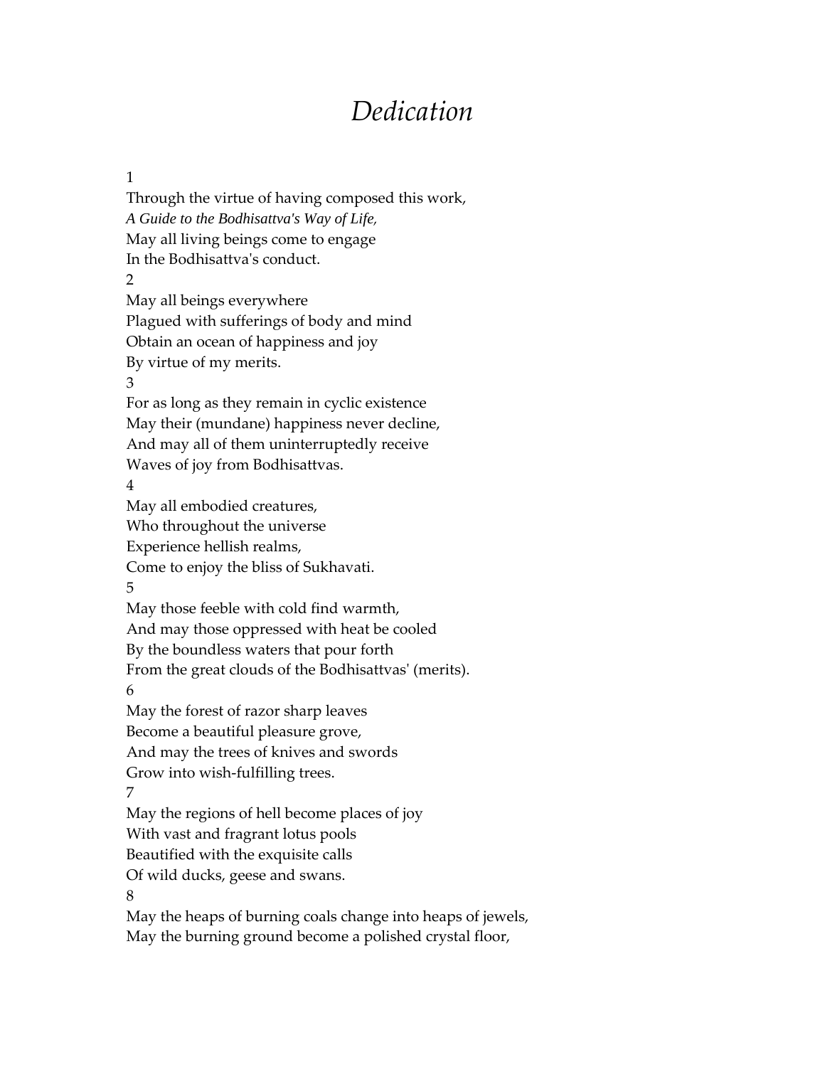# *Dedication*

1
Through the virtue of having composed this work,
*A Guide to the Bodhisattva's Way of Life,*
May all living beings come to engage
In the Bodhisattva's conduct.
2
May all beings everywhere
Plagued with sufferings of body and mind
Obtain an ocean of happiness and joy
By virtue of my merits.
3
For as long as they remain in cyclic existence
May their (mundane) happiness never decline,
And may all of them uninterruptedly receive
Waves of joy from Bodhisattvas.
4
May all embodied creatures,
Who throughout the universe
Experience hellish realms,
Come to enjoy the bliss of Sukhavati.
5
May those feeble with cold find warmth,
And may those oppressed with heat be cooled
By the boundless waters that pour forth
From the great clouds of the Bodhisattvas' (merits).
6
May the forest of razor sharp leaves
Become a beautiful pleasure grove,
And may the trees of knives and swords
Grow into wish-fulfilling trees.
7
May the regions of hell become places of joy
With vast and fragrant lotus pools
Beautified with the exquisite calls
Of wild ducks, geese and swans.
8
May the heaps of burning coals change into heaps of jewels,
May the burning ground become a polished crystal floor,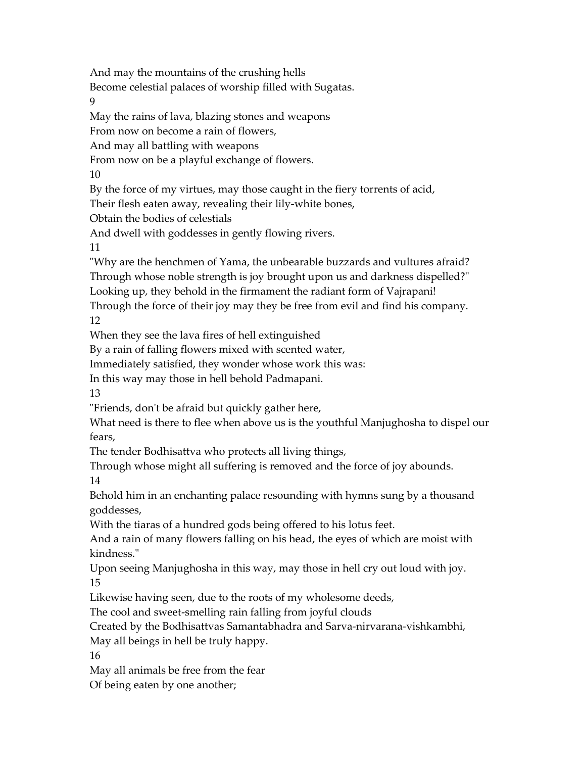And may the mountains of the crushing hells
Become celestial palaces of worship filled with Sugatas.

9

May the rains of lava, blazing stones and weapons
From now on become a rain of flowers,
And may all battling with weapons
From now on be a playful exchange of flowers.

10

By the force of my virtues, may those caught in the fiery torrents of acid,
Their flesh eaten away, revealing their lily-white bones,
Obtain the bodies of celestials
And dwell with goddesses in gently flowing rivers.

11

"Why are the henchmen of Yama, the unbearable buzzards and vultures afraid?
Through whose noble strength is joy brought upon us and darkness dispelled?"
Looking up, they behold in the firmament the radiant form of Vajrapani!
Through the force of their joy may they be free from evil and find his company.

12

When they see the lava fires of hell extinguished
By a rain of falling flowers mixed with scented water,
Immediately satisfied, they wonder whose work this was:
In this way may those in hell behold Padmapani.

13

"Friends, don't be afraid but quickly gather here,
What need is there to flee when above us is the youthful Manjughosha to dispel our fears,
The tender Bodhisattva who protects all living things,
Through whose might all suffering is removed and the force of joy abounds.

14

Behold him in an enchanting palace resounding with hymns sung by a thousand goddesses,
With the tiaras of a hundred gods being offered to his lotus feet.
And a rain of many flowers falling on his head, the eyes of which are moist with kindness."
Upon seeing Manjughosha in this way, may those in hell cry out loud with joy.

15

Likewise having seen, due to the roots of my wholesome deeds,
The cool and sweet-smelling rain falling from joyful clouds
Created by the Bodhisattvas Samantabhadra and Sarva-nirvarana-vishkambhi,
May all beings in hell be truly happy.

16

May all animals be free from the fear
Of being eaten by one another;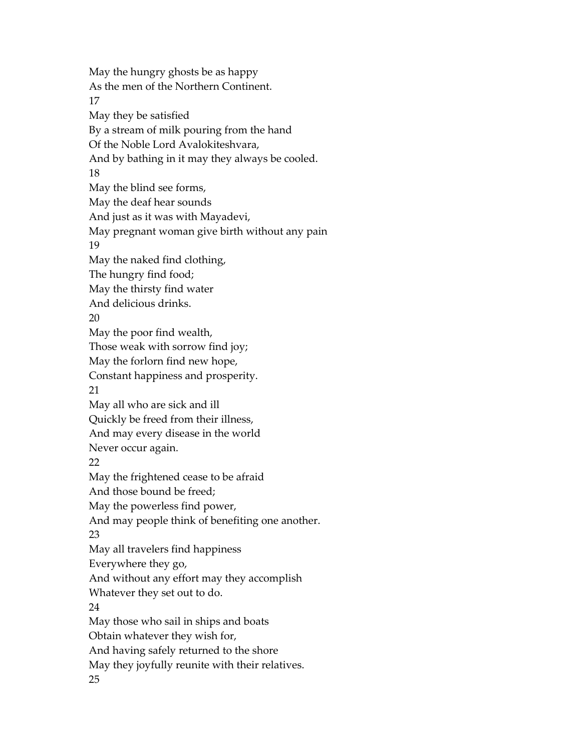May the hungry ghosts be as happy
As the men of the Northern Continent.
17
May they be satisfied
By a stream of milk pouring from the hand
Of the Noble Lord Avalokiteshvara,
And by bathing in it may they always be cooled.
18
May the blind see forms,
May the deaf hear sounds
And just as it was with Mayadevi,
May pregnant woman give birth without any pain
19
May the naked find clothing,
The hungry find food;
May the thirsty find water
And delicious drinks.
20
May the poor find wealth,
Those weak with sorrow find joy;
May the forlorn find new hope,
Constant happiness and prosperity.
21
May all who are sick and ill
Quickly be freed from their illness,
And may every disease in the world
Never occur again.
22
May the frightened cease to be afraid
And those bound be freed;
May the powerless find power,
And may people think of benefiting one another.
23
May all travelers find happiness
Everywhere they go,
And without any effort may they accomplish
Whatever they set out to do.
24
May those who sail in ships and boats
Obtain whatever they wish for,
And having safely returned to the shore
May they joyfully reunite with their relatives.
25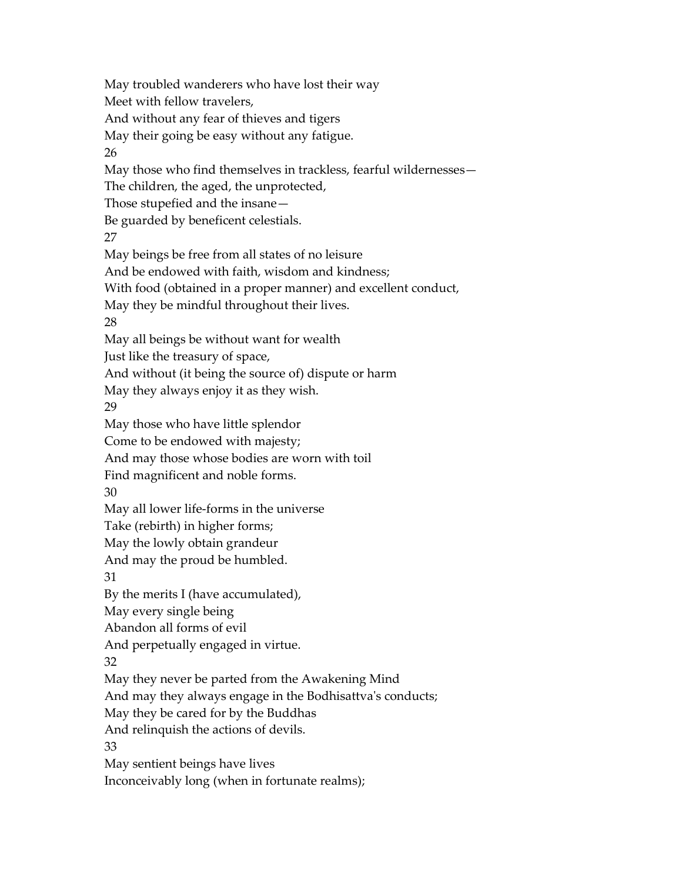May troubled wanderers who have lost their way
Meet with fellow travelers,
And without any fear of thieves and tigers
May their going be easy without any fatigue.

26

May those who find themselves in trackless, fearful wildernesses—
The children, the aged, the unprotected,
Those stupefied and the insane—
Be guarded by beneficent celestials.

27

May beings be free from all states of no leisure
And be endowed with faith, wisdom and kindness;
With food (obtained in a proper manner) and excellent conduct,
May they be mindful throughout their lives.

28

May all beings be without want for wealth
Just like the treasury of space,
And without (it being the source of) dispute or harm
May they always enjoy it as they wish.

29

May those who have little splendor
Come to be endowed with majesty;
And may those whose bodies are worn with toil
Find magnificent and noble forms.

30

May all lower life-forms in the universe
Take (rebirth) in higher forms;
May the lowly obtain grandeur
And may the proud be humbled.

31

By the merits I (have accumulated),
May every single being
Abandon all forms of evil
And perpetually engaged in virtue.

32

May they never be parted from the Awakening Mind
And may they always engage in the Bodhisattva's conducts;
May they be cared for by the Buddhas
And relinquish the actions of devils.

33

May sentient beings have lives
Inconceivably long (when in fortunate realms);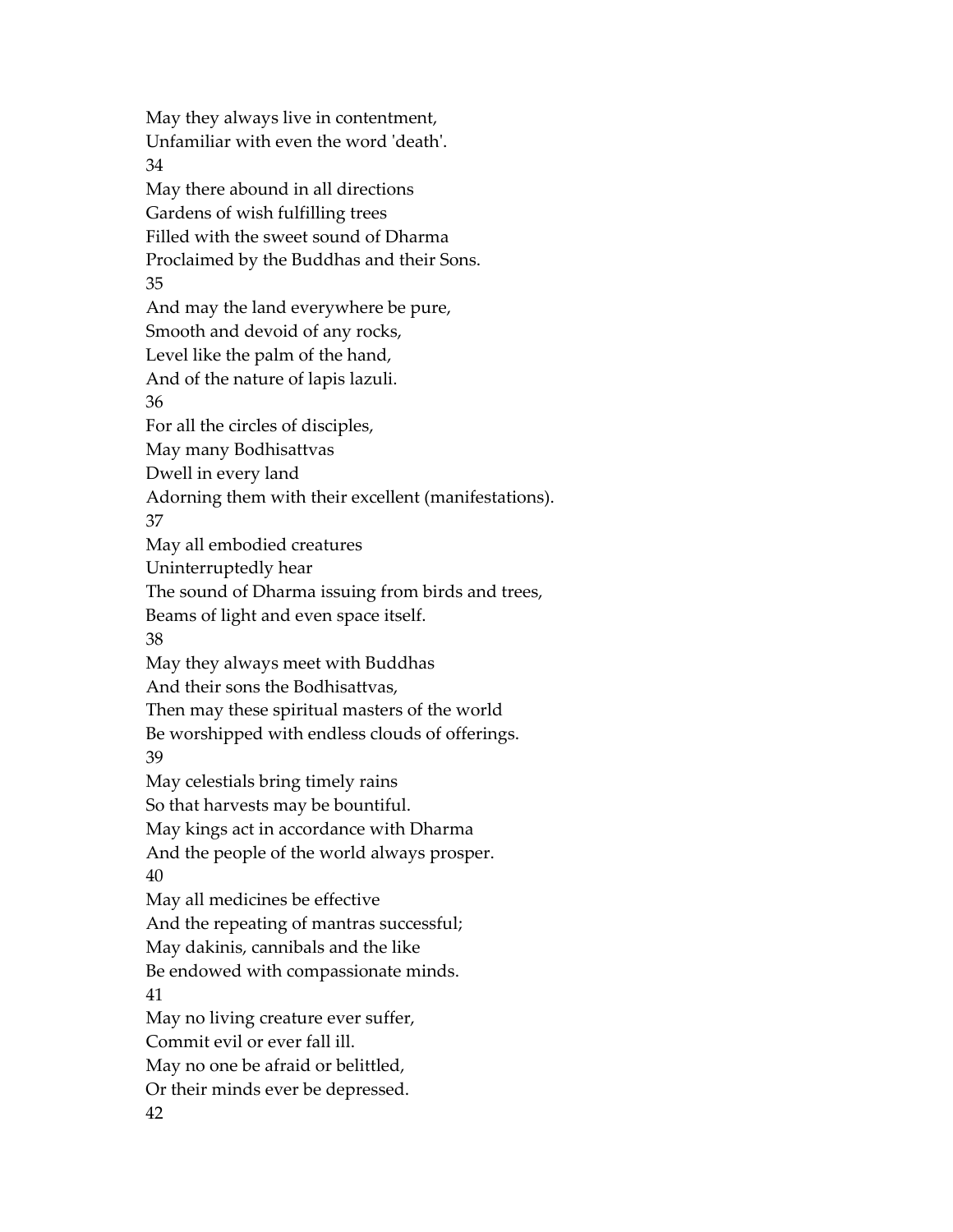May they always live in contentment,
Unfamiliar with even the word 'death'.

34

May there abound in all directions
Gardens of wish fulfilling trees
Filled with the sweet sound of Dharma
Proclaimed by the Buddhas and their Sons.

35

And may the land everywhere be pure,
Smooth and devoid of any rocks,
Level like the palm of the hand,
And of the nature of lapis lazuli.

36

For all the circles of disciples,
May many Bodhisattvas
Dwell in every land
Adorning them with their excellent (manifestations).

37

May all embodied creatures
Uninterruptedly hear
The sound of Dharma issuing from birds and trees,
Beams of light and even space itself.

38

May they always meet with Buddhas
And their sons the Bodhisattvas,
Then may these spiritual masters of the world
Be worshipped with endless clouds of offerings.

39

May celestials bring timely rains
So that harvests may be bountiful.
May kings act in accordance with Dharma
And the people of the world always prosper.

40

May all medicines be effective
And the repeating of mantras successful;
May dakinis, cannibals and the like
Be endowed with compassionate minds.

41

May no living creature ever suffer,
Commit evil or ever fall ill.
May no one be afraid or belittled,
Or their minds ever be depressed.

42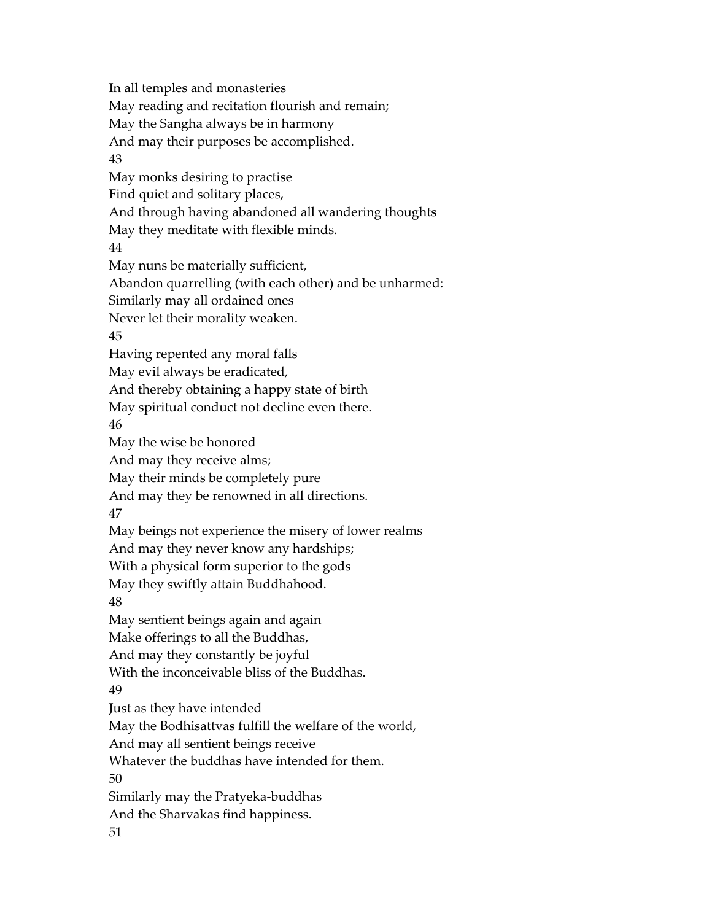In all temples and monasteries
May reading and recitation flourish and remain;
May the Sangha always be in harmony
And may their purposes be accomplished.
43
May monks desiring to practise
Find quiet and solitary places,
And through having abandoned all wandering thoughts
May they meditate with flexible minds.
44
May nuns be materially sufficient,
Abandon quarrelling (with each other) and be unharmed:
Similarly may all ordained ones
Never let their morality weaken.
45
Having repented any moral falls
May evil always be eradicated,
And thereby obtaining a happy state of birth
May spiritual conduct not decline even there.
46
May the wise be honored
And may they receive alms;
May their minds be completely pure
And may they be renowned in all directions.
47
May beings not experience the misery of lower realms
And may they never know any hardships;
With a physical form superior to the gods
May they swiftly attain Buddhahood.
48
May sentient beings again and again
Make offerings to all the Buddhas,
And may they constantly be joyful
With the inconceivable bliss of the Buddhas.
49
Just as they have intended
May the Bodhisattvas fulfill the welfare of the world,
And may all sentient beings receive
Whatever the buddhas have intended for them.
50
Similarly may the Pratyeka-buddhas
And the Sharvakas find happiness.
51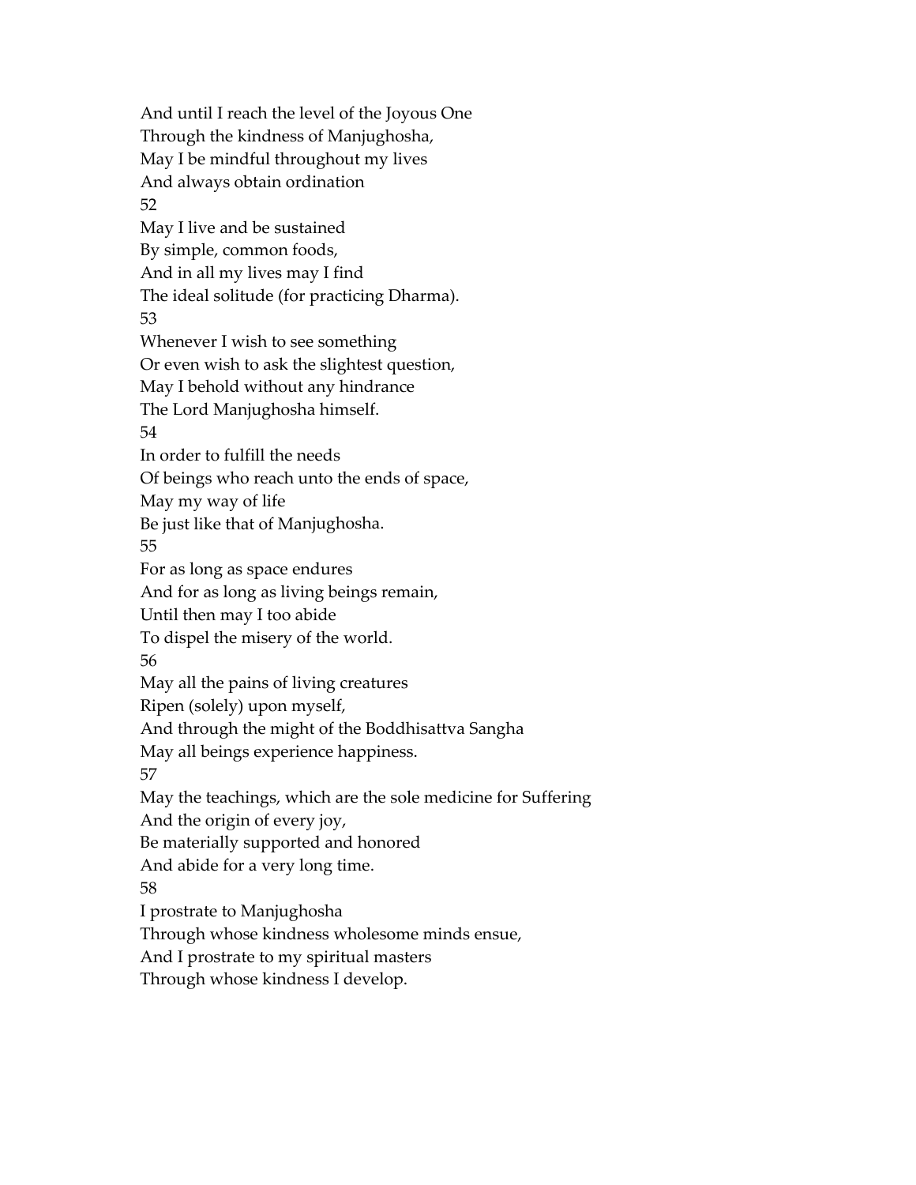And until I reach the level of the Joyous One
Through the kindness of Manjughosha,
May I be mindful throughout my lives
And always obtain ordination

52

May I live and be sustained
By simple, common foods,
And in all my lives may I find
The ideal solitude (for practicing Dharma).

53

Whenever I wish to see something
Or even wish to ask the slightest question,
May I behold without any hindrance
The Lord Manjughosha himself.

54

In order to fulfill the needs
Of beings who reach unto the ends of space,
May my way of life
Be just like that of Manjughosha.

55

For as long as space endures
And for as long as living beings remain,
Until then may I too abide
To dispel the misery of the world.

56

May all the pains of living creatures
Ripen (solely) upon myself,
And through the might of the Boddhisattva Sangha
May all beings experience happiness.

57

May the teachings, which are the sole medicine for Suffering
And the origin of every joy,
Be materially supported and honored
And abide for a very long time.

58

I prostrate to Manjughosha
Through whose kindness wholesome minds ensue,
And I prostrate to my spiritual masters
Through whose kindness I develop.